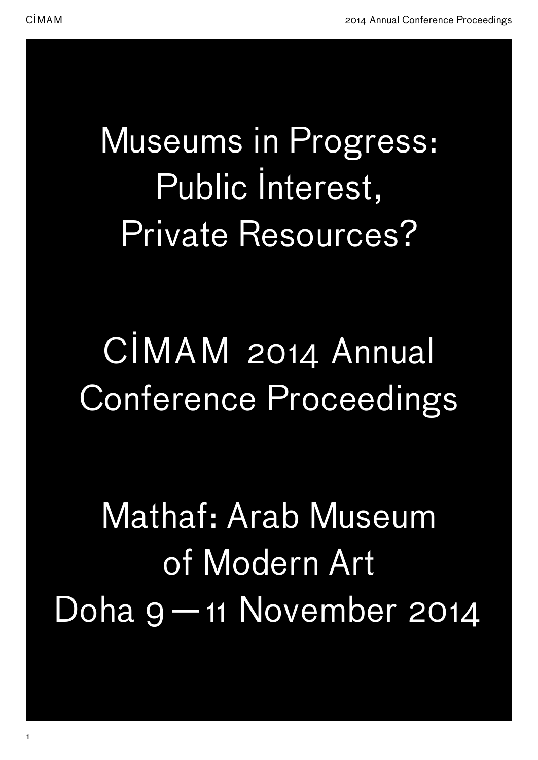# Museums in Progress: Public İnterest, Private Resources?

## CİMAM 2014 Annual Conference Proceedings

## Mathaf: Arab Museum of Modern Art Doha 9 — 11 November 2014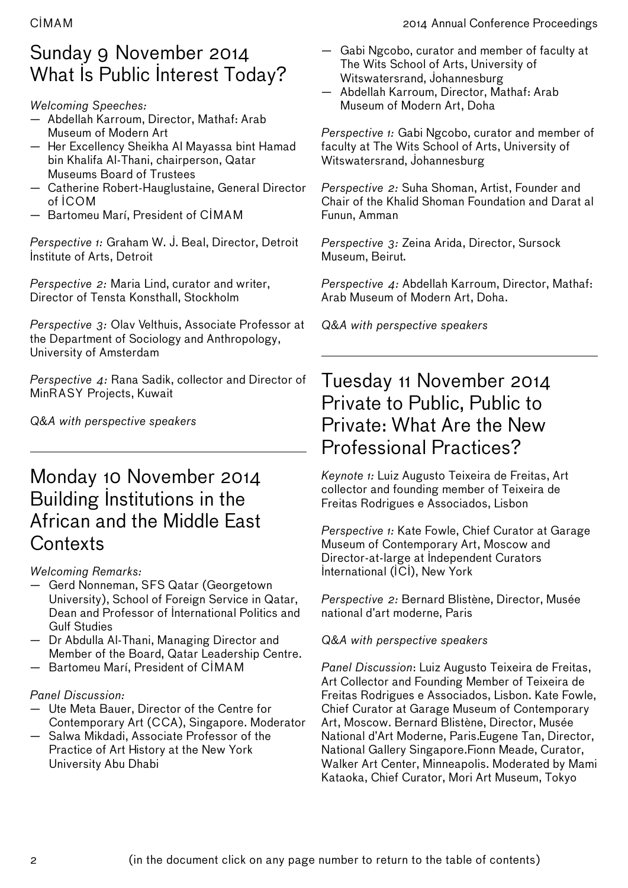## Sunday 9 November 2014 What Is Public Interest Today?

*Welcoming Speeches:*

- Abdellah Karroum, Director, Mathaf: Arab Museum of Modern Art
- Her Excellency Sheikha Al Mayassa bint Hamad bin Khalifa Al-Thani, chairperson, Qatar Museums Board of Trustees
- Catherine Robert-Hauglustaine, General Director of ICOM
- Bartomeu Marí, President of CIMAM

*Perspective 1:* Graham W. J. Beal, Director, Detroit Institute of Arts, Detroit

*Perspective 2:* Maria Lind, curator and writer, Director of Tensta Konsthall, Stockholm

*Perspective 3:* Olav Velthuis, Associate Professor at the Department of Sociology and Anthropology, University of Amsterdam

*Perspective 4:* Rana Sadik, collector and Director of MinRASY Projects, Kuwait

*Q&A with perspective speakers*

## Monday 10 November 2014 Building Institutions in the African and the Middle East Contexts

*Welcoming Remarks:*

- Gerd Nonneman, SFS Qatar (Georgetown University), School of Foreign Service in Qatar, Dean and Professor of International Politics and Gulf Studies
- Dr Abdulla Al-Thani, Managing Director and Member of the Board, Qatar Leadership Centre.
- Bartomeu Marí, President of CIMAM

*Panel Discussion:*

- Ute Meta Bauer, Director of the Centre for Contemporary Art (CCA), Singapore. Moderator
- Salwa Mikdadi, Associate Professor of the Practice of Art History at the New York University Abu Dhabi
- Gabi Ngcobo, curator and member of faculty at The Wits School of Arts, University of Witswatersrand, Johannesburg
- Abdellah Karroum, Director, Mathaf: Arab Museum of Modern Art, Doha

*Perspective 1:* Gabi Ngcobo, curator and member of faculty at The Wits School of Arts, University of Witswatersrand, Johannesburg

*Perspective 2:* Suha Shoman, Artist, Founder and Chair of the Khalid Shoman Foundation and Darat al Funun, Amman

*Perspective 3:* Zeina Arida, Director, Sursock Museum, Beirut.

*Perspective 4:* Abdellah Karroum, Director, Mathaf: Arab Museum of Modern Art, Doha.

*Q&A with perspective speakers*

## Tuesday 11 November 2014 Private to Public, Public to Private: What Are the New Professional Practices?

*Keynote 1:* Luiz Augusto Teixeira de Freitas, Art collector and founding member of Teixeira de Freitas Rodrigues e Associados, Lisbon

*Perspective 1:* Kate Fowle, Chief Curator at Garage Museum of Contemporary Art, Moscow and Director-at-large at Independent Curators International (ICI), New York

*Perspective 2:* Bernard Blistène, Director, Musée national d'art moderne, Paris

*Q&A with perspective speakers*

*Panel Discussion*: Luiz Augusto Teixeira de Freitas, Art Collector and Founding Member of Teixeira de Freitas Rodrigues e Associados, Lisbon. Kate Fowle, Chief Curator at Garage Museum of Contemporary Art, Moscow. Bernard Blistène, Director, Musée National d'Art Moderne, Paris.Eugene Tan, Director, National Gallery Singapore.Fionn Meade, Curator, Walker Art Center, Minneapolis. Moderated by Mami Kataoka, Chief Curator, Mori Art Museum, Tokyo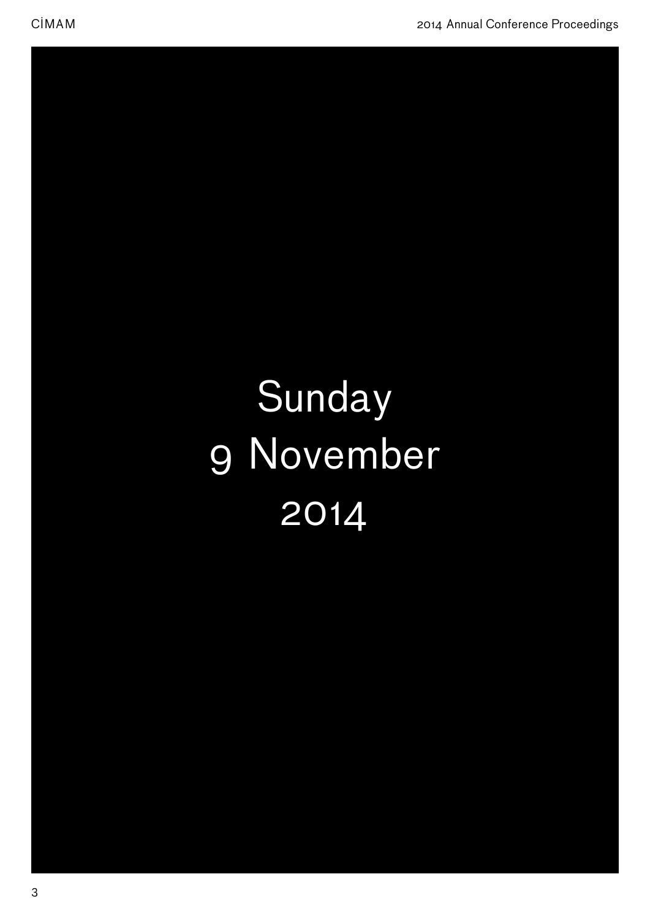# Sunday
# 9 November
# 2014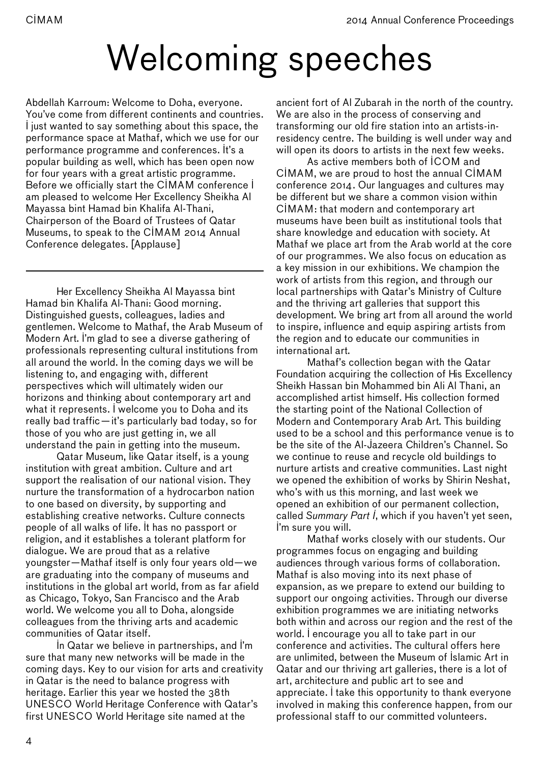# Welcoming speeches

Abdellah Karroum: Welcome to Doha, everyone. You've come from different continents and countries. I just wanted to say something about this space, the performance space at Mathaf, which we use for our performance programme and conferences. It's a popular building as well, which has been open now for four years with a great artistic programme. Before we officially start the CIMAM conference I am pleased to welcome Her Excellency Sheikha Al Mayassa bint Hamad bin Khalifa Al-Thani, Chairperson of the Board of Trustees of Qatar Museums, to speak to the CIMAM 2014 Annual Conference delegates. [Applause]

---

Her Excellency Sheikha Al Mayassa bint Hamad bin Khalifa Al-Thani: Good morning. Distinguished guests, colleagues, ladies and gentlemen. Welcome to Mathaf, the Arab Museum of Modern Art. I'm glad to see a diverse gathering of professionals representing cultural institutions from all around the world. In the coming days we will be listening to, and engaging with, different perspectives which will ultimately widen our horizons and thinking about contemporary art and what it represents. I welcome you to Doha and its really bad traffic—it's particularly bad today, so for those of you who are just getting in, we all understand the pain in getting into the museum.

Qatar Museum, like Qatar itself, is a young institution with great ambition. Culture and art support the realisation of our national vision. They nurture the transformation of a hydrocarbon nation to one based on diversity, by supporting and establishing creative networks. Culture connects people of all walks of life. It has no passport or religion, and it establishes a tolerant platform for dialogue. We are proud that as a relative youngster—Mathaf itself is only four years old—we are graduating into the company of museums and institutions in the global art world, from as far afield as Chicago, Tokyo, San Francisco and the Arab world. We welcome you all to Doha, alongside colleagues from the thriving arts and academic communities of Qatar itself.

In Qatar we believe in partnerships, and I'm sure that many new networks will be made in the coming days. Key to our vision for arts and creativity in Qatar is the need to balance progress with heritage. Earlier this year we hosted the 38th UNESCO World Heritage Conference with Qatar's first UNESCO World Heritage site named at the ancient fort of Al Zubarah in the north of the country. We are also in the process of conserving and transforming our old fire station into an artists-in-residency centre. The building is well under way and will open its doors to artists in the next few weeks.

As active members both of ICOM and CIMAM, we are proud to host the annual CIMAM conference 2014. Our languages and cultures may be different but we share a common vision within CIMAM: that modern and contemporary art museums have been built as institutional tools that share knowledge and education with society. At Mathaf we place art from the Arab world at the core of our programmes. We also focus on education as a key mission in our exhibitions. We champion the work of artists from this region, and through our local partnerships with Qatar's Ministry of Culture and the thriving art galleries that support this development. We bring art from all around the world to inspire, influence and equip aspiring artists from the region and to educate our communities in international art.

Mathaf's collection began with the Qatar Foundation acquiring the collection of His Excellency Sheikh Hassan bin Mohammed bin Ali Al Thani, an accomplished artist himself. His collection formed the starting point of the National Collection of Modern and Contemporary Arab Art. This building used to be a school and this performance venue is to be the site of the Al-Jazeera Children's Channel. So we continue to reuse and recycle old buildings to nurture artists and creative communities. Last night we opened the exhibition of works by Shirin Neshat, who's with us this morning, and last week we opened an exhibition of our permanent collection, called *Summary Part I*, which if you haven't yet seen, I'm sure you will.

Mathaf works closely with our students. Our programmes focus on engaging and building audiences through various forms of collaboration. Mathaf is also moving into its next phase of expansion, as we prepare to extend our building to support our ongoing activities. Through our diverse exhibition programmes we are initiating networks both within and across our region and the rest of the world. I encourage you all to take part in our conference and activities. The cultural offers here are unlimited, between the Museum of Islamic Art in Qatar and our thriving art galleries, there is a lot of art, architecture and public art to see and appreciate. I take this opportunity to thank everyone involved in making this conference happen, from our professional staff to our committed volunteers.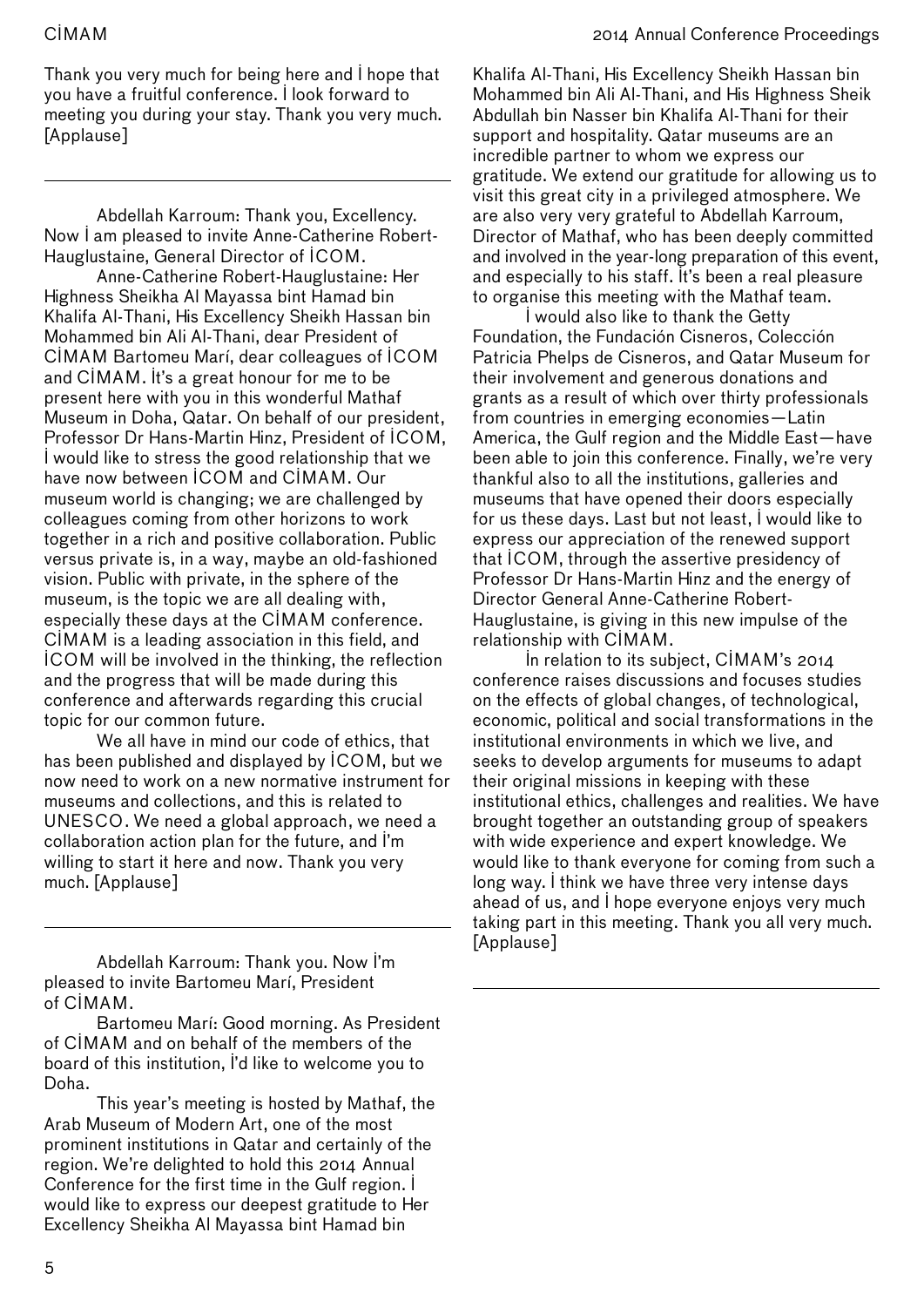Thank you very much for being here and I hope that you have a fruitful conference. I look forward to meeting you during your stay. Thank you very much. [Applause]

---

Abdellah Karroum: Thank you, Excellency. Now I am pleased to invite Anne-Catherine Robert-Hauglustaine, General Director of ICOM.

Anne-Catherine Robert-Hauglustaine: Her Highness Sheikha Al Mayassa bint Hamad bin Khalifa Al-Thani, His Excellency Sheikh Hassan bin Mohammed bin Ali Al-Thani, dear President of CIMAM Bartomeu Marí, dear colleagues of ICOM and CIMAM. It's a great honour for me to be present here with you in this wonderful Mathaf Museum in Doha, Qatar. On behalf of our president, Professor Dr Hans-Martin Hinz, President of ICOM, I would like to stress the good relationship that we have now between ICOM and CIMAM. Our museum world is changing; we are challenged by colleagues coming from other horizons to work together in a rich and positive collaboration. Public versus private is, in a way, maybe an old-fashioned vision. Public with private, in the sphere of the museum, is the topic we are all dealing with, especially these days at the CIMAM conference. CIMAM is a leading association in this field, and ICOM will be involved in the thinking, the reflection and the progress that will be made during this conference and afterwards regarding this crucial topic for our common future.

We all have in mind our code of ethics, that has been published and displayed by ICOM, but we now need to work on a new normative instrument for museums and collections, and this is related to UNESCO. We need a global approach, we need a collaboration action plan for the future, and I'm willing to start it here and now. Thank you very much. [Applause]

---

Abdellah Karroum: Thank you. Now I'm pleased to invite Bartomeu Marí, President of CIMAM.

Bartomeu Marí: Good morning. As President of CIMAM and on behalf of the members of the board of this institution, I'd like to welcome you to Doha.

This year's meeting is hosted by Mathaf, the Arab Museum of Modern Art, one of the most prominent institutions in Qatar and certainly of the region. We're delighted to hold this 2014 Annual Conference for the first time in the Gulf region. I would like to express our deepest gratitude to Her Excellency Sheikha Al Mayassa bint Hamad bin Khalifa Al-Thani, His Excellency Sheikh Hassan bin Mohammed bin Ali Al-Thani, and His Highness Sheik Abdullah bin Nasser bin Khalifa Al-Thani for their support and hospitality. Qatar museums are an incredible partner to whom we express our gratitude. We extend our gratitude for allowing us to visit this great city in a privileged atmosphere. We are also very very grateful to Abdellah Karroum, Director of Mathaf, who has been deeply committed and involved in the year-long preparation of this event, and especially to his staff. It's been a real pleasure to organise this meeting with the Mathaf team.

I would also like to thank the Getty Foundation, the Fundación Cisneros, Colección Patricia Phelps de Cisneros, and Qatar Museum for their involvement and generous donations and grants as a result of which over thirty professionals from countries in emerging economies—Latin America, the Gulf region and the Middle East—have been able to join this conference. Finally, we're very thankful also to all the institutions, galleries and museums that have opened their doors especially for us these days. Last but not least, I would like to express our appreciation of the renewed support that ICOM, through the assertive presidency of Professor Dr Hans-Martin Hinz and the energy of Director General Anne-Catherine Robert-Hauglustaine, is giving in this new impulse of the relationship with CIMAM.

In relation to its subject, CIMAM's 2014 conference raises discussions and focuses studies on the effects of global changes, of technological, economic, political and social transformations in the institutional environments in which we live, and seeks to develop arguments for museums to adapt their original missions in keeping with these institutional ethics, challenges and realities. We have brought together an outstanding group of speakers with wide experience and expert knowledge. We would like to thank everyone for coming from such a long way. I think we have three very intense days ahead of us, and I hope everyone enjoys very much taking part in this meeting. Thank you all very much. [Applause]

---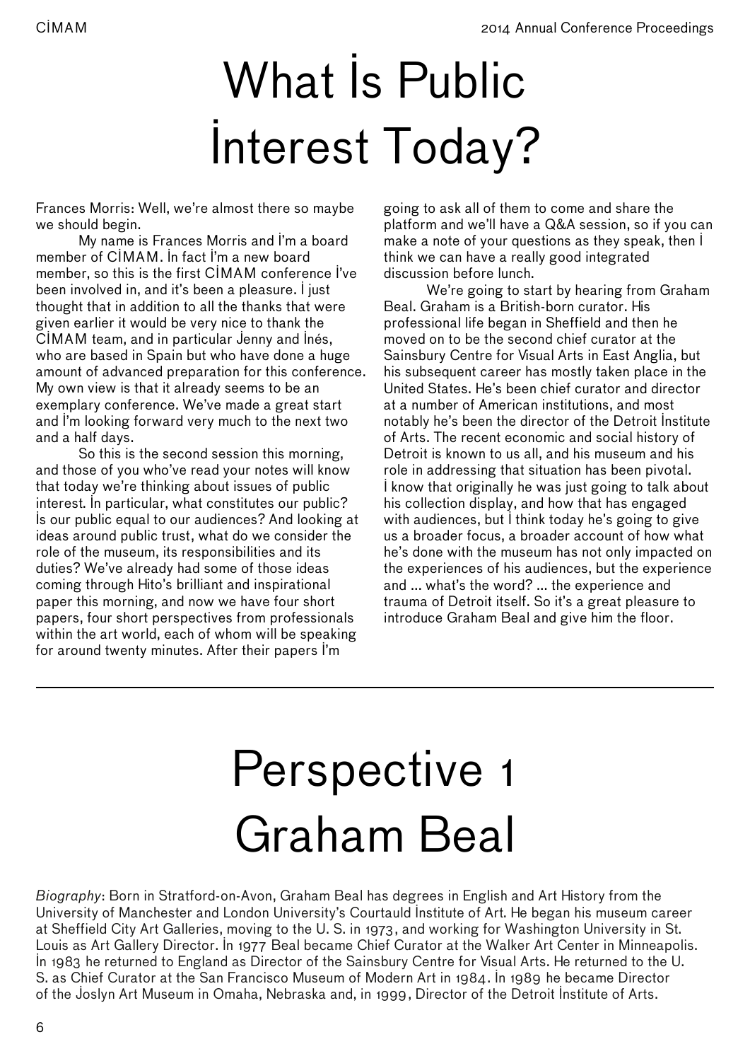# What Is Public Interest Today?

Frances Morris: Well, we're almost there so maybe we should begin.

My name is Frances Morris and I'm a board member of CIMAM. In fact I'm a new board member, so this is the first CIMAM conference I've been involved in, and it's been a pleasure. I just thought that in addition to all the thanks that were given earlier it would be very nice to thank the CIMAM team, and in particular Jenny and Inés, who are based in Spain but who have done a huge amount of advanced preparation for this conference. My own view is that it already seems to be an exemplary conference. We've made a great start and I'm looking forward very much to the next two and a half days.

So this is the second session this morning, and those of you who've read your notes will know that today we're thinking about issues of public interest. In particular, what constitutes our public? Is our public equal to our audiences? And looking at ideas around public trust, what do we consider the role of the museum, its responsibilities and its duties? We've already had some of those ideas coming through Hito's brilliant and inspirational paper this morning, and now we have four short papers, four short perspectives from professionals within the art world, each of whom will be speaking for around twenty minutes. After their papers I'm going to ask all of them to come and share the platform and we'll have a Q&A session, so if you can make a note of your questions as they speak, then I think we can have a really good integrated discussion before lunch.

We're going to start by hearing from Graham Beal. Graham is a British-born curator. His professional life began in Sheffield and then he moved on to be the second chief curator at the Sainsbury Centre for Visual Arts in East Anglia, but his subsequent career has mostly taken place in the United States. He's been chief curator and director at a number of American institutions, and most notably he's been the director of the Detroit Institute of Arts. The recent economic and social history of Detroit is known to us all, and his museum and his role in addressing that situation has been pivotal. I know that originally he was just going to talk about his collection display, and how that has engaged with audiences, but I think today he's going to give us a broader focus, a broader account of how what he's done with the museum has not only impacted on the experiences of his audiences, but the experience and ... what's the word? ... the experience and trauma of Detroit itself. So it's a great pleasure to introduce Graham Beal and give him the floor.

---

# Perspective 1 Graham Beal

*Biography*: Born in Stratford-on-Avon, Graham Beal has degrees in English and Art History from the University of Manchester and London University's Courtauld Institute of Art. He began his museum career at Sheffield City Art Galleries, moving to the U. S. in 1973, and working for Washington University in St. Louis as Art Gallery Director. In 1977 Beal became Chief Curator at the Walker Art Center in Minneapolis. In 1983 he returned to England as Director of the Sainsbury Centre for Visual Arts. He returned to the U. S. as Chief Curator at the San Francisco Museum of Modern Art in 1984. In 1989 he became Director of the Joslyn Art Museum in Omaha, Nebraska and, in 1999, Director of the Detroit Institute of Arts.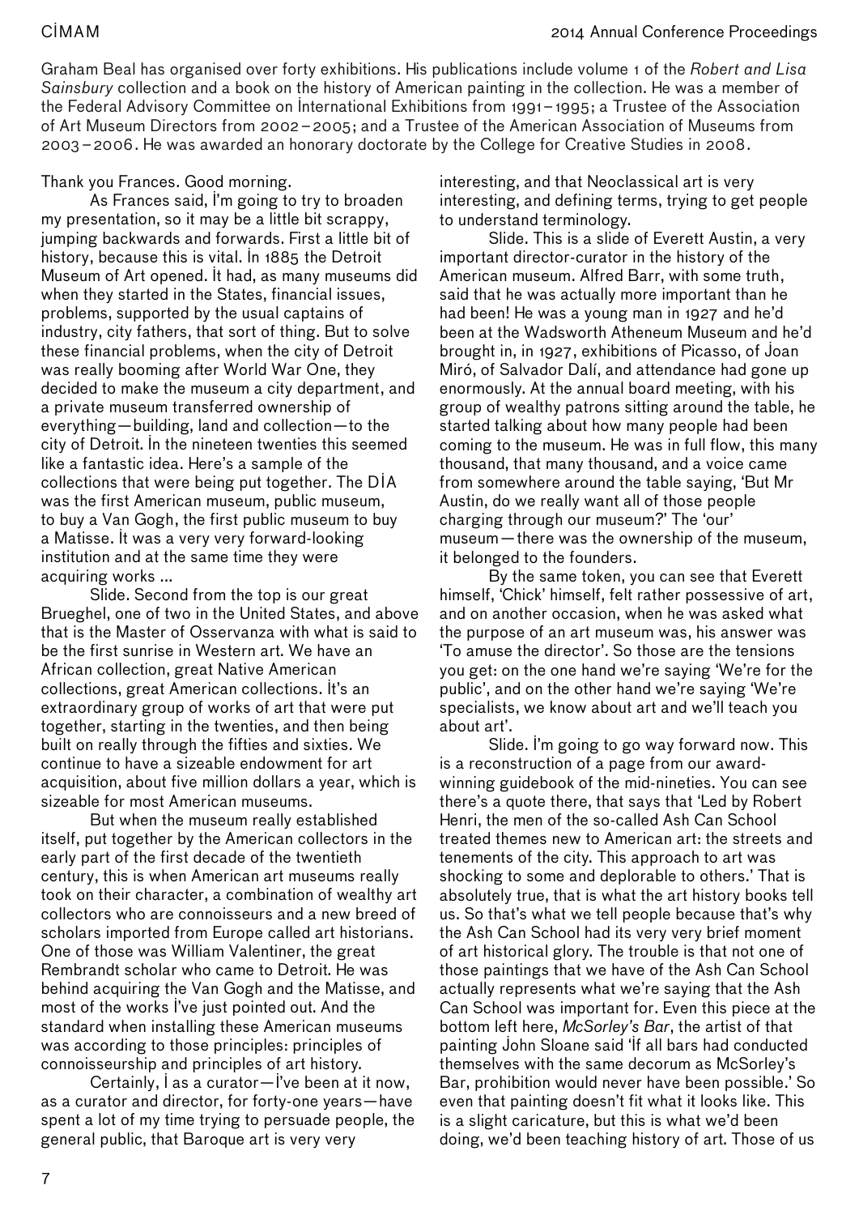Graham Beal has organised over forty exhibitions. His publications include volume 1 of the *Robert and Lisa Sainsbury* collection and a book on the history of American painting in the collection. He was a member of the Federal Advisory Committee on International Exhibitions from 1991–1995; a Trustee of the Association of Art Museum Directors from 2002–2005; and a Trustee of the American Association of Museums from 2003–2006. He was awarded an honorary doctorate by the College for Creative Studies in 2008.

Thank you Frances. Good morning.

As Frances said, I'm going to try to broaden my presentation, so it may be a little bit scrappy, jumping backwards and forwards. First a little bit of history, because this is vital. In 1885 the Detroit Museum of Art opened. It had, as many museums did when they started in the States, financial issues, problems, supported by the usual captains of industry, city fathers, that sort of thing. But to solve these financial problems, when the city of Detroit was really booming after World War One, they decided to make the museum a city department, and a private museum transferred ownership of everything—building, land and collection—to the city of Detroit. In the nineteen twenties this seemed like a fantastic idea. Here's a sample of the collections that were being put together. The DIA was the first American museum, public museum, to buy a Van Gogh, the first public museum to buy a Matisse. It was a very very forward-looking institution and at the same time they were acquiring works ...

Slide. Second from the top is our great Brueghel, one of two in the United States, and above that is the Master of Osservanza with what is said to be the first sunrise in Western art. We have an African collection, great Native American collections, great American collections. It's an extraordinary group of works of art that were put together, starting in the twenties, and then being built on really through the fifties and sixties. We continue to have a sizeable endowment for art acquisition, about five million dollars a year, which is sizeable for most American museums.

But when the museum really established itself, put together by the American collectors in the early part of the first decade of the twentieth century, this is when American art museums really took on their character, a combination of wealthy art collectors who are connoisseurs and a new breed of scholars imported from Europe called art historians. One of those was William Valentiner, the great Rembrandt scholar who came to Detroit. He was behind acquiring the Van Gogh and the Matisse, and most of the works I've just pointed out. And the standard when installing these American museums was according to those principles: principles of connoisseurship and principles of art history.

Certainly, I as a curator—I've been at it now, as a curator and director, for forty-one years—have spent a lot of my time trying to persuade people, the general public, that Baroque art is very very interesting, and that Neoclassical art is very interesting, and defining terms, trying to get people to understand terminology.

Slide. This is a slide of Everett Austin, a very important director-curator in the history of the American museum. Alfred Barr, with some truth, said that he was actually more important than he had been! He was a young man in 1927 and he'd been at the Wadsworth Atheneum Museum and he'd brought in, in 1927, exhibitions of Picasso, of Joan Miró, of Salvador Dalí, and attendance had gone up enormously. At the annual board meeting, with his group of wealthy patrons sitting around the table, he started talking about how many people had been coming to the museum. He was in full flow, this many thousand, that many thousand, and a voice came from somewhere around the table saying, 'But Mr Austin, do we really want all of those people charging through our museum?' The 'our' museum—there was the ownership of the museum, it belonged to the founders.

By the same token, you can see that Everett himself, 'Chick' himself, felt rather possessive of art, and on another occasion, when he was asked what the purpose of an art museum was, his answer was 'To amuse the director'. So those are the tensions you get: on the one hand we're saying 'We're for the public', and on the other hand we're saying 'We're specialists, we know about art and we'll teach you about art'.

Slide. I'm going to go way forward now. This is a reconstruction of a page from our award-winning guidebook of the mid-nineties. You can see there's a quote there, that says that 'Led by Robert Henri, the men of the so-called Ash Can School treated themes new to American art: the streets and tenements of the city. This approach to art was shocking to some and deplorable to others.' That is absolutely true, that is what the art history books tell us. So that's what we tell people because that's why the Ash Can School had its very very brief moment of art historical glory. The trouble is that not one of those paintings that we have of the Ash Can School actually represents what we're saying that the Ash Can School was important for. Even this piece at the bottom left here, *McSorley's Bar*, the artist of that painting John Sloane said 'If all bars had conducted themselves with the same decorum as McSorley's Bar, prohibition would never have been possible.' So even that painting doesn't fit what it looks like. This is a slight caricature, but this is what we'd been doing, we'd been teaching history of art. Those of us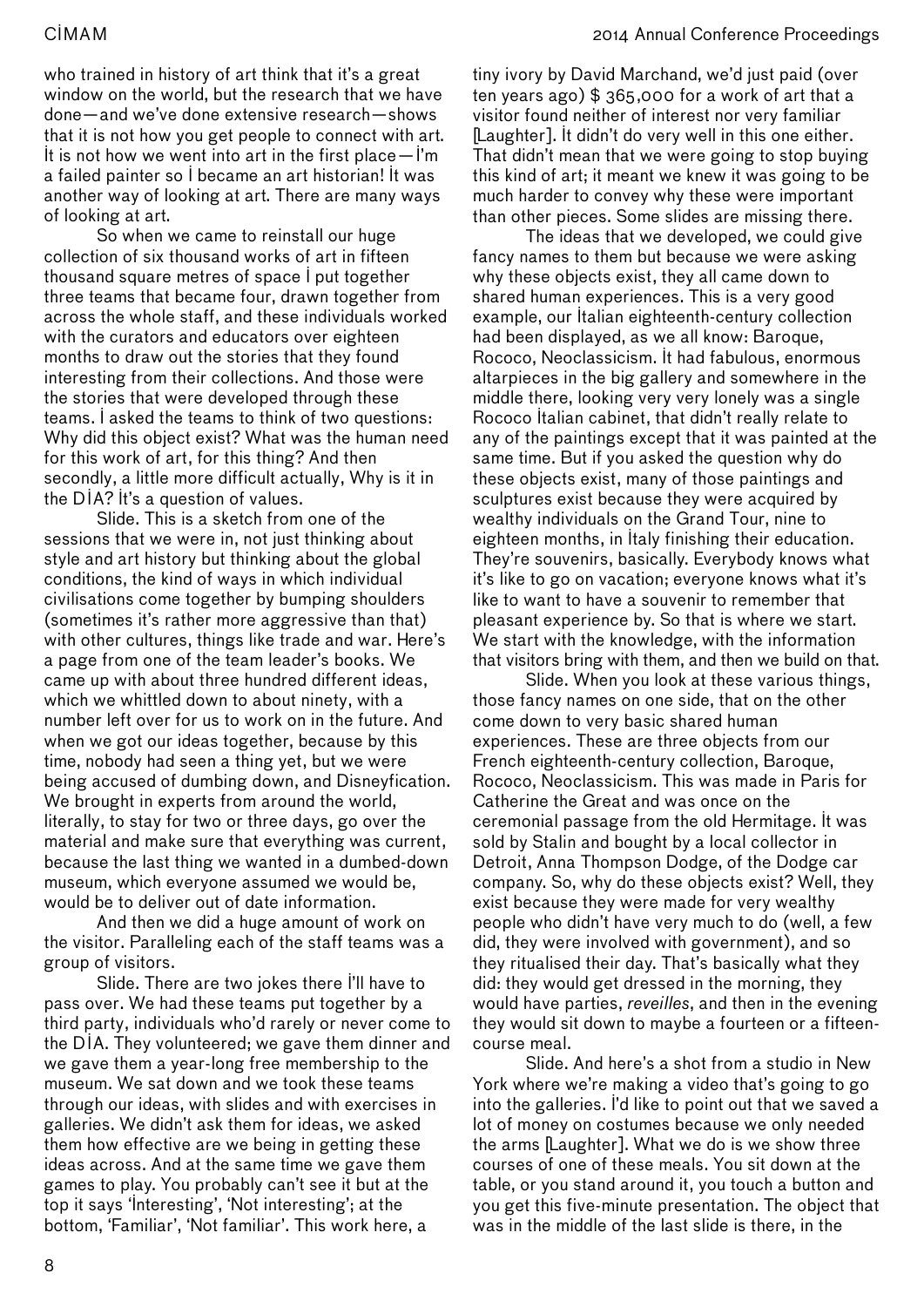who trained in history of art think that it's a great window on the world, but the research that we have done—and we've done extensive research—shows that it is not how you get people to connect with art. It is not how we went into art in the first place—I'm a failed painter so I became an art historian! It was another way of looking at art. There are many ways of looking at art.

So when we came to reinstall our huge collection of six thousand works of art in fifteen thousand square metres of space I put together three teams that became four, drawn together from across the whole staff, and these individuals worked with the curators and educators over eighteen months to draw out the stories that they found interesting from their collections. And those were the stories that were developed through these teams. I asked the teams to think of two questions: Why did this object exist? What was the human need for this work of art, for this thing? And then secondly, a little more difficult actually, Why is it in the DIA? It's a question of values.

Slide. This is a sketch from one of the sessions that we were in, not just thinking about style and art history but thinking about the global conditions, the kind of ways in which individual civilisations come together by bumping shoulders (sometimes it's rather more aggressive than that) with other cultures, things like trade and war. Here's a page from one of the team leader's books. We came up with about three hundred different ideas, which we whittled down to about ninety, with a number left over for us to work on in the future. And when we got our ideas together, because by this time, nobody had seen a thing yet, but we were being accused of dumbing down, and Disneyfication. We brought in experts from around the world, literally, to stay for two or three days, go over the material and make sure that everything was current, because the last thing we wanted in a dumbed-down museum, which everyone assumed we would be, would be to deliver out of date information.

And then we did a huge amount of work on the visitor. Paralleling each of the staff teams was a group of visitors.

Slide. There are two jokes there I'll have to pass over. We had these teams put together by a third party, individuals who'd rarely or never come to the DIA. They volunteered; we gave them dinner and we gave them a year-long free membership to the museum. We sat down and we took these teams through our ideas, with slides and with exercises in galleries. We didn't ask them for ideas, we asked them how effective are we being in getting these ideas across. And at the same time we gave them games to play. You probably can't see it but at the top it says 'Interesting', 'Not interesting'; at the bottom, 'Familiar', 'Not familiar'. This work here, a tiny ivory by David Marchand, we'd just paid (over ten years ago) $ 365,000 for a work of art that a visitor found neither of interest nor very familiar [Laughter]. It didn't do very well in this one either. That didn't mean that we were going to stop buying this kind of art; it meant we knew it was going to be much harder to convey why these were important than other pieces. Some slides are missing there.

The ideas that we developed, we could give fancy names to them but because we were asking why these objects exist, they all came down to shared human experiences. This is a very good example, our Italian eighteenth-century collection had been displayed, as we all know: Baroque, Rococo, Neoclassicism. It had fabulous, enormous altarpieces in the big gallery and somewhere in the middle there, looking very very lonely was a single Rococo Italian cabinet, that didn't really relate to any of the paintings except that it was painted at the same time. But if you asked the question why do these objects exist, many of those paintings and sculptures exist because they were acquired by wealthy individuals on the Grand Tour, nine to eighteen months, in Italy finishing their education. They're souvenirs, basically. Everybody knows what it's like to go on vacation; everyone knows what it's like to want to have a souvenir to remember that pleasant experience by. So that is where we start. We start with the knowledge, with the information that visitors bring with them, and then we build on that.

Slide. When you look at these various things, those fancy names on one side, that on the other come down to very basic shared human experiences. These are three objects from our French eighteenth-century collection, Baroque, Rococo, Neoclassicism. This was made in Paris for Catherine the Great and was once on the ceremonial passage from the old Hermitage. It was sold by Stalin and bought by a local collector in Detroit, Anna Thompson Dodge, of the Dodge car company. So, why do these objects exist? Well, they exist because they were made for very wealthy people who didn't have very much to do (well, a few did, they were involved with government), and so they ritualised their day. That's basically what they did: they would get dressed in the morning, they would have parties, *reveilles*, and then in the evening they would sit down to maybe a fourteen or a fifteen-course meal.

Slide. And here's a shot from a studio in New York where we're making a video that's going to go into the galleries. I'd like to point out that we saved a lot of money on costumes because we only needed the arms [Laughter]. What we do is we show three courses of one of these meals. You sit down at the table, or you stand around it, you touch a button and you get this five-minute presentation. The object that was in the middle of the last slide is there, in the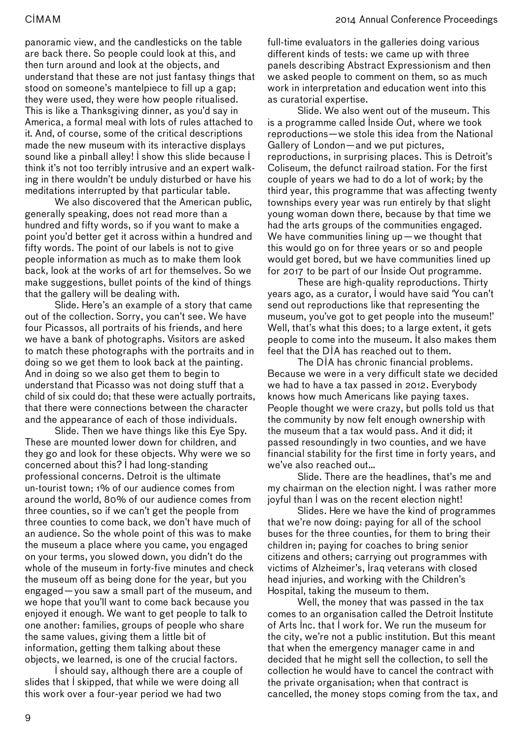panoramic view, and the candlesticks on the table are back there. So people could look at this, and then turn around and look at the objects, and understand that these are not just fantasy things that stood on someone's mantelpiece to fill up a gap; they were used, they were how people ritualised. This is like a Thanksgiving dinner, as you'd say in America, a formal meal with lots of rules attached to it. And, of course, some of the critical descriptions made the new museum with its interactive displays sound like a pinball alley! I show this slide because I think it's not too terribly intrusive and an expert walking in there wouldn't be unduly disturbed or have his meditations interrupted by that particular table.

We also discovered that the American public, generally speaking, does not read more than a hundred and fifty words, so if you want to make a point you'd better get it across within a hundred and fifty words. The point of our labels is not to give people information as much as to make them look back, look at the works of art for themselves. So we make suggestions, bullet points of the kind of things that the gallery will be dealing with.

Slide. Here's an example of a story that came out of the collection. Sorry, you can't see. We have four Picassos, all portraits of his friends, and here we have a bank of photographs. Visitors are asked to match these photographs with the portraits and in doing so we get them to look back at the painting. And in doing so we also get them to begin to understand that Picasso was not doing stuff that a child of six could do; that these were actually portraits, that there were connections between the character and the appearance of each of those individuals.

Slide. Then we have things like this Eye Spy. These are mounted lower down for children, and they go and look for these objects. Why were we so concerned about this? I had long-standing professional concerns. Detroit is the ultimate un-tourist town; 1% of our audience comes from around the world, 80% of our audience comes from three counties, so if we can't get the people from three counties to come back, we don't have much of an audience. So the whole point of this was to make the museum a place where you came, you engaged on your terms, you slowed down, you didn't do the whole of the museum in forty-five minutes and check the museum off as being done for the year, but you engaged—you saw a small part of the museum, and we hope that you'll want to come back because you enjoyed it enough. We want to get people to talk to one another: families, groups of people who share the same values, giving them a little bit of information, getting them talking about these objects, we learned, is one of the crucial factors.

I should say, although there are a couple of slides that I skipped, that while we were doing all this work over a four-year period we had two full-time evaluators in the galleries doing various different kinds of tests: we came up with three panels describing Abstract Expressionism and then we asked people to comment on them, so as much work in interpretation and education went into this as curatorial expertise.

Slide. We also went out of the museum. This is a programme called Inside Out, where we took reproductions—we stole this idea from the National Gallery of London—and we put pictures, reproductions, in surprising places. This is Detroit's Coliseum, the defunct railroad station. For the first couple of years we had to do a lot of work; by the third year, this programme that was affecting twenty townships every year was run entirely by that slight young woman down there, because by that time we had the arts groups of the communities engaged. We have communities lining up—we thought that this would go on for three years or so and people would get bored, but we have communities lined up for 2017 to be part of our Inside Out programme.

These are high-quality reproductions. Thirty years ago, as a curator, I would have said 'You can't send out reproductions like that representing the museum, you've got to get people into the museum!' Well, that's what this does; to a large extent, it gets people to come into the museum. It also makes them feel that the DIA has reached out to them.

The DIA has chronic financial problems. Because we were in a very difficult state we decided we had to have a tax passed in 2012. Everybody knows how much Americans like paying taxes. People thought we were crazy, but polls told us that the community by now felt enough ownership with the museum that a tax would pass. And it did; it passed resoundingly in two counties, and we have financial stability for the first time in forty years, and we've also reached out…

Slide. There are the headlines, that's me and my chairman on the election night. I was rather more joyful than I was on the recent election night!

Slides. Here we have the kind of programmes that we're now doing: paying for all of the school buses for the three counties, for them to bring their children in; paying for coaches to bring senior citizens and others; carrying out programmes with victims of Alzheimer's, Iraq veterans with closed head injuries, and working with the Children's Hospital, taking the museum to them.

Well, the money that was passed in the tax comes to an organisation called the Detroit Institute of Arts Inc. that I work for. We run the museum for the city, we're not a public institution. But this meant that when the emergency manager came in and decided that he might sell the collection, to sell the collection he would have to cancel the contract with the private organisation; when that contract is cancelled, the money stops coming from the tax, and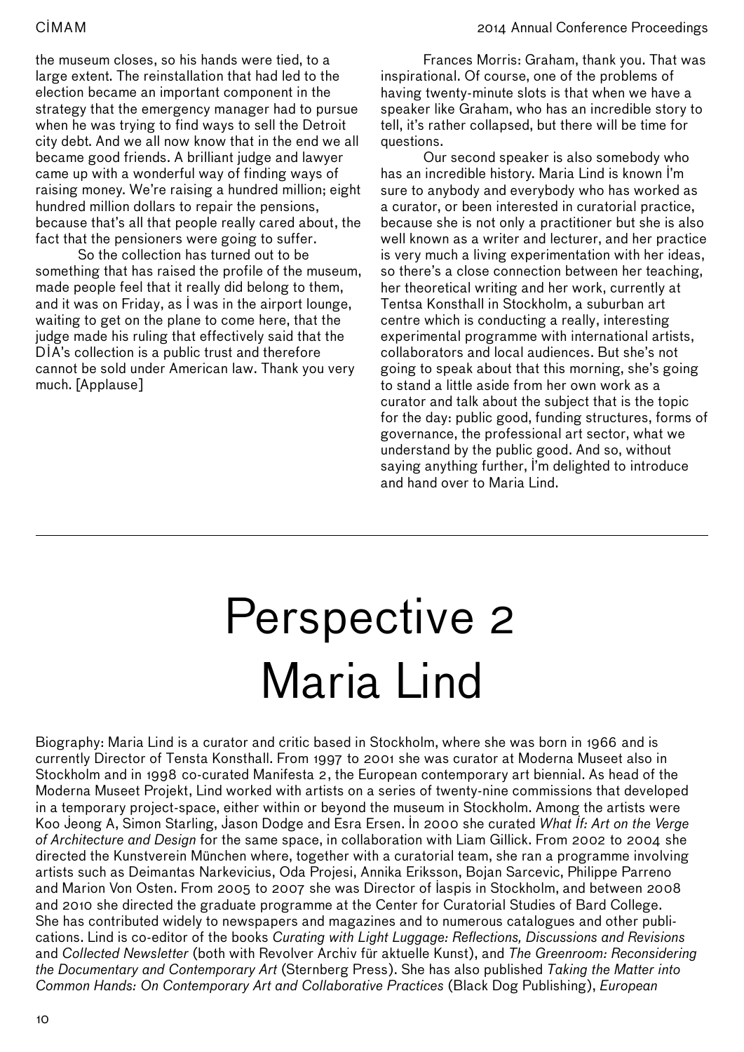the museum closes, so his hands were tied, to a large extent. The reinstallation that had led to the election became an important component in the strategy that the emergency manager had to pursue when he was trying to find ways to sell the Detroit city debt. And we all now know that in the end we all became good friends. A brilliant judge and lawyer came up with a wonderful way of finding ways of raising money. We're raising a hundred million; eight hundred million dollars to repair the pensions, because that's all that people really cared about, the fact that the pensioners were going to suffer.

So the collection has turned out to be something that has raised the profile of the museum, made people feel that it really did belong to them, and it was on Friday, as I was in the airport lounge, waiting to get on the plane to come here, that the judge made his ruling that effectively said that the DIA's collection is a public trust and therefore cannot be sold under American law. Thank you very much. [Applause]

Frances Morris: Graham, thank you. That was inspirational. Of course, one of the problems of having twenty-minute slots is that when we have a speaker like Graham, who has an incredible story to tell, it's rather collapsed, but there will be time for questions.

Our second speaker is also somebody who has an incredible history. Maria Lind is known I'm sure to anybody and everybody who has worked as a curator, or been interested in curatorial practice, because she is not only a practitioner but she is also well known as a writer and lecturer, and her practice is very much a living experimentation with her ideas, so there's a close connection between her teaching, her theoretical writing and her work, currently at Tentsa Konsthall in Stockholm, a suburban art centre which is conducting a really, interesting experimental programme with international artists, collaborators and local audiences. But she's not going to speak about that this morning, she's going to stand a little aside from her own work as a curator and talk about the subject that is the topic for the day: public good, funding structures, forms of governance, the professional art sector, what we understand by the public good. And so, without saying anything further, I'm delighted to introduce and hand over to Maria Lind.

# Perspective 2 Maria Lind

Biography: Maria Lind is a curator and critic based in Stockholm, where she was born in 1966 and is currently Director of Tensta Konsthall. From 1997 to 2001 she was curator at Moderna Museet also in Stockholm and in 1998 co-curated Manifesta 2, the European contemporary art biennial. As head of the Moderna Museet Projekt, Lind worked with artists on a series of twenty-nine commissions that developed in a temporary project-space, either within or beyond the museum in Stockholm. Among the artists were Koo Jeong A, Simon Starling, Jason Dodge and Esra Ersen. In 2000 she curated *What If: Art on the Verge of Architecture and Design* for the same space, in collaboration with Liam Gillick. From 2002 to 2004 she directed the Kunstverein München where, together with a curatorial team, she ran a programme involving artists such as Deimantas Narkevicius, Oda Projesi, Annika Eriksson, Bojan Sarcevic, Philippe Parreno and Marion Von Osten. From 2005 to 2007 she was Director of Iaspis in Stockholm, and between 2008 and 2010 she directed the graduate programme at the Center for Curatorial Studies of Bard College. She has contributed widely to newspapers and magazines and to numerous catalogues and other publications. Lind is co-editor of the books *Curating with Light Luggage: Reflections, Discussions and Revisions* and *Collected Newsletter* (both with Revolver Archiv für aktuelle Kunst), and *The Greenroom: Reconsidering the Documentary and Contemporary Art* (Sternberg Press). She has also published *Taking the Matter into Common Hands: On Contemporary Art and Collaborative Practices* (Black Dog Publishing), *European*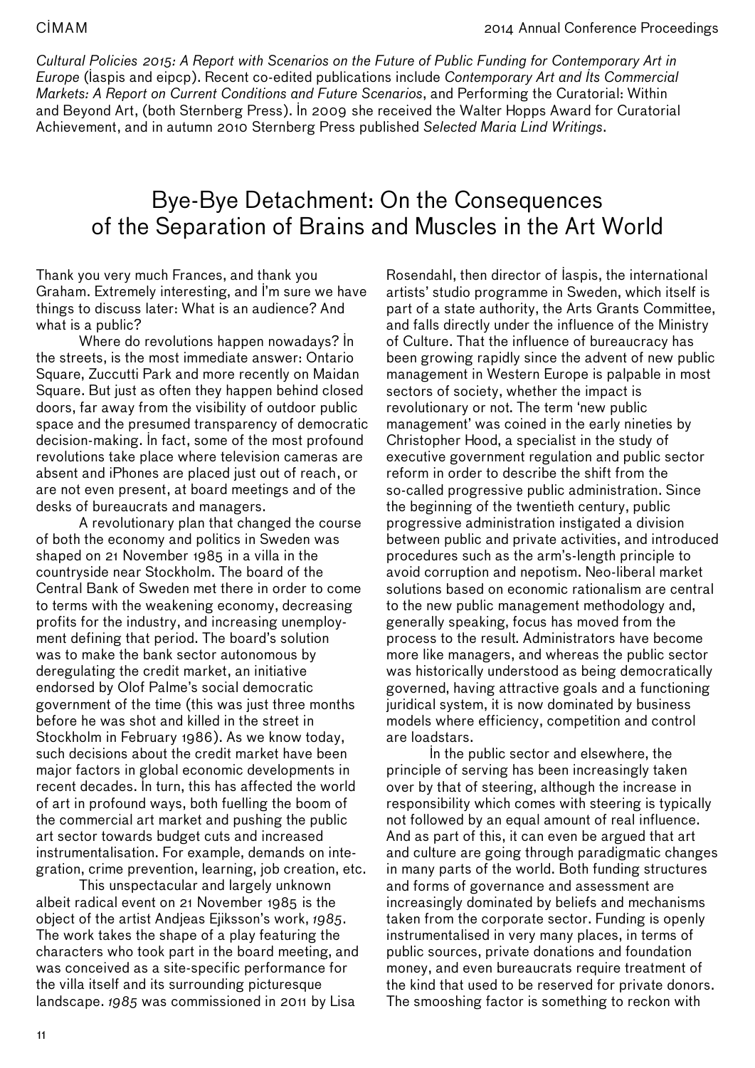*Cultural Policies 2015: A Report with Scenarios on the Future of Public Funding for Contemporary Art in Europe* (Iaspis and eipcp). Recent co-edited publications include *Contemporary Art and Its Commercial Markets: A Report on Current Conditions and Future Scenarios*, and Performing the Curatorial: Within and Beyond Art, (both Sternberg Press). In 2009 she received the Walter Hopps Award for Curatorial Achievement, and in autumn 2010 Sternberg Press published *Selected Maria Lind Writings*.

# Bye-Bye Detachment: On the Consequences of the Separation of Brains and Muscles in the Art World

Thank you very much Frances, and thank you Graham. Extremely interesting, and I'm sure we have things to discuss later: What is an audience? And what is a public?

Where do revolutions happen nowadays? In the streets, is the most immediate answer: Ontario Square, Zuccutti Park and more recently on Maidan Square. But just as often they happen behind closed doors, far away from the visibility of outdoor public space and the presumed transparency of democratic decision-making. In fact, some of the most profound revolutions take place where television cameras are absent and iPhones are placed just out of reach, or are not even present, at board meetings and of the desks of bureaucrats and managers.

A revolutionary plan that changed the course of both the economy and politics in Sweden was shaped on 21 November 1985 in a villa in the countryside near Stockholm. The board of the Central Bank of Sweden met there in order to come to terms with the weakening economy, decreasing profits for the industry, and increasing unemployment defining that period. The board's solution was to make the bank sector autonomous by deregulating the credit market, an initiative endorsed by Olof Palme's social democratic government of the time (this was just three months before he was shot and killed in the street in Stockholm in February 1986). As we know today, such decisions about the credit market have been major factors in global economic developments in recent decades. In turn, this has affected the world of art in profound ways, both fuelling the boom of the commercial art market and pushing the public art sector towards budget cuts and increased instrumentalisation. For example, demands on integration, crime prevention, learning, job creation, etc.

This unspectacular and largely unknown albeit radical event on 21 November 1985 is the object of the artist Andjeas Ejiksson's work, *1985*. The work takes the shape of a play featuring the characters who took part in the board meeting, and was conceived as a site-specific performance for the villa itself and its surrounding picturesque landscape. *1985* was commissioned in 2011 by Lisa Rosendahl, then director of Iaspis, the international artists' studio programme in Sweden, which itself is part of a state authority, the Arts Grants Committee, and falls directly under the influence of the Ministry of Culture. That the influence of bureaucracy has been growing rapidly since the advent of new public management in Western Europe is palpable in most sectors of society, whether the impact is revolutionary or not. The term 'new public management' was coined in the early nineties by Christopher Hood, a specialist in the study of executive government regulation and public sector reform in order to describe the shift from the so-called progressive public administration. Since the beginning of the twentieth century, public progressive administration instigated a division between public and private activities, and introduced procedures such as the arm's-length principle to avoid corruption and nepotism. Neo-liberal market solutions based on economic rationalism are central to the new public management methodology and, generally speaking, focus has moved from the process to the result. Administrators have become more like managers, and whereas the public sector was historically understood as being democratically governed, having attractive goals and a functioning juridical system, it is now dominated by business models where efficiency, competition and control are loadstars.

In the public sector and elsewhere, the principle of serving has been increasingly taken over by that of steering, although the increase in responsibility which comes with steering is typically not followed by an equal amount of real influence. And as part of this, it can even be argued that art and culture are going through paradigmatic changes in many parts of the world. Both funding structures and forms of governance and assessment are increasingly dominated by beliefs and mechanisms taken from the corporate sector. Funding is openly instrumentalised in very many places, in terms of public sources, private donations and foundation money, and even bureaucrats require treatment of the kind that used to be reserved for private donors. The smooshing factor is something to reckon with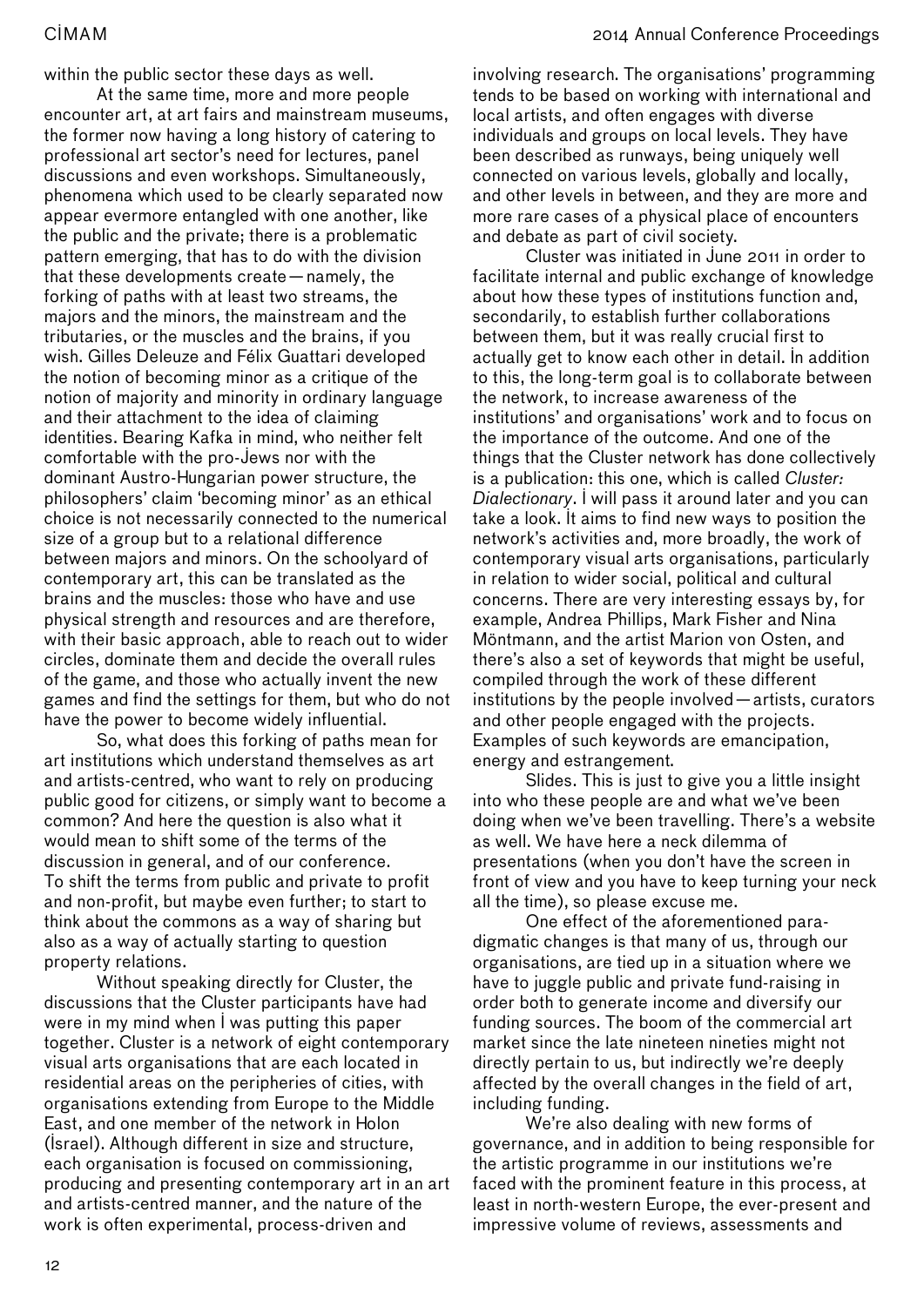within the public sector these days as well.

At the same time, more and more people encounter art, at art fairs and mainstream museums, the former now having a long history of catering to professional art sector's need for lectures, panel discussions and even workshops. Simultaneously, phenomena which used to be clearly separated now appear evermore entangled with one another, like the public and the private; there is a problematic pattern emerging, that has to do with the division that these developments create — namely, the forking of paths with at least two streams, the majors and the minors, the mainstream and the tributaries, or the muscles and the brains, if you wish. Gilles Deleuze and Félix Guattari developed the notion of becoming minor as a critique of the notion of majority and minority in ordinary language and their attachment to the idea of claiming identities. Bearing Kafka in mind, who neither felt comfortable with the pro-Jews nor with the dominant Austro-Hungarian power structure, the philosophers' claim 'becoming minor' as an ethical choice is not necessarily connected to the numerical size of a group but to a relational difference between majors and minors. On the schoolyard of contemporary art, this can be translated as the brains and the muscles: those who have and use physical strength and resources and are therefore, with their basic approach, able to reach out to wider circles, dominate them and decide the overall rules of the game, and those who actually invent the new games and find the settings for them, but who do not have the power to become widely influential.

So, what does this forking of paths mean for art institutions which understand themselves as art and artists-centred, who want to rely on producing public good for citizens, or simply want to become a common? And here the question is also what it would mean to shift some of the terms of the discussion in general, and of our conference. To shift the terms from public and private to profit and non-profit, but maybe even further; to start to think about the commons as a way of sharing but also as a way of actually starting to question property relations.

Without speaking directly for Cluster, the discussions that the Cluster participants have had were in my mind when I was putting this paper together. Cluster is a network of eight contemporary visual arts organisations that are each located in residential areas on the peripheries of cities, with organisations extending from Europe to the Middle East, and one member of the network in Holon (Israel). Although different in size and structure, each organisation is focused on commissioning, producing and presenting contemporary art in an art and artists-centred manner, and the nature of the work is often experimental, process-driven and involving research. The organisations' programming tends to be based on working with international and local artists, and often engages with diverse individuals and groups on local levels. They have been described as runways, being uniquely well connected on various levels, globally and locally, and other levels in between, and they are more and more rare cases of a physical place of encounters and debate as part of civil society.

Cluster was initiated in June 2011 in order to facilitate internal and public exchange of knowledge about how these types of institutions function and, secondarily, to establish further collaborations between them, but it was really crucial first to actually get to know each other in detail. In addition to this, the long-term goal is to collaborate between the network, to increase awareness of the institutions' and organisations' work and to focus on the importance of the outcome. And one of the things that the Cluster network has done collectively is a publication: this one, which is called *Cluster: Dialectionary*. I will pass it around later and you can take a look. It aims to find new ways to position the network's activities and, more broadly, the work of contemporary visual arts organisations, particularly in relation to wider social, political and cultural concerns. There are very interesting essays by, for example, Andrea Phillips, Mark Fisher and Nina Möntmann, and the artist Marion von Osten, and there's also a set of keywords that might be useful, compiled through the work of these different institutions by the people involved — artists, curators and other people engaged with the projects. Examples of such keywords are emancipation, energy and estrangement.

Slides. This is just to give you a little insight into who these people are and what we've been doing when we've been travelling. There's a website as well. We have here a neck dilemma of presentations (when you don't have the screen in front of view and you have to keep turning your neck all the time), so please excuse me.

One effect of the aforementioned paradigmatic changes is that many of us, through our organisations, are tied up in a situation where we have to juggle public and private fund-raising in order both to generate income and diversify our funding sources. The boom of the commercial art market since the late nineteen nineties might not directly pertain to us, but indirectly we're deeply affected by the overall changes in the field of art, including funding.

We're also dealing with new forms of governance, and in addition to being responsible for the artistic programme in our institutions we're faced with the prominent feature in this process, at least in north-western Europe, the ever-present and impressive volume of reviews, assessments and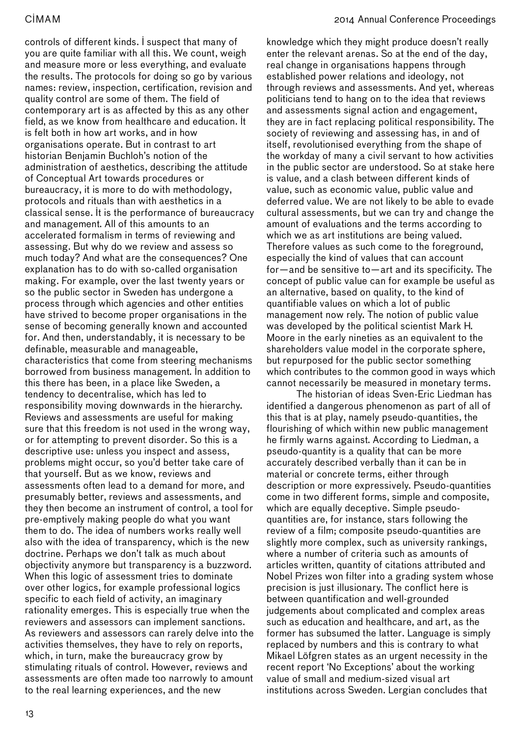controls of different kinds. I suspect that many of you are quite familiar with all this. We count, weigh and measure more or less everything, and evaluate the results. The protocols for doing so go by various names: review, inspection, certification, revision and quality control are some of them. The field of contemporary art is as affected by this as any other field, as we know from healthcare and education. It is felt both in how art works, and in how organisations operate. But in contrast to art historian Benjamin Buchloh's notion of the administration of aesthetics, describing the attitude of Conceptual Art towards procedures or bureaucracy, it is more to do with methodology, protocols and rituals than with aesthetics in a classical sense. It is the performance of bureaucracy and management. All of this amounts to an accelerated formalism in terms of reviewing and assessing. But why do we review and assess so much today? And what are the consequences? One explanation has to do with so-called organisation making. For example, over the last twenty years or so the public sector in Sweden has undergone a process through which agencies and other entities have strived to become proper organisations in the sense of becoming generally known and accounted for. And then, understandably, it is necessary to be definable, measurable and manageable, characteristics that come from steering mechanisms borrowed from business management. In addition to this there has been, in a place like Sweden, a tendency to decentralise, which has led to responsibility moving downwards in the hierarchy. Reviews and assessments are useful for making sure that this freedom is not used in the wrong way, or for attempting to prevent disorder. So this is a descriptive use: unless you inspect and assess, problems might occur, so you'd better take care of that yourself. But as we know, reviews and assessments often lead to a demand for more, and presumably better, reviews and assessments, and they then become an instrument of control, a tool for pre-emptively making people do what you want them to do. The idea of numbers works really well also with the idea of transparency, which is the new doctrine. Perhaps we don't talk as much about objectivity anymore but transparency is a buzzword. When this logic of assessment tries to dominate over other logics, for example professional logics specific to each field of activity, an imaginary rationality emerges. This is especially true when the reviewers and assessors can implement sanctions. As reviewers and assessors can rarely delve into the activities themselves, they have to rely on reports, which, in turn, make the bureaucracy grow by stimulating rituals of control. However, reviews and assessments are often made too narrowly to amount to the real learning experiences, and the new knowledge which they might produce doesn't really enter the relevant arenas. So at the end of the day, real change in organisations happens through established power relations and ideology, not through reviews and assessments. And yet, whereas politicians tend to hang on to the idea that reviews and assessments signal action and engagement, they are in fact replacing political responsibility. The society of reviewing and assessing has, in and of itself, revolutionised everything from the shape of the workday of many a civil servant to how activities in the public sector are understood. So at stake here is value, and a clash between different kinds of value, such as economic value, public value and deferred value. We are not likely to be able to evade cultural assessments, but we can try and change the amount of evaluations and the terms according to which we as art institutions are being valued. Therefore values as such come to the foreground, especially the kind of values that can account for—and be sensitive to—art and its specificity. The concept of public value can for example be useful as an alternative, based on quality, to the kind of quantifiable values on which a lot of public management now rely. The notion of public value was developed by the political scientist Mark H. Moore in the early nineties as an equivalent to the shareholders value model in the corporate sphere, but repurposed for the public sector something which contributes to the common good in ways which cannot necessarily be measured in monetary terms.

The historian of ideas Sven-Eric Liedman has identified a dangerous phenomenon as part of all of this that is at play, namely pseudo-quantities, the flourishing of which within new public management he firmly warns against. According to Liedman, a pseudo-quantity is a quality that can be more accurately described verbally than it can be in material or concrete terms, either through description or more expressively. Pseudo-quantities come in two different forms, simple and composite, which are equally deceptive. Simple pseudo-quantities are, for instance, stars following the review of a film; composite pseudo-quantities are slightly more complex, such as university rankings, where a number of criteria such as amounts of articles written, quantity of citations attributed and Nobel Prizes won filter into a grading system whose precision is just illusionary. The conflict here is between quantification and well-grounded judgements about complicated and complex areas such as education and healthcare, and art, as the former has subsumed the latter. Language is simply replaced by numbers and this is contrary to what Mikael Löfgren states as an urgent necessity in the recent report 'No Exceptions' about the working value of small and medium-sized visual art institutions across Sweden. Lergian concludes that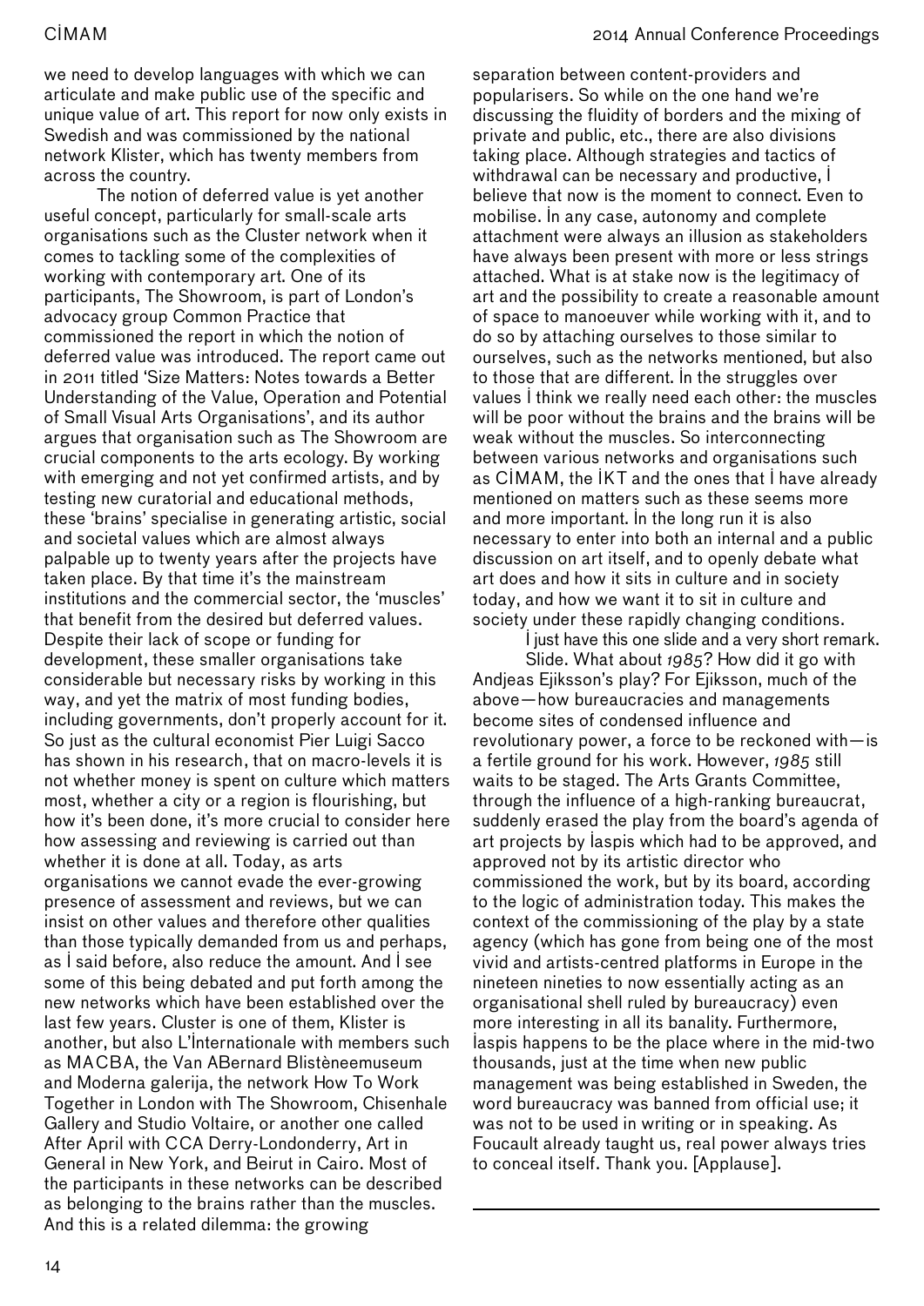we need to develop languages with which we can articulate and make public use of the specific and unique value of art. This report for now only exists in Swedish and was commissioned by the national network Klister, which has twenty members from across the country.

The notion of deferred value is yet another useful concept, particularly for small-scale arts organisations such as the Cluster network when it comes to tackling some of the complexities of working with contemporary art. One of its participants, The Showroom, is part of London's advocacy group Common Practice that commissioned the report in which the notion of deferred value was introduced. The report came out in 2011 titled 'Size Matters: Notes towards a Better Understanding of the Value, Operation and Potential of Small Visual Arts Organisations', and its author argues that organisation such as The Showroom are crucial components to the arts ecology. By working with emerging and not yet confirmed artists, and by testing new curatorial and educational methods, these 'brains' specialise in generating artistic, social and societal values which are almost always palpable up to twenty years after the projects have taken place. By that time it's the mainstream institutions and the commercial sector, the 'muscles' that benefit from the desired but deferred values. Despite their lack of scope or funding for development, these smaller organisations take considerable but necessary risks by working in this way, and yet the matrix of most funding bodies, including governments, don't properly account for it. So just as the cultural economist Pier Luigi Sacco has shown in his research, that on macro-levels it is not whether money is spent on culture which matters most, whether a city or a region is flourishing, but how it's been done, it's more crucial to consider here how assessing and reviewing is carried out than whether it is done at all. Today, as arts organisations we cannot evade the ever-growing presence of assessment and reviews, but we can insist on other values and therefore other qualities than those typically demanded from us and perhaps, as I said before, also reduce the amount. And I see some of this being debated and put forth among the new networks which have been established over the last few years. Cluster is one of them, Klister is another, but also L'Internationale with members such as MACBA, the Van ABernard Blistèneemuseum and Moderna galerija, the network How To Work Together in London with The Showroom, Chisenhale Gallery and Studio Voltaire, or another one called After April with CCA Derry-Londonderry, Art in General in New York, and Beirut in Cairo. Most of the participants in these networks can be described as belonging to the brains rather than the muscles. And this is a related dilemma: the growing separation between content-providers and popularisers. So while on the one hand we're discussing the fluidity of borders and the mixing of private and public, etc., there are also divisions taking place. Although strategies and tactics of withdrawal can be necessary and productive, I believe that now is the moment to connect. Even to mobilise. In any case, autonomy and complete attachment were always an illusion as stakeholders have always been present with more or less strings attached. What is at stake now is the legitimacy of art and the possibility to create a reasonable amount of space to manoeuver while working with it, and to do so by attaching ourselves to those similar to ourselves, such as the networks mentioned, but also to those that are different. In the struggles over values I think we really need each other: the muscles will be poor without the brains and the brains will be weak without the muscles. So interconnecting between various networks and organisations such as CIMAM, the IKT and the ones that I have already mentioned on matters such as these seems more and more important. In the long run it is also necessary to enter into both an internal and a public discussion on art itself, and to openly debate what art does and how it sits in culture and in society today, and how we want it to sit in culture and society under these rapidly changing conditions.

I just have this one slide and a very short remark.

Slide. What about *1985*? How did it go with Andjeas Ejiksson's play? For Ejiksson, much of the above—how bureaucracies and managements become sites of condensed influence and revolutionary power, a force to be reckoned with—is a fertile ground for his work. However, *1985* still waits to be staged. The Arts Grants Committee, through the influence of a high-ranking bureaucrat, suddenly erased the play from the board's agenda of art projects by Iaspis which had to be approved, and approved not by its artistic director who commissioned the work, but by its board, according to the logic of administration today. This makes the context of the commissioning of the play by a state agency (which has gone from being one of the most vivid and artists-centred platforms in Europe in the nineteen nineties to now essentially acting as an organisational shell ruled by bureaucracy) even more interesting in all its banality. Furthermore, Iaspis happens to be the place where in the mid-two thousands, just at the time when new public management was being established in Sweden, the word bureaucracy was banned from official use; it was not to be used in writing or in speaking. As Foucault already taught us, real power always tries to conceal itself. Thank you. [Applause].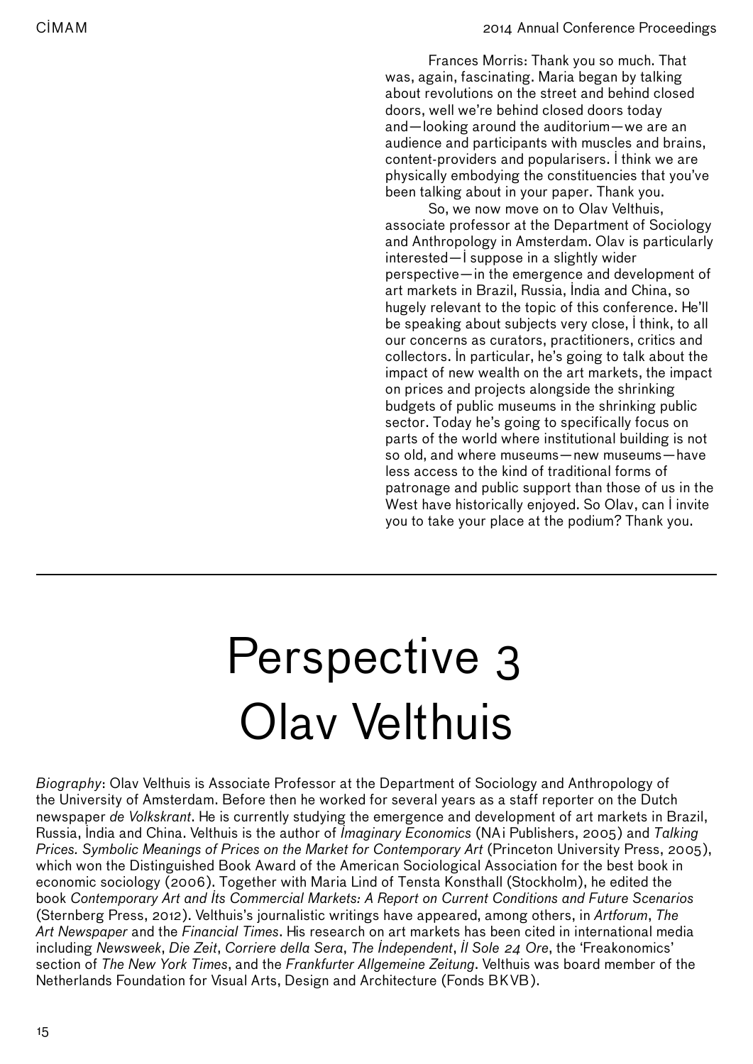Frances Morris: Thank you so much. That was, again, fascinating. Maria began by talking about revolutions on the street and behind closed doors, well we're behind closed doors today and—looking around the auditorium—we are an audience and participants with muscles and brains, content-providers and popularisers. I think we are physically embodying the constituencies that you've been talking about in your paper. Thank you.

So, we now move on to Olav Velthuis, associate professor at the Department of Sociology and Anthropology in Amsterdam. Olav is particularly interested—I suppose in a slightly wider perspective—in the emergence and development of art markets in Brazil, Russia, India and China, so hugely relevant to the topic of this conference. He'll be speaking about subjects very close, I think, to all our concerns as curators, practitioners, critics and collectors. In particular, he's going to talk about the impact of new wealth on the art markets, the impact on prices and projects alongside the shrinking budgets of public museums in the shrinking public sector. Today he's going to specifically focus on parts of the world where institutional building is not so old, and where museums—new museums—have less access to the kind of traditional forms of patronage and public support than those of us in the West have historically enjoyed. So Olav, can I invite you to take your place at the podium? Thank you.

---

# Perspective 3 Olav Velthuis

*Biography*: Olav Velthuis is Associate Professor at the Department of Sociology and Anthropology of the University of Amsterdam. Before then he worked for several years as a staff reporter on the Dutch newspaper *de Volkskrant*. He is currently studying the emergence and development of art markets in Brazil, Russia, India and China. Velthuis is the author of *Imaginary Economics* (NAi Publishers, 2005) and *Talking Prices. Symbolic Meanings of Prices on the Market for Contemporary Art* (Princeton University Press, 2005), which won the Distinguished Book Award of the American Sociological Association for the best book in economic sociology (2006). Together with Maria Lind of Tensta Konsthall (Stockholm), he edited the book *Contemporary Art and Its Commercial Markets: A Report on Current Conditions and Future Scenarios* (Sternberg Press, 2012). Velthuis's journalistic writings have appeared, among others, in *Artforum*, *The Art Newspaper* and the *Financial Times*. His research on art markets has been cited in international media including *Newsweek*, *Die Zeit*, *Corriere della Sera*, *The Independent*, *Il Sole 24 Ore*, the 'Freakonomics' section of *The New York Times*, and the *Frankfurter Allgemeine Zeitung*. Velthuis was board member of the Netherlands Foundation for Visual Arts, Design and Architecture (Fonds BKVB).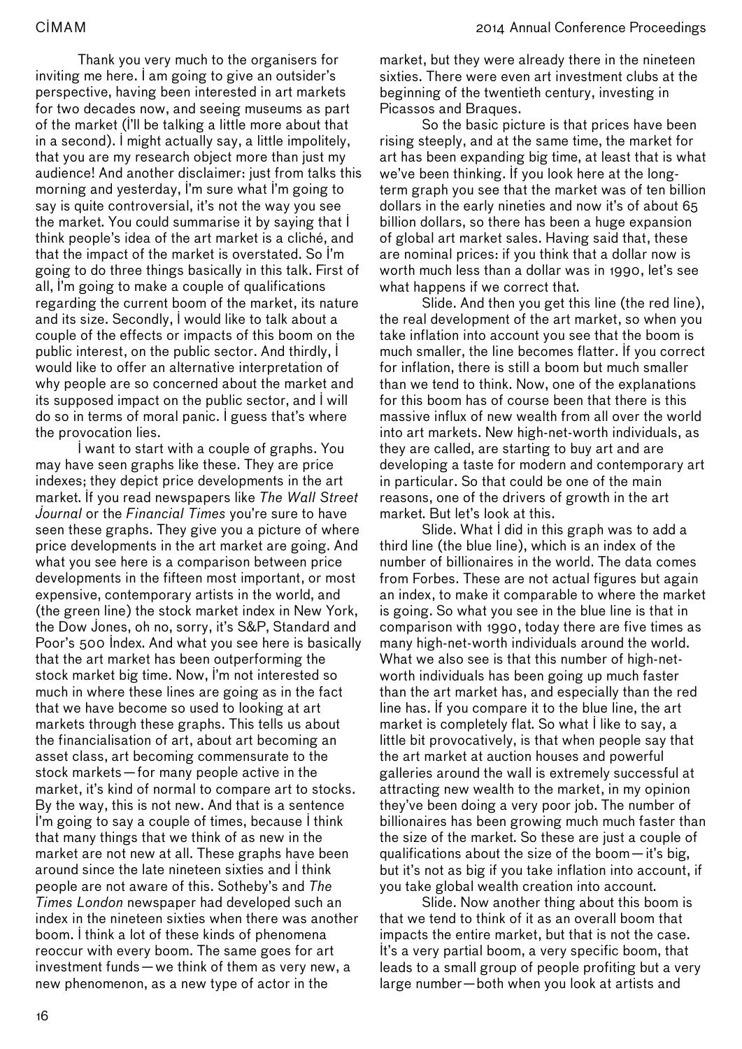Thank you very much to the organisers for inviting me here. I am going to give an outsider's perspective, having been interested in art markets for two decades now, and seeing museums as part of the market (I'll be talking a little more about that in a second). I might actually say, a little impolitely, that you are my research object more than just my audience! And another disclaimer: just from talks this morning and yesterday, I'm sure what I'm going to say is quite controversial, it's not the way you see the market. You could summarise it by saying that I think people's idea of the art market is a cliché, and that the impact of the market is overstated. So I'm going to do three things basically in this talk. First of all, I'm going to make a couple of qualifications regarding the current boom of the market, its nature and its size. Secondly, I would like to talk about a couple of the effects or impacts of this boom on the public interest, on the public sector. And thirdly, I would like to offer an alternative interpretation of why people are so concerned about the market and its supposed impact on the public sector, and I will do so in terms of moral panic. I guess that's where the provocation lies.

I want to start with a couple of graphs. You may have seen graphs like these. They are price indexes; they depict price developments in the art market. If you read newspapers like *The Wall Street Journal* or the *Financial Times* you're sure to have seen these graphs. They give you a picture of where price developments in the art market are going. And what you see here is a comparison between price developments in the fifteen most important, or most expensive, contemporary artists in the world, and (the green line) the stock market index in New York, the Dow Jones, oh no, sorry, it's S&P, Standard and Poor's 500 Index. And what you see here is basically that the art market has been outperforming the stock market big time. Now, I'm not interested so much in where these lines are going as in the fact that we have become so used to looking at art markets through these graphs. This tells us about the financialisation of art, about art becoming an asset class, art becoming commensurate to the stock markets—for many people active in the market, it's kind of normal to compare art to stocks. By the way, this is not new. And that is a sentence I'm going to say a couple of times, because I think that many things that we think of as new in the market are not new at all. These graphs have been around since the late nineteen sixties and I think people are not aware of this. Sotheby's and *The Times London* newspaper had developed such an index in the nineteen sixties when there was another boom. I think a lot of these kinds of phenomena reoccur with every boom. The same goes for art investment funds—we think of them as very new, a new phenomenon, as a new type of actor in the market, but they were already there in the nineteen sixties. There were even art investment clubs at the beginning of the twentieth century, investing in Picassos and Braques.

So the basic picture is that prices have been rising steeply, and at the same time, the market for art has been expanding big time, at least that is what we've been thinking. If you look here at the long-term graph you see that the market was of ten billion dollars in the early nineties and now it's of about 65 billion dollars, so there has been a huge expansion of global art market sales. Having said that, these are nominal prices: if you think that a dollar now is worth much less than a dollar was in 1990, let's see what happens if we correct that.

Slide. And then you get this line (the red line), the real development of the art market, so when you take inflation into account you see that the boom is much smaller, the line becomes flatter. If you correct for inflation, there is still a boom but much smaller than we tend to think. Now, one of the explanations for this boom has of course been that there is this massive influx of new wealth from all over the world into art markets. New high-net-worth individuals, as they are called, are starting to buy art and are developing a taste for modern and contemporary art in particular. So that could be one of the main reasons, one of the drivers of growth in the art market. But let's look at this.

Slide. What I did in this graph was to add a third line (the blue line), which is an index of the number of billionaires in the world. The data comes from Forbes. These are not actual figures but again an index, to make it comparable to where the market is going. So what you see in the blue line is that in comparison with 1990, today there are five times as many high-net-worth individuals around the world. What we also see is that this number of high-net-worth individuals has been going up much faster than the art market has, and especially than the red line has. If you compare it to the blue line, the art market is completely flat. So what I like to say, a little bit provocatively, is that when people say that the art market at auction houses and powerful galleries around the wall is extremely successful at attracting new wealth to the market, in my opinion they've been doing a very poor job. The number of billionaires has been growing much much faster than the size of the market. So these are just a couple of qualifications about the size of the boom—it's big, but it's not as big if you take inflation into account, if you take global wealth creation into account.

Slide. Now another thing about this boom is that we tend to think of it as an overall boom that impacts the entire market, but that is not the case. It's a very partial boom, a very specific boom, that leads to a small group of people profiting but a very large number—both when you look at artists and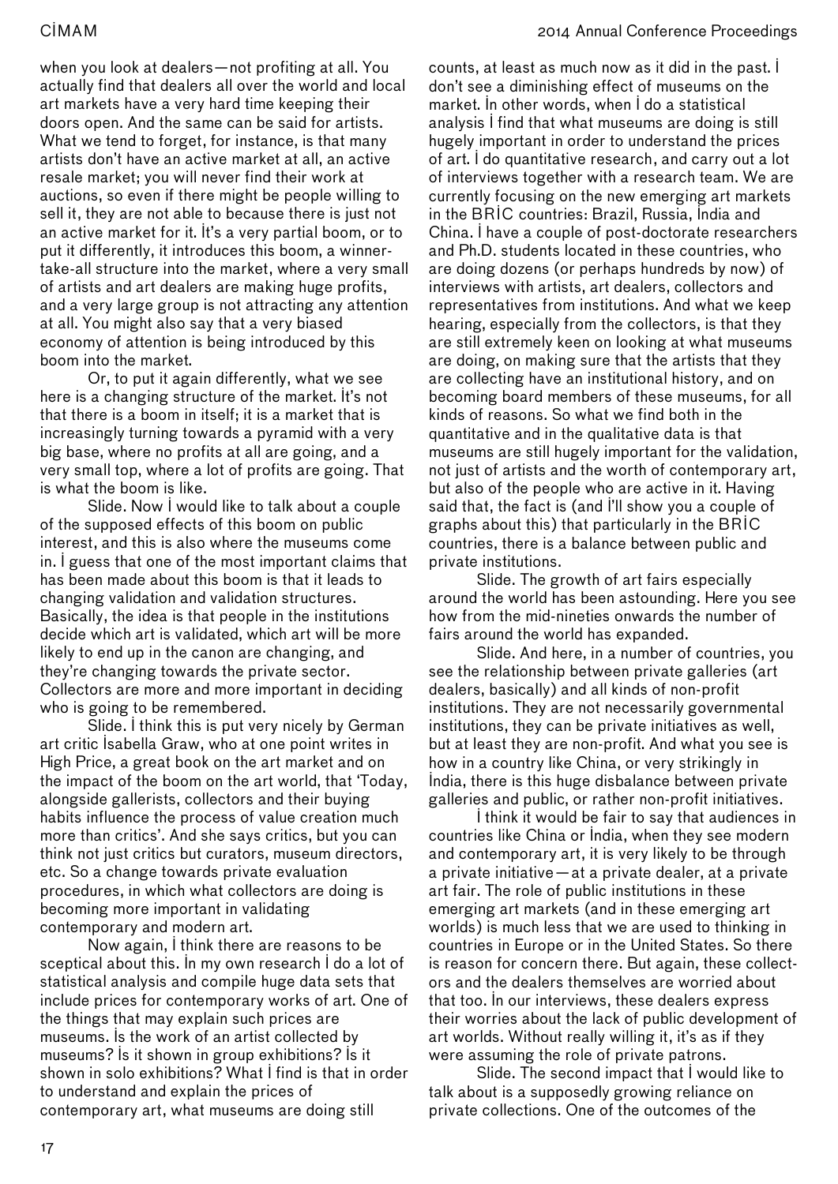when you look at dealers—not profiting at all. You actually find that dealers all over the world and local art markets have a very hard time keeping their doors open. And the same can be said for artists. What we tend to forget, for instance, is that many artists don't have an active market at all, an active resale market; you will never find their work at auctions, so even if there might be people willing to sell it, they are not able to because there is just not an active market for it. It's a very partial boom, or to put it differently, it introduces this boom, a winner-take-all structure into the market, where a very small of artists and art dealers are making huge profits, and a very large group is not attracting any attention at all. You might also say that a very biased economy of attention is being introduced by this boom into the market.

Or, to put it again differently, what we see here is a changing structure of the market. It's not that there is a boom in itself; it is a market that is increasingly turning towards a pyramid with a very big base, where no profits at all are going, and a very small top, where a lot of profits are going. That is what the boom is like.

Slide. Now I would like to talk about a couple of the supposed effects of this boom on public interest, and this is also where the museums come in. I guess that one of the most important claims that has been made about this boom is that it leads to changing validation and validation structures. Basically, the idea is that people in the institutions decide which art is validated, which art will be more likely to end up in the canon are changing, and they're changing towards the private sector. Collectors are more and more important in deciding who is going to be remembered.

Slide. I think this is put very nicely by German art critic Isabella Graw, who at one point writes in High Price, a great book on the art market and on the impact of the boom on the art world, that 'Today, alongside gallerists, collectors and their buying habits influence the process of value creation much more than critics'. And she says critics, but you can think not just critics but curators, museum directors, etc. So a change towards private evaluation procedures, in which what collectors are doing is becoming more important in validating contemporary and modern art.

Now again, I think there are reasons to be sceptical about this. In my own research I do a lot of statistical analysis and compile huge data sets that include prices for contemporary works of art. One of the things that may explain such prices are museums. Is the work of an artist collected by museums? Is it shown in group exhibitions? Is it shown in solo exhibitions? What I find is that in order to understand and explain the prices of contemporary art, what museums are doing still counts, at least as much now as it did in the past. I don't see a diminishing effect of museums on the market. In other words, when I do a statistical analysis I find that what museums are doing is still hugely important in order to understand the prices of art. I do quantitative research, and carry out a lot of interviews together with a research team. We are currently focusing on the new emerging art markets in the BRIC countries: Brazil, Russia, India and China. I have a couple of post-doctorate researchers and Ph.D. students located in these countries, who are doing dozens (or perhaps hundreds by now) of interviews with artists, art dealers, collectors and representatives from institutions. And what we keep hearing, especially from the collectors, is that they are still extremely keen on looking at what museums are doing, on making sure that the artists that they are collecting have an institutional history, and on becoming board members of these museums, for all kinds of reasons. So what we find both in the quantitative and in the qualitative data is that museums are still hugely important for the validation, not just of artists and the worth of contemporary art, but also of the people who are active in it. Having said that, the fact is (and I'll show you a couple of graphs about this) that particularly in the BRIC countries, there is a balance between public and private institutions.

Slide. The growth of art fairs especially around the world has been astounding. Here you see how from the mid-nineties onwards the number of fairs around the world has expanded.

Slide. And here, in a number of countries, you see the relationship between private galleries (art dealers, basically) and all kinds of non-profit institutions. They are not necessarily governmental institutions, they can be private initiatives as well, but at least they are non-profit. And what you see is how in a country like China, or very strikingly in India, there is this huge disbalance between private galleries and public, or rather non-profit initiatives.

I think it would be fair to say that audiences in countries like China or India, when they see modern and contemporary art, it is very likely to be through a private initiative—at a private dealer, at a private art fair. The role of public institutions in these emerging art markets (and in these emerging art worlds) is much less that we are used to thinking in countries in Europe or in the United States. So there is reason for concern there. But again, these collectors and the dealers themselves are worried about that too. In our interviews, these dealers express their worries about the lack of public development of art worlds. Without really willing it, it's as if they were assuming the role of private patrons.

Slide. The second impact that I would like to talk about is a supposedly growing reliance on private collections. One of the outcomes of the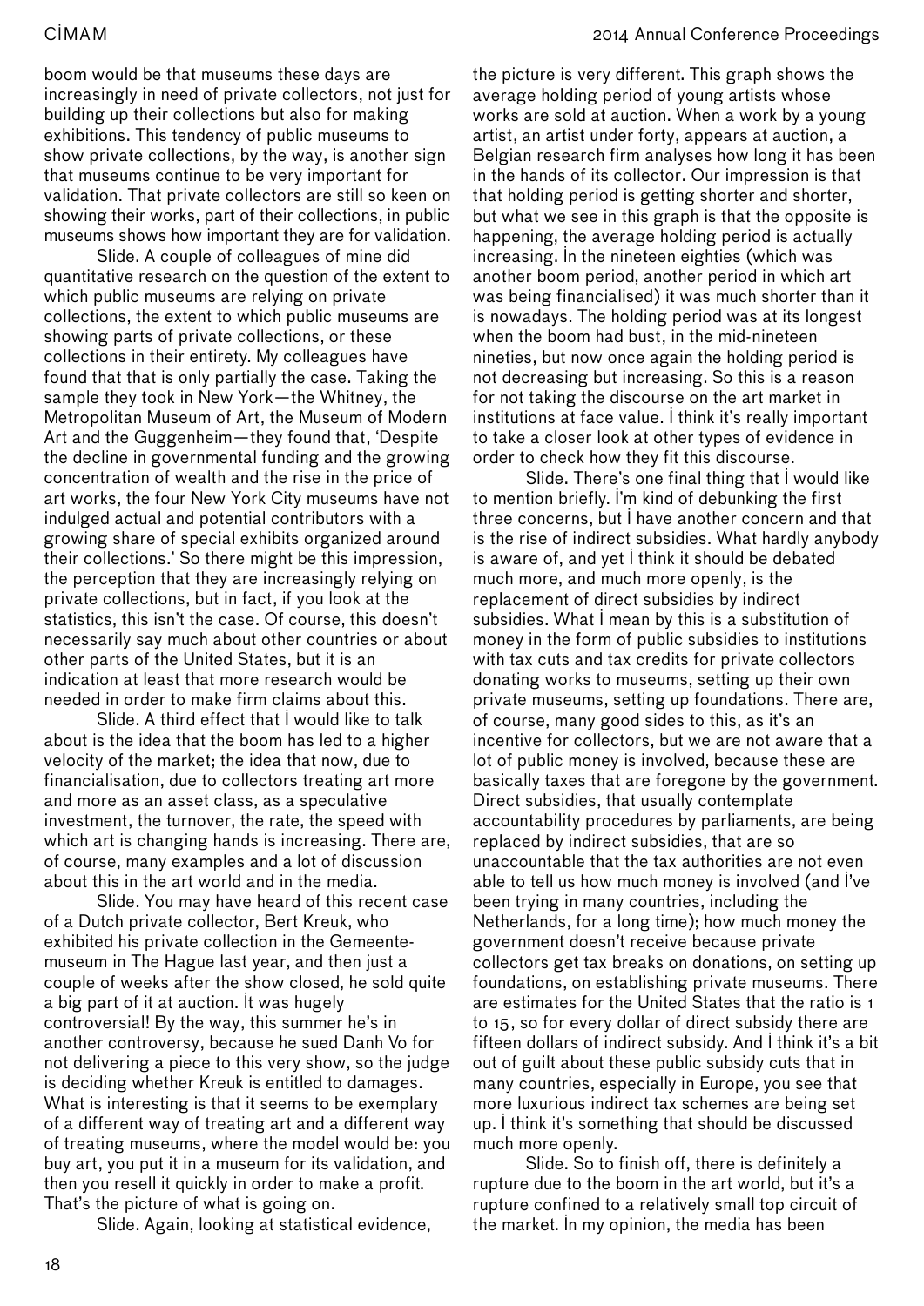boom would be that museums these days are increasingly in need of private collectors, not just for building up their collections but also for making exhibitions. This tendency of public museums to show private collections, by the way, is another sign that museums continue to be very important for validation. That private collectors are still so keen on showing their works, part of their collections, in public museums shows how important they are for validation.

Slide. A couple of colleagues of mine did quantitative research on the question of the extent to which public museums are relying on private collections, the extent to which public museums are showing parts of private collections, or these collections in their entirety. My colleagues have found that that is only partially the case. Taking the sample they took in New York—the Whitney, the Metropolitan Museum of Art, the Museum of Modern Art and the Guggenheim—they found that, 'Despite the decline in governmental funding and the growing concentration of wealth and the rise in the price of art works, the four New York City museums have not indulged actual and potential contributors with a growing share of special exhibits organized around their collections.' So there might be this impression, the perception that they are increasingly relying on private collections, but in fact, if you look at the statistics, this isn't the case. Of course, this doesn't necessarily say much about other countries or about other parts of the United States, but it is an indication at least that more research would be needed in order to make firm claims about this.

Slide. A third effect that I would like to talk about is the idea that the boom has led to a higher velocity of the market; the idea that now, due to financialisation, due to collectors treating art more and more as an asset class, as a speculative investment, the turnover, the rate, the speed with which art is changing hands is increasing. There are, of course, many examples and a lot of discussion about this in the art world and in the media.

Slide. You may have heard of this recent case of a Dutch private collector, Bert Kreuk, who exhibited his private collection in the Gemeentemuseum in The Hague last year, and then just a couple of weeks after the show closed, he sold quite a big part of it at auction. It was hugely controversial! By the way, this summer he's in another controversy, because he sued Danh Vo for not delivering a piece to this very show, so the judge is deciding whether Kreuk is entitled to damages. What is interesting is that it seems to be exemplary of a different way of treating art and a different way of treating museums, where the model would be: you buy art, you put it in a museum for its validation, and then you resell it quickly in order to make a profit. That's the picture of what is going on.

Slide. Again, looking at statistical evidence, the picture is very different. This graph shows the average holding period of young artists whose works are sold at auction. When a work by a young artist, an artist under forty, appears at auction, a Belgian research firm analyses how long it has been in the hands of its collector. Our impression is that that holding period is getting shorter and shorter, but what we see in this graph is that the opposite is happening, the average holding period is actually increasing. In the nineteen eighties (which was another boom period, another period in which art was being financialised) it was much shorter than it is nowadays. The holding period was at its longest when the boom had bust, in the mid-nineteen nineties, but now once again the holding period is not decreasing but increasing. So this is a reason for not taking the discourse on the art market in institutions at face value. I think it's really important to take a closer look at other types of evidence in order to check how they fit this discourse.

Slide. There's one final thing that I would like to mention briefly. I'm kind of debunking the first three concerns, but I have another concern and that is the rise of indirect subsidies. What hardly anybody is aware of, and yet I think it should be debated much more, and much more openly, is the replacement of direct subsidies by indirect subsidies. What I mean by this is a substitution of money in the form of public subsidies to institutions with tax cuts and tax credits for private collectors donating works to museums, setting up their own private museums, setting up foundations. There are, of course, many good sides to this, as it's an incentive for collectors, but we are not aware that a lot of public money is involved, because these are basically taxes that are foregone by the government. Direct subsidies, that usually contemplate accountability procedures by parliaments, are being replaced by indirect subsidies, that are so unaccountable that the tax authorities are not even able to tell us how much money is involved (and I've been trying in many countries, including the Netherlands, for a long time); how much money the government doesn't receive because private collectors get tax breaks on donations, on setting up foundations, on establishing private museums. There are estimates for the United States that the ratio is 1 to 15, so for every dollar of direct subsidy there are fifteen dollars of indirect subsidy. And I think it's a bit out of guilt about these public subsidy cuts that in many countries, especially in Europe, you see that more luxurious indirect tax schemes are being set up. I think it's something that should be discussed much more openly.

Slide. So to finish off, there is definitely a rupture due to the boom in the art world, but it's a rupture confined to a relatively small top circuit of the market. In my opinion, the media has been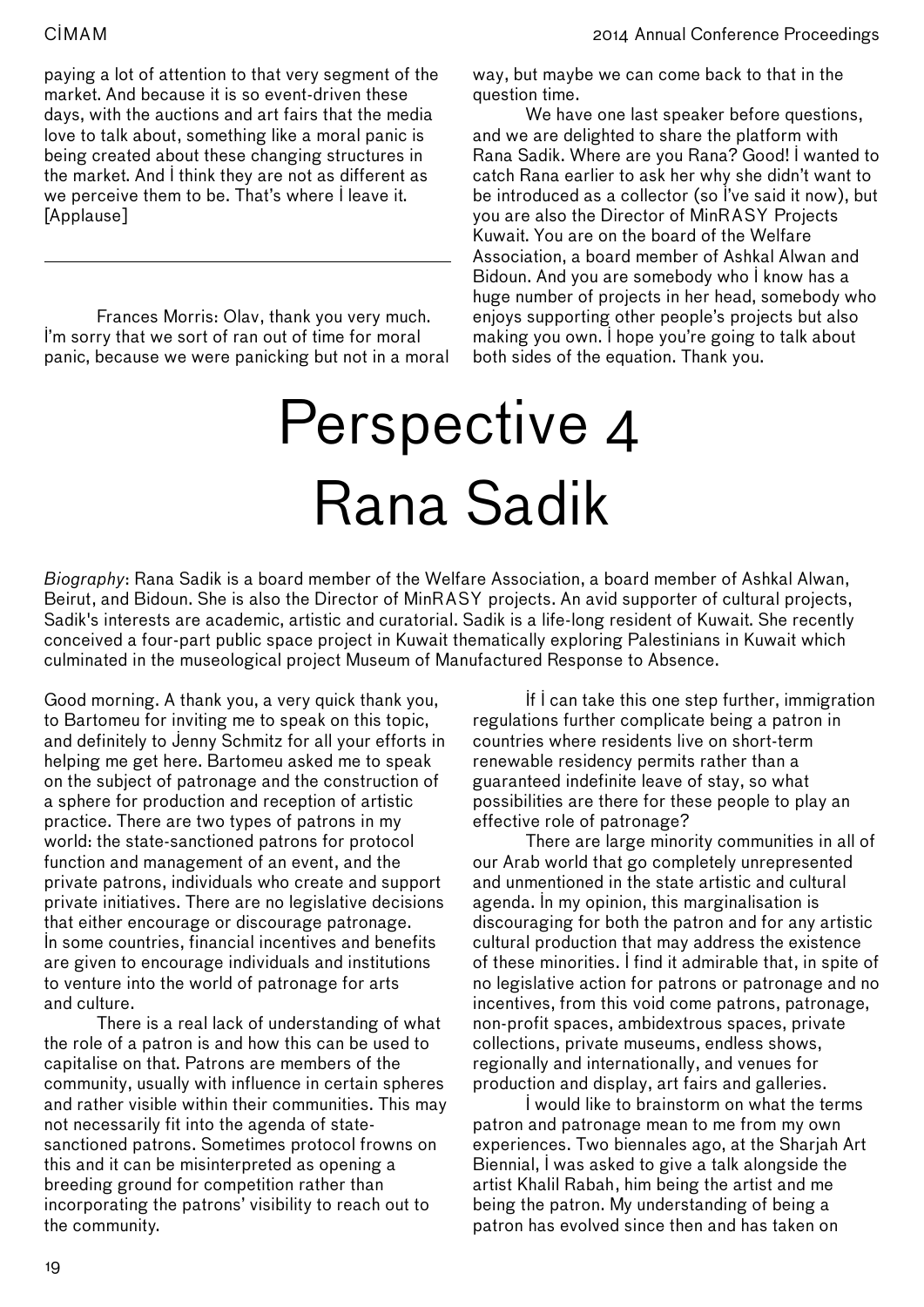paying a lot of attention to that very segment of the market. And because it is so event-driven these days, with the auctions and art fairs that the media love to talk about, something like a moral panic is being created about these changing structures in the market. And I think they are not as different as we perceive them to be. That's where I leave it. [Applause]

---

Frances Morris: Olav, thank you very much. I'm sorry that we sort of ran out of time for moral panic, because we were panicking but not in a moral way, but maybe we can come back to that in the question time.

We have one last speaker before questions, and we are delighted to share the platform with Rana Sadik. Where are you Rana? Good! I wanted to catch Rana earlier to ask her why she didn't want to be introduced as a collector (so I've said it now), but you are also the Director of MinRASY Projects Kuwait. You are on the board of the Welfare Association, a board member of Ashkal Alwan and Bidoun. And you are somebody who I know has a huge number of projects in her head, somebody who enjoys supporting other people's projects but also making you own. I hope you're going to talk about both sides of the equation. Thank you.

# Perspective 4 Rana Sadik

*Biography*: Rana Sadik is a board member of the Welfare Association, a board member of Ashkal Alwan, Beirut, and Bidoun. She is also the Director of MinRASY projects. An avid supporter of cultural projects, Sadik's interests are academic, artistic and curatorial. Sadik is a life-long resident of Kuwait. She recently conceived a four-part public space project in Kuwait thematically exploring Palestinians in Kuwait which culminated in the museological project Museum of Manufactured Response to Absence.

Good morning. A thank you, a very quick thank you, to Bartomeu for inviting me to speak on this topic, and definitely to Jenny Schmitz for all your efforts in helping me get here. Bartomeu asked me to speak on the subject of patronage and the construction of a sphere for production and reception of artistic practice. There are two types of patrons in my world: the state-sanctioned patrons for protocol function and management of an event, and the private patrons, individuals who create and support private initiatives. There are no legislative decisions that either encourage or discourage patronage. In some countries, financial incentives and benefits are given to encourage individuals and institutions to venture into the world of patronage for arts and culture.

There is a real lack of understanding of what the role of a patron is and how this can be used to capitalise on that. Patrons are members of the community, usually with influence in certain spheres and rather visible within their communities. This may not necessarily fit into the agenda of state-sanctioned patrons. Sometimes protocol frowns on this and it can be misinterpreted as opening a breeding ground for competition rather than incorporating the patrons' visibility to reach out to the community.

If I can take this one step further, immigration regulations further complicate being a patron in countries where residents live on short-term renewable residency permits rather than a guaranteed indefinite leave of stay, so what possibilities are there for these people to play an effective role of patronage?

There are large minority communities in all of our Arab world that go completely unrepresented and unmentioned in the state artistic and cultural agenda. In my opinion, this marginalisation is discouraging for both the patron and for any artistic cultural production that may address the existence of these minorities. I find it admirable that, in spite of no legislative action for patrons or patronage and no incentives, from this void come patrons, patronage, non-profit spaces, ambidextrous spaces, private collections, private museums, endless shows, regionally and internationally, and venues for production and display, art fairs and galleries.

I would like to brainstorm on what the terms patron and patronage mean to me from my own experiences. Two biennales ago, at the Sharjah Art Biennial, I was asked to give a talk alongside the artist Khalil Rabah, him being the artist and me being the patron. My understanding of being a patron has evolved since then and has taken on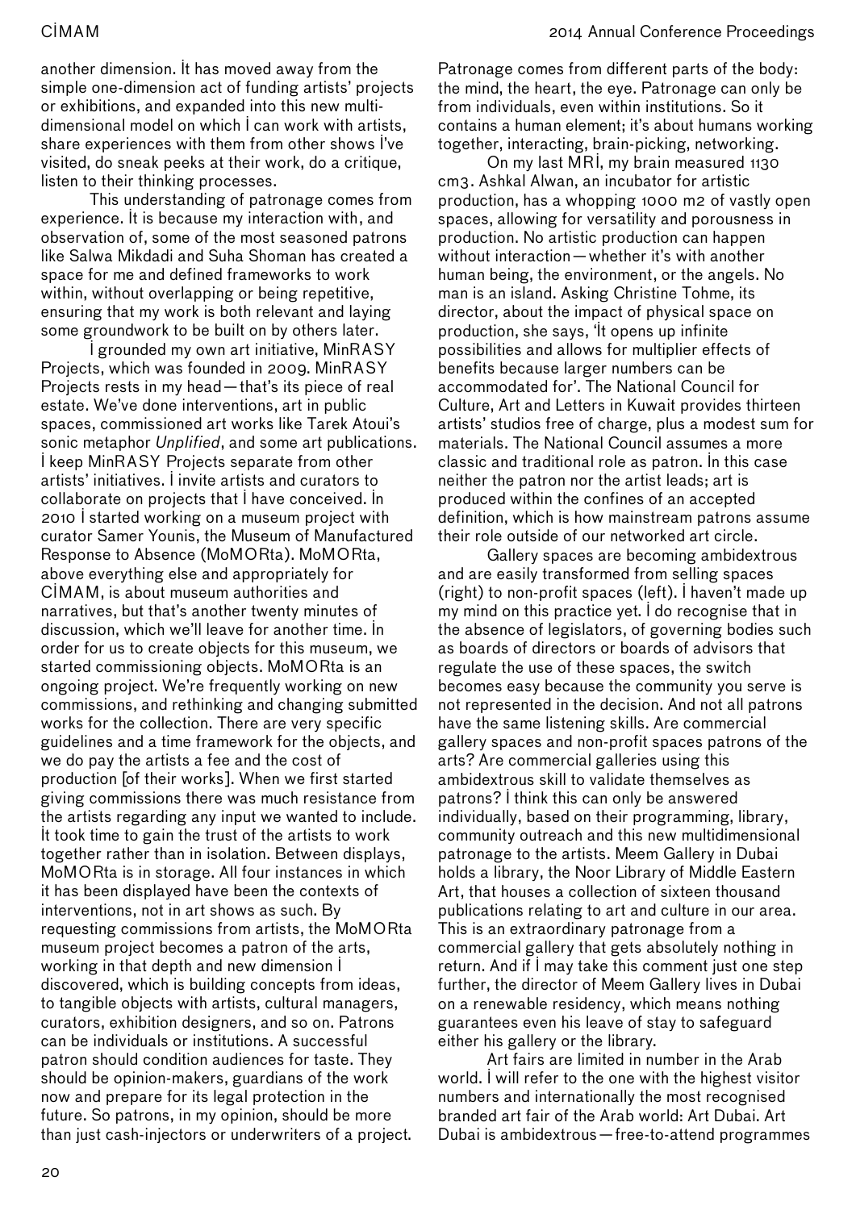another dimension. It has moved away from the simple one-dimension act of funding artists' projects or exhibitions, and expanded into this new multi-dimensional model on which I can work with artists, share experiences with them from other shows I've visited, do sneak peeks at their work, do a critique, listen to their thinking processes.

This understanding of patronage comes from experience. It is because my interaction with, and observation of, some of the most seasoned patrons like Salwa Mikdadi and Suha Shoman has created a space for me and defined frameworks to work within, without overlapping or being repetitive, ensuring that my work is both relevant and laying some groundwork to be built on by others later.

I grounded my own art initiative, MinRASY Projects, which was founded in 2009. MinRASY Projects rests in my head—that's its piece of real estate. We've done interventions, art in public spaces, commissioned art works like Tarek Atoui's sonic metaphor *Unplified*, and some art publications. I keep MinRASY Projects separate from other artists' initiatives. I invite artists and curators to collaborate on projects that I have conceived. In 2010 I started working on a museum project with curator Samer Younis, the Museum of Manufactured Response to Absence (MoMORta). MoMORta, above everything else and appropriately for CIMAM, is about museum authorities and narratives, but that's another twenty minutes of discussion, which we'll leave for another time. In order for us to create objects for this museum, we started commissioning objects. MoMORta is an ongoing project. We're frequently working on new commissions, and rethinking and changing submitted works for the collection. There are very specific guidelines and a time framework for the objects, and we do pay the artists a fee and the cost of production [of their works]. When we first started giving commissions there was much resistance from the artists regarding any input we wanted to include. It took time to gain the trust of the artists to work together rather than in isolation. Between displays, MoMORta is in storage. All four instances in which it has been displayed have been the contexts of interventions, not in art shows as such. By requesting commissions from artists, the MoMORta museum project becomes a patron of the arts, working in that depth and new dimension I discovered, which is building concepts from ideas, to tangible objects with artists, cultural managers, curators, exhibition designers, and so on. Patrons can be individuals or institutions. A successful patron should condition audiences for taste. They should be opinion-makers, guardians of the work now and prepare for its legal protection in the future. So patrons, in my opinion, should be more than just cash-injectors or underwriters of a project. Patronage comes from different parts of the body: the mind, the heart, the eye. Patronage can only be from individuals, even within institutions. So it contains a human element; it's about humans working together, interacting, brain-picking, networking.

On my last MRI, my brain measured 1130 cm3. Ashkal Alwan, an incubator for artistic production, has a whopping 1000 m2 of vastly open spaces, allowing for versatility and porousness in production. No artistic production can happen without interaction—whether it's with another human being, the environment, or the angels. No man is an island. Asking Christine Tohme, its director, about the impact of physical space on production, she says, 'It opens up infinite possibilities and allows for multiplier effects of benefits because larger numbers can be accommodated for'. The National Council for Culture, Art and Letters in Kuwait provides thirteen artists' studios free of charge, plus a modest sum for materials. The National Council assumes a more classic and traditional role as patron. In this case neither the patron nor the artist leads; art is produced within the confines of an accepted definition, which is how mainstream patrons assume their role outside of our networked art circle.

Gallery spaces are becoming ambidextrous and are easily transformed from selling spaces (right) to non-profit spaces (left). I haven't made up my mind on this practice yet. I do recognise that in the absence of legislators, of governing bodies such as boards of directors or boards of advisors that regulate the use of these spaces, the switch becomes easy because the community you serve is not represented in the decision. And not all patrons have the same listening skills. Are commercial gallery spaces and non-profit spaces patrons of the arts? Are commercial galleries using this ambidextrous skill to validate themselves as patrons? I think this can only be answered individually, based on their programming, library, community outreach and this new multidimensional patronage to the artists. Meem Gallery in Dubai holds a library, the Noor Library of Middle Eastern Art, that houses a collection of sixteen thousand publications relating to art and culture in our area. This is an extraordinary patronage from a commercial gallery that gets absolutely nothing in return. And if I may take this comment just one step further, the director of Meem Gallery lives in Dubai on a renewable residency, which means nothing guarantees even his leave of stay to safeguard either his gallery or the library.

Art fairs are limited in number in the Arab world. I will refer to the one with the highest visitor numbers and internationally the most recognised branded art fair of the Arab world: Art Dubai. Art Dubai is ambidextrous—free-to-attend programmes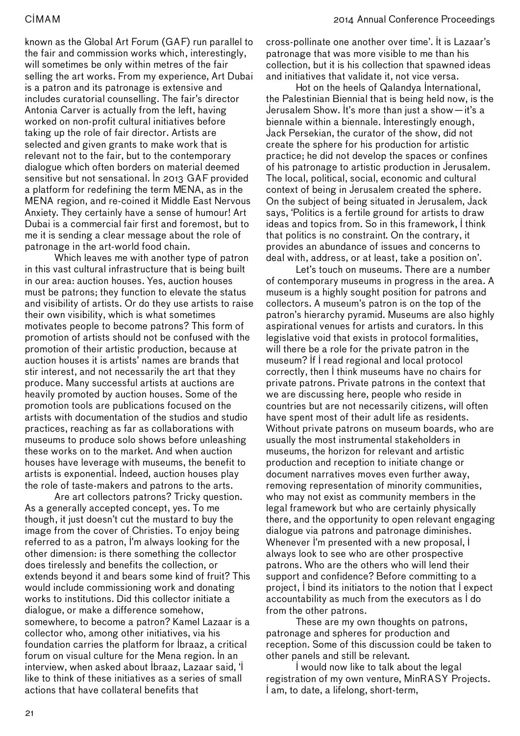known as the Global Art Forum (GAF) run parallel to the fair and commission works which, interestingly, will sometimes be only within metres of the fair selling the art works. From my experience, Art Dubai is a patron and its patronage is extensive and includes curatorial counselling. The fair's director Antonia Carver is actually from the left, having worked on non-profit cultural initiatives before taking up the role of fair director. Artists are selected and given grants to make work that is relevant not to the fair, but to the contemporary dialogue which often borders on material deemed sensitive but not sensational. In 2013 GAF provided a platform for redefining the term MENA, as in the MENA region, and re-coined it Middle East Nervous Anxiety. They certainly have a sense of humour! Art Dubai is a commercial fair first and foremost, but to me it is sending a clear message about the role of patronage in the art-world food chain.

Which leaves me with another type of patron in this vast cultural infrastructure that is being built in our area: auction houses. Yes, auction houses must be patrons; they function to elevate the status and visibility of artists. Or do they use artists to raise their own visibility, which is what sometimes motivates people to become patrons? This form of promotion of artists should not be confused with the promotion of their artistic production, because at auction houses it is artists' names are brands that stir interest, and not necessarily the art that they produce. Many successful artists at auctions are heavily promoted by auction houses. Some of the promotion tools are publications focused on the artists with documentation of the studios and studio practices, reaching as far as collaborations with museums to produce solo shows before unleashing these works on to the market. And when auction houses have leverage with museums, the benefit to artists is exponential. Indeed, auction houses play the role of taste-makers and patrons to the arts.

Are art collectors patrons? Tricky question. As a generally accepted concept, yes. To me though, it just doesn't cut the mustard to buy the image from the cover of Christies. To enjoy being referred to as a patron, I'm always looking for the other dimension: is there something the collector does tirelessly and benefits the collection, or extends beyond it and bears some kind of fruit? This would include commissioning work and donating works to institutions. Did this collector initiate a dialogue, or make a difference somehow, somewhere, to become a patron? Kamel Lazaar is a collector who, among other initiatives, via his foundation carries the platform for Ibraaz, a critical forum on visual culture for the Mena region. In an interview, when asked about Ibraaz, Lazaar said, 'I like to think of these initiatives as a series of small actions that have collateral benefits that cross-pollinate one another over time'. It is Lazaar's patronage that was more visible to me than his collection, but it is his collection that spawned ideas and initiatives that validate it, not vice versa.

Hot on the heels of Qalandya International, the Palestinian Biennial that is being held now, is the Jerusalem Show. It's more than just a show—it's a biennale within a biennale. Interestingly enough, Jack Persekian, the curator of the show, did not create the sphere for his production for artistic practice; he did not develop the spaces or confines of his patronage to artistic production in Jerusalem. The local, political, social, economic and cultural context of being in Jerusalem created the sphere. On the subject of being situated in Jerusalem, Jack says, 'Politics is a fertile ground for artists to draw ideas and topics from. So in this framework, I think that politics is no constraint. On the contrary, it provides an abundance of issues and concerns to deal with, address, or at least, take a position on'.

Let's touch on museums. There are a number of contemporary museums in progress in the area. A museum is a highly sought position for patrons and collectors. A museum's patron is on the top of the patron's hierarchy pyramid. Museums are also highly aspirational venues for artists and curators. In this legislative void that exists in protocol formalities, will there be a role for the private patron in the museum? If I read regional and local protocol correctly, then I think museums have no chairs for private patrons. Private patrons in the context that we are discussing here, people who reside in countries but are not necessarily citizens, will often have spent most of their adult life as residents. Without private patrons on museum boards, who are usually the most instrumental stakeholders in museums, the horizon for relevant and artistic production and reception to initiate change or document narratives moves even further away, removing representation of minority communities, who may not exist as community members in the legal framework but who are certainly physically there, and the opportunity to open relevant engaging dialogue via patrons and patronage diminishes. Whenever I'm presented with a new proposal, I always look to see who are other prospective patrons. Who are the others who will lend their support and confidence? Before committing to a project, I bind its initiators to the notion that I expect accountability as much from the executors as I do from the other patrons.

These are my own thoughts on patrons, patronage and spheres for production and reception. Some of this discussion could be taken to other panels and still be relevant.

I would now like to talk about the legal registration of my own venture, MinRASY Projects. I am, to date, a lifelong, short-term,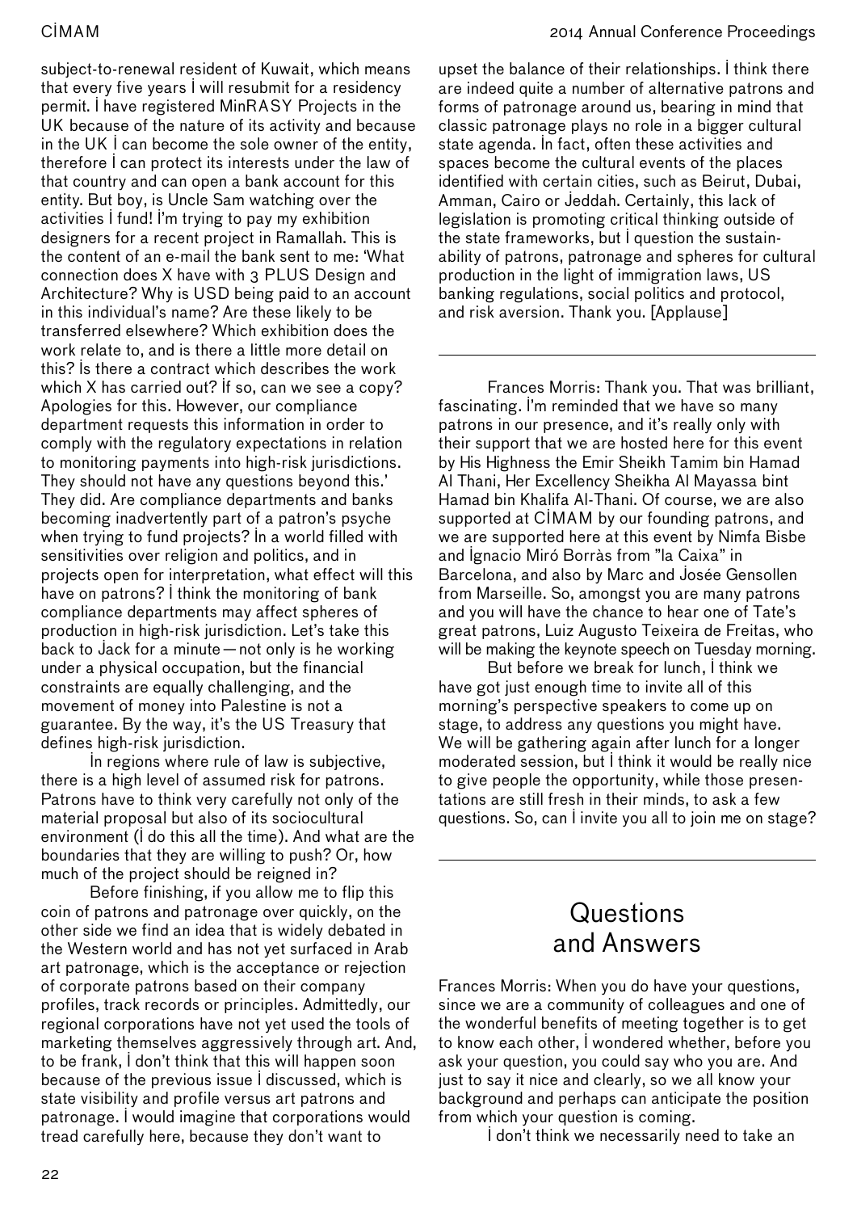subject-to-renewal resident of Kuwait, which means that every five years I will resubmit for a residency permit. I have registered MinRASY Projects in the UK because of the nature of its activity and because in the UK I can become the sole owner of the entity, therefore I can protect its interests under the law of that country and can open a bank account for this entity. But boy, is Uncle Sam watching over the activities I fund! I'm trying to pay my exhibition designers for a recent project in Ramallah. This is the content of an e-mail the bank sent to me: 'What connection does X have with 3 PLUS Design and Architecture? Why is USD being paid to an account in this individual's name? Are these likely to be transferred elsewhere? Which exhibition does the work relate to, and is there a little more detail on this? Is there a contract which describes the work which X has carried out? If so, can we see a copy? Apologies for this. However, our compliance department requests this information in order to comply with the regulatory expectations in relation to monitoring payments into high-risk jurisdictions. They should not have any questions beyond this.' They did. Are compliance departments and banks becoming inadvertently part of a patron's psyche when trying to fund projects? In a world filled with sensitivities over religion and politics, and in projects open for interpretation, what effect will this have on patrons? I think the monitoring of bank compliance departments may affect spheres of production in high-risk jurisdiction. Let's take this back to Jack for a minute—not only is he working under a physical occupation, but the financial constraints are equally challenging, and the movement of money into Palestine is not a guarantee. By the way, it's the US Treasury that defines high-risk jurisdiction.

In regions where rule of law is subjective, there is a high level of assumed risk for patrons. Patrons have to think very carefully not only of the material proposal but also of its sociocultural environment (I do this all the time). And what are the boundaries that they are willing to push? Or, how much of the project should be reigned in?

Before finishing, if you allow me to flip this coin of patrons and patronage over quickly, on the other side we find an idea that is widely debated in the Western world and has not yet surfaced in Arab art patronage, which is the acceptance or rejection of corporate patrons based on their company profiles, track records or principles. Admittedly, our regional corporations have not yet used the tools of marketing themselves aggressively through art. And, to be frank, I don't think that this will happen soon because of the previous issue I discussed, which is state visibility and profile versus art patrons and patronage. I would imagine that corporations would tread carefully here, because they don't want to upset the balance of their relationships. I think there are indeed quite a number of alternative patrons and forms of patronage around us, bearing in mind that classic patronage plays no role in a bigger cultural state agenda. In fact, often these activities and spaces become the cultural events of the places identified with certain cities, such as Beirut, Dubai, Amman, Cairo or Jeddah. Certainly, this lack of legislation is promoting critical thinking outside of the state frameworks, but I question the sustainability of patrons, patronage and spheres for cultural production in the light of immigration laws, US banking regulations, social politics and protocol, and risk aversion. Thank you. [Applause]

---

Frances Morris: Thank you. That was brilliant, fascinating. I'm reminded that we have so many patrons in our presence, and it's really only with their support that we are hosted here for this event by His Highness the Emir Sheikh Tamim bin Hamad Al Thani, Her Excellency Sheikha Al Mayassa bint Hamad bin Khalifa Al-Thani. Of course, we are also supported at CIMAM by our founding patrons, and we are supported here at this event by Nimfa Bisbe and Ignacio Miró Borràs from "la Caixa" in Barcelona, and also by Marc and Josée Gensollen from Marseille. So, amongst you are many patrons and you will have the chance to hear one of Tate's great patrons, Luiz Augusto Teixeira de Freitas, who will be making the keynote speech on Tuesday morning.

But before we break for lunch, I think we have got just enough time to invite all of this morning's perspective speakers to come up on stage, to address any questions you might have. We will be gathering again after lunch for a longer moderated session, but I think it would be really nice to give people the opportunity, while those presentations are still fresh in their minds, to ask a few questions. So, can I invite you all to join me on stage?

---

## Questions and Answers

Frances Morris: When you do have your questions, since we are a community of colleagues and one of the wonderful benefits of meeting together is to get to know each other, I wondered whether, before you ask your question, you could say who you are. And just to say it nice and clearly, so we all know your background and perhaps can anticipate the position from which your question is coming.

I don't think we necessarily need to take an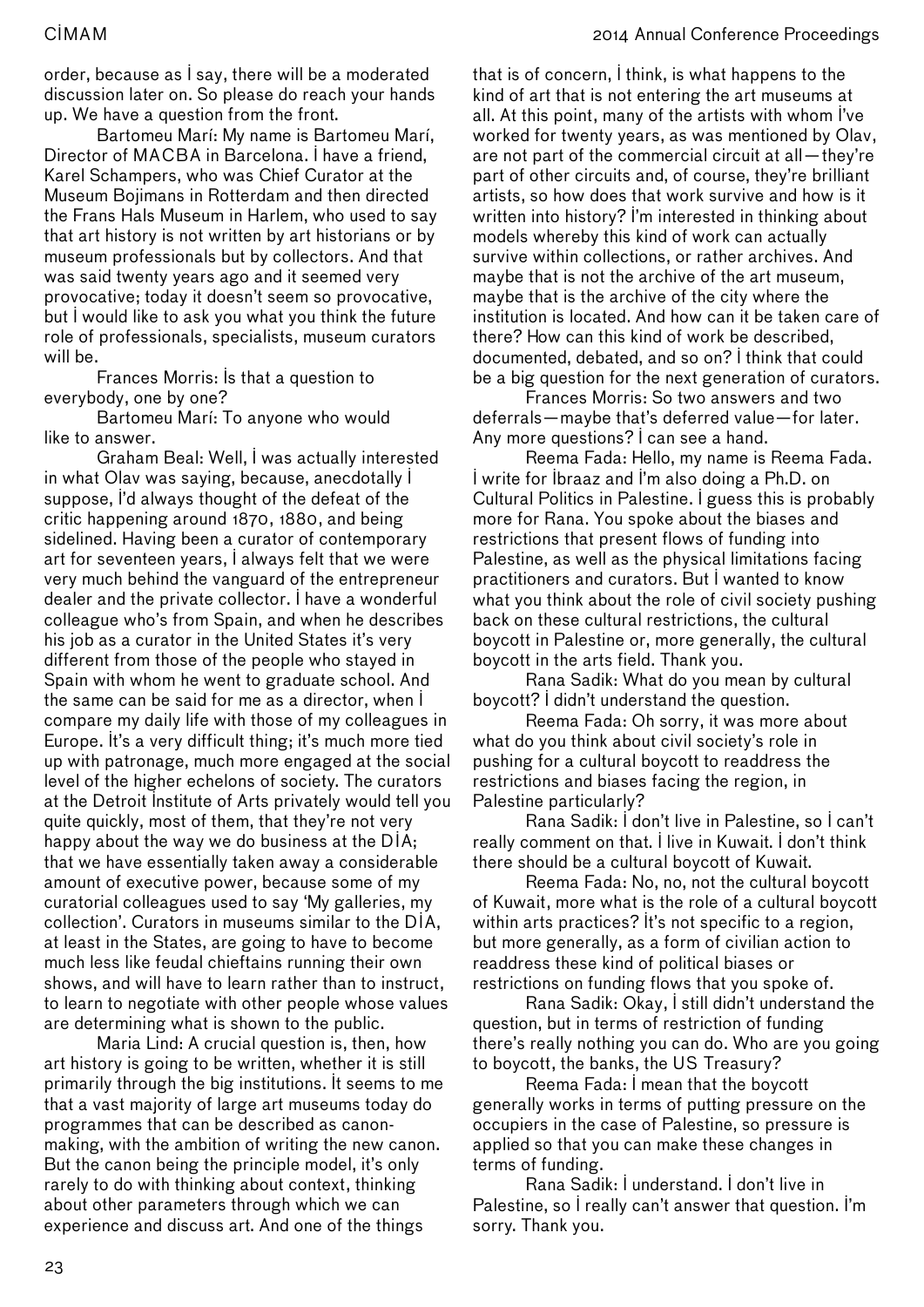order, because as I say, there will be a moderated discussion later on. So please do reach your hands up. We have a question from the front.

Bartomeu Marí: My name is Bartomeu Marí, Director of MACBA in Barcelona. I have a friend, Karel Schampers, who was Chief Curator at the Museum Bojimans in Rotterdam and then directed the Frans Hals Museum in Harlem, who used to say that art history is not written by art historians or by museum professionals but by collectors. And that was said twenty years ago and it seemed very provocative; today it doesn't seem so provocative, but I would like to ask you what you think the future role of professionals, specialists, museum curators will be.

Frances Morris: Is that a question to everybody, one by one?

Bartomeu Marí: To anyone who would like to answer.

Graham Beal: Well, I was actually interested in what Olav was saying, because, anecdotally I suppose, I'd always thought of the defeat of the critic happening around 1870, 1880, and being sidelined. Having been a curator of contemporary art for seventeen years, I always felt that we were very much behind the vanguard of the entrepreneur dealer and the private collector. I have a wonderful colleague who's from Spain, and when he describes his job as a curator in the United States it's very different from those of the people who stayed in Spain with whom he went to graduate school. And the same can be said for me as a director, when I compare my daily life with those of my colleagues in Europe. It's a very difficult thing; it's much more tied up with patronage, much more engaged at the social level of the higher echelons of society. The curators at the Detroit Institute of Arts privately would tell you quite quickly, most of them, that they're not very happy about the way we do business at the DIA; that we have essentially taken away a considerable amount of executive power, because some of my curatorial colleagues used to say 'My galleries, my collection'. Curators in museums similar to the DIA, at least in the States, are going to have to become much less like feudal chieftains running their own shows, and will have to learn rather than to instruct, to learn to negotiate with other people whose values are determining what is shown to the public.

Maria Lind: A crucial question is, then, how art history is going to be written, whether it is still primarily through the big institutions. It seems to me that a vast majority of large art museums today do programmes that can be described as canon-making, with the ambition of writing the new canon. But the canon being the principle model, it's only rarely to do with thinking about context, thinking about other parameters through which we can experience and discuss art. And one of the things that is of concern, I think, is what happens to the kind of art that is not entering the art museums at all. At this point, many of the artists with whom I've worked for twenty years, as was mentioned by Olav, are not part of the commercial circuit at all—they're part of other circuits and, of course, they're brilliant artists, so how does that work survive and how is it written into history? I'm interested in thinking about models whereby this kind of work can actually survive within collections, or rather archives. And maybe that is not the archive of the art museum, maybe that is the archive of the city where the institution is located. And how can it be taken care of there? How can this kind of work be described, documented, debated, and so on? I think that could be a big question for the next generation of curators.

Frances Morris: So two answers and two deferrals—maybe that's deferred value—for later. Any more questions? I can see a hand.

Reema Fada: Hello, my name is Reema Fada. I write for Ibraaz and I'm also doing a Ph.D. on Cultural Politics in Palestine. I guess this is probably more for Rana. You spoke about the biases and restrictions that present flows of funding into Palestine, as well as the physical limitations facing practitioners and curators. But I wanted to know what you think about the role of civil society pushing back on these cultural restrictions, the cultural boycott in Palestine or, more generally, the cultural boycott in the arts field. Thank you.

Rana Sadik: What do you mean by cultural boycott? I didn't understand the question.

Reema Fada: Oh sorry, it was more about what do you think about civil society's role in pushing for a cultural boycott to readdress the restrictions and biases facing the region, in Palestine particularly?

Rana Sadik: I don't live in Palestine, so I can't really comment on that. I live in Kuwait. I don't think there should be a cultural boycott of Kuwait.

Reema Fada: No, no, not the cultural boycott of Kuwait, more what is the role of a cultural boycott within arts practices? It's not specific to a region, but more generally, as a form of civilian action to readdress these kind of political biases or restrictions on funding flows that you spoke of.

Rana Sadik: Okay, I still didn't understand the question, but in terms of restriction of funding there's really nothing you can do. Who are you going to boycott, the banks, the US Treasury?

Reema Fada: I mean that the boycott generally works in terms of putting pressure on the occupiers in the case of Palestine, so pressure is applied so that you can make these changes in terms of funding.

Rana Sadik: I understand. I don't live in Palestine, so I really can't answer that question. I'm sorry. Thank you.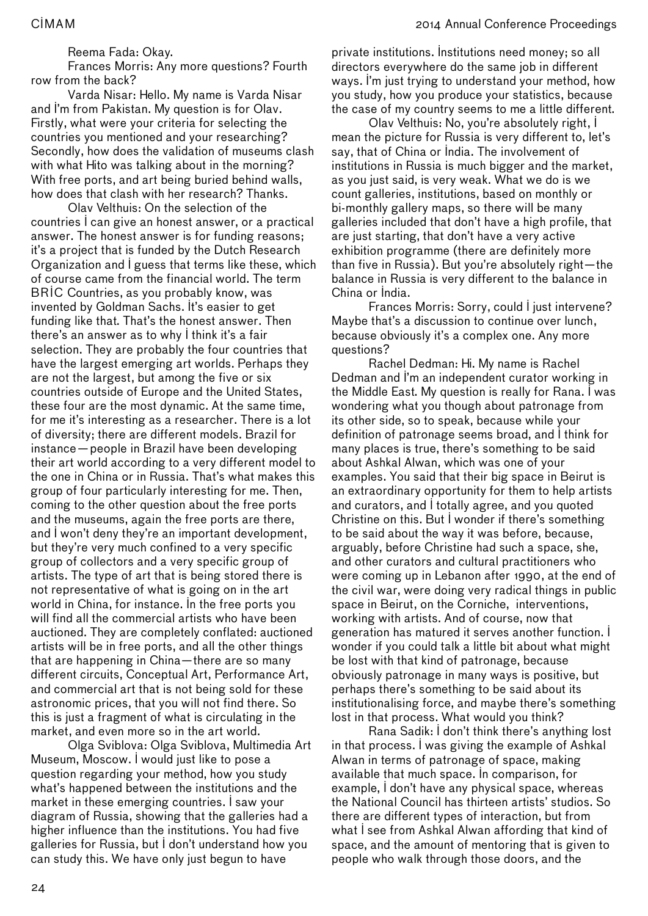Reema Fada: Okay.

Frances Morris: Any more questions? Fourth row from the back?

Varda Nisar: Hello. My name is Varda Nisar and I'm from Pakistan. My question is for Olav. Firstly, what were your criteria for selecting the countries you mentioned and your researching? Secondly, how does the validation of museums clash with what Hito was talking about in the morning? With free ports, and art being buried behind walls, how does that clash with her research? Thanks.

Olav Velthuis: On the selection of the countries I can give an honest answer, or a practical answer. The honest answer is for funding reasons; it's a project that is funded by the Dutch Research Organization and I guess that terms like these, which of course came from the financial world. The term BRIC Countries, as you probably know, was invented by Goldman Sachs. It's easier to get funding like that. That's the honest answer. Then there's an answer as to why I think it's a fair selection. They are probably the four countries that have the largest emerging art worlds. Perhaps they are not the largest, but among the five or six countries outside of Europe and the United States, these four are the most dynamic. At the same time, for me it's interesting as a researcher. There is a lot of diversity; there are different models. Brazil for instance—people in Brazil have been developing their art world according to a very different model to the one in China or in Russia. That's what makes this group of four particularly interesting for me. Then, coming to the other question about the free ports and the museums, again the free ports are there, and I won't deny they're an important development, but they're very much confined to a very specific group of collectors and a very specific group of artists. The type of art that is being stored there is not representative of what is going on in the art world in China, for instance. In the free ports you will find all the commercial artists who have been auctioned. They are completely conflated: auctioned artists will be in free ports, and all the other things that are happening in China—there are so many different circuits, Conceptual Art, Performance Art, and commercial art that is not being sold for these astronomic prices, that you will not find there. So this is just a fragment of what is circulating in the market, and even more so in the art world.

Olga Sviblova: Olga Sviblova, Multimedia Art Museum, Moscow. I would just like to pose a question regarding your method, how you study what's happened between the institutions and the market in these emerging countries. I saw your diagram of Russia, showing that the galleries had a higher influence than the institutions. You had five galleries for Russia, but I don't understand how you can study this. We have only just begun to have private institutions. Institutions need money; so all directors everywhere do the same job in different ways. I'm just trying to understand your method, how you study, how you produce your statistics, because the case of my country seems to me a little different.

Olav Velthuis: No, you're absolutely right, I mean the picture for Russia is very different to, let's say, that of China or India. The involvement of institutions in Russia is much bigger and the market, as you just said, is very weak. What we do is we count galleries, institutions, based on monthly or bi-monthly gallery maps, so there will be many galleries included that don't have a high profile, that are just starting, that don't have a very active exhibition programme (there are definitely more than five in Russia). But you're absolutely right—the balance in Russia is very different to the balance in China or India.

Frances Morris: Sorry, could I just intervene? Maybe that's a discussion to continue over lunch, because obviously it's a complex one. Any more questions?

Rachel Dedman: Hi. My name is Rachel Dedman and I'm an independent curator working in the Middle East. My question is really for Rana. I was wondering what you though about patronage from its other side, so to speak, because while your definition of patronage seems broad, and I think for many places is true, there's something to be said about Ashkal Alwan, which was one of your examples. You said that their big space in Beirut is an extraordinary opportunity for them to help artists and curators, and I totally agree, and you quoted Christine on this. But I wonder if there's something to be said about the way it was before, because, arguably, before Christine had such a space, she, and other curators and cultural practitioners who were coming up in Lebanon after 1990, at the end of the civil war, were doing very radical things in public space in Beirut, on the Corniche, interventions, working with artists. And of course, now that generation has matured it serves another function. I wonder if you could talk a little bit about what might be lost with that kind of patronage, because obviously patronage in many ways is positive, but perhaps there's something to be said about its institutionalising force, and maybe there's something lost in that process. What would you think?

Rana Sadik: I don't think there's anything lost in that process. I was giving the example of Ashkal Alwan in terms of patronage of space, making available that much space. In comparison, for example, I don't have any physical space, whereas the National Council has thirteen artists' studios. So there are different types of interaction, but from what I see from Ashkal Alwan affording that kind of space, and the amount of mentoring that is given to people who walk through those doors, and the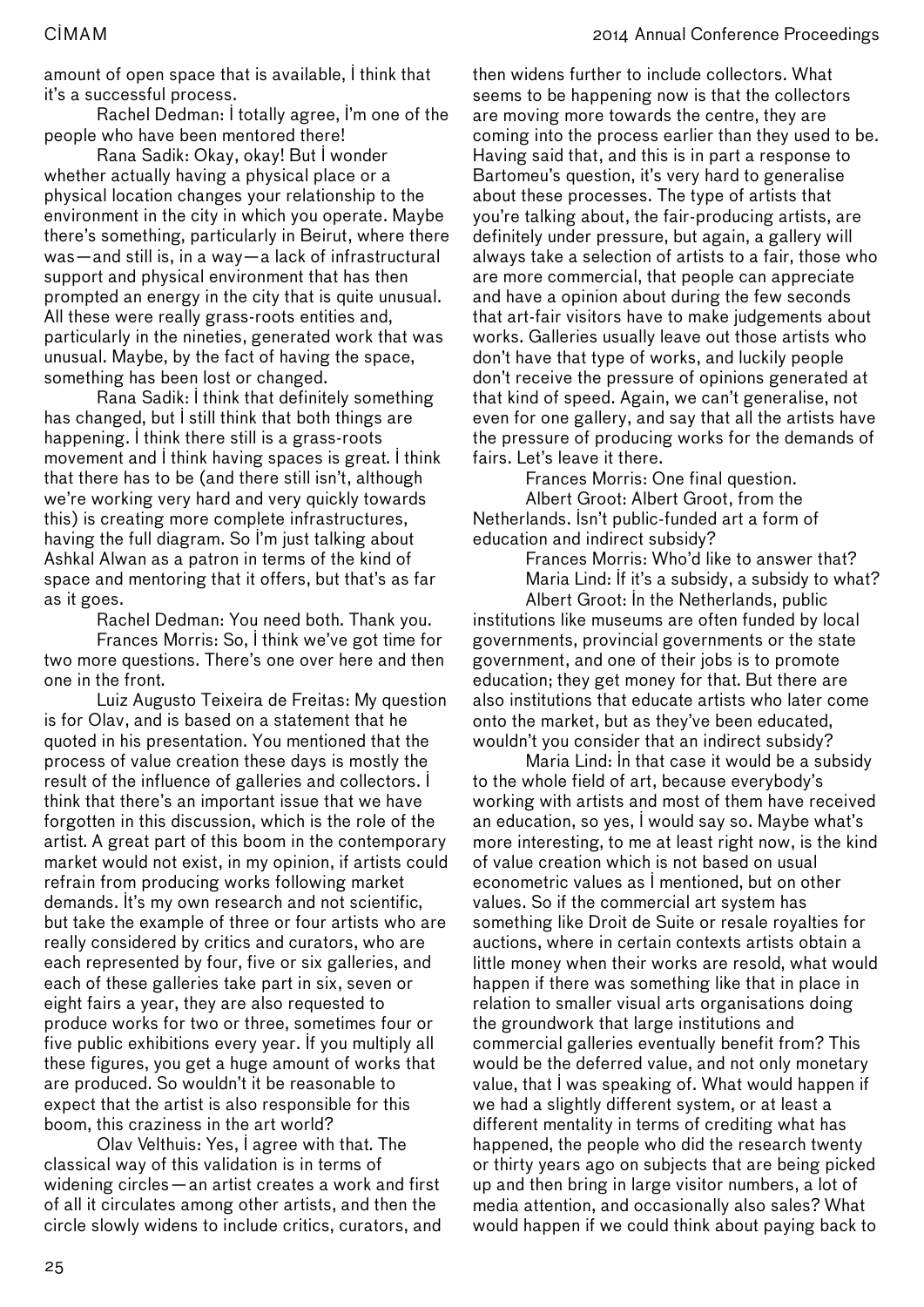amount of open space that is available, I think that it's a successful process.

Rachel Dedman: I totally agree, I'm one of the people who have been mentored there!

Rana Sadik: Okay, okay! But I wonder whether actually having a physical place or a physical location changes your relationship to the environment in the city in which you operate. Maybe there's something, particularly in Beirut, where there was—and still is, in a way—a lack of infrastructural support and physical environment that has then prompted an energy in the city that is quite unusual. All these were really grass-roots entities and, particularly in the nineties, generated work that was unusual. Maybe, by the fact of having the space, something has been lost or changed.

Rana Sadik: I think that definitely something has changed, but I still think that both things are happening. I think there still is a grass-roots movement and I think having spaces is great. I think that there has to be (and there still isn't, although we're working very hard and very quickly towards this) is creating more complete infrastructures, having the full diagram. So I'm just talking about Ashkal Alwan as a patron in terms of the kind of space and mentoring that it offers, but that's as far as it goes.

Rachel Dedman: You need both. Thank you.

Frances Morris: So, I think we've got time for two more questions. There's one over here and then one in the front.

Luiz Augusto Teixeira de Freitas: My question is for Olav, and is based on a statement that he quoted in his presentation. You mentioned that the process of value creation these days is mostly the result of the influence of galleries and collectors. I think that there's an important issue that we have forgotten in this discussion, which is the role of the artist. A great part of this boom in the contemporary market would not exist, in my opinion, if artists could refrain from producing works following market demands. It's my own research and not scientific, but take the example of three or four artists who are really considered by critics and curators, who are each represented by four, five or six galleries, and each of these galleries take part in six, seven or eight fairs a year, they are also requested to produce works for two or three, sometimes four or five public exhibitions every year. If you multiply all these figures, you get a huge amount of works that are produced. So wouldn't it be reasonable to expect that the artist is also responsible for this boom, this craziness in the art world?

Olav Velthuis: Yes, I agree with that. The classical way of this validation is in terms of widening circles—an artist creates a work and first of all it circulates among other artists, and then the circle slowly widens to include critics, curators, and then widens further to include collectors. What seems to be happening now is that the collectors are moving more towards the centre, they are coming into the process earlier than they used to be. Having said that, and this is in part a response to Bartomeu's question, it's very hard to generalise about these processes. The type of artists that you're talking about, the fair-producing artists, are definitely under pressure, but again, a gallery will always take a selection of artists to a fair, those who are more commercial, that people can appreciate and have a opinion about during the few seconds that art-fair visitors have to make judgements about works. Galleries usually leave out those artists who don't have that type of works, and luckily people don't receive the pressure of opinions generated at that kind of speed. Again, we can't generalise, not even for one gallery, and say that all the artists have the pressure of producing works for the demands of fairs. Let's leave it there.

Frances Morris: One final question.

Albert Groot: Albert Groot, from the Netherlands. Isn't public-funded art a form of education and indirect subsidy?

Frances Morris: Who'd like to answer that?

Maria Lind: If it's a subsidy, a subsidy to what?

Albert Groot: In the Netherlands, public institutions like museums are often funded by local governments, provincial governments or the state government, and one of their jobs is to promote education; they get money for that. But there are also institutions that educate artists who later come onto the market, but as they've been educated, wouldn't you consider that an indirect subsidy?

Maria Lind: In that case it would be a subsidy to the whole field of art, because everybody's working with artists and most of them have received an education, so yes, I would say so. Maybe what's more interesting, to me at least right now, is the kind of value creation which is not based on usual econometric values as I mentioned, but on other values. So if the commercial art system has something like Droit de Suite or resale royalties for auctions, where in certain contexts artists obtain a little money when their works are resold, what would happen if there was something like that in place in relation to smaller visual arts organisations doing the groundwork that large institutions and commercial galleries eventually benefit from? This would be the deferred value, and not only monetary value, that I was speaking of. What would happen if we had a slightly different system, or at least a different mentality in terms of crediting what has happened, the people who did the research twenty or thirty years ago on subjects that are being picked up and then bring in large visitor numbers, a lot of media attention, and occasionally also sales? What would happen if we could think about paying back to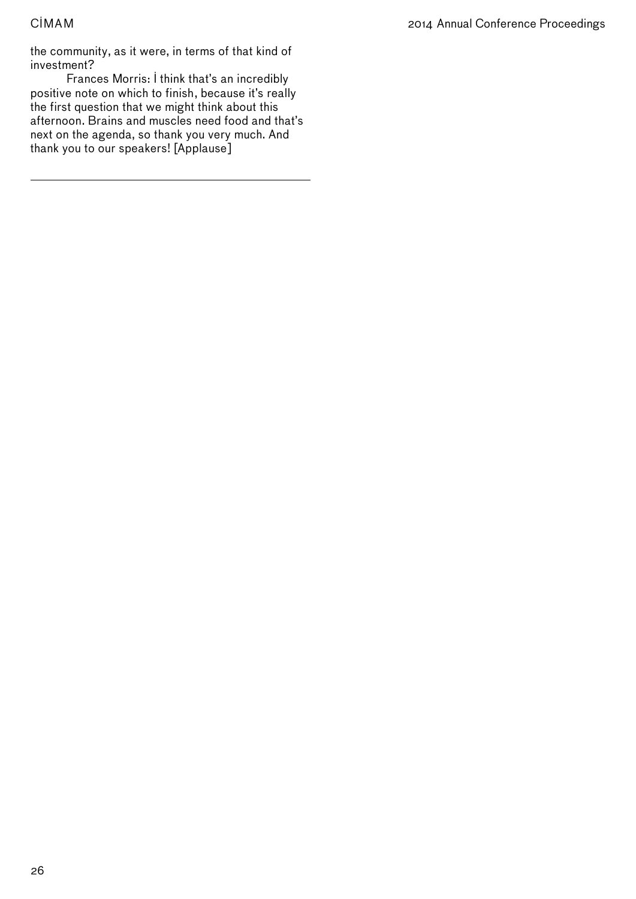the community, as it were, in terms of that kind of investment?

Frances Morris: I think that's an incredibly positive note on which to finish, because it's really the first question that we might think about this afternoon. Brains and muscles need food and that's next on the agenda, so thank you very much. And thank you to our speakers! [Applause]

---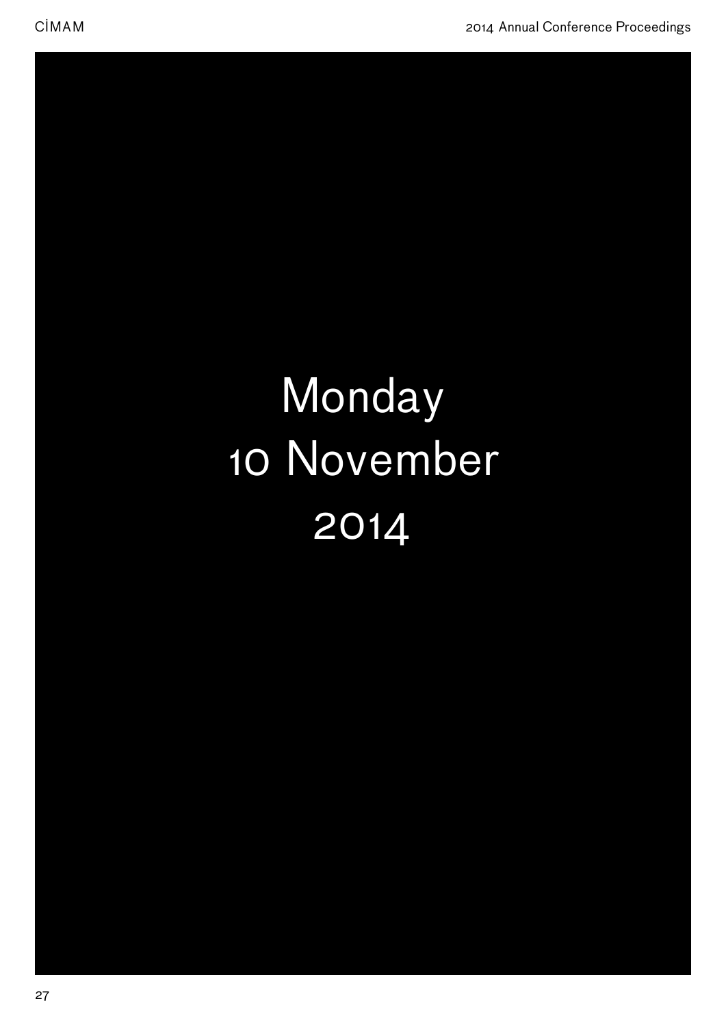# Monday 10 November 2014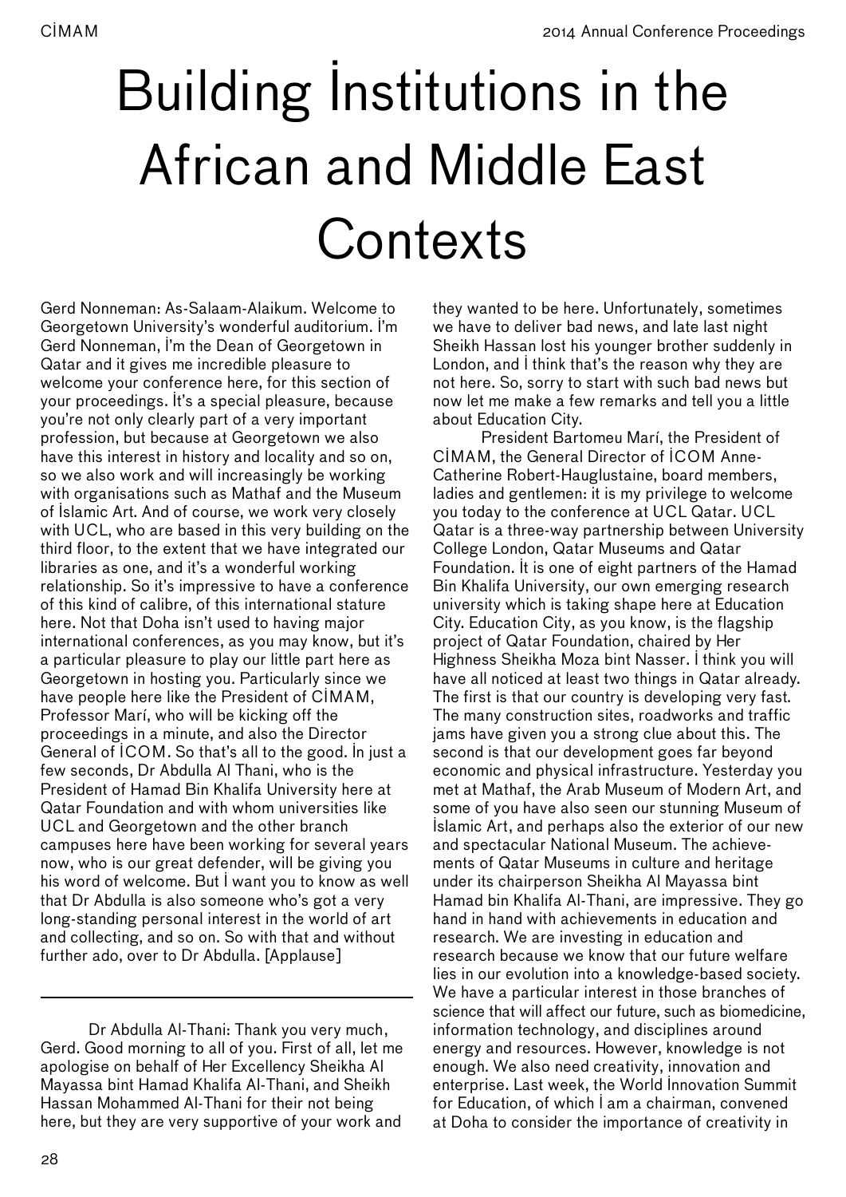# Building Institutions in the African and Middle East Contexts

Gerd Nonneman: As-Salaam-Alaikum. Welcome to Georgetown University's wonderful auditorium. I'm Gerd Nonneman, I'm the Dean of Georgetown in Qatar and it gives me incredible pleasure to welcome your conference here, for this section of your proceedings. It's a special pleasure, because you're not only clearly part of a very important profession, but because at Georgetown we also have this interest in history and locality and so on, so we also work and will increasingly be working with organisations such as Mathaf and the Museum of Islamic Art. And of course, we work very closely with UCL, who are based in this very building on the third floor, to the extent that we have integrated our libraries as one, and it's a wonderful working relationship. So it's impressive to have a conference of this kind of calibre, of this international stature here. Not that Doha isn't used to having major international conferences, as you may know, but it's a particular pleasure to play our little part here as Georgetown in hosting you. Particularly since we have people here like the President of CIMAM, Professor Marí, who will be kicking off the proceedings in a minute, and also the Director General of ICOM. So that's all to the good. In just a few seconds, Dr Abdulla Al Thani, who is the President of Hamad Bin Khalifa University here at Qatar Foundation and with whom universities like UCL and Georgetown and the other branch campuses here have been working for several years now, who is our great defender, will be giving you his word of welcome. But I want you to know as well that Dr Abdulla is also someone who's got a very long-standing personal interest in the world of art and collecting, and so on. So with that and without further ado, over to Dr Abdulla. [Applause]

---

Dr Abdulla Al-Thani: Thank you very much, Gerd. Good morning to all of you. First of all, let me apologise on behalf of Her Excellency Sheikha Al Mayassa bint Hamad Khalifa Al-Thani, and Sheikh Hassan Mohammed Al-Thani for their not being here, but they are very supportive of your work and they wanted to be here. Unfortunately, sometimes we have to deliver bad news, and late last night Sheikh Hassan lost his younger brother suddenly in London, and I think that's the reason why they are not here. So, sorry to start with such bad news but now let me make a few remarks and tell you a little about Education City.

President Bartomeu Marí, the President of CIMAM, the General Director of ICOM Anne-Catherine Robert-Hauglustaine, board members, ladies and gentlemen: it is my privilege to welcome you today to the conference at UCL Qatar. UCL Qatar is a three-way partnership between University College London, Qatar Museums and Qatar Foundation. It is one of eight partners of the Hamad Bin Khalifa University, our own emerging research university which is taking shape here at Education City. Education City, as you know, is the flagship project of Qatar Foundation, chaired by Her Highness Sheikha Moza bint Nasser. I think you will have all noticed at least two things in Qatar already. The first is that our country is developing very fast. The many construction sites, roadworks and traffic jams have given you a strong clue about this. The second is that our development goes far beyond economic and physical infrastructure. Yesterday you met at Mathaf, the Arab Museum of Modern Art, and some of you have also seen our stunning Museum of Islamic Art, and perhaps also the exterior of our new and spectacular National Museum. The achievements of Qatar Museums in culture and heritage under its chairperson Sheikha Al Mayassa bint Hamad bin Khalifa Al-Thani, are impressive. They go hand in hand with achievements in education and research. We are investing in education and research because we know that our future welfare lies in our evolution into a knowledge-based society. We have a particular interest in those branches of science that will affect our future, such as biomedicine, information technology, and disciplines around energy and resources. However, knowledge is not enough. We also need creativity, innovation and enterprise. Last week, the World Innovation Summit for Education, of which I am a chairman, convened at Doha to consider the importance of creativity in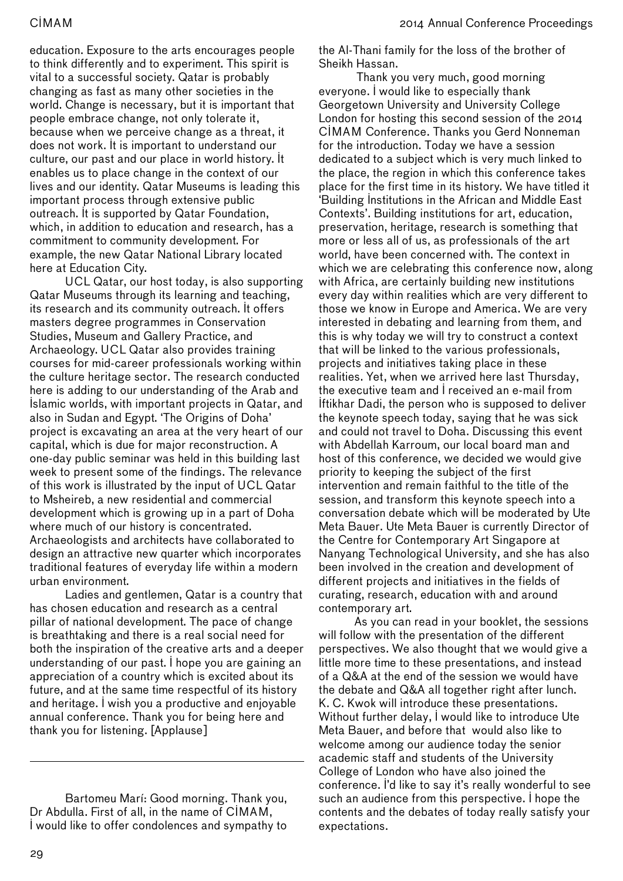education. Exposure to the arts encourages people to think differently and to experiment. This spirit is vital to a successful society. Qatar is probably changing as fast as many other societies in the world. Change is necessary, but it is important that people embrace change, not only tolerate it, because when we perceive change as a threat, it does not work. It is important to understand our culture, our past and our place in world history. It enables us to place change in the context of our lives and our identity. Qatar Museums is leading this important process through extensive public outreach. It is supported by Qatar Foundation, which, in addition to education and research, has a commitment to community development. For example, the new Qatar National Library located here at Education City.

UCL Qatar, our host today, is also supporting Qatar Museums through its learning and teaching, its research and its community outreach. It offers masters degree programmes in Conservation Studies, Museum and Gallery Practice, and Archaeology. UCL Qatar also provides training courses for mid-career professionals working within the culture heritage sector. The research conducted here is adding to our understanding of the Arab and Islamic worlds, with important projects in Qatar, and also in Sudan and Egypt. 'The Origins of Doha' project is excavating an area at the very heart of our capital, which is due for major reconstruction. A one-day public seminar was held in this building last week to present some of the findings. The relevance of this work is illustrated by the input of UCL Qatar to Msheireb, a new residential and commercial development which is growing up in a part of Doha where much of our history is concentrated. Archaeologists and architects have collaborated to design an attractive new quarter which incorporates traditional features of everyday life within a modern urban environment.

Ladies and gentlemen, Qatar is a country that has chosen education and research as a central pillar of national development. The pace of change is breathtaking and there is a real social need for both the inspiration of the creative arts and a deeper understanding of our past. I hope you are gaining an appreciation of a country which is excited about its future, and at the same time respectful of its history and heritage. I wish you a productive and enjoyable annual conference. Thank you for being here and thank you for listening. [Applause]

---

Bartomeu Marí: Good morning. Thank you, Dr Abdulla. First of all, in the name of CIMAM, I would like to offer condolences and sympathy to the Al-Thani family for the loss of the brother of Sheikh Hassan.

Thank you very much, good morning everyone. I would like to especially thank Georgetown University and University College London for hosting this second session of the 2014 CIMAM Conference. Thanks you Gerd Nonneman for the introduction. Today we have a session dedicated to a subject which is very much linked to the place, the region in which this conference takes place for the first time in its history. We have titled it 'Building Institutions in the African and Middle East Contexts'. Building institutions for art, education, preservation, heritage, research is something that more or less all of us, as professionals of the art world, have been concerned with. The context in which we are celebrating this conference now, along with Africa, are certainly building new institutions every day within realities which are very different to those we know in Europe and America. We are very interested in debating and learning from them, and this is why today we will try to construct a context that will be linked to the various professionals, projects and initiatives taking place in these realities. Yet, when we arrived here last Thursday, the executive team and I received an e-mail from Iftikhar Dadi, the person who is supposed to deliver the keynote speech today, saying that he was sick and could not travel to Doha. Discussing this event with Abdellah Karroum, our local board man and host of this conference, we decided we would give priority to keeping the subject of the first intervention and remain faithful to the title of the session, and transform this keynote speech into a conversation debate which will be moderated by Ute Meta Bauer. Ute Meta Bauer is currently Director of the Centre for Contemporary Art Singapore at Nanyang Technological University, and she has also been involved in the creation and development of different projects and initiatives in the fields of curating, research, education with and around contemporary art.

As you can read in your booklet, the sessions will follow with the presentation of the different perspectives. We also thought that we would give a little more time to these presentations, and instead of a Q&A at the end of the session we would have the debate and Q&A all together right after lunch. K. C. Kwok will introduce these presentations. Without further delay, I would like to introduce Ute Meta Bauer, and before that would also like to welcome among our audience today the senior academic staff and students of the University College of London who have also joined the conference. I'd like to say it's really wonderful to see such an audience from this perspective. I hope the contents and the debates of today really satisfy your expectations.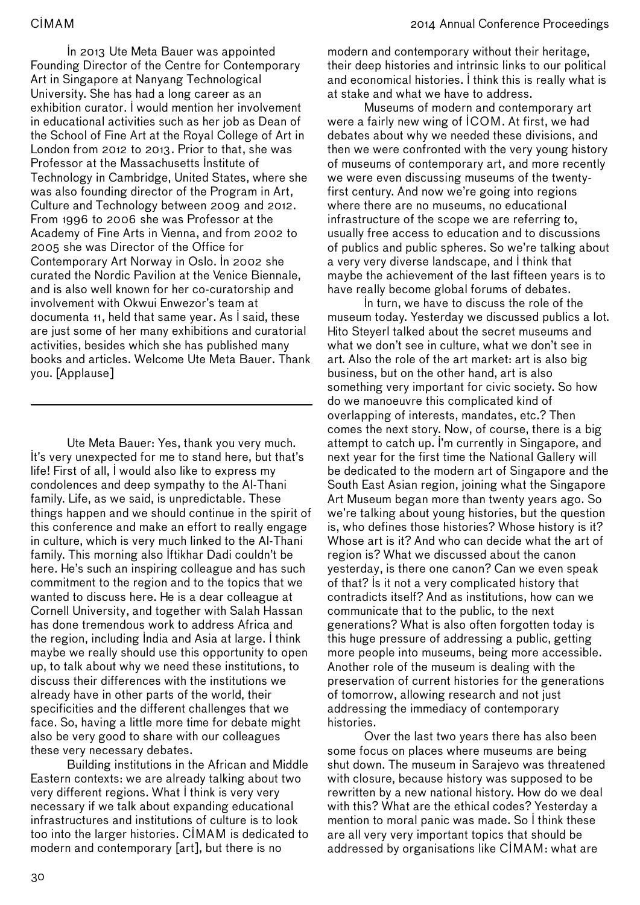In 2013 Ute Meta Bauer was appointed Founding Director of the Centre for Contemporary Art in Singapore at Nanyang Technological University. She has had a long career as an exhibition curator. I would mention her involvement in educational activities such as her job as Dean of the School of Fine Art at the Royal College of Art in London from 2012 to 2013. Prior to that, she was Professor at the Massachusetts Institute of Technology in Cambridge, United States, where she was also founding director of the Program in Art, Culture and Technology between 2009 and 2012. From 1996 to 2006 she was Professor at the Academy of Fine Arts in Vienna, and from 2002 to 2005 she was Director of the Office for Contemporary Art Norway in Oslo. In 2002 she curated the Nordic Pavilion at the Venice Biennale, and is also well known for her co-curatorship and involvement with Okwui Enwezor's team at documenta 11, held that same year. As I said, these are just some of her many exhibitions and curatorial activities, besides which she has published many books and articles. Welcome Ute Meta Bauer. Thank you. [Applause]

---

Ute Meta Bauer: Yes, thank you very much. It's very unexpected for me to stand here, but that's life! First of all, I would also like to express my condolences and deep sympathy to the Al-Thani family. Life, as we said, is unpredictable. These things happen and we should continue in the spirit of this conference and make an effort to really engage in culture, which is very much linked to the Al-Thani family. This morning also Iftikhar Dadi couldn't be here. He's such an inspiring colleague and has such commitment to the region and to the topics that we wanted to discuss here. He is a dear colleague at Cornell University, and together with Salah Hassan has done tremendous work to address Africa and the region, including India and Asia at large. I think maybe we really should use this opportunity to open up, to talk about why we need these institutions, to discuss their differences with the institutions we already have in other parts of the world, their specificities and the different challenges that we face. So, having a little more time for debate might also be very good to share with our colleagues these very necessary debates.

Building institutions in the African and Middle Eastern contexts: we are already talking about two very different regions. What I think is very very necessary if we talk about expanding educational infrastructures and institutions of culture is to look too into the larger histories. CIMAM is dedicated to modern and contemporary [art], but there is no modern and contemporary without their heritage, their deep histories and intrinsic links to our political and economical histories. I think this is really what is at stake and what we have to address.

Museums of modern and contemporary art were a fairly new wing of ICOM. At first, we had debates about why we needed these divisions, and then we were confronted with the very young history of museums of contemporary art, and more recently we were even discussing museums of the twenty-first century. And now we're going into regions where there are no museums, no educational infrastructure of the scope we are referring to, usually free access to education and to discussions of publics and public spheres. So we're talking about a very very diverse landscape, and I think that maybe the achievement of the last fifteen years is to have really become global forums of debates.

In turn, we have to discuss the role of the museum today. Yesterday we discussed publics a lot. Hito Steyerl talked about the secret museums and what we don't see in culture, what we don't see in art. Also the role of the art market: art is also big business, but on the other hand, art is also something very important for civic society. So how do we manoeuvre this complicated kind of overlapping of interests, mandates, etc.? Then comes the next story. Now, of course, there is a big attempt to catch up. I'm currently in Singapore, and next year for the first time the National Gallery will be dedicated to the modern art of Singapore and the South East Asian region, joining what the Singapore Art Museum began more than twenty years ago. So we're talking about young histories, but the question is, who defines those histories? Whose history is it? Whose art is it? And who can decide what the art of region is? What we discussed about the canon yesterday, is there one canon? Can we even speak of that? Is it not a very complicated history that contradicts itself? And as institutions, how can we communicate that to the public, to the next generations? What is also often forgotten today is this huge pressure of addressing a public, getting more people into museums, being more accessible. Another role of the museum is dealing with the preservation of current histories for the generations of tomorrow, allowing research and not just addressing the immediacy of contemporary histories.

Over the last two years there has also been some focus on places where museums are being shut down. The museum in Sarajevo was threatened with closure, because history was supposed to be rewritten by a new national history. How do we deal with this? What are the ethical codes? Yesterday a mention to moral panic was made. So I think these are all very very important topics that should be addressed by organisations like CIMAM: what are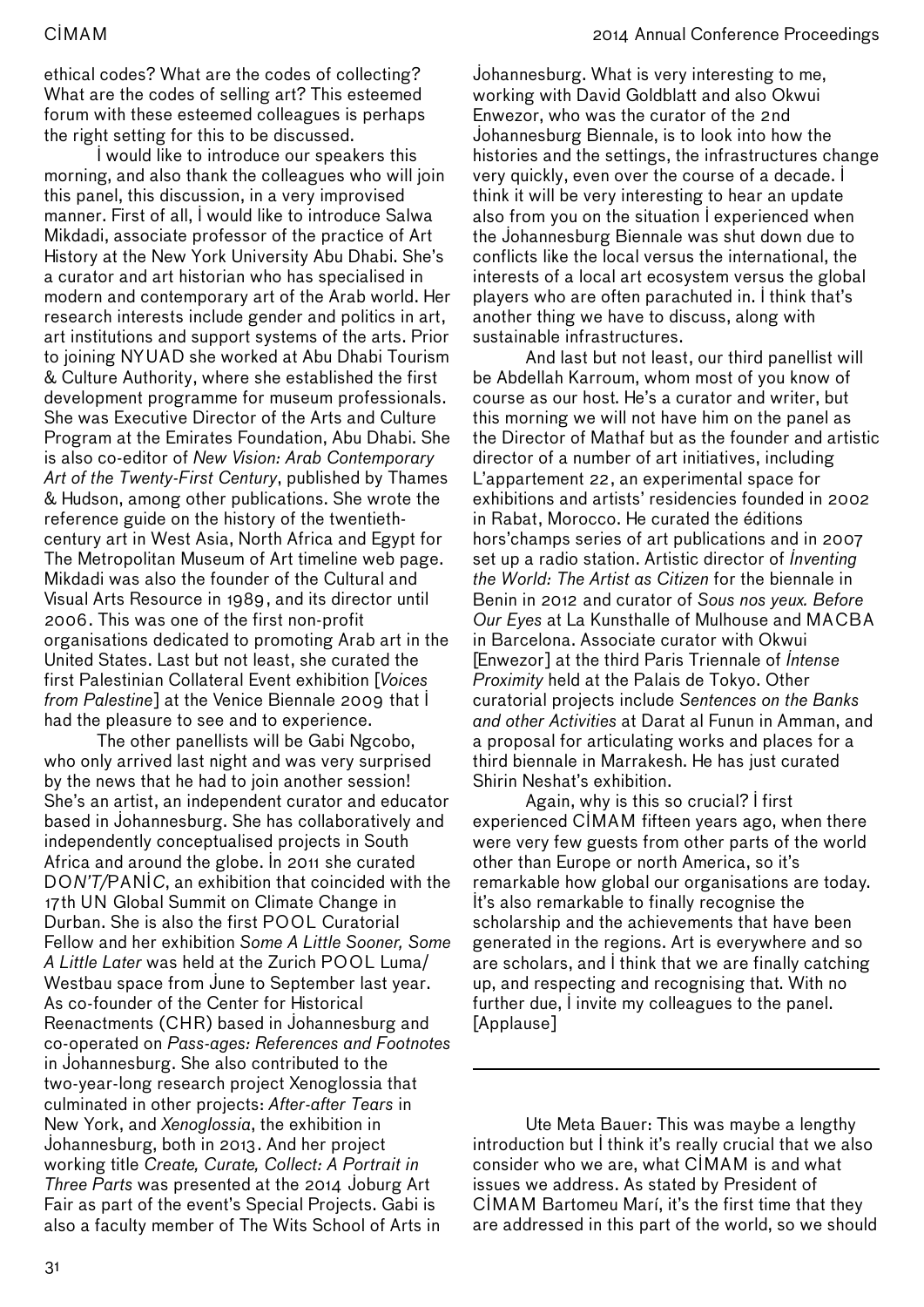ethical codes? What are the codes of collecting? What are the codes of selling art? This esteemed forum with these esteemed colleagues is perhaps the right setting for this to be discussed.

I would like to introduce our speakers this morning, and also thank the colleagues who will join this panel, this discussion, in a very improvised manner. First of all, I would like to introduce Salwa Mikdadi, associate professor of the practice of Art History at the New York University Abu Dhabi. She's a curator and art historian who has specialised in modern and contemporary art of the Arab world. Her research interests include gender and politics in art, art institutions and support systems of the arts. Prior to joining NYUAD she worked at Abu Dhabi Tourism & Culture Authority, where she established the first development programme for museum professionals. She was Executive Director of the Arts and Culture Program at the Emirates Foundation, Abu Dhabi. She is also co-editor of *New Vision: Arab Contemporary Art of the Twenty-First Century*, published by Thames & Hudson, among other publications. She wrote the reference guide on the history of the twentieth-century art in West Asia, North Africa and Egypt for The Metropolitan Museum of Art timeline web page. Mikdadi was also the founder of the Cultural and Visual Arts Resource in 1989, and its director until 2006. This was one of the first non-profit organisations dedicated to promoting Arab art in the United States. Last but not least, she curated the first Palestinian Collateral Event exhibition [*Voices from Palestine*] at the Venice Biennale 2009 that I had the pleasure to see and to experience.

The other panellists will be Gabi Ngcobo, who only arrived last night and was very surprised by the news that he had to join another session! She's an artist, an independent curator and educator based in Johannesburg. She has collaboratively and independently conceptualised projects in South Africa and around the globe. In 2011 she curated *DON'T/PANIC*, an exhibition that coincided with the 17th UN Global Summit on Climate Change in Durban. She is also the first POOL Curatorial Fellow and her exhibition *Some A Little Sooner, Some A Little Later* was held at the Zurich POOL Luma/Westbau space from June to September last year. As co-founder of the Center for Historical Reenactments (CHR) based in Johannesburg and co-operated on *Pass-ages: References and Footnotes* in Johannesburg. She also contributed to the two-year-long research project Xenoglossia that culminated in other projects: *After-after Tears* in New York, and *Xenoglossia*, the exhibition in Johannesburg, both in 2013. And her project working title *Create, Curate, Collect: A Portrait in Three Parts* was presented at the 2014 Joburg Art Fair as part of the event's Special Projects. Gabi is also a faculty member of The Wits School of Arts in Johannesburg. What is very interesting to me, working with David Goldblatt and also Okwui Enwezor, who was the curator of the 2nd Johannesburg Biennale, is to look into how the histories and the settings, the infrastructures change very quickly, even over the course of a decade. I think it will be very interesting to hear an update also from you on the situation I experienced when the Johannesburg Biennale was shut down due to conflicts like the local versus the international, the interests of a local art ecosystem versus the global players who are often parachuted in. I think that's another thing we have to discuss, along with sustainable infrastructures.

And last but not least, our third panellist will be Abdellah Karroum, whom most of you know of course as our host. He's a curator and writer, but this morning we will not have him on the panel as the Director of Mathaf but as the founder and artistic director of a number of art initiatives, including L'appartement 22, an experimental space for exhibitions and artists' residencies founded in 2002 in Rabat, Morocco. He curated the éditions hors'champs series of art publications and in 2007 set up a radio station. Artistic director of *Inventing the World: The Artist as Citizen* for the biennale in Benin in 2012 and curator of *Sous nos yeux. Before Our Eyes* at La Kunsthalle of Mulhouse and MACBA in Barcelona. Associate curator with Okwui [Enwezor] at the third Paris Triennale of *Intense Proximity* held at the Palais de Tokyo. Other curatorial projects include *Sentences on the Banks and other Activities* at Darat al Funun in Amman, and a proposal for articulating works and places for a third biennale in Marrakesh. He has just curated Shirin Neshat's exhibition.

Again, why is this so crucial? I first experienced CIMAM fifteen years ago, when there were very few guests from other parts of the world other than Europe or north America, so it's remarkable how global our organisations are today. It's also remarkable to finally recognise the scholarship and the achievements that have been generated in the regions. Art is everywhere and so are scholars, and I think that we are finally catching up, and respecting and recognising that. With no further due, I invite my colleagues to the panel. [Applause]

---

Ute Meta Bauer: This was maybe a lengthy introduction but I think it's really crucial that we also consider who we are, what CIMAM is and what issues we address. As stated by President of CIMAM Bartomeu Marí, it's the first time that they are addressed in this part of the world, so we should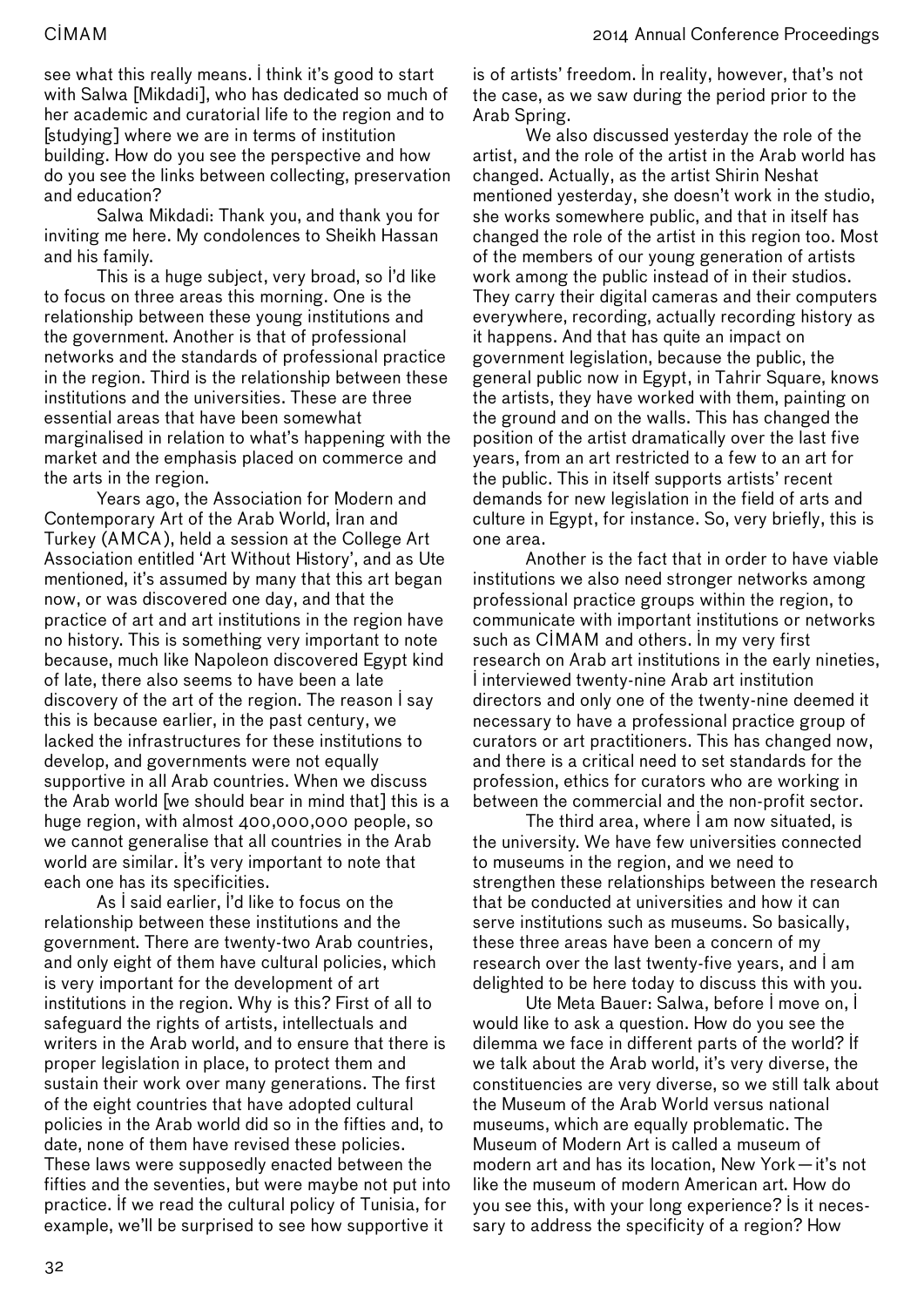see what this really means. I think it's good to start with Salwa [Mikdadi], who has dedicated so much of her academic and curatorial life to the region and to [studying] where we are in terms of institution building. How do you see the perspective and how do you see the links between collecting, preservation and education?

Salwa Mikdadi: Thank you, and thank you for inviting me here. My condolences to Sheikh Hassan and his family.

This is a huge subject, very broad, so I'd like to focus on three areas this morning. One is the relationship between these young institutions and the government. Another is that of professional networks and the standards of professional practice in the region. Third is the relationship between these institutions and the universities. These are three essential areas that have been somewhat marginalised in relation to what's happening with the market and the emphasis placed on commerce and the arts in the region.

Years ago, the Association for Modern and Contemporary Art of the Arab World, Iran and Turkey (AMCA), held a session at the College Art Association entitled 'Art Without History', and as Ute mentioned, it's assumed by many that this art began now, or was discovered one day, and that the practice of art and art institutions in the region have no history. This is something very important to note because, much like Napoleon discovered Egypt kind of late, there also seems to have been a late discovery of the art of the region. The reason I say this is because earlier, in the past century, we lacked the infrastructures for these institutions to develop, and governments were not equally supportive in all Arab countries. When we discuss the Arab world [we should bear in mind that] this is a huge region, with almost 400,000,000 people, so we cannot generalise that all countries in the Arab world are similar. It's very important to note that each one has its specificities.

As I said earlier, I'd like to focus on the relationship between these institutions and the government. There are twenty-two Arab countries, and only eight of them have cultural policies, which is very important for the development of art institutions in the region. Why is this? First of all to safeguard the rights of artists, intellectuals and writers in the Arab world, and to ensure that there is proper legislation in place, to protect them and sustain their work over many generations. The first of the eight countries that have adopted cultural policies in the Arab world did so in the fifties and, to date, none of them have revised these policies. These laws were supposedly enacted between the fifties and the seventies, but were maybe not put into practice. If we read the cultural policy of Tunisia, for example, we'll be surprised to see how supportive it is of artists' freedom. In reality, however, that's not the case, as we saw during the period prior to the Arab Spring.

We also discussed yesterday the role of the artist, and the role of the artist in the Arab world has changed. Actually, as the artist Shirin Neshat mentioned yesterday, she doesn't work in the studio, she works somewhere public, and that in itself has changed the role of the artist in this region too. Most of the members of our young generation of artists work among the public instead of in their studios. They carry their digital cameras and their computers everywhere, recording, actually recording history as it happens. And that has quite an impact on government legislation, because the public, the general public now in Egypt, in Tahrir Square, knows the artists, they have worked with them, painting on the ground and on the walls. This has changed the position of the artist dramatically over the last five years, from an art restricted to a few to an art for the public. This in itself supports artists' recent demands for new legislation in the field of arts and culture in Egypt, for instance. So, very briefly, this is one area.

Another is the fact that in order to have viable institutions we also need stronger networks among professional practice groups within the region, to communicate with important institutions or networks such as CIMAM and others. In my very first research on Arab art institutions in the early nineties, I interviewed twenty-nine Arab art institution directors and only one of the twenty-nine deemed it necessary to have a professional practice group of curators or art practitioners. This has changed now, and there is a critical need to set standards for the profession, ethics for curators who are working in between the commercial and the non-profit sector.

The third area, where I am now situated, is the university. We have few universities connected to museums in the region, and we need to strengthen these relationships between the research that be conducted at universities and how it can serve institutions such as museums. So basically, these three areas have been a concern of my research over the last twenty-five years, and I am delighted to be here today to discuss this with you.

Ute Meta Bauer: Salwa, before I move on, I would like to ask a question. How do you see the dilemma we face in different parts of the world? If we talk about the Arab world, it's very diverse, the constituencies are very diverse, so we still talk about the Museum of the Arab World versus national museums, which are equally problematic. The Museum of Modern Art is called a museum of modern art and has its location, New York—it's not like the museum of modern American art. How do you see this, with your long experience? Is it necessary to address the specificity of a region? How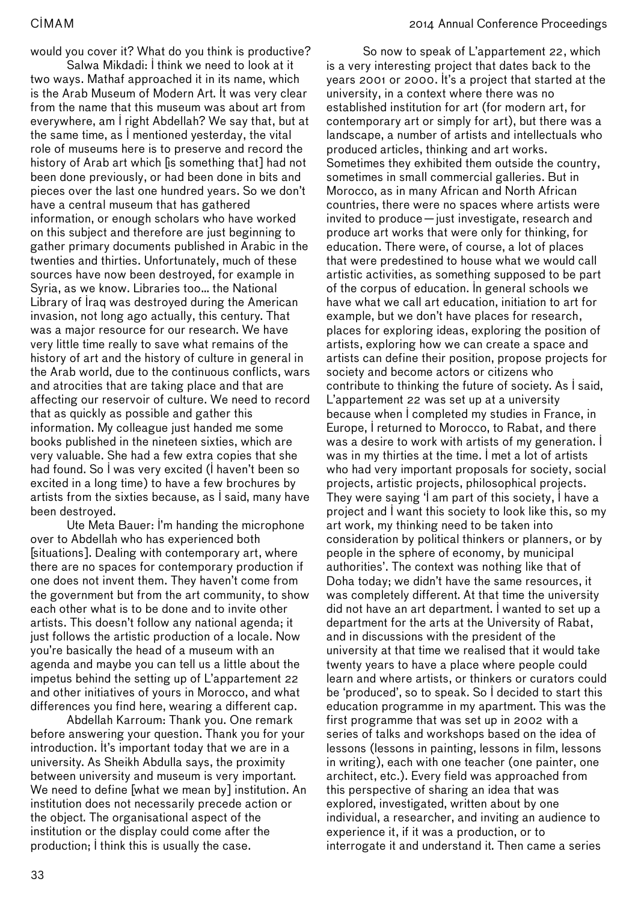would you cover it? What do you think is productive?

Salwa Mikdadi: I think we need to look at it two ways. Mathaf approached it in its name, which is the Arab Museum of Modern Art. It was very clear from the name that this museum was about art from everywhere, am I right Abdellah? We say that, but at the same time, as I mentioned yesterday, the vital role of museums here is to preserve and record the history of Arab art which [is something that] had not been done previously, or had been done in bits and pieces over the last one hundred years. So we don't have a central museum that has gathered information, or enough scholars who have worked on this subject and therefore are just beginning to gather primary documents published in Arabic in the twenties and thirties. Unfortunately, much of these sources have now been destroyed, for example in Syria, as we know. Libraries too… the National Library of Iraq was destroyed during the American invasion, not long ago actually, this century. That was a major resource for our research. We have very little time really to save what remains of the history of art and the history of culture in general in the Arab world, due to the continuous conflicts, wars and atrocities that are taking place and that are affecting our reservoir of culture. We need to record that as quickly as possible and gather this information. My colleague just handed me some books published in the nineteen sixties, which are very valuable. She had a few extra copies that she had found. So I was very excited (I haven't been so excited in a long time) to have a few brochures by artists from the sixties because, as I said, many have been destroyed.

Ute Meta Bauer: I'm handing the microphone over to Abdellah who has experienced both [situations]. Dealing with contemporary art, where there are no spaces for contemporary production if one does not invent them. They haven't come from the government but from the art community, to show each other what is to be done and to invite other artists. This doesn't follow any national agenda; it just follows the artistic production of a locale. Now you're basically the head of a museum with an agenda and maybe you can tell us a little about the impetus behind the setting up of L'appartement 22 and other initiatives of yours in Morocco, and what differences you find here, wearing a different cap.

Abdellah Karroum: Thank you. One remark before answering your question. Thank you for your introduction. It's important today that we are in a university. As Sheikh Abdulla says, the proximity between university and museum is very important. We need to define [what we mean by] institution. An institution does not necessarily precede action or the object. The organisational aspect of the institution or the display could come after the production; I think this is usually the case.

So now to speak of L'appartement 22, which is a very interesting project that dates back to the years 2001 or 2000. It's a project that started at the university, in a context where there was no established institution for art (for modern art, for contemporary art or simply for art), but there was a landscape, a number of artists and intellectuals who produced articles, thinking and art works. Sometimes they exhibited them outside the country, sometimes in small commercial galleries. But in Morocco, as in many African and North African countries, there were no spaces where artists were invited to produce — just investigate, research and produce art works that were only for thinking, for education. There were, of course, a lot of places that were predestined to house what we would call artistic activities, as something supposed to be part of the corpus of education. In general schools we have what we call art education, initiation to art for example, but we don't have places for research, places for exploring ideas, exploring the position of artists, exploring how we can create a space and artists can define their position, propose projects for society and become actors or citizens who contribute to thinking the future of society. As I said, L'appartement 22 was set up at a university because when I completed my studies in France, in Europe, I returned to Morocco, to Rabat, and there was a desire to work with artists of my generation. I was in my thirties at the time. I met a lot of artists who had very important proposals for society, social projects, artistic projects, philosophical projects. They were saying 'I am part of this society, I have a project and I want this society to look like this, so my art work, my thinking need to be taken into consideration by political thinkers or planners, or by people in the sphere of economy, by municipal authorities'. The context was nothing like that of Doha today; we didn't have the same resources, it was completely different. At that time the university did not have an art department. I wanted to set up a department for the arts at the University of Rabat, and in discussions with the president of the university at that time we realised that it would take twenty years to have a place where people could learn and where artists, or thinkers or curators could be 'produced', so to speak. So I decided to start this education programme in my apartment. This was the first programme that was set up in 2002 with a series of talks and workshops based on the idea of lessons (lessons in painting, lessons in film, lessons in writing), each with one teacher (one painter, one architect, etc.). Every field was approached from this perspective of sharing an idea that was explored, investigated, written about by one individual, a researcher, and inviting an audience to experience it, if it was a production, or to interrogate it and understand it. Then came a series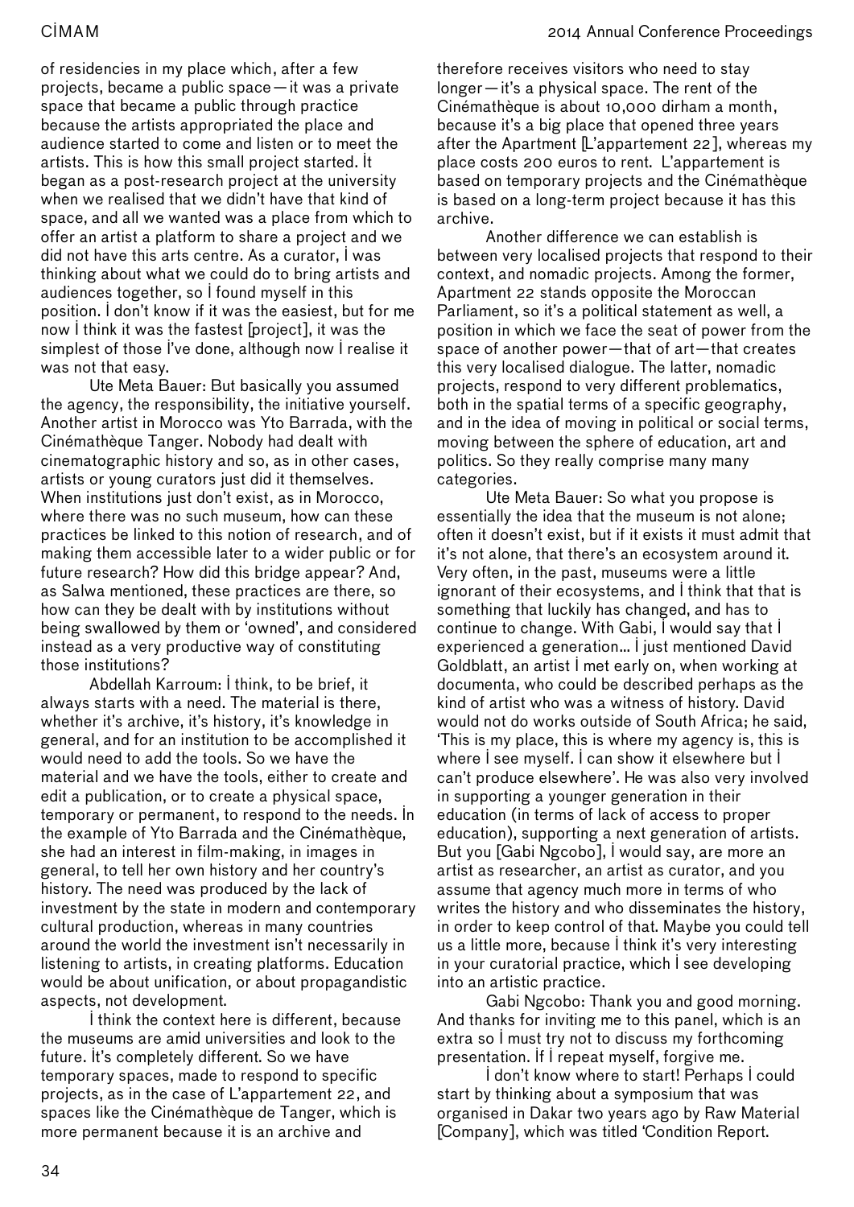of residencies in my place which, after a few projects, became a public space—it was a private space that became a public through practice because the artists appropriated the place and audience started to come and listen or to meet the artists. This is how this small project started. It began as a post-research project at the university when we realised that we didn't have that kind of space, and all we wanted was a place from which to offer an artist a platform to share a project and we did not have this arts centre. As a curator, I was thinking about what we could do to bring artists and audiences together, so I found myself in this position. I don't know if it was the easiest, but for me now I think it was the fastest [project], it was the simplest of those I've done, although now I realise it was not that easy.

Ute Meta Bauer: But basically you assumed the agency, the responsibility, the initiative yourself. Another artist in Morocco was Yto Barrada, with the Cinémathèque Tanger. Nobody had dealt with cinematographic history and so, as in other cases, artists or young curators just did it themselves. When institutions just don't exist, as in Morocco, where there was no such museum, how can these practices be linked to this notion of research, and of making them accessible later to a wider public or for future research? How did this bridge appear? And, as Salwa mentioned, these practices are there, so how can they be dealt with by institutions without being swallowed by them or 'owned', and considered instead as a very productive way of constituting those institutions?

Abdellah Karroum: I think, to be brief, it always starts with a need. The material is there, whether it's archive, it's history, it's knowledge in general, and for an institution to be accomplished it would need to add the tools. So we have the material and we have the tools, either to create and edit a publication, or to create a physical space, temporary or permanent, to respond to the needs. In the example of Yto Barrada and the Cinémathèque, she had an interest in film-making, in images in general, to tell her own history and her country's history. The need was produced by the lack of investment by the state in modern and contemporary cultural production, whereas in many countries around the world the investment isn't necessarily in listening to artists, in creating platforms. Education would be about unification, or about propagandistic aspects, not development.

I think the context here is different, because the museums are amid universities and look to the future. It's completely different. So we have temporary spaces, made to respond to specific projects, as in the case of L'appartement 22, and spaces like the Cinémathèque de Tanger, which is more permanent because it is an archive and therefore receives visitors who need to stay longer—it's a physical space. The rent of the Cinémathèque is about 10,000 dirham a month, because it's a big place that opened three years after the Apartment [L'appartement 22], whereas my place costs 200 euros to rent. L'appartement is based on temporary projects and the Cinémathèque is based on a long-term project because it has this archive.

Another difference we can establish is between very localised projects that respond to their context, and nomadic projects. Among the former, Apartment 22 stands opposite the Moroccan Parliament, so it's a political statement as well, a position in which we face the seat of power from the space of another power—that of art—that creates this very localised dialogue. The latter, nomadic projects, respond to very different problematics, both in the spatial terms of a specific geography, and in the idea of moving in political or social terms, moving between the sphere of education, art and politics. So they really comprise many many categories.

Ute Meta Bauer: So what you propose is essentially the idea that the museum is not alone; often it doesn't exist, but if it exists it must admit that it's not alone, that there's an ecosystem around it. Very often, in the past, museums were a little ignorant of their ecosystems, and I think that that is something that luckily has changed, and has to continue to change. With Gabi, I would say that I experienced a generation... I just mentioned David Goldblatt, an artist I met early on, when working at documenta, who could be described perhaps as the kind of artist who was a witness of history. David would not do works outside of South Africa; he said, 'This is my place, this is where my agency is, this is where I see myself. I can show it elsewhere but I can't produce elsewhere'. He was also very involved in supporting a younger generation in their education (in terms of lack of access to proper education), supporting a next generation of artists. But you [Gabi Ngcobo], I would say, are more an artist as researcher, an artist as curator, and you assume that agency much more in terms of who writes the history and who disseminates the history, in order to keep control of that. Maybe you could tell us a little more, because I think it's very interesting in your curatorial practice, which I see developing into an artistic practice.

Gabi Ngcobo: Thank you and good morning. And thanks for inviting me to this panel, which is an extra so I must try not to discuss my forthcoming presentation. If I repeat myself, forgive me.

I don't know where to start! Perhaps I could start by thinking about a symposium that was organised in Dakar two years ago by Raw Material [Company], which was titled 'Condition Report.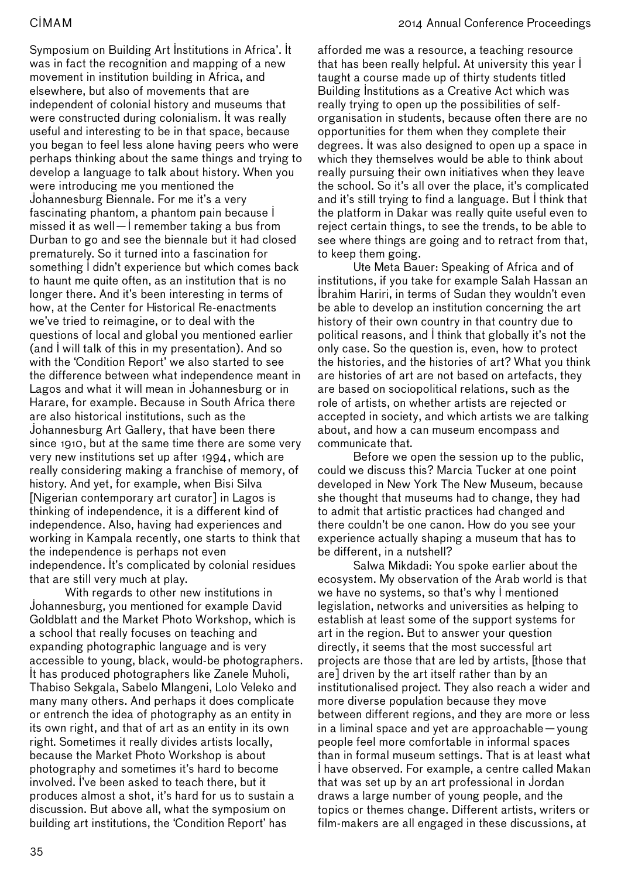Symposium on Building Art Institutions in Africa'. It was in fact the recognition and mapping of a new movement in institution building in Africa, and elsewhere, but also of movements that are independent of colonial history and museums that were constructed during colonialism. It was really useful and interesting to be in that space, because you began to feel less alone having peers who were perhaps thinking about the same things and trying to develop a language to talk about history. When you were introducing me you mentioned the Johannesburg Biennale. For me it's a very fascinating phantom, a phantom pain because I missed it as well—I remember taking a bus from Durban to go and see the biennale but it had closed prematurely. So it turned into a fascination for something I didn't experience but which comes back to haunt me quite often, as an institution that is no longer there. And it's been interesting in terms of how, at the Center for Historical Re-enactments we've tried to reimagine, or to deal with the questions of local and global you mentioned earlier (and I will talk of this in my presentation). And so with the 'Condition Report' we also started to see the difference between what independence meant in Lagos and what it will mean in Johannesburg or in Harare, for example. Because in South Africa there are also historical institutions, such as the Johannesburg Art Gallery, that have been there since 1910, but at the same time there are some very very new institutions set up after 1994, which are really considering making a franchise of memory, of history. And yet, for example, when Bisi Silva [Nigerian contemporary art curator] in Lagos is thinking of independence, it is a different kind of independence. Also, having had experiences and working in Kampala recently, one starts to think that the independence is perhaps not even independence. It's complicated by colonial residues that are still very much at play.

With regards to other new institutions in Johannesburg, you mentioned for example David Goldblatt and the Market Photo Workshop, which is a school that really focuses on teaching and expanding photographic language and is very accessible to young, black, would-be photographers. It has produced photographers like Zanele Muholi, Thabiso Sekgala, Sabelo Mlangeni, Lolo Veleko and many many others. And perhaps it does complicate or entrench the idea of photography as an entity in its own right, and that of art as an entity in its own right. Sometimes it really divides artists locally, because the Market Photo Workshop is about photography and sometimes it's hard to become involved. I've been asked to teach there, but it produces almost a shot, it's hard for us to sustain a discussion. But above all, what the symposium on building art institutions, the 'Condition Report' has afforded me was a resource, a teaching resource that has been really helpful. At university this year I taught a course made up of thirty students titled Building Institutions as a Creative Act which was really trying to open up the possibilities of self-organisation in students, because often there are no opportunities for them when they complete their degrees. It was also designed to open up a space in which they themselves would be able to think about really pursuing their own initiatives when they leave the school. So it's all over the place, it's complicated and it's still trying to find a language. But I think that the platform in Dakar was really quite useful even to reject certain things, to see the trends, to be able to see where things are going and to retract from that, to keep them going.

Ute Meta Bauer: Speaking of Africa and of institutions, if you take for example Salah Hassan an Ibrahim Hariri, in terms of Sudan they wouldn't even be able to develop an institution concerning the art history of their own country in that country due to political reasons, and I think that globally it's not the only case. So the question is, even, how to protect the histories, and the histories of art? What you think are histories of art are not based on artefacts, they are based on sociopolitical relations, such as the role of artists, on whether artists are rejected or accepted in society, and which artists we are talking about, and how a can museum encompass and communicate that.

Before we open the session up to the public, could we discuss this? Marcia Tucker at one point developed in New York The New Museum, because she thought that museums had to change, they had to admit that artistic practices had changed and there couldn't be one canon. How do you see your experience actually shaping a museum that has to be different, in a nutshell?

Salwa Mikdadi: You spoke earlier about the ecosystem. My observation of the Arab world is that we have no systems, so that's why I mentioned legislation, networks and universities as helping to establish at least some of the support systems for art in the region. But to answer your question directly, it seems that the most successful art projects are those that are led by artists, [those that are] driven by the art itself rather than by an institutionalised project. They also reach a wider and more diverse population because they move between different regions, and they are more or less in a liminal space and yet are approachable—young people feel more comfortable in informal spaces than in formal museum settings. That is at least what I have observed. For example, a centre called Makan that was set up by an art professional in Jordan draws a large number of young people, and the topics or themes change. Different artists, writers or film-makers are all engaged in these discussions, at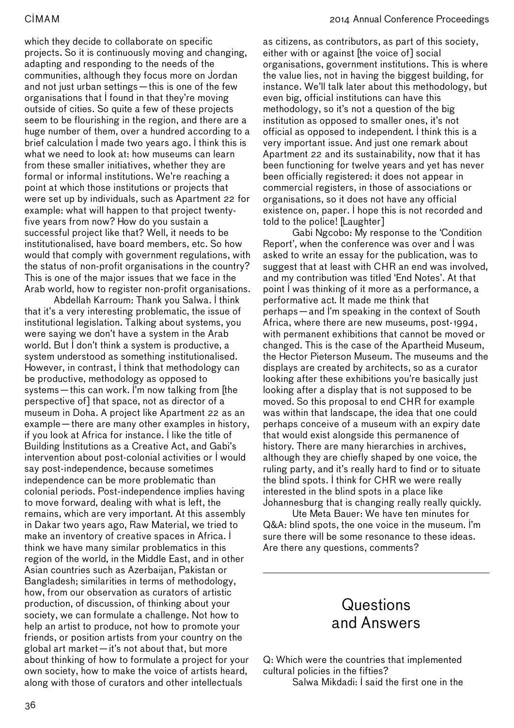which they decide to collaborate on specific projects. So it is continuously moving and changing, adapting and responding to the needs of the communities, although they focus more on Jordan and not just urban settings—this is one of the few organisations that I found in that they're moving outside of cities. So quite a few of these projects seem to be flourishing in the region, and there are a huge number of them, over a hundred according to a brief calculation I made two years ago. I think this is what we need to look at: how museums can learn from these smaller initiatives, whether they are formal or informal institutions. We're reaching a point at which those institutions or projects that were set up by individuals, such as Apartment 22 for example: what will happen to that project twenty-five years from now? How do you sustain a successful project like that? Well, it needs to be institutionalised, have board members, etc. So how would that comply with government regulations, with the status of non-profit organisations in the country? This is one of the major issues that we face in the Arab world, how to register non-profit organisations.

Abdellah Karroum: Thank you Salwa. I think that it's a very interesting problematic, the issue of institutional legislation. Talking about systems, you were saying we don't have a system in the Arab world. But I don't think a system is productive, a system understood as something institutionalised. However, in contrast, I think that methodology can be productive, methodology as opposed to systems—this can work. I'm now talking from [the perspective of] that space, not as director of a museum in Doha. A project like Apartment 22 as an example—there are many other examples in history, if you look at Africa for instance. I like the title of Building Institutions as a Creative Act, and Gabi's intervention about post-colonial activities or I would say post-independence, because sometimes independence can be more problematic than colonial periods. Post-independence implies having to move forward, dealing with what is left, the remains, which are very important. At this assembly in Dakar two years ago, Raw Material, we tried to make an inventory of creative spaces in Africa. I think we have many similar problematics in this region of the world, in the Middle East, and in other Asian countries such as Azerbaijan, Pakistan or Bangladesh; similarities in terms of methodology, how, from our observation as curators of artistic production, of discussion, of thinking about your society, we can formulate a challenge. Not how to help an artist to produce, not how to promote your friends, or position artists from your country on the global art market—it's not about that, but more about thinking of how to formulate a project for your own society, how to make the voice of artists heard, along with those of curators and other intellectuals as citizens, as contributors, as part of this society, either with or against [the voice of] social organisations, government institutions. This is where the value lies, not in having the biggest building, for instance. We'll talk later about this methodology, but even big, official institutions can have this methodology, so it's not a question of the big institution as opposed to smaller ones, it's not official as opposed to independent. I think this is a very important issue. And just one remark about Apartment 22 and its sustainability, now that it has been functioning for twelve years and yet has never been officially registered: it does not appear in commercial registers, in those of associations or organisations, so it does not have any official existence on, paper. I hope this is not recorded and told to the police! [Laughter]

Gabi Ngcobo: My response to the 'Condition Report', when the conference was over and I was asked to write an essay for the publication, was to suggest that at least with CHR an end was involved, and my contribution was titled 'End Notes'. At that point I was thinking of it more as a performance, a performative act. It made me think that perhaps—and I'm speaking in the context of South Africa, where there are new museums, post-1994, with permanent exhibitions that cannot be moved or changed. This is the case of the Apartheid Museum, the Hector Pieterson Museum. The museums and the displays are created by architects, so as a curator looking after these exhibitions you're basically just looking after a display that is not supposed to be moved. So this proposal to end CHR for example was within that landscape, the idea that one could perhaps conceive of a museum with an expiry date that would exist alongside this permanence of history. There are many hierarchies in archives, although they are chiefly shaped by one voice, the ruling party, and it's really hard to find or to situate the blind spots. I think for CHR we were really interested in the blind spots in a place like Johannesburg that is changing really really quickly.

Ute Meta Bauer: We have ten minutes for Q&A: blind spots, the one voice in the museum. I'm sure there will be some resonance to these ideas. Are there any questions, comments?

## Questions and Answers

Q: Which were the countries that implemented cultural policies in the fifties?

Salwa Mikdadi: I said the first one in the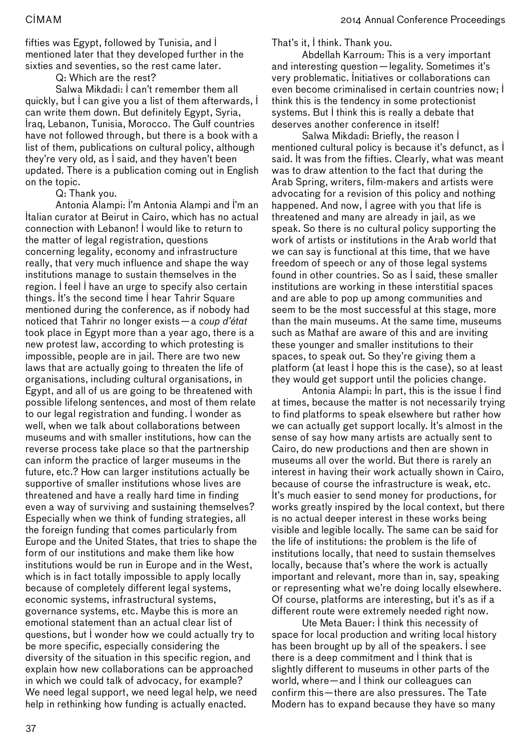fifties was Egypt, followed by Tunisia, and I mentioned later that they developed further in the sixties and seventies, so the rest came later.

Q: Which are the rest?

Salwa Mikdadi: I can't remember them all quickly, but I can give you a list of them afterwards, I can write them down. But definitely Egypt, Syria, Iraq, Lebanon, Tunisia, Morocco. The Gulf countries have not followed through, but there is a book with a list of them, publications on cultural policy, although they're very old, as I said, and they haven't been updated. There is a publication coming out in English on the topic.

Q: Thank you.

Antonia Alampi: I'm Antonia Alampi and I'm an Italian curator at Beirut in Cairo, which has no actual connection with Lebanon! I would like to return to the matter of legal registration, questions concerning legality, economy and infrastructure really, that very much influence and shape the way institutions manage to sustain themselves in the region. I feel I have an urge to specify also certain things. It's the second time I hear Tahrir Square mentioned during the conference, as if nobody had noticed that Tahrir no longer exists—a *coup d'état* took place in Egypt more than a year ago, there is a new protest law, according to which protesting is impossible, people are in jail. There are two new laws that are actually going to threaten the life of organisations, including cultural organisations, in Egypt, and all of us are going to be threatened with possible lifelong sentences, and most of them relate to our legal registration and funding. I wonder as well, when we talk about collaborations between museums and with smaller institutions, how can the reverse process take place so that the partnership can inform the practice of larger museums in the future, etc.? How can larger institutions actually be supportive of smaller institutions whose lives are threatened and have a really hard time in finding even a way of surviving and sustaining themselves? Especially when we think of funding strategies, all the foreign funding that comes particularly from Europe and the United States, that tries to shape the form of our institutions and make them like how institutions would be run in Europe and in the West, which is in fact totally impossible to apply locally because of completely different legal systems, economic systems, infrastructural systems, governance systems, etc. Maybe this is more an emotional statement than an actual clear list of questions, but I wonder how we could actually try to be more specific, especially considering the diversity of the situation in this specific region, and explain how new collaborations can be approached in which we could talk of advocacy, for example? We need legal support, we need legal help, we need help in rethinking how funding is actually enacted. That's it, I think. Thank you.

Abdellah Karroum: This is a very important and interesting question—legality. Sometimes it's very problematic. Initiatives or collaborations can even become criminalised in certain countries now; I think this is the tendency in some protectionist systems. But I think this is really a debate that deserves another conference in itself!

Salwa Mikdadi: Briefly, the reason I mentioned cultural policy is because it's defunct, as I said. It was from the fifties. Clearly, what was meant was to draw attention to the fact that during the Arab Spring, writers, film-makers and artists were advocating for a revision of this policy and nothing happened. And now, I agree with you that life is threatened and many are already in jail, as we speak. So there is no cultural policy supporting the work of artists or institutions in the Arab world that we can say is functional at this time, that we have freedom of speech or any of those legal systems found in other countries. So as I said, these smaller institutions are working in these interstitial spaces and are able to pop up among communities and seem to be the most successful at this stage, more than the main museums. At the same time, museums such as Mathaf are aware of this and are inviting these younger and smaller institutions to their spaces, to speak out. So they're giving them a platform (at least I hope this is the case), so at least they would get support until the policies change.

Antonia Alampi: In part, this is the issue I find at times, because the matter is not necessarily trying to find platforms to speak elsewhere but rather how we can actually get support locally. It's almost in the sense of say how many artists are actually sent to Cairo, do new productions and then are shown in museums all over the world. But there is rarely an interest in having their work actually shown in Cairo, because of course the infrastructure is weak, etc. It's much easier to send money for productions, for works greatly inspired by the local context, but there is no actual deeper interest in these works being visible and legible locally. The same can be said for the life of institutions: the problem is the life of institutions locally, that need to sustain themselves locally, because that's where the work is actually important and relevant, more than in, say, speaking or representing what we're doing locally elsewhere. Of course, platforms are interesting, but it's as if a different route were extremely needed right now.

Ute Meta Bauer: I think this necessity of space for local production and writing local history has been brought up by all of the speakers. I see there is a deep commitment and I think that is slightly different to museums in other parts of the world, where—and I think our colleagues can confirm this—there are also pressures. The Tate Modern has to expand because they have so many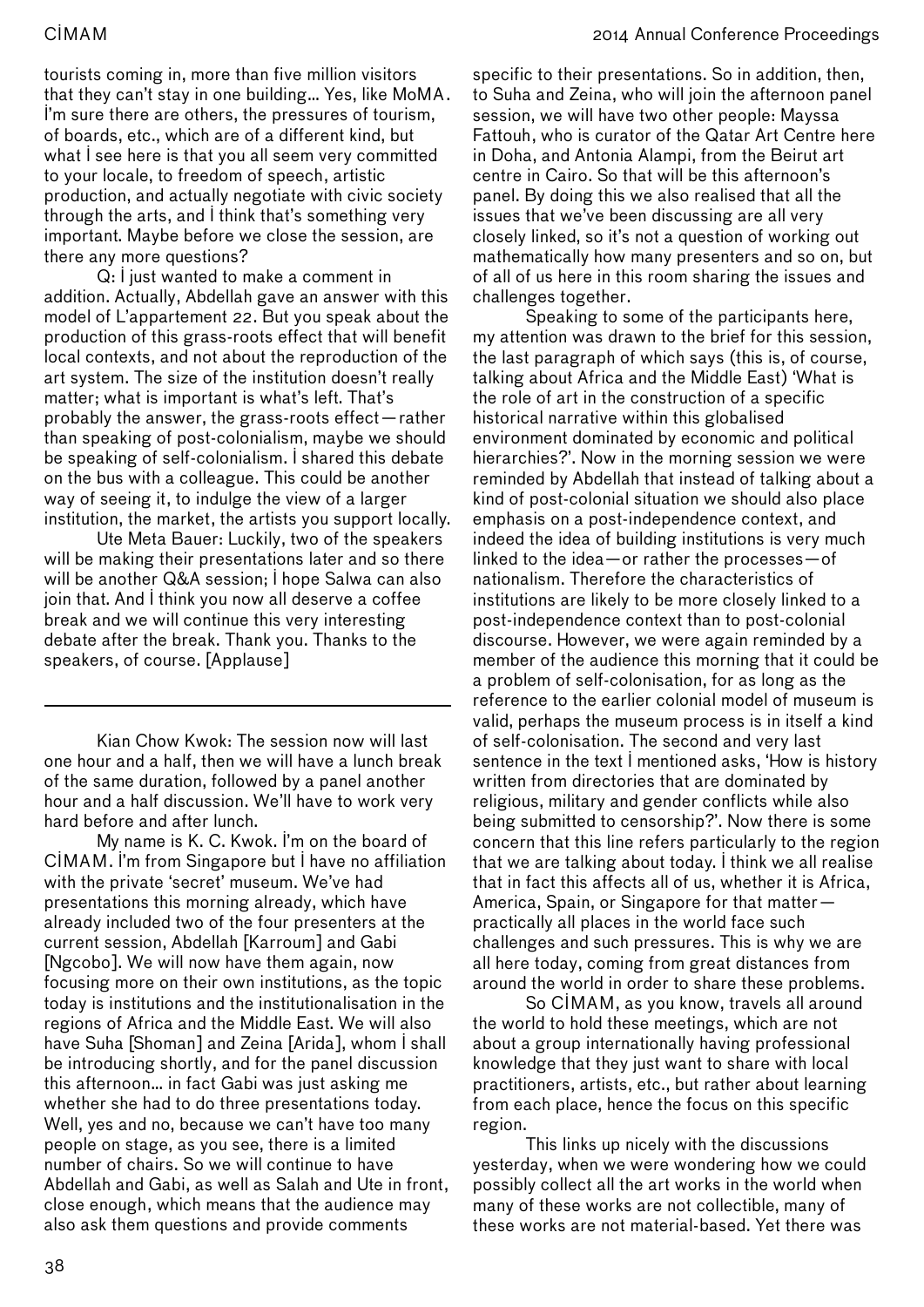tourists coming in, more than five million visitors that they can't stay in one building… Yes, like MoMA. I'm sure there are others, the pressures of tourism, of boards, etc., which are of a different kind, but what I see here is that you all seem very committed to your locale, to freedom of speech, artistic production, and actually negotiate with civic society through the arts, and I think that's something very important. Maybe before we close the session, are there any more questions?

Q: I just wanted to make a comment in addition. Actually, Abdellah gave an answer with this model of L'appartement 22. But you speak about the production of this grass-roots effect that will benefit local contexts, and not about the reproduction of the art system. The size of the institution doesn't really matter; what is important is what's left. That's probably the answer, the grass-roots effect—rather than speaking of post-colonialism, maybe we should be speaking of self-colonialism. I shared this debate on the bus with a colleague. This could be another way of seeing it, to indulge the view of a larger institution, the market, the artists you support locally.

Ute Meta Bauer: Luckily, two of the speakers will be making their presentations later and so there will be another Q&A session; I hope Salwa can also join that. And I think you now all deserve a coffee break and we will continue this very interesting debate after the break. Thank you. Thanks to the speakers, of course. [Applause]

---

Kian Chow Kwok: The session now will last one hour and a half, then we will have a lunch break of the same duration, followed by a panel another hour and a half discussion. We'll have to work very hard before and after lunch.

My name is K. C. Kwok. I'm on the board of CIMAM. I'm from Singapore but I have no affiliation with the private 'secret' museum. We've had presentations this morning already, which have already included two of the four presenters at the current session, Abdellah [Karroum] and Gabi [Ngcobo]. We will now have them again, now focusing more on their own institutions, as the topic today is institutions and the institutionalisation in the regions of Africa and the Middle East. We will also have Suha [Shoman] and Zeina [Arida], whom I shall be introducing shortly, and for the panel discussion this afternoon… in fact Gabi was just asking me whether she had to do three presentations today. Well, yes and no, because we can't have too many people on stage, as you see, there is a limited number of chairs. So we will continue to have Abdellah and Gabi, as well as Salah and Ute in front, close enough, which means that the audience may also ask them questions and provide comments specific to their presentations. So in addition, then, to Suha and Zeina, who will join the afternoon panel session, we will have two other people: Mayssa Fattouh, who is curator of the Qatar Art Centre here in Doha, and Antonia Alampi, from the Beirut art centre in Cairo. So that will be this afternoon's panel. By doing this we also realised that all the issues that we've been discussing are all very closely linked, so it's not a question of working out mathematically how many presenters and so on, but of all of us here in this room sharing the issues and challenges together.

Speaking to some of the participants here, my attention was drawn to the brief for this session, the last paragraph of which says (this is, of course, talking about Africa and the Middle East) 'What is the role of art in the construction of a specific historical narrative within this globalised environment dominated by economic and political hierarchies?'. Now in the morning session we were reminded by Abdellah that instead of talking about a kind of post-colonial situation we should also place emphasis on a post-independence context, and indeed the idea of building institutions is very much linked to the idea—or rather the processes—of nationalism. Therefore the characteristics of institutions are likely to be more closely linked to a post-independence context than to post-colonial discourse. However, we were again reminded by a member of the audience this morning that it could be a problem of self-colonisation, for as long as the reference to the earlier colonial model of museum is valid, perhaps the museum process is in itself a kind of self-colonisation. The second and very last sentence in the text I mentioned asks, 'How is history written from directories that are dominated by religious, military and gender conflicts while also being submitted to censorship?'. Now there is some concern that this line refers particularly to the region that we are talking about today. I think we all realise that in fact this affects all of us, whether it is Africa, America, Spain, or Singapore for that matter—practically all places in the world face such challenges and such pressures. This is why we are all here today, coming from great distances from around the world in order to share these problems.

So CIMAM, as you know, travels all around the world to hold these meetings, which are not about a group internationally having professional knowledge that they just want to share with local practitioners, artists, etc., but rather about learning from each place, hence the focus on this specific region.

This links up nicely with the discussions yesterday, when we were wondering how we could possibly collect all the art works in the world when many of these works are not collectible, many of these works are not material-based. Yet there was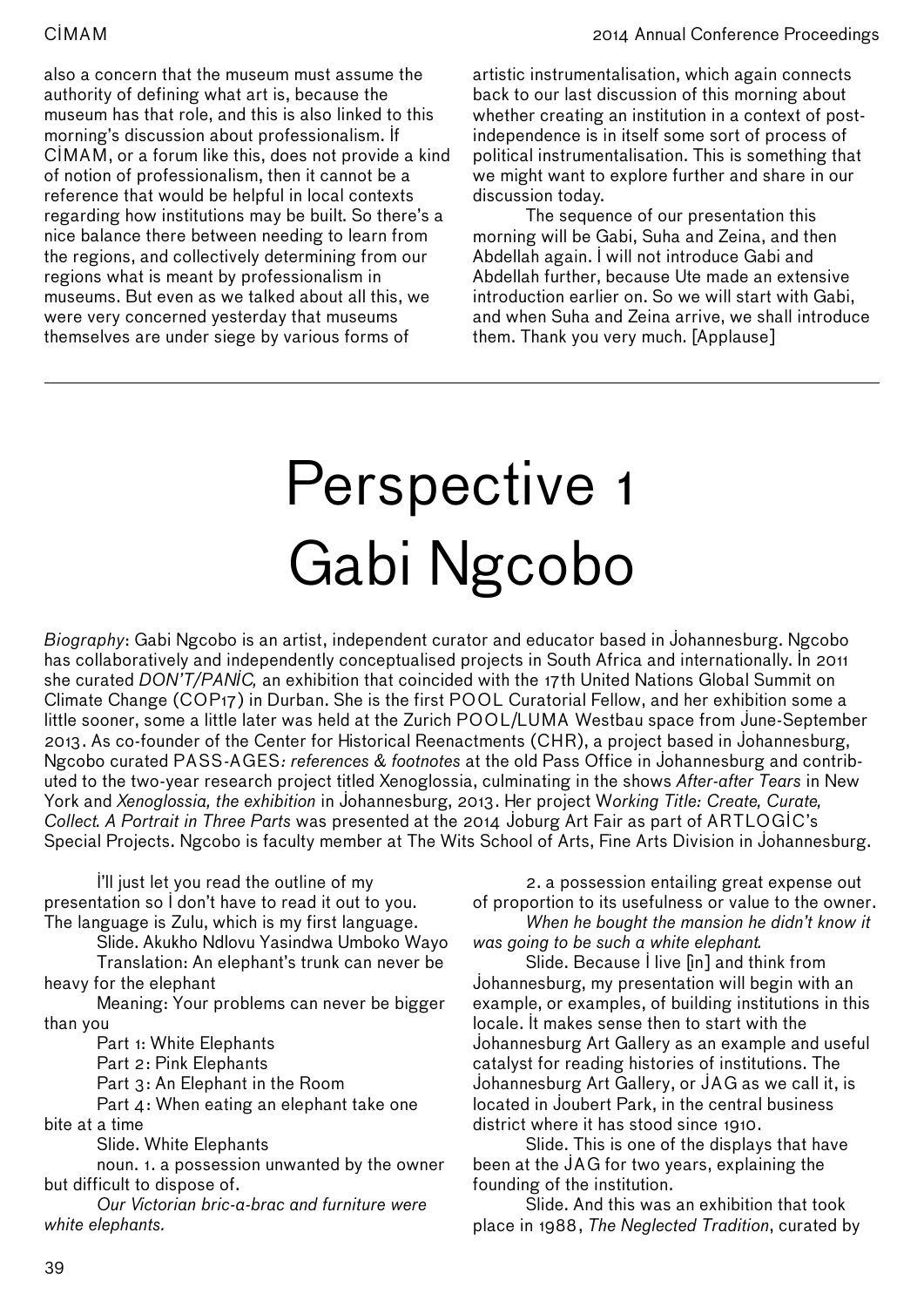also a concern that the museum must assume the authority of defining what art is, because the museum has that role, and this is also linked to this morning's discussion about professionalism. If CIMAM, or a forum like this, does not provide a kind of notion of professionalism, then it cannot be a reference that would be helpful in local contexts regarding how institutions may be built. So there's a nice balance there between needing to learn from the regions, and collectively determining from our regions what is meant by professionalism in museums. But even as we talked about all this, we were very concerned yesterday that museums themselves are under siege by various forms of artistic instrumentalisation, which again connects back to our last discussion of this morning about whether creating an institution in a context of post-independence is in itself some sort of process of political instrumentalisation. This is something that we might want to explore further and share in our discussion today.

The sequence of our presentation this morning will be Gabi, Suha and Zeina, and then Abdellah again. I will not introduce Gabi and Abdellah further, because Ute made an extensive introduction earlier on. So we will start with Gabi, and when Suha and Zeina arrive, we shall introduce them. Thank you very much. [Applause]

# Perspective 1 Gabi Ngcobo

*Biography*: Gabi Ngcobo is an artist, independent curator and educator based in Johannesburg. Ngcobo has collaboratively and independently conceptualised projects in South Africa and internationally. In 2011 she curated *DON'T/PANIC,* an exhibition that coincided with the 17th United Nations Global Summit on Climate Change (COP17) in Durban. She is the first POOL Curatorial Fellow, and her exhibition some a little sooner, some a little later was held at the Zurich POOL/LUMA Westbau space from June-September 2013. As co-founder of the Center for Historical Reenactments (CHR), a project based in Johannesburg, Ngcobo curated PASS-AGES*: references & footnotes* at the old Pass Office in Johannesburg and contributed to the two-year research project titled Xenoglossia, culminating in the shows *After-after Tears* in New York and *Xenoglossia, the exhibition* in Johannesburg, 2013. Her project W*orking Title: Create, Curate, Collect. A Portrait in Three Parts* was presented at the 2014 Joburg Art Fair as part of ARTLOGIC's Special Projects. Ngcobo is faculty member at The Wits School of Arts, Fine Arts Division in Johannesburg.

I'll just let you read the outline of my presentation so I don't have to read it out to you. The language is Zulu, which is my first language.

Slide. Akukho Ndlovu Yasindwa Umboko Wayo

Translation: An elephant's trunk can never be heavy for the elephant

Meaning: Your problems can never be bigger than you

Part 1: White Elephants

Part 2: Pink Elephants

Part 3: An Elephant in the Room

Part 4: When eating an elephant take one bite at a time

Slide. White Elephants

noun. 1. a possession unwanted by the owner but difficult to dispose of.

*Our Victorian bric-a-brac and furniture were white elephants.*

2. a possession entailing great expense out of proportion to its usefulness or value to the owner.

*When he bought the mansion he didn't know it was going to be such a white elephant.*

Slide. Because I live [in] and think from Johannesburg, my presentation will begin with an example, or examples, of building institutions in this locale. It makes sense then to start with the Johannesburg Art Gallery as an example and useful catalyst for reading histories of institutions. The Johannesburg Art Gallery, or JAG as we call it, is located in Joubert Park, in the central business district where it has stood since 1910.

Slide. This is one of the displays that have been at the JAG for two years, explaining the founding of the institution.

Slide. And this was an exhibition that took place in 1988, *The Neglected Tradition*, curated by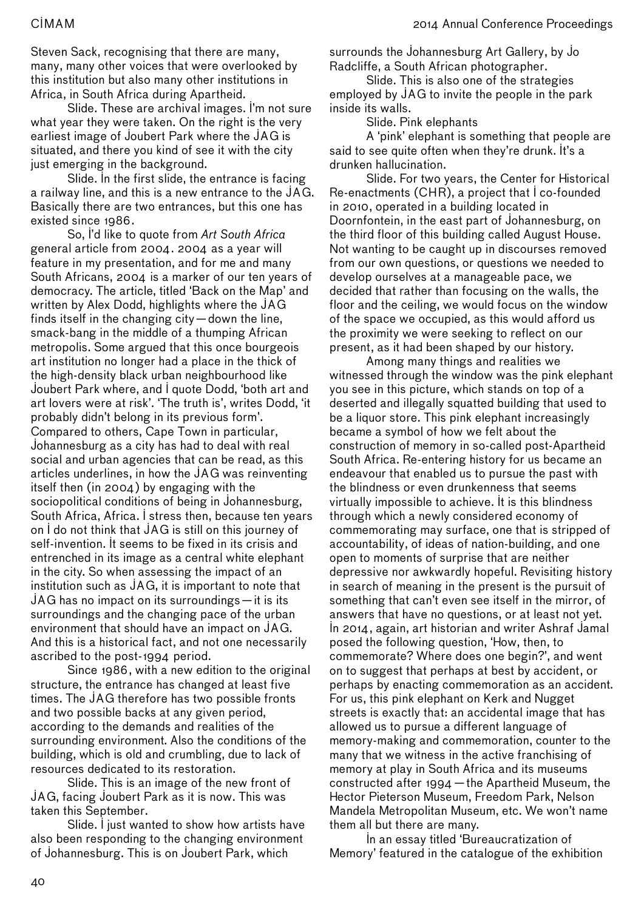Steven Sack, recognising that there are many, many, many other voices that were overlooked by this institution but also many other institutions in Africa, in South Africa during Apartheid.

Slide. These are archival images. I'm not sure what year they were taken. On the right is the very earliest image of Joubert Park where the JAG is situated, and there you kind of see it with the city just emerging in the background.

Slide. In the first slide, the entrance is facing a railway line, and this is a new entrance to the JAG. Basically there are two entrances, but this one has existed since 1986.

So, I'd like to quote from *Art South Africa* general article from 2004. 2004 as a year will feature in my presentation, and for me and many South Africans, 2004 is a marker of our ten years of democracy. The article, titled 'Back on the Map' and written by Alex Dodd, highlights where the JAG finds itself in the changing city—down the line, smack-bang in the middle of a thumping African metropolis. Some argued that this once bourgeois art institution no longer had a place in the thick of the high-density black urban neighbourhood like Joubert Park where, and I quote Dodd, 'both art and art lovers were at risk'. 'The truth is', writes Dodd, 'it probably didn't belong in its previous form'. Compared to others, Cape Town in particular, Johannesburg as a city has had to deal with real social and urban agencies that can be read, as this articles underlines, in how the JAG was reinventing itself then (in 2004) by engaging with the sociopolitical conditions of being in Johannesburg, South Africa, Africa. I stress then, because ten years on I do not think that JAG is still on this journey of self-invention. It seems to be fixed in its crisis and entrenched in its image as a central white elephant in the city. So when assessing the impact of an institution such as JAG, it is important to note that JAG has no impact on its surroundings—it is its surroundings and the changing pace of the urban environment that should have an impact on JAG. And this is a historical fact, and not one necessarily ascribed to the post-1994 period.

Since 1986, with a new edition to the original structure, the entrance has changed at least five times. The JAG therefore has two possible fronts and two possible backs at any given period, according to the demands and realities of the surrounding environment. Also the conditions of the building, which is old and crumbling, due to lack of resources dedicated to its restoration.

Slide. This is an image of the new front of JAG, facing Joubert Park as it is now. This was taken this September.

Slide. I just wanted to show how artists have also been responding to the changing environment of Johannesburg. This is on Joubert Park, which surrounds the Johannesburg Art Gallery, by Jo Radcliffe, a South African photographer.

Slide. This is also one of the strategies employed by JAG to invite the people in the park inside its walls.

Slide. Pink elephants

A 'pink' elephant is something that people are said to see quite often when they're drunk. It's a drunken hallucination.

Slide. For two years, the Center for Historical Re-enactments (CHR), a project that I co-founded in 2010, operated in a building located in Doornfontein, in the east part of Johannesburg, on the third floor of this building called August House. Not wanting to be caught up in discourses removed from our own questions, or questions we needed to develop ourselves at a manageable pace, we decided that rather than focusing on the walls, the floor and the ceiling, we would focus on the window of the space we occupied, as this would afford us the proximity we were seeking to reflect on our present, as it had been shaped by our history.

Among many things and realities we witnessed through the window was the pink elephant you see in this picture, which stands on top of a deserted and illegally squatted building that used to be a liquor store. This pink elephant increasingly became a symbol of how we felt about the construction of memory in so-called post-Apartheid South Africa. Re-entering history for us became an endeavour that enabled us to pursue the past with the blindness or even drunkenness that seems virtually impossible to achieve. It is this blindness through which a newly considered economy of commemorating may surface, one that is stripped of accountability, of ideas of nation-building, and one open to moments of surprise that are neither depressive nor awkwardly hopeful. Revisiting history in search of meaning in the present is the pursuit of something that can't even see itself in the mirror, of answers that have no questions, or at least not yet. In 2014, again, art historian and writer Ashraf Jamal posed the following question, 'How, then, to commemorate? Where does one begin?', and went on to suggest that perhaps at best by accident, or perhaps by enacting commemoration as an accident. For us, this pink elephant on Kerk and Nugget streets is exactly that: an accidental image that has allowed us to pursue a different language of memory-making and commemoration, counter to the many that we witness in the active franchising of memory at play in South Africa and its museums constructed after 1994—the Apartheid Museum, the Hector Pieterson Museum, Freedom Park, Nelson Mandela Metropolitan Museum, etc. We won't name them all but there are many.

In an essay titled 'Bureaucratization of Memory' featured in the catalogue of the exhibition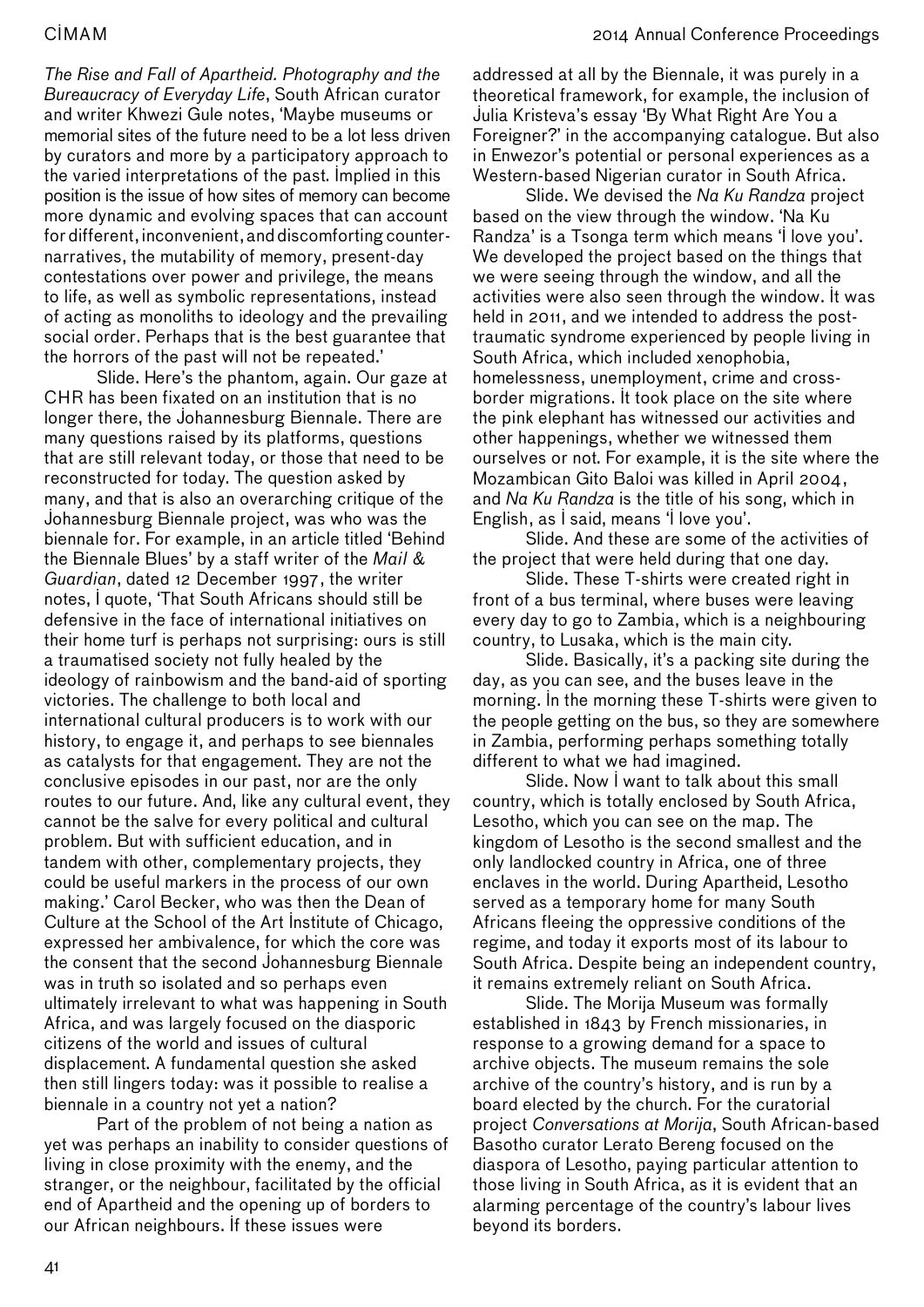*The Rise and Fall of Apartheid. Photography and the Bureaucracy of Everyday Life*, South African curator and writer Khwezi Gule notes, 'Maybe museums or memorial sites of the future need to be a lot less driven by curators and more by a participatory approach to the varied interpretations of the past. Implied in this position is the issue of how sites of memory can become more dynamic and evolving spaces that can account for different, inconvenient, and discomforting counter-narratives, the mutability of memory, present-day contestations over power and privilege, the means to life, as well as symbolic representations, instead of acting as monoliths to ideology and the prevailing social order. Perhaps that is the best guarantee that the horrors of the past will not be repeated.'

Slide. Here's the phantom, again. Our gaze at CHR has been fixated on an institution that is no longer there, the Johannesburg Biennale. There are many questions raised by its platforms, questions that are still relevant today, or those that need to be reconstructed for today. The question asked by many, and that is also an overarching critique of the Johannesburg Biennale project, was who was the biennale for. For example, in an article titled 'Behind the Biennale Blues' by a staff writer of the *Mail & Guardian*, dated 12 December 1997, the writer notes, I quote, 'That South Africans should still be defensive in the face of international initiatives on their home turf is perhaps not surprising: ours is still a traumatised society not fully healed by the ideology of rainbowism and the band-aid of sporting victories. The challenge to both local and international cultural producers is to work with our history, to engage it, and perhaps to see biennales as catalysts for that engagement. They are not the conclusive episodes in our past, nor are the only routes to our future. And, like any cultural event, they cannot be the salve for every political and cultural problem. But with sufficient education, and in tandem with other, complementary projects, they could be useful markers in the process of our own making.' Carol Becker, who was then the Dean of Culture at the School of the Art Institute of Chicago, expressed her ambivalence, for which the core was the consent that the second Johannesburg Biennale was in truth so isolated and so perhaps even ultimately irrelevant to what was happening in South Africa, and was largely focused on the diasporic citizens of the world and issues of cultural displacement. A fundamental question she asked then still lingers today: was it possible to realise a biennale in a country not yet a nation?

Part of the problem of not being a nation as yet was perhaps an inability to consider questions of living in close proximity with the enemy, and the stranger, or the neighbour, facilitated by the official end of Apartheid and the opening up of borders to our African neighbours. If these issues were addressed at all by the Biennale, it was purely in a theoretical framework, for example, the inclusion of Julia Kristeva's essay 'By What Right Are You a Foreigner?' in the accompanying catalogue. But also in Enwezor's potential or personal experiences as a Western-based Nigerian curator in South Africa.

Slide. We devised the *Na Ku Randza* project based on the view through the window. 'Na Ku Randza' is a Tsonga term which means 'I love you'. We developed the project based on the things that we were seeing through the window, and all the activities were also seen through the window. It was held in 2011, and we intended to address the post-traumatic syndrome experienced by people living in South Africa, which included xenophobia, homelessness, unemployment, crime and cross-border migrations. It took place on the site where the pink elephant has witnessed our activities and other happenings, whether we witnessed them ourselves or not. For example, it is the site where the Mozambican Gito Baloi was killed in April 2004, and *Na Ku Randza* is the title of his song, which in English, as I said, means 'I love you'.

Slide. And these are some of the activities of the project that were held during that one day.

Slide. These T-shirts were created right in front of a bus terminal, where buses were leaving every day to go to Zambia, which is a neighbouring country, to Lusaka, which is the main city.

Slide. Basically, it's a packing site during the day, as you can see, and the buses leave in the morning. In the morning these T-shirts were given to the people getting on the bus, so they are somewhere in Zambia, performing perhaps something totally different to what we had imagined.

Slide. Now I want to talk about this small country, which is totally enclosed by South Africa, Lesotho, which you can see on the map. The kingdom of Lesotho is the second smallest and the only landlocked country in Africa, one of three enclaves in the world. During Apartheid, Lesotho served as a temporary home for many South Africans fleeing the oppressive conditions of the regime, and today it exports most of its labour to South Africa. Despite being an independent country, it remains extremely reliant on South Africa.

Slide. The Morija Museum was formally established in 1843 by French missionaries, in response to a growing demand for a space to archive objects. The museum remains the sole archive of the country's history, and is run by a board elected by the church. For the curatorial project *Conversations at Morija*, South African-based Basotho curator Lerato Bereng focused on the diaspora of Lesotho, paying particular attention to those living in South Africa, as it is evident that an alarming percentage of the country's labour lives beyond its borders.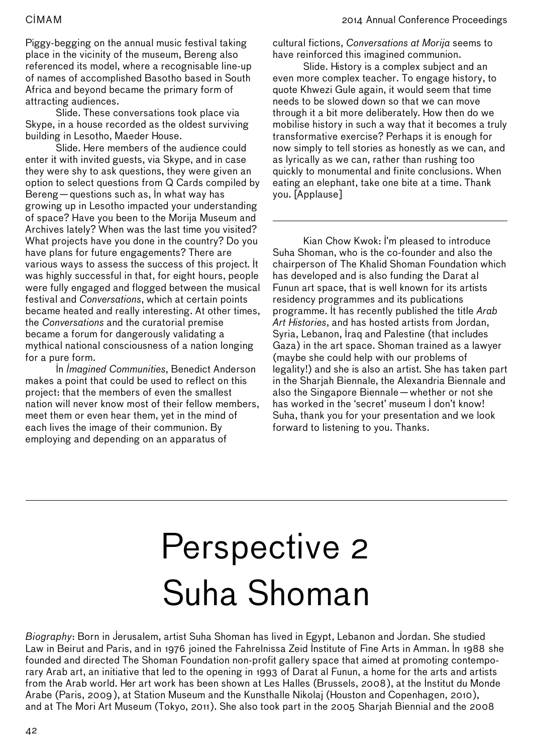Piggy-begging on the annual music festival taking place in the vicinity of the museum, Bereng also referenced its model, where a recognisable line-up of names of accomplished Basotho based in South Africa and beyond became the primary form of attracting audiences.

Slide. These conversations took place via Skype, in a house recorded as the oldest surviving building in Lesotho, Maeder House.

Slide. Here members of the audience could enter it with invited guests, via Skype, and in case they were shy to ask questions, they were given an option to select questions from Q Cards compiled by Bereng — questions such as, In what way has growing up in Lesotho impacted your understanding of space? Have you been to the Morija Museum and Archives lately? When was the last time you visited? What projects have you done in the country? Do you have plans for future engagements? There are various ways to assess the success of this project. It was highly successful in that, for eight hours, people were fully engaged and flogged between the musical festival and *Conversations*, which at certain points became heated and really interesting. At other times, the *Conversations* and the curatorial premise became a forum for dangerously validating a mythical national consciousness of a nation longing for a pure form.

In *Imagined Communities*, Benedict Anderson makes a point that could be used to reflect on this project: that the members of even the smallest nation will never know most of their fellow members, meet them or even hear them, yet in the mind of each lives the image of their communion. By employing and depending on an apparatus of cultural fictions, *Conversations at Morija* seems to have reinforced this imagined communion.

Slide. History is a complex subject and an even more complex teacher. To engage history, to quote Khwezi Gule again, it would seem that time needs to be slowed down so that we can move through it a bit more deliberately. How then do we mobilise history in such a way that it becomes a truly transformative exercise? Perhaps it is enough for now simply to tell stories as honestly as we can, and as lyrically as we can, rather than rushing too quickly to monumental and finite conclusions. When eating an elephant, take one bite at a time. Thank you. [Applause]

---

Kian Chow Kwok: I'm pleased to introduce Suha Shoman, who is the co-founder and also the chairperson of The Khalid Shoman Foundation which has developed and is also funding the Darat al Funun art space, that is well known for its artists residency programmes and its publications programme. It has recently published the title *Arab Art Histories*, and has hosted artists from Jordan, Syria, Lebanon, Iraq and Palestine (that includes Gaza) in the art space. Shoman trained as a lawyer (maybe she could help with our problems of legality!) and she is also an artist. She has taken part in the Sharjah Biennale, the Alexandria Biennale and also the Singapore Biennale — whether or not she has worked in the 'secret' museum I don't know! Suha, thank you for your presentation and we look forward to listening to you. Thanks.

---

# Perspective 2
# Suha Shoman

*Biography*: Born in Jerusalem, artist Suha Shoman has lived in Egypt, Lebanon and Jordan. She studied Law in Beirut and Paris, and in 1976 joined the Fahrelnissa Zeid Institute of Fine Arts in Amman. In 1988 she founded and directed The Shoman Foundation non-profit gallery space that aimed at promoting contemporary Arab art, an initiative that led to the opening in 1993 of Darat al Funun, a home for the arts and artists from the Arab world. Her art work has been shown at Les Halles (Brussels, 2008), at the Institut du Monde Arabe (Paris, 2009), at Station Museum and the Kunsthalle Nikolaj (Houston and Copenhagen, 2010), and at The Mori Art Museum (Tokyo, 2011). She also took part in the 2005 Sharjah Biennial and the 2008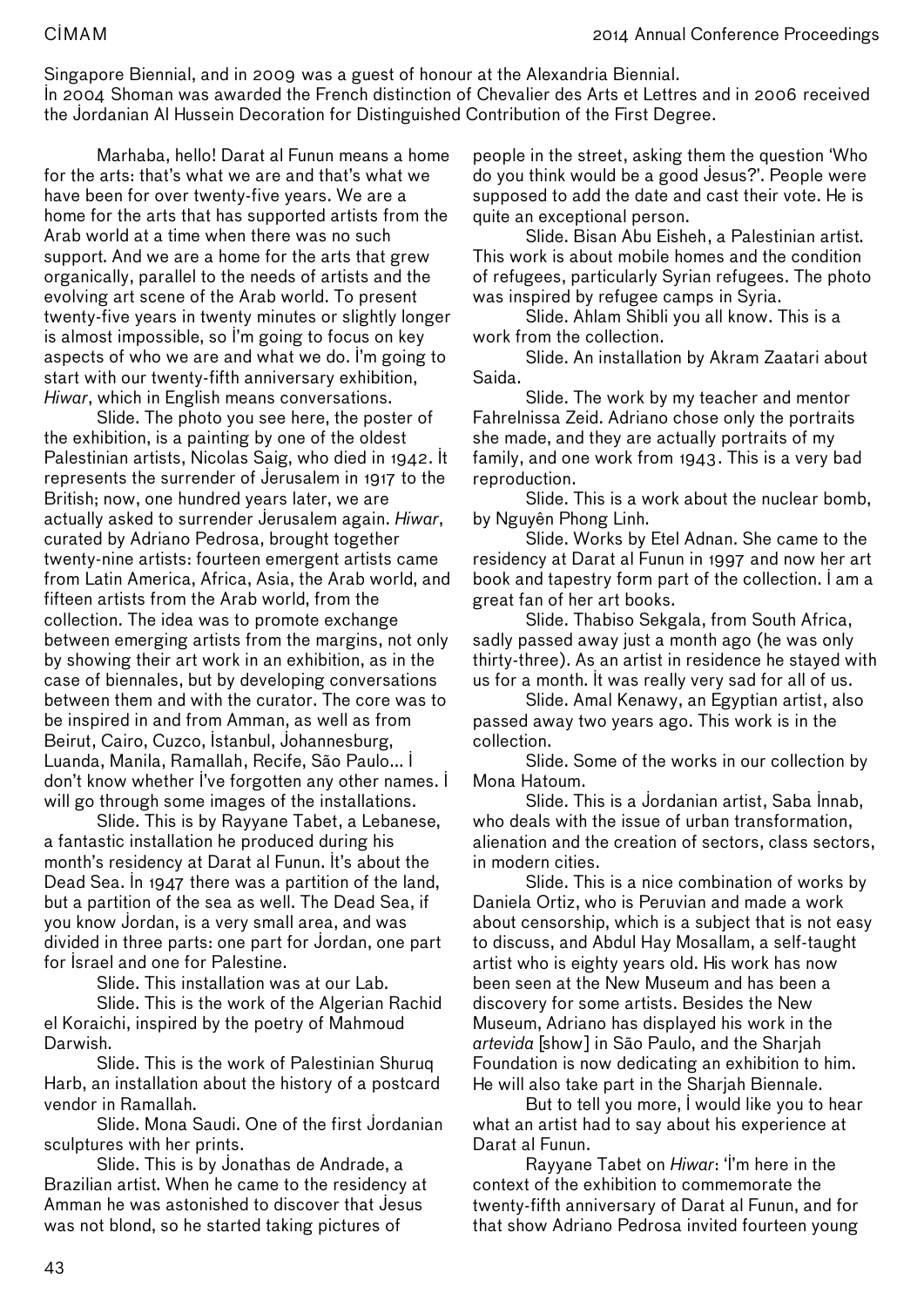Singapore Biennial, and in 2009 was a guest of honour at the Alexandria Biennial.
In 2004 Shoman was awarded the French distinction of Chevalier des Arts et Lettres and in 2006 received the Jordanian Al Hussein Decoration for Distinguished Contribution of the First Degree.

Marhaba, hello! Darat al Funun means a home for the arts: that's what we are and that's what we have been for over twenty-five years. We are a home for the arts that has supported artists from the Arab world at a time when there was no such support. And we are a home for the arts that grew organically, parallel to the needs of artists and the evolving art scene of the Arab world. To present twenty-five years in twenty minutes or slightly longer is almost impossible, so I'm going to focus on key aspects of who we are and what we do. I'm going to start with our twenty-fifth anniversary exhibition, *Hiwar*, which in English means conversations.

Slide. The photo you see here, the poster of the exhibition, is a painting by one of the oldest Palestinian artists, Nicolas Saig, who died in 1942. It represents the surrender of Jerusalem in 1917 to the British; now, one hundred years later, we are actually asked to surrender Jerusalem again. *Hiwar*, curated by Adriano Pedrosa, brought together twenty-nine artists: fourteen emergent artists came from Latin America, Africa, Asia, the Arab world, and fifteen artists from the Arab world, from the collection. The idea was to promote exchange between emerging artists from the margins, not only by showing their art work in an exhibition, as in the case of biennales, but by developing conversations between them and with the curator. The core was to be inspired in and from Amman, as well as from Beirut, Cairo, Cuzco, Istanbul, Johannesburg, Luanda, Manila, Ramallah, Recife, São Paulo… I don't know whether I've forgotten any other names. I will go through some images of the installations.

Slide. This is by Rayyane Tabet, a Lebanese, a fantastic installation he produced during his month's residency at Darat al Funun. It's about the Dead Sea. In 1947 there was a partition of the land, but a partition of the sea as well. The Dead Sea, if you know Jordan, is a very small area, and was divided in three parts: one part for Jordan, one part for Israel and one for Palestine.

Slide. This installation was at our Lab.

Slide. This is the work of the Algerian Rachid el Koraichi, inspired by the poetry of Mahmoud Darwish.

Slide. This is the work of Palestinian Shuruq Harb, an installation about the history of a postcard vendor in Ramallah.

Slide. Mona Saudi. One of the first Jordanian sculptures with her prints.

Slide. This is by Jonathas de Andrade, a Brazilian artist. When he came to the residency at Amman he was astonished to discover that Jesus was not blond, so he started taking pictures of people in the street, asking them the question 'Who do you think would be a good Jesus?'. People were supposed to add the date and cast their vote. He is quite an exceptional person.

Slide. Bisan Abu Eisheh, a Palestinian artist. This work is about mobile homes and the condition of refugees, particularly Syrian refugees. The photo was inspired by refugee camps in Syria.

Slide. Ahlam Shibli you all know. This is a work from the collection.

Slide. An installation by Akram Zaatari about Saida.

Slide. The work by my teacher and mentor Fahrelnissa Zeid. Adriano chose only the portraits she made, and they are actually portraits of my family, and one work from 1943. This is a very bad reproduction.

Slide. This is a work about the nuclear bomb, by Nguyên Phong Linh.

Slide. Works by Etel Adnan. She came to the residency at Darat al Funun in 1997 and now her art book and tapestry form part of the collection. I am a great fan of her art books.

Slide. Thabiso Sekgala, from South Africa, sadly passed away just a month ago (he was only thirty-three). As an artist in residence he stayed with us for a month. It was really very sad for all of us.

Slide. Amal Kenawy, an Egyptian artist, also passed away two years ago. This work is in the collection.

Slide. Some of the works in our collection by Mona Hatoum.

Slide. This is a Jordanian artist, Saba Innab, who deals with the issue of urban transformation, alienation and the creation of sectors, class sectors, in modern cities.

Slide. This is a nice combination of works by Daniela Ortiz, who is Peruvian and made a work about censorship, which is a subject that is not easy to discuss, and Abdul Hay Mosallam, a self-taught artist who is eighty years old. His work has now been seen at the New Museum and has been a discovery for some artists. Besides the New Museum, Adriano has displayed his work in the *artevida* [show] in São Paulo, and the Sharjah Foundation is now dedicating an exhibition to him. He will also take part in the Sharjah Biennale.

But to tell you more, I would like you to hear what an artist had to say about his experience at Darat al Funun.

Rayyane Tabet on *Hiwar*: 'I'm here in the context of the exhibition to commemorate the twenty-fifth anniversary of Darat al Funun, and for that show Adriano Pedrosa invited fourteen young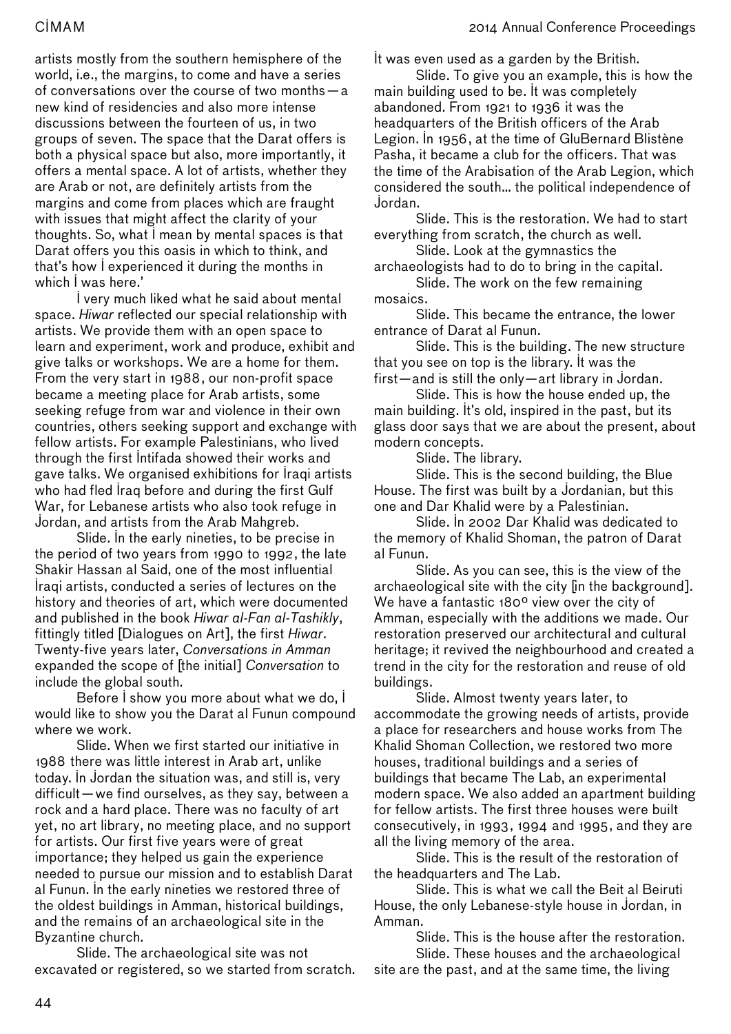artists mostly from the southern hemisphere of the world, i.e., the margins, to come and have a series of conversations over the course of two months—a new kind of residencies and also more intense discussions between the fourteen of us, in two groups of seven. The space that the Darat offers is both a physical space but also, more importantly, it offers a mental space. A lot of artists, whether they are Arab or not, are definitely artists from the margins and come from places which are fraught with issues that might affect the clarity of your thoughts. So, what I mean by mental spaces is that Darat offers you this oasis in which to think, and that's how I experienced it during the months in which I was here.'

I very much liked what he said about mental space. *Hiwar* reflected our special relationship with artists. We provide them with an open space to learn and experiment, work and produce, exhibit and give talks or workshops. We are a home for them. From the very start in 1988, our non-profit space became a meeting place for Arab artists, some seeking refuge from war and violence in their own countries, others seeking support and exchange with fellow artists. For example Palestinians, who lived through the first Intifada showed their works and gave talks. We organised exhibitions for Iraqi artists who had fled Iraq before and during the first Gulf War, for Lebanese artists who also took refuge in Jordan, and artists from the Arab Mahgreb.

Slide. In the early nineties, to be precise in the period of two years from 1990 to 1992, the late Shakir Hassan al Said, one of the most influential Iraqi artists, conducted a series of lectures on the history and theories of art, which were documented and published in the book *Hiwar al-Fan al-Tashikly*, fittingly titled [Dialogues on Art], the first *Hiwar*. Twenty-five years later, *Conversations in Amman* expanded the scope of [the initial] *Conversation* to include the global south.

Before I show you more about what we do, I would like to show you the Darat al Funun compound where we work.

Slide. When we first started our initiative in 1988 there was little interest in Arab art, unlike today. In Jordan the situation was, and still is, very difficult—we find ourselves, as they say, between a rock and a hard place. There was no faculty of art yet, no art library, no meeting place, and no support for artists. Our first five years were of great importance; they helped us gain the experience needed to pursue our mission and to establish Darat al Funun. In the early nineties we restored three of the oldest buildings in Amman, historical buildings, and the remains of an archaeological site in the Byzantine church.

Slide. The archaeological site was not excavated or registered, so we started from scratch. It was even used as a garden by the British.

Slide. To give you an example, this is how the main building used to be. It was completely abandoned. From 1921 to 1936 it was the headquarters of the British officers of the Arab Legion. In 1956, at the time of GluBernard Blistène Pasha, it became a club for the officers. That was the time of the Arabisation of the Arab Legion, which considered the south… the political independence of Jordan.

Slide. This is the restoration. We had to start everything from scratch, the church as well.

Slide. Look at the gymnastics the archaeologists had to do to bring in the capital.

Slide. The work on the few remaining mosaics.

Slide. This became the entrance, the lower entrance of Darat al Funun.

Slide. This is the building. The new structure that you see on top is the library. It was the first—and is still the only—art library in Jordan.

Slide. This is how the house ended up, the main building. It's old, inspired in the past, but its glass door says that we are about the present, about modern concepts.

Slide. The library.

Slide. This is the second building, the Blue House. The first was built by a Jordanian, but this one and Dar Khalid were by a Palestinian.

Slide. In 2002 Dar Khalid was dedicated to the memory of Khalid Shoman, the patron of Darat al Funun.

Slide. As you can see, this is the view of the archaeological site with the city [in the background]. We have a fantastic 180º view over the city of Amman, especially with the additions we made. Our restoration preserved our architectural and cultural heritage; it revived the neighbourhood and created a trend in the city for the restoration and reuse of old buildings.

Slide. Almost twenty years later, to accommodate the growing needs of artists, provide a place for researchers and house works from The Khalid Shoman Collection, we restored two more houses, traditional buildings and a series of buildings that became The Lab, an experimental modern space. We also added an apartment building for fellow artists. The first three houses were built consecutively, in 1993, 1994 and 1995, and they are all the living memory of the area.

Slide. This is the result of the restoration of the headquarters and The Lab.

Slide. This is what we call the Beit al Beiruti House, the only Lebanese-style house in Jordan, in Amman.

Slide. This is the house after the restoration.

Slide. These houses and the archaeological site are the past, and at the same time, the living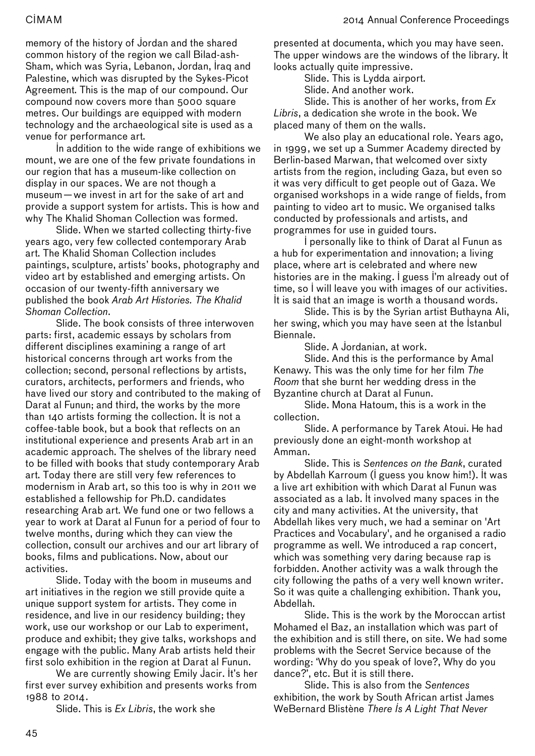memory of the history of Jordan and the shared common history of the region we call Bilad-ash-Sham, which was Syria, Lebanon, Jordan, Iraq and Palestine, which was disrupted by the Sykes-Picot Agreement. This is the map of our compound. Our compound now covers more than 5000 square metres. Our buildings are equipped with modern technology and the archaeological site is used as a venue for performance art.

In addition to the wide range of exhibitions we mount, we are one of the few private foundations in our region that has a museum-like collection on display in our spaces. We are not though a museum—we invest in art for the sake of art and provide a support system for artists. This is how and why The Khalid Shoman Collection was formed.

Slide. When we started collecting thirty-five years ago, very few collected contemporary Arab art. The Khalid Shoman Collection includes paintings, sculpture, artists' books, photography and video art by established and emerging artists. On occasion of our twenty-fifth anniversary we published the book *Arab Art Histories. The Khalid Shoman Collection*.

Slide. The book consists of three interwoven parts: first, academic essays by scholars from different disciplines examining a range of art historical concerns through art works from the collection; second, personal reflections by artists, curators, architects, performers and friends, who have lived our story and contributed to the making of Darat al Funun; and third, the works by the more than 140 artists forming the collection. It is not a coffee-table book, but a book that reflects on an institutional experience and presents Arab art in an academic approach. The shelves of the library need to be filled with books that study contemporary Arab art. Today there are still very few references to modernism in Arab art, so this too is why in 2011 we established a fellowship for Ph.D. candidates researching Arab art. We fund one or two fellows a year to work at Darat al Funun for a period of four to twelve months, during which they can view the collection, consult our archives and our art library of books, films and publications. Now, about our activities.

Slide. Today with the boom in museums and art initiatives in the region we still provide quite a unique support system for artists. They come in residence, and live in our residency building; they work, use our workshop or our Lab to experiment, produce and exhibit; they give talks, workshops and engage with the public. Many Arab artists held their first solo exhibition in the region at Darat al Funun.

We are currently showing Emily Jacir. It's her first ever survey exhibition and presents works from 1988 to 2014.

Slide. This is *Ex Libris*, the work she presented at documenta, which you may have seen. The upper windows are the windows of the library. It looks actually quite impressive.

Slide. This is Lydda airport.

Slide. And another work.

Slide. This is another of her works, from *Ex Libris*, a dedication she wrote in the book. We placed many of them on the walls.

We also play an educational role. Years ago, in 1999, we set up a Summer Academy directed by Berlin-based Marwan, that welcomed over sixty artists from the region, including Gaza, but even so it was very difficult to get people out of Gaza. We organised workshops in a wide range of fields, from painting to video art to music. We organised talks conducted by professionals and artists, and programmes for use in guided tours.

I personally like to think of Darat al Funun as a hub for experimentation and innovation; a living place, where art is celebrated and where new histories are in the making. I guess I'm already out of time, so I will leave you with images of our activities. It is said that an image is worth a thousand words.

Slide. This is by the Syrian artist Buthayna Ali, her swing, which you may have seen at the Istanbul Biennale.

Slide. A Jordanian, at work.

Slide. And this is the performance by Amal Kenawy. This was the only time for her film *The Room* that she burnt her wedding dress in the Byzantine church at Darat al Funun.

Slide. Mona Hatoum, this is a work in the collection.

Slide. A performance by Tarek Atoui. He had previously done an eight-month workshop at Amman.

Slide. This is *Sentences on the Bank*, curated by Abdellah Karroum (I guess you know him!). It was a live art exhibition with which Darat al Funun was associated as a lab. It involved many spaces in the city and many activities. At the university, that Abdellah likes very much, we had a seminar on 'Art Practices and Vocabulary', and he organised a radio programme as well. We introduced a rap concert, which was something very daring because rap is forbidden. Another activity was a walk through the city following the paths of a very well known writer. So it was quite a challenging exhibition. Thank you, Abdellah.

Slide. This is the work by the Moroccan artist Mohamed el Baz, an installation which was part of the exhibition and is still there, on site. We had some problems with the Secret Service because of the wording: 'Why do you speak of love?, Why do you dance?', etc. But it is still there.

Slide. This is also from the *Sentences* exhibition, the work by South African artist James WeBernard Blistène *There Is A Light That Never*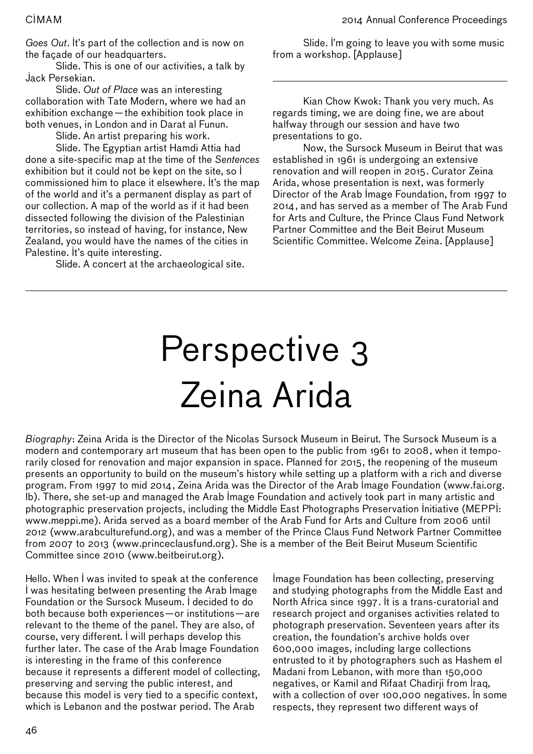*Goes Out*. It's part of the collection and is now on the façade of our headquarters.

Slide. This is one of our activities, a talk by Jack Persekian.

Slide. *Out of Place* was an interesting collaboration with Tate Modern, where we had an exhibition exchange—the exhibition took place in both venues, in London and in Darat al Funun.

Slide. An artist preparing his work.

Slide. The Egyptian artist Hamdi Attia had done a site-specific map at the time of the *Sentences* exhibition but it could not be kept on the site, so I commissioned him to place it elsewhere. It's the map of the world and it's a permanent display as part of our collection. A map of the world as if it had been dissected following the division of the Palestinian territories, so instead of having, for instance, New Zealand, you would have the names of the cities in Palestine. It's quite interesting.

Slide. A concert at the archaeological site.

Slide. I'm going to leave you with some music from a workshop. [Applause]

---

Kian Chow Kwok: Thank you very much. As regards timing, we are doing fine, we are about halfway through our session and have two presentations to go.

Now, the Sursock Museum in Beirut that was established in 1961 is undergoing an extensive renovation and will reopen in 2015. Curator Zeina Arida, whose presentation is next, was formerly Director of the Arab Image Foundation, from 1997 to 2014, and has served as a member of The Arab Fund for Arts and Culture, the Prince Claus Fund Network Partner Committee and the Beit Beirut Museum Scientific Committee. Welcome Zeina. [Applause]

---

# Perspective 3 Zeina Arida

*Biography*: Zeina Arida is the Director of the Nicolas Sursock Museum in Beirut. The Sursock Museum is a modern and contemporary art museum that has been open to the public from 1961 to 2008, when it temporarily closed for renovation and major expansion in space. Planned for 2015, the reopening of the museum presents an opportunity to build on the museum's history while setting up a platform with a rich and diverse program. From 1997 to mid 2014, Zeina Arida was the Director of the Arab Image Foundation (www.fai.org.lb). There, she set-up and managed the Arab Image Foundation and actively took part in many artistic and photographic preservation projects, including the Middle East Photographs Preservation Initiative (MEPPI: www.meppi.me). Arida served as a board member of the Arab Fund for Arts and Culture from 2006 until 2012 (www.arabculturefund.org), and was a member of the Prince Claus Fund Network Partner Committee from 2007 to 2013 (www.princeclausfund.org). She is a member of the Beit Beirut Museum Scientific Committee since 2010 (www.beitbeirut.org).

Hello. When I was invited to speak at the conference I was hesitating between presenting the Arab Image Foundation or the Sursock Museum. I decided to do both because both experiences—or institutions—are relevant to the theme of the panel. They are also, of course, very different. I will perhaps develop this further later. The case of the Arab Image Foundation is interesting in the frame of this conference because it represents a different model of collecting, preserving and serving the public interest, and because this model is very tied to a specific context, which is Lebanon and the postwar period. The Arab Image Foundation has been collecting, preserving and studying photographs from the Middle East and North Africa since 1997. It is a trans-curatorial and research project and organises activities related to photograph preservation. Seventeen years after its creation, the foundation's archive holds over 600,000 images, including large collections entrusted to it by photographers such as Hashem el Madani from Lebanon, with more than 150,000 negatives, or Kamil and Rifaat Chadirji from Iraq, with a collection of over 100,000 negatives. In some respects, they represent two different ways of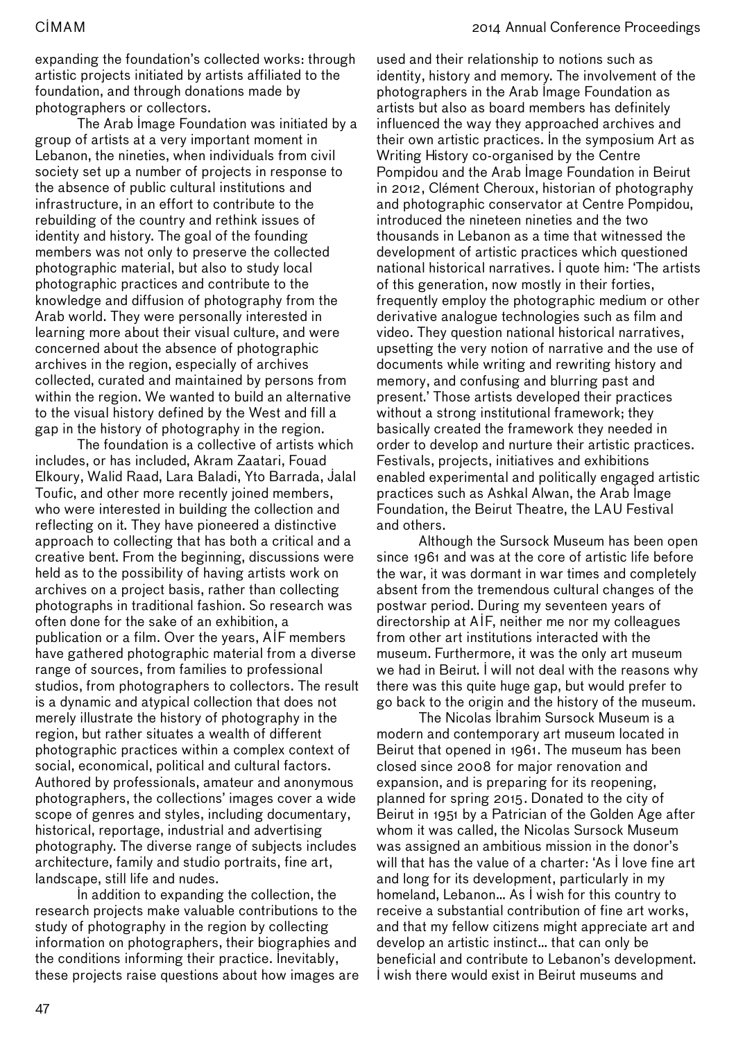expanding the foundation's collected works: through artistic projects initiated by artists affiliated to the foundation, and through donations made by photographers or collectors.

The Arab İmage Foundation was initiated by a group of artists at a very important moment in Lebanon, the nineties, when individuals from civil society set up a number of projects in response to the absence of public cultural institutions and infrastructure, in an effort to contribute to the rebuilding of the country and rethink issues of identity and history. The goal of the founding members was not only to preserve the collected photographic material, but also to study local photographic practices and contribute to the knowledge and diffusion of photography from the Arab world. They were personally interested in learning more about their visual culture, and were concerned about the absence of photographic archives in the region, especially of archives collected, curated and maintained by persons from within the region. We wanted to build an alternative to the visual history defined by the West and fill a gap in the history of photography in the region.

The foundation is a collective of artists which includes, or has included, Akram Zaatari, Fouad Elkoury, Walid Raad, Lara Baladi, Yto Barrada, Jalal Toufic, and other more recently joined members, who were interested in building the collection and reflecting on it. They have pioneered a distinctive approach to collecting that has both a critical and a creative bent. From the beginning, discussions were held as to the possibility of having artists work on archives on a project basis, rather than collecting photographs in traditional fashion. So research was often done for the sake of an exhibition, a publication or a film. Over the years, AİF members have gathered photographic material from a diverse range of sources, from families to professional studios, from photographers to collectors. The result is a dynamic and atypical collection that does not merely illustrate the history of photography in the region, but rather situates a wealth of different photographic practices within a complex context of social, economical, political and cultural factors. Authored by professionals, amateur and anonymous photographers, the collections' images cover a wide scope of genres and styles, including documentary, historical, reportage, industrial and advertising photography. The diverse range of subjects includes architecture, family and studio portraits, fine art, landscape, still life and nudes.

İn addition to expanding the collection, the research projects make valuable contributions to the study of photography in the region by collecting information on photographers, their biographies and the conditions informing their practice. İnevitably, these projects raise questions about how images are used and their relationship to notions such as identity, history and memory. The involvement of the photographers in the Arab İmage Foundation as artists but also as board members has definitely influenced the way they approached archives and their own artistic practices. İn the symposium Art as Writing History co-organised by the Centre Pompidou and the Arab İmage Foundation in Beirut in 2012, Clément Cheroux, historian of photography and photographic conservator at Centre Pompidou, introduced the nineteen nineties and the two thousands in Lebanon as a time that witnessed the development of artistic practices which questioned national historical narratives. İ quote him: 'The artists of this generation, now mostly in their forties, frequently employ the photographic medium or other derivative analogue technologies such as film and video. They question national historical narratives, upsetting the very notion of narrative and the use of documents while writing and rewriting history and memory, and confusing and blurring past and present.' Those artists developed their practices without a strong institutional framework; they basically created the framework they needed in order to develop and nurture their artistic practices. Festivals, projects, initiatives and exhibitions enabled experimental and politically engaged artistic practices such as Ashkal Alwan, the Arab İmage Foundation, the Beirut Theatre, the LAU Festival and others.

Although the Sursock Museum has been open since 1961 and was at the core of artistic life before the war, it was dormant in war times and completely absent from the tremendous cultural changes of the postwar period. During my seventeen years of directorship at AİF, neither me nor my colleagues from other art institutions interacted with the museum. Furthermore, it was the only art museum we had in Beirut. İ will not deal with the reasons why there was this quite huge gap, but would prefer to go back to the origin and the history of the museum.

The Nicolas İbrahim Sursock Museum is a modern and contemporary art museum located in Beirut that opened in 1961. The museum has been closed since 2008 for major renovation and expansion, and is preparing for its reopening, planned for spring 2015. Donated to the city of Beirut in 1951 by a Patrician of the Golden Age after whom it was called, the Nicolas Sursock Museum was assigned an ambitious mission in the donor's will that has the value of a charter: 'As İ love fine art and long for its development, particularly in my homeland, Lebanon… As İ wish for this country to receive a substantial contribution of fine art works, and that my fellow citizens might appreciate art and develop an artistic instinct… that can only be beneficial and contribute to Lebanon's development. İ wish there would exist in Beirut museums and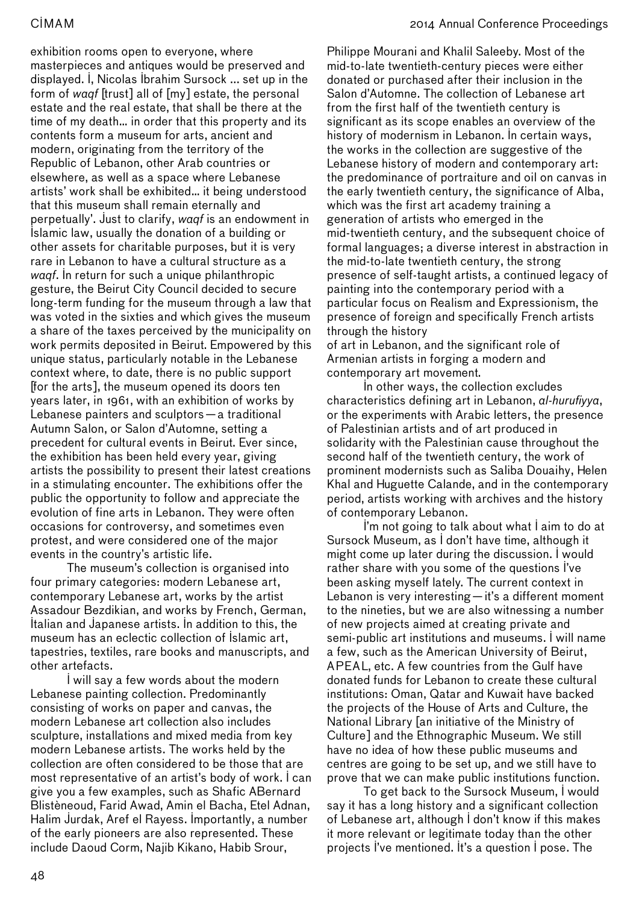exhibition rooms open to everyone, where masterpieces and antiques would be preserved and displayed. I, Nicolas Ibrahim Sursock ... set up in the form of *waqf* [trust] all of [my] estate, the personal estate and the real estate, that shall be there at the time of my death... in order that this property and its contents form a museum for arts, ancient and modern, originating from the territory of the Republic of Lebanon, other Arab countries or elsewhere, as well as a space where Lebanese artists' work shall be exhibited... it being understood that this museum shall remain eternally and perpetually'. Just to clarify, *waqf* is an endowment in Islamic law, usually the donation of a building or other assets for charitable purposes, but it is very rare in Lebanon to have a cultural structure as a *waqf*. In return for such a unique philanthropic gesture, the Beirut City Council decided to secure long-term funding for the museum through a law that was voted in the sixties and which gives the museum a share of the taxes perceived by the municipality on work permits deposited in Beirut. Empowered by this unique status, particularly notable in the Lebanese context where, to date, there is no public support [for the arts], the museum opened its doors ten years later, in 1961, with an exhibition of works by Lebanese painters and sculptors—a traditional Autumn Salon, or Salon d'Automne, setting a precedent for cultural events in Beirut. Ever since, the exhibition has been held every year, giving artists the possibility to present their latest creations in a stimulating encounter. The exhibitions offer the public the opportunity to follow and appreciate the evolution of fine arts in Lebanon. They were often occasions for controversy, and sometimes even protest, and were considered one of the major events in the country's artistic life.

The museum's collection is organised into four primary categories: modern Lebanese art, contemporary Lebanese art, works by the artist Assadour Bezdikian, and works by French, German, Italian and Japanese artists. In addition to this, the museum has an eclectic collection of Islamic art, tapestries, textiles, rare books and manuscripts, and other artefacts.

I will say a few words about the modern Lebanese painting collection. Predominantly consisting of works on paper and canvas, the modern Lebanese art collection also includes sculpture, installations and mixed media from key modern Lebanese artists. The works held by the collection are often considered to be those that are most representative of an artist's body of work. I can give you a few examples, such as Shafic ABernard Blistèneoud, Farid Awad, Amin el Bacha, Etel Adnan, Halim Jurdak, Aref el Rayess. Importantly, a number of the early pioneers are also represented. These include Daoud Corm, Najib Kikano, Habib Srour, Philippe Mourani and Khalil Saleeby. Most of the mid-to-late twentieth-century pieces were either donated or purchased after their inclusion in the Salon d'Automne. The collection of Lebanese art from the first half of the twentieth century is significant as its scope enables an overview of the history of modernism in Lebanon. In certain ways, the works in the collection are suggestive of the Lebanese history of modern and contemporary art: the predominance of portraiture and oil on canvas in the early twentieth century, the significance of Alba, which was the first art academy training a generation of artists who emerged in the mid-twentieth century, and the subsequent choice of formal languages; a diverse interest in abstraction in the mid-to-late twentieth century, the strong presence of self-taught artists, a continued legacy of painting into the contemporary period with a particular focus on Realism and Expressionism, the presence of foreign and specifically French artists through the history of art in Lebanon, and the significant role of Armenian artists in forging a modern and contemporary art movement.

In other ways, the collection excludes characteristics defining art in Lebanon, *al-hurufiyya*, or the experiments with Arabic letters, the presence of Palestinian artists and of art produced in solidarity with the Palestinian cause throughout the second half of the twentieth century, the work of prominent modernists such as Saliba Douaihy, Helen Khal and Huguette Calande, and in the contemporary period, artists working with archives and the history of contemporary Lebanon.

I'm not going to talk about what I aim to do at Sursock Museum, as I don't have time, although it might come up later during the discussion. I would rather share with you some of the questions I've been asking myself lately. The current context in Lebanon is very interesting—it's a different moment to the nineties, but we are also witnessing a number of new projects aimed at creating private and semi-public art institutions and museums. I will name a few, such as the American University of Beirut, APEAL, etc. A few countries from the Gulf have donated funds for Lebanon to create these cultural institutions: Oman, Qatar and Kuwait have backed the projects of the House of Arts and Culture, the National Library [an initiative of the Ministry of Culture] and the Ethnographic Museum. We still have no idea of how these public museums and centres are going to be set up, and we still have to prove that we can make public institutions function.

To get back to the Sursock Museum, I would say it has a long history and a significant collection of Lebanese art, although I don't know if this makes it more relevant or legitimate today than the other projects I've mentioned. It's a question I pose. The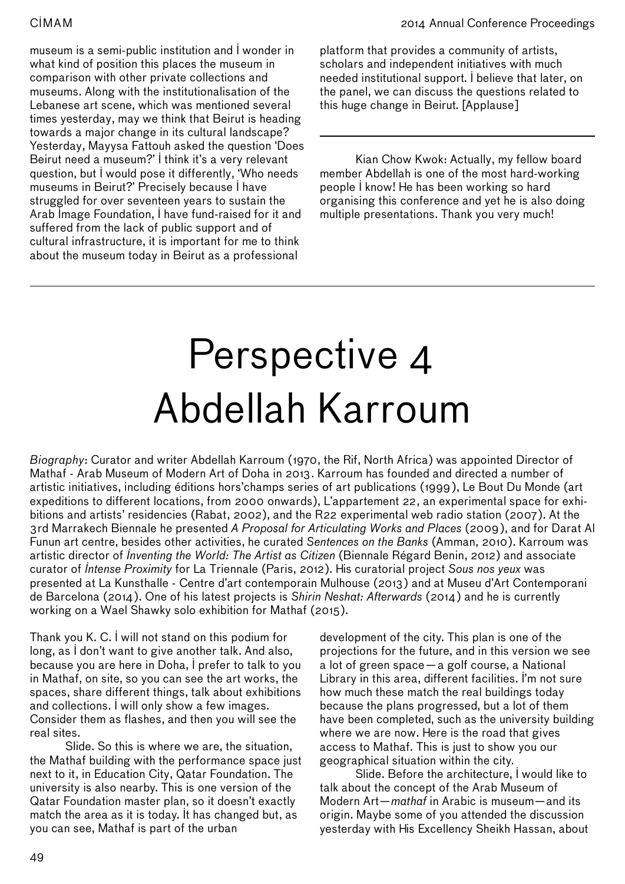museum is a semi-public institution and I wonder in what kind of position this places the museum in comparison with other private collections and museums. Along with the institutionalisation of the Lebanese art scene, which was mentioned several times yesterday, may we think that Beirut is heading towards a major change in its cultural landscape? Yesterday, Mayysa Fattouh asked the question 'Does Beirut need a museum?' I think it's a very relevant question, but I would pose it differently, 'Who needs museums in Beirut?' Precisely because I have struggled for over seventeen years to sustain the Arab Image Foundation, I have fund-raised for it and suffered from the lack of public support and of cultural infrastructure, it is important for me to think about the museum today in Beirut as a professional platform that provides a community of artists, scholars and independent initiatives with much needed institutional support. I believe that later, on the panel, we can discuss the questions related to this huge change in Beirut. [Applause]

---

Kian Chow Kwok: Actually, my fellow board member Abdellah is one of the most hard-working people I know! He has been working so hard organising this conference and yet he is also doing multiple presentations. Thank you very much!

---

# Perspective 4 Abdellah Karroum

*Biography*: Curator and writer Abdellah Karroum (1970, the Rif, North Africa) was appointed Director of Mathaf - Arab Museum of Modern Art of Doha in 2013. Karroum has founded and directed a number of artistic initiatives, including éditions hors'champs series of art publications (1999), Le Bout Du Monde (art expeditions to different locations, from 2000 onwards), L'appartement 22, an experimental space for exhibitions and artists' residencies (Rabat, 2002), and the R22 experimental web radio station (2007). At the 3rd Marrakech Biennale he presented *A Proposal for Articulating Works and Places* (2009), and for Darat Al Funun art centre, besides other activities, he curated *Sentences on the Banks* (Amman, 2010). Karroum was artistic director of *Inventing the World: The Artist as Citizen* (Biennale Régard Benin, 2012) and associate curator of *Intense Proximity* for La Triennale (Paris, 2012). His curatorial project *Sous nos yeux* was presented at La Kunsthalle - Centre d'art contemporain Mulhouse (2013) and at Museu d'Art Contemporani de Barcelona (2014). One of his latest projects is *Shirin Neshat: Afterwards* (2014) and he is currently working on a Wael Shawky solo exhibition for Mathaf (2015).

Thank you K. C. I will not stand on this podium for long, as I don't want to give another talk. And also, because you are here in Doha, I prefer to talk to you in Mathaf, on site, so you can see the art works, the spaces, share different things, talk about exhibitions and collections. I will only show a few images. Consider them as flashes, and then you will see the real sites.

Slide. So this is where we are, the situation, the Mathaf building with the performance space just next to it, in Education City, Qatar Foundation. The university is also nearby. This is one version of the Qatar Foundation master plan, so it doesn't exactly match the area as it is today. It has changed but, as you can see, Mathaf is part of the urban development of the city. This plan is one of the projections for the future, and in this version we see a lot of green space—a golf course, a National Library in this area, different facilities. I'm not sure how much these match the real buildings today because the plans progressed, but a lot of them have been completed, such as the university building where we are now. Here is the road that gives access to Mathaf. This is just to show you our geographical situation within the city.

Slide. Before the architecture, I would like to talk about the concept of the Arab Museum of Modern Art—*mathaf* in Arabic is museum—and its origin. Maybe some of you attended the discussion yesterday with His Excellency Sheikh Hassan, about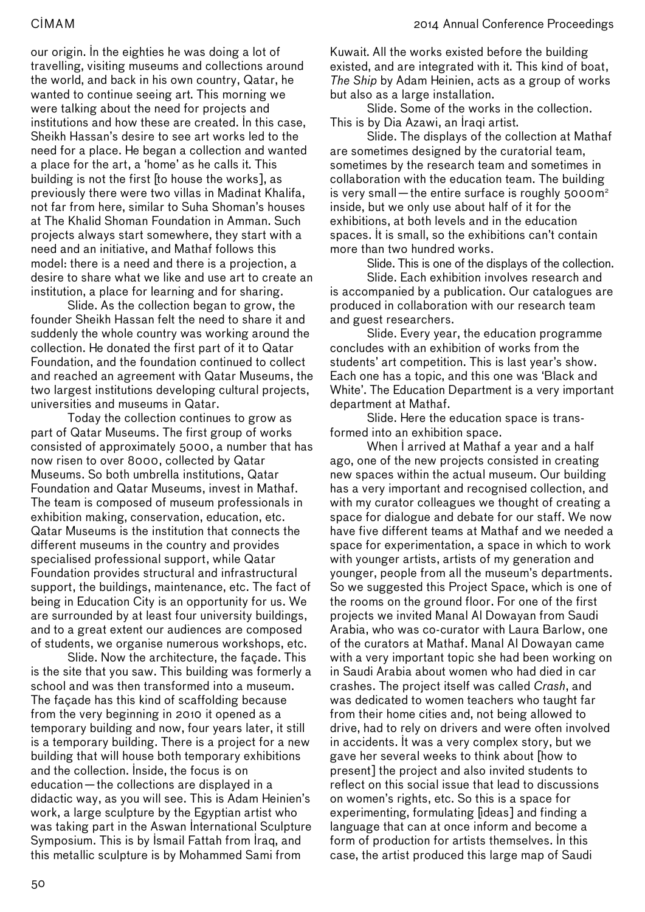our origin. In the eighties he was doing a lot of travelling, visiting museums and collections around the world, and back in his own country, Qatar, he wanted to continue seeing art. This morning we were talking about the need for projects and institutions and how these are created. In this case, Sheikh Hassan's desire to see art works led to the need for a place. He began a collection and wanted a place for the art, a 'home' as he calls it. This building is not the first [to house the works], as previously there were two villas in Madinat Khalifa, not far from here, similar to Suha Shoman's houses at The Khalid Shoman Foundation in Amman. Such projects always start somewhere, they start with a need and an initiative, and Mathaf follows this model: there is a need and there is a projection, a desire to share what we like and use art to create an institution, a place for learning and for sharing.

Slide. As the collection began to grow, the founder Sheikh Hassan felt the need to share it and suddenly the whole country was working around the collection. He donated the first part of it to Qatar Foundation, and the foundation continued to collect and reached an agreement with Qatar Museums, the two largest institutions developing cultural projects, universities and museums in Qatar.

Today the collection continues to grow as part of Qatar Museums. The first group of works consisted of approximately 5000, a number that has now risen to over 8000, collected by Qatar Museums. So both umbrella institutions, Qatar Foundation and Qatar Museums, invest in Mathaf. The team is composed of museum professionals in exhibition making, conservation, education, etc. Qatar Museums is the institution that connects the different museums in the country and provides specialised professional support, while Qatar Foundation provides structural and infrastructural support, the buildings, maintenance, etc. The fact of being in Education City is an opportunity for us. We are surrounded by at least four university buildings, and to a great extent our audiences are composed of students, we organise numerous workshops, etc.

Slide. Now the architecture, the façade. This is the site that you saw. This building was formerly a school and was then transformed into a museum. The façade has this kind of scaffolding because from the very beginning in 2010 it opened as a temporary building and now, four years later, it still is a temporary building. There is a project for a new building that will house both temporary exhibitions and the collection. Inside, the focus is on education—the collections are displayed in a didactic way, as you will see. This is Adam Heinien's work, a large sculpture by the Egyptian artist who was taking part in the Aswan International Sculpture Symposium. This is by Ismail Fattah from Iraq, and this metallic sculpture is by Mohammed Sami from Kuwait. All the works existed before the building existed, and are integrated with it. This kind of boat, *The Ship* by Adam Heinien, acts as a group of works but also as a large installation.

Slide. Some of the works in the collection. This is by Dia Azawi, an Iraqi artist.

Slide. The displays of the collection at Mathaf are sometimes designed by the curatorial team, sometimes by the research team and sometimes in collaboration with the education team. The building is very small—the entire surface is roughly 5000m² inside, but we only use about half of it for the exhibitions, at both levels and in the education spaces. It is small, so the exhibitions can't contain more than two hundred works.

Slide. This is one of the displays of the collection.

Slide. Each exhibition involves research and is accompanied by a publication. Our catalogues are produced in collaboration with our research team and guest researchers.

Slide. Every year, the education programme concludes with an exhibition of works from the students' art competition. This is last year's show. Each one has a topic, and this one was 'Black and White'. The Education Department is a very important department at Mathaf.

Slide. Here the education space is transformed into an exhibition space.

When I arrived at Mathaf a year and a half ago, one of the new projects consisted in creating new spaces within the actual museum. Our building has a very important and recognised collection, and with my curator colleagues we thought of creating a space for dialogue and debate for our staff. We now have five different teams at Mathaf and we needed a space for experimentation, a space in which to work with younger artists, artists of my generation and younger, people from all the museum's departments. So we suggested this Project Space, which is one of the rooms on the ground floor. For one of the first projects we invited Manal Al Dowayan from Saudi Arabia, who was co-curator with Laura Barlow, one of the curators at Mathaf. Manal Al Dowayan came with a very important topic she had been working on in Saudi Arabia about women who had died in car crashes. The project itself was called *Crash*, and was dedicated to women teachers who taught far from their home cities and, not being allowed to drive, had to rely on drivers and were often involved in accidents. It was a very complex story, but we gave her several weeks to think about [how to present] the project and also invited students to reflect on this social issue that lead to discussions on women's rights, etc. So this is a space for experimenting, formulating [ideas] and finding a language that can at once inform and become a form of production for artists themselves. In this case, the artist produced this large map of Saudi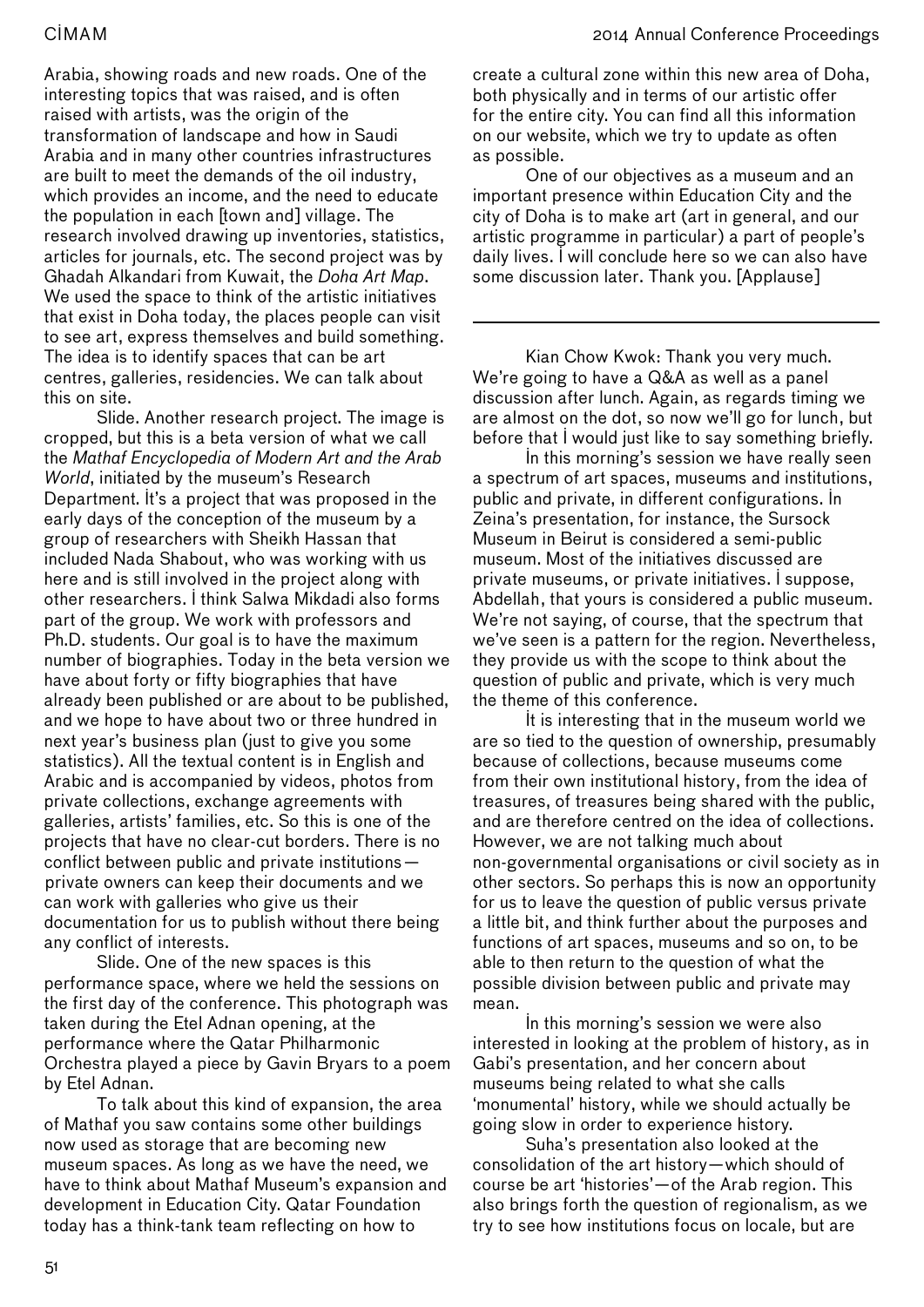Arabia, showing roads and new roads. One of the interesting topics that was raised, and is often raised with artists, was the origin of the transformation of landscape and how in Saudi Arabia and in many other countries infrastructures are built to meet the demands of the oil industry, which provides an income, and the need to educate the population in each [town and] village. The research involved drawing up inventories, statistics, articles for journals, etc. The second project was by Ghadah Alkandari from Kuwait, the *Doha Art Map*. We used the space to think of the artistic initiatives that exist in Doha today, the places people can visit to see art, express themselves and build something. The idea is to identify spaces that can be art centres, galleries, residencies. We can talk about this on site.

Slide. Another research project. The image is cropped, but this is a beta version of what we call the *Mathaf Encyclopedia of Modern Art and the Arab World*, initiated by the museum's Research Department. It's a project that was proposed in the early days of the conception of the museum by a group of researchers with Sheikh Hassan that included Nada Shabout, who was working with us here and is still involved in the project along with other researchers. I think Salwa Mikdadi also forms part of the group. We work with professors and Ph.D. students. Our goal is to have the maximum number of biographies. Today in the beta version we have about forty or fifty biographies that have already been published or are about to be published, and we hope to have about two or three hundred in next year's business plan (just to give you some statistics). All the textual content is in English and Arabic and is accompanied by videos, photos from private collections, exchange agreements with galleries, artists' families, etc. So this is one of the projects that have no clear-cut borders. There is no conflict between public and private institutions—private owners can keep their documents and we can work with galleries who give us their documentation for us to publish without there being any conflict of interests.

Slide. One of the new spaces is this performance space, where we held the sessions on the first day of the conference. This photograph was taken during the Etel Adnan opening, at the performance where the Qatar Philharmonic Orchestra played a piece by Gavin Bryars to a poem by Etel Adnan.

To talk about this kind of expansion, the area of Mathaf you saw contains some other buildings now used as storage that are becoming new museum spaces. As long as we have the need, we have to think about Mathaf Museum's expansion and development in Education City. Qatar Foundation today has a think-tank team reflecting on how to create a cultural zone within this new area of Doha, both physically and in terms of our artistic offer for the entire city. You can find all this information on our website, which we try to update as often as possible.

One of our objectives as a museum and an important presence within Education City and the city of Doha is to make art (art in general, and our artistic programme in particular) a part of people's daily lives. I will conclude here so we can also have some discussion later. Thank you. [Applause]

---

Kian Chow Kwok: Thank you very much. We're going to have a Q&A as well as a panel discussion after lunch. Again, as regards timing we are almost on the dot, so now we'll go for lunch, but before that I would just like to say something briefly.

In this morning's session we have really seen a spectrum of art spaces, museums and institutions, public and private, in different configurations. In Zeina's presentation, for instance, the Sursock Museum in Beirut is considered a semi-public museum. Most of the initiatives discussed are private museums, or private initiatives. I suppose, Abdellah, that yours is considered a public museum. We're not saying, of course, that the spectrum that we've seen is a pattern for the region. Nevertheless, they provide us with the scope to think about the question of public and private, which is very much the theme of this conference.

It is interesting that in the museum world we are so tied to the question of ownership, presumably because of collections, because museums come from their own institutional history, from the idea of treasures, of treasures being shared with the public, and are therefore centred on the idea of collections. However, we are not talking much about non-governmental organisations or civil society as in other sectors. So perhaps this is now an opportunity for us to leave the question of public versus private a little bit, and think further about the purposes and functions of art spaces, museums and so on, to be able to then return to the question of what the possible division between public and private may mean.

In this morning's session we were also interested in looking at the problem of history, as in Gabi's presentation, and her concern about museums being related to what she calls 'monumental' history, while we should actually be going slow in order to experience history.

Suha's presentation also looked at the consolidation of the art history—which should of course be art 'histories'—of the Arab region. This also brings forth the question of regionalism, as we try to see how institutions focus on locale, but are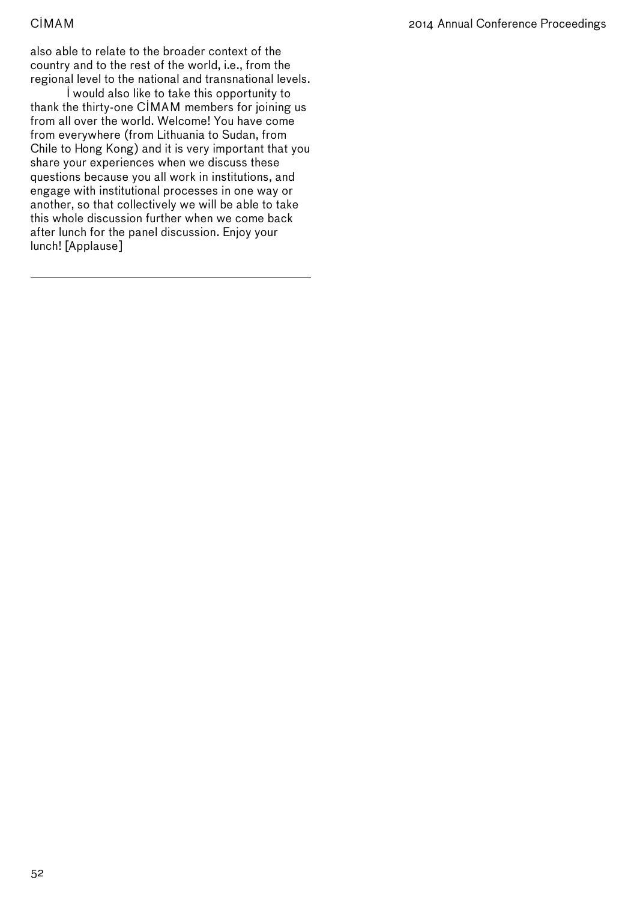also able to relate to the broader context of the country and to the rest of the world, i.e., from the regional level to the national and transnational levels.

I would also like to take this opportunity to thank the thirty-one CIMAM members for joining us from all over the world. Welcome! You have come from everywhere (from Lithuania to Sudan, from Chile to Hong Kong) and it is very important that you share your experiences when we discuss these questions because you all work in institutions, and engage with institutional processes in one way or another, so that collectively we will be able to take this whole discussion further when we come back after lunch for the panel discussion. Enjoy your lunch! [Applause]

---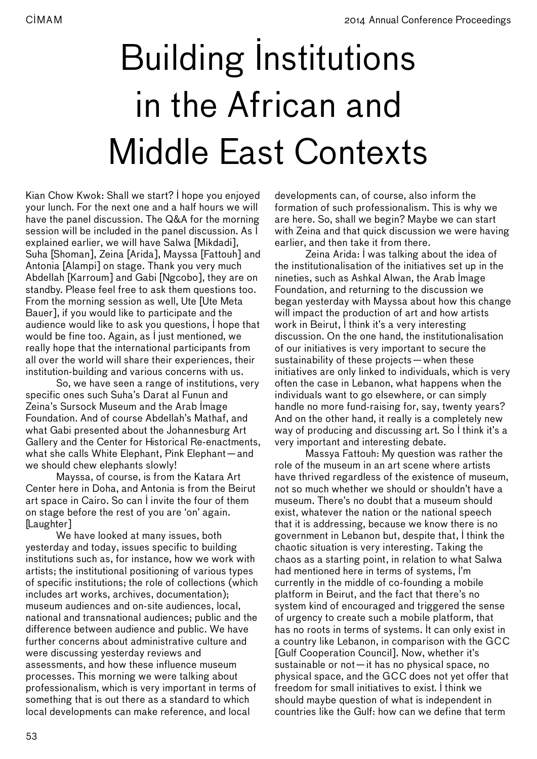# Building Institutions in the African and Middle East Contexts

Kian Chow Kwok: Shall we start? I hope you enjoyed your lunch. For the next one and a half hours we will have the panel discussion. The Q&A for the morning session will be included in the panel discussion. As I explained earlier, we will have Salwa [Mikdadi], Suha [Shoman], Zeina [Arida], Mayssa [Fattouh] and Antonia [Alampi] on stage. Thank you very much Abdellah [Karroum] and Gabi [Ngcobo], they are on standby. Please feel free to ask them questions too. From the morning session as well, Ute [Ute Meta Bauer], if you would like to participate and the audience would like to ask you questions, I hope that would be fine too. Again, as I just mentioned, we really hope that the international participants from all over the world will share their experiences, their institution-building and various concerns with us.

So, we have seen a range of institutions, very specific ones such Suha's Darat al Funun and Zeina's Sursock Museum and the Arab Image Foundation. And of course Abdellah's Mathaf, and what Gabi presented about the Johannesburg Art Gallery and the Center for Historical Re-enactments, what she calls White Elephant, Pink Elephant—and we should chew elephants slowly!

Mayssa, of course, is from the Katara Art Center here in Doha, and Antonia is from the Beirut art space in Cairo. So can I invite the four of them on stage before the rest of you are 'on' again. [Laughter]

We have looked at many issues, both yesterday and today, issues specific to building institutions such as, for instance, how we work with artists; the institutional positioning of various types of specific institutions; the role of collections (which includes art works, archives, documentation); museum audiences and on-site audiences, local, national and transnational audiences; public and the difference between audience and public. We have further concerns about administrative culture and were discussing yesterday reviews and assessments, and how these influence museum processes. This morning we were talking about professionalism, which is very important in terms of something that is out there as a standard to which local developments can make reference, and local developments can, of course, also inform the formation of such professionalism. This is why we are here. So, shall we begin? Maybe we can start with Zeina and that quick discussion we were having earlier, and then take it from there.

Zeina Arida: I was talking about the idea of the institutionalisation of the initiatives set up in the nineties, such as Ashkal Alwan, the Arab Image Foundation, and returning to the discussion we began yesterday with Mayssa about how this change will impact the production of art and how artists work in Beirut, I think it's a very interesting discussion. On the one hand, the institutionalisation of our initiatives is very important to secure the sustainability of these projects—when these initiatives are only linked to individuals, which is very often the case in Lebanon, what happens when the individuals want to go elsewhere, or can simply handle no more fund-raising for, say, twenty years? And on the other hand, it really is a completely new way of producing and discussing art. So I think it's a very important and interesting debate.

Massya Fattouh: My question was rather the role of the museum in an art scene where artists have thrived regardless of the existence of museum, not so much whether we should or shouldn't have a museum. There's no doubt that a museum should exist, whatever the nation or the national speech that it is addressing, because we know there is no government in Lebanon but, despite that, I think the chaotic situation is very interesting. Taking the chaos as a starting point, in relation to what Salwa had mentioned here in terms of systems, I'm currently in the middle of co-founding a mobile platform in Beirut, and the fact that there's no system kind of encouraged and triggered the sense of urgency to create such a mobile platform, that has no roots in terms of systems. It can only exist in a country like Lebanon, in comparison with the GCC [Gulf Cooperation Council]. Now, whether it's sustainable or not—it has no physical space, no physical space, and the GCC does not yet offer that freedom for small initiatives to exist. I think we should maybe question of what is independent in countries like the Gulf: how can we define that term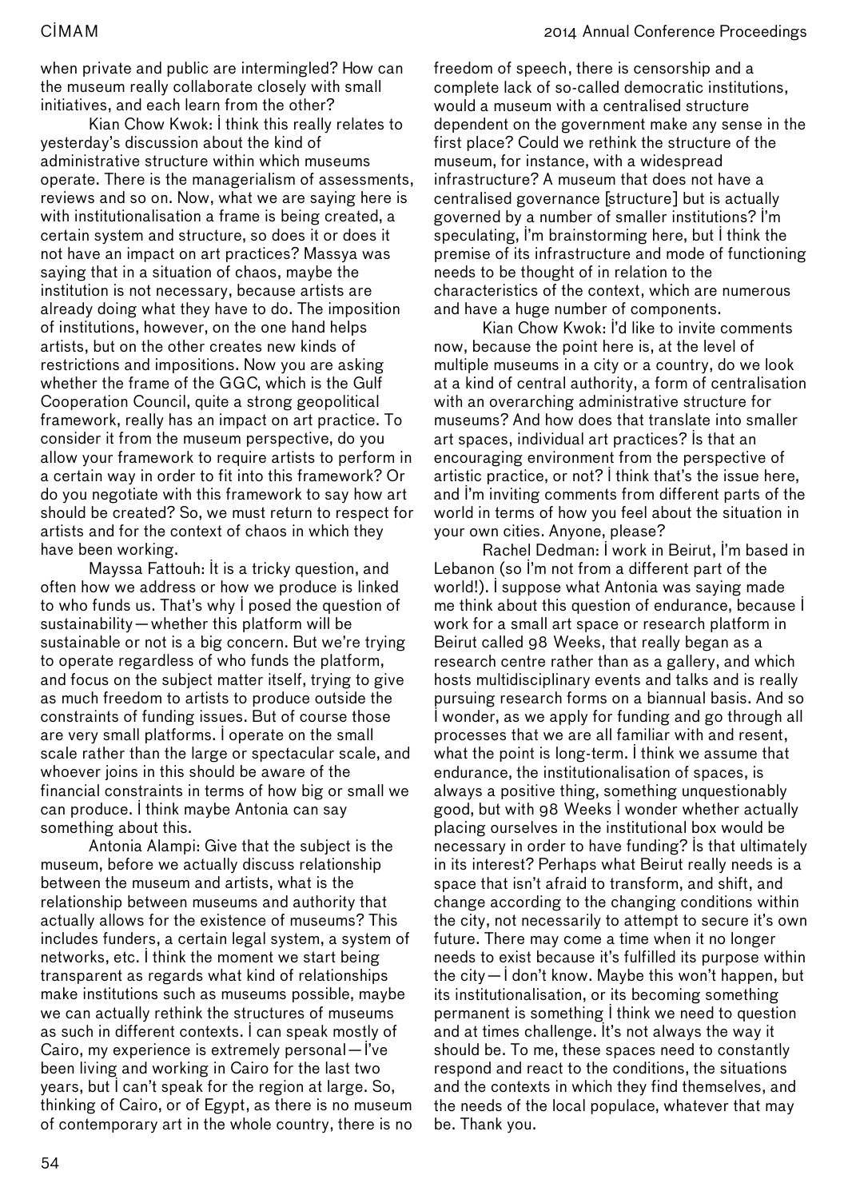when private and public are intermingled? How can the museum really collaborate closely with small initiatives, and each learn from the other?

Kian Chow Kwok: I think this really relates to yesterday's discussion about the kind of administrative structure within which museums operate. There is the managerialism of assessments, reviews and so on. Now, what we are saying here is with institutionalisation a frame is being created, a certain system and structure, so does it or does it not have an impact on art practices? Massya was saying that in a situation of chaos, maybe the institution is not necessary, because artists are already doing what they have to do. The imposition of institutions, however, on the one hand helps artists, but on the other creates new kinds of restrictions and impositions. Now you are asking whether the frame of the GCC, which is the Gulf Cooperation Council, quite a strong geopolitical framework, really has an impact on art practice. To consider it from the museum perspective, do you allow your framework to require artists to perform in a certain way in order to fit into this framework? Or do you negotiate with this framework to say how art should be created? So, we must return to respect for artists and for the context of chaos in which they have been working.

Mayssa Fattouh: It is a tricky question, and often how we address or how we produce is linked to who funds us. That's why I posed the question of sustainability—whether this platform will be sustainable or not is a big concern. But we're trying to operate regardless of who funds the platform, and focus on the subject matter itself, trying to give as much freedom to artists to produce outside the constraints of funding issues. But of course those are very small platforms. I operate on the small scale rather than the large or spectacular scale, and whoever joins in this should be aware of the financial constraints in terms of how big or small we can produce. I think maybe Antonia can say something about this.

Antonia Alampi: Give that the subject is the museum, before we actually discuss relationship between the museum and artists, what is the relationship between museums and authority that actually allows for the existence of museums? This includes funders, a certain legal system, a system of networks, etc. I think the moment we start being transparent as regards what kind of relationships make institutions such as museums possible, maybe we can actually rethink the structures of museums as such in different contexts. I can speak mostly of Cairo, my experience is extremely personal—I've been living and working in Cairo for the last two years, but I can't speak for the region at large. So, thinking of Cairo, or of Egypt, as there is no museum of contemporary art in the whole country, there is no freedom of speech, there is censorship and a complete lack of so-called democratic institutions, would a museum with a centralised structure dependent on the government make any sense in the first place? Could we rethink the structure of the museum, for instance, with a widespread infrastructure? A museum that does not have a centralised governance [structure] but is actually governed by a number of smaller institutions? I'm speculating, I'm brainstorming here, but I think the premise of its infrastructure and mode of functioning needs to be thought of in relation to the characteristics of the context, which are numerous and have a huge number of components.

Kian Chow Kwok: I'd like to invite comments now, because the point here is, at the level of multiple museums in a city or a country, do we look at a kind of central authority, a form of centralisation with an overarching administrative structure for museums? And how does that translate into smaller art spaces, individual art practices? Is that an encouraging environment from the perspective of artistic practice, or not? I think that's the issue here, and I'm inviting comments from different parts of the world in terms of how you feel about the situation in your own cities. Anyone, please?

Rachel Dedman: I work in Beirut, I'm based in Lebanon (so I'm not from a different part of the world!). I suppose what Antonia was saying made me think about this question of endurance, because I work for a small art space or research platform in Beirut called 98 Weeks, that really began as a research centre rather than as a gallery, and which hosts multidisciplinary events and talks and is really pursuing research forms on a biannual basis. And so I wonder, as we apply for funding and go through all processes that we are all familiar with and resent, what the point is long-term. I think we assume that endurance, the institutionalisation of spaces, is always a positive thing, something unquestionably good, but with 98 Weeks I wonder whether actually placing ourselves in the institutional box would be necessary in order to have funding? Is that ultimately in its interest? Perhaps what Beirut really needs is a space that isn't afraid to transform, and shift, and change according to the changing conditions within the city, not necessarily to attempt to secure it's own future. There may come a time when it no longer needs to exist because it's fulfilled its purpose within the city—I don't know. Maybe this won't happen, but its institutionalisation, or its becoming something permanent is something I think we need to question and at times challenge. It's not always the way it should be. To me, these spaces need to constantly respond and react to the conditions, the situations and the contexts in which they find themselves, and the needs of the local populace, whatever that may be. Thank you.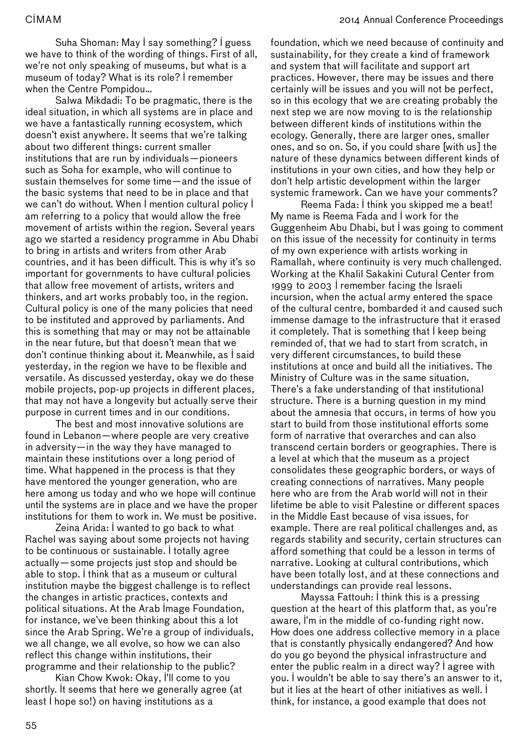Suha Shoman: May I say something? I guess we have to think of the wording of things. First of all, we're not only speaking of museums, but what is a museum of today? What is its role? I remember when the Centre Pompidou...

Salwa Mikdadi: To be pragmatic, there is the ideal situation, in which all systems are in place and we have a fantastically running ecosystem, which doesn't exist anywhere. It seems that we're talking about two different things: current smaller institutions that are run by individuals—pioneers such as Soha for example, who will continue to sustain themselves for some time—and the issue of the basic systems that need to be in place and that we can't do without. When I mention cultural policy I am referring to a policy that would allow the free movement of artists within the region. Several years ago we started a residency programme in Abu Dhabi to bring in artists and writers from other Arab countries, and it has been difficult. This is why it's so important for governments to have cultural policies that allow free movement of artists, writers and thinkers, and art works probably too, in the region. Cultural policy is one of the many policies that need to be instituted and approved by parliaments. And this is something that may or may not be attainable in the near future, but that doesn't mean that we don't continue thinking about it. Meanwhile, as I said yesterday, in the region we have to be flexible and versatile. As discussed yesterday, okay we do these mobile projects, pop-up projects in different places, that may not have a longevity but actually serve their purpose in current times and in our conditions.

The best and most innovative solutions are found in Lebanon—where people are very creative in adversity—in the way they have managed to maintain these institutions over a long period of time. What happened in the process is that they have mentored the younger generation, who are here among us today and who we hope will continue until the systems are in place and we have the proper institutions for them to work in. We must be positive.

Zeina Arida: I wanted to go back to what Rachel was saying about some projects not having to be continuous or sustainable. I totally agree actually—some projects just stop and should be able to stop. I think that as a museum or cultural institution maybe the biggest challenge is to reflect the changes in artistic practices, contexts and political situations. At the Arab Image Foundation, for instance, we've been thinking about this a lot since the Arab Spring. We're a group of individuals, we all change, we all evolve, so how we can also reflect this change within institutions, their programme and their relationship to the public?

Kian Chow Kwok: Okay, I'll come to you shortly. It seems that here we generally agree (at least I hope so!) on having institutions as a foundation, which we need because of continuity and sustainability, for they create a kind of framework and system that will facilitate and support art practices. However, there may be issues and there certainly will be issues and you will not be perfect, so in this ecology that we are creating probably the next step we are now moving to is the relationship between different kinds of institutions within the ecology. Generally, there are larger ones, smaller ones, and so on. So, if you could share [with us] the nature of these dynamics between different kinds of institutions in your own cities, and how they help or don't help artistic development within the larger systemic framework. Can we have your comments?

Reema Fada: I think you skipped me a beat! My name is Reema Fada and I work for the Guggenheim Abu Dhabi, but I was going to comment on this issue of the necessity for continuity in terms of my own experience with artists working in Ramallah, where continuity is very much challenged. Working at the Khalil Sakakini Cutural Center from 1999 to 2003 I remember facing the Israeli incursion, when the actual army entered the space of the cultural centre, bombarded it and caused such immense damage to the infrastructure that it erased it completely. That is something that I keep being reminded of, that we had to start from scratch, in very different circumstances, to build these institutions at once and build all the initiatives. The Ministry of Culture was in the same situation. There's a fake understanding of that institutional structure. There is a burning question in my mind about the amnesia that occurs, in terms of how you start to build from those institutional efforts some form of narrative that overarches and can also transcend certain borders or geographies. There is a level at which that the museum as a project consolidates these geographic borders, or ways of creating connections of narratives. Many people here who are from the Arab world will not in their lifetime be able to visit Palestine or different spaces in the Middle East because of visa issues, for example. There are real political challenges and, as regards stability and security, certain structures can afford something that could be a lesson in terms of narrative. Looking at cultural contributions, which have been totally lost, and at these connections and understandings can provide real lessons.

Mayssa Fattouh: I think this is a pressing question at the heart of this platform that, as you're aware, I'm in the middle of co-funding right now. How does one address collective memory in a place that is constantly physically endangered? And how do you go beyond the physical infrastructure and enter the public realm in a direct way? I agree with you. I wouldn't be able to say there's an answer to it, but it lies at the heart of other initiatives as well. I think, for instance, a good example that does not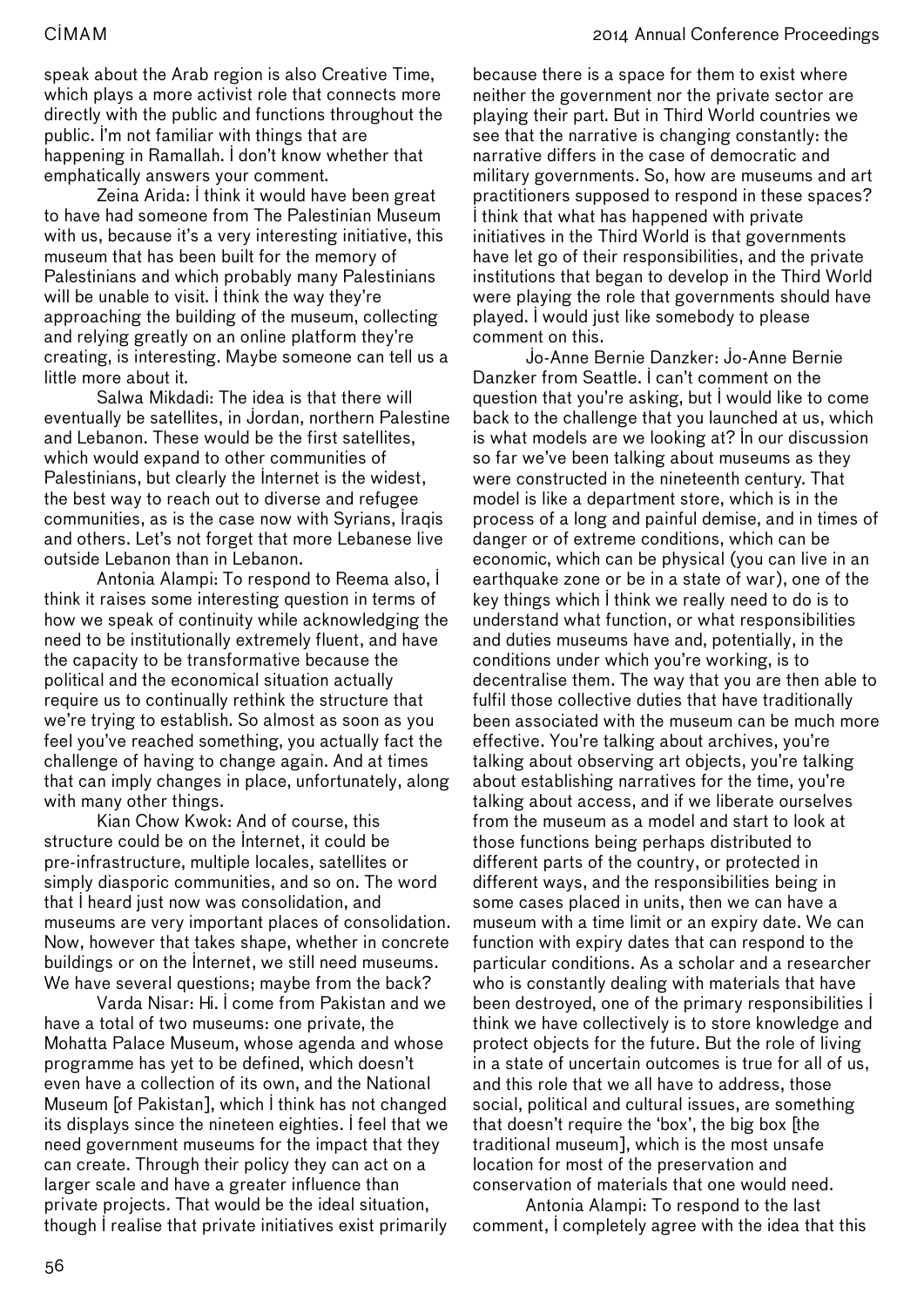speak about the Arab region is also Creative Time, which plays a more activist role that connects more directly with the public and functions throughout the public. I'm not familiar with things that are happening in Ramallah. I don't know whether that emphatically answers your comment.

Zeina Arida: I think it would have been great to have had someone from The Palestinian Museum with us, because it's a very interesting initiative, this museum that has been built for the memory of Palestinians and which probably many Palestinians will be unable to visit. I think the way they're approaching the building of the museum, collecting and relying greatly on an online platform they're creating, is interesting. Maybe someone can tell us a little more about it.

Salwa Mikdadi: The idea is that there will eventually be satellites, in Jordan, northern Palestine and Lebanon. These would be the first satellites, which would expand to other communities of Palestinians, but clearly the Internet is the widest, the best way to reach out to diverse and refugee communities, as is the case now with Syrians, Iraqis and others. Let's not forget that more Lebanese live outside Lebanon than in Lebanon.

Antonia Alampi: To respond to Reema also, I think it raises some interesting question in terms of how we speak of continuity while acknowledging the need to be institutionally extremely fluent, and have the capacity to be transformative because the political and the economical situation actually require us to continually rethink the structure that we're trying to establish. So almost as soon as you feel you've reached something, you actually fact the challenge of having to change again. And at times that can imply changes in place, unfortunately, along with many other things.

Kian Chow Kwok: And of course, this structure could be on the Internet, it could be pre-infrastructure, multiple locales, satellites or simply diasporic communities, and so on. The word that I heard just now was consolidation, and museums are very important places of consolidation. Now, however that takes shape, whether in concrete buildings or on the Internet, we still need museums. We have several questions; maybe from the back?

Varda Nisar: Hi. I come from Pakistan and we have a total of two museums: one private, the Mohatta Palace Museum, whose agenda and whose programme has yet to be defined, which doesn't even have a collection of its own, and the National Museum [of Pakistan], which I think has not changed its displays since the nineteen eighties. I feel that we need government museums for the impact that they can create. Through their policy they can act on a larger scale and have a greater influence than private projects. That would be the ideal situation, though I realise that private initiatives exist primarily because there is a space for them to exist where neither the government nor the private sector are playing their part. But in Third World countries we see that the narrative is changing constantly: the narrative differs in the case of democratic and military governments. So, how are museums and art practitioners supposed to respond in these spaces? I think that what has happened with private initiatives in the Third World is that governments have let go of their responsibilities, and the private institutions that began to develop in the Third World were playing the role that governments should have played. I would just like somebody to please comment on this.

Jo-Anne Bernie Danzker: Jo-Anne Bernie Danzker from Seattle. I can't comment on the question that you're asking, but I would like to come back to the challenge that you launched at us, which is what models are we looking at? In our discussion so far we've been talking about museums as they were constructed in the nineteenth century. That model is like a department store, which is in the process of a long and painful demise, and in times of danger or of extreme conditions, which can be economic, which can be physical (you can live in an earthquake zone or be in a state of war), one of the key things which I think we really need to do is to understand what function, or what responsibilities and duties museums have and, potentially, in the conditions under which you're working, is to decentralise them. The way that you are then able to fulfil those collective duties that have traditionally been associated with the museum can be much more effective. You're talking about archives, you're talking about observing art objects, you're talking about establishing narratives for the time, you're talking about access, and if we liberate ourselves from the museum as a model and start to look at those functions being perhaps distributed to different parts of the country, or protected in different ways, and the responsibilities being in some cases placed in units, then we can have a museum with a time limit or an expiry date. We can function with expiry dates that can respond to the particular conditions. As a scholar and a researcher who is constantly dealing with materials that have been destroyed, one of the primary responsibilities I think we have collectively is to store knowledge and protect objects for the future. But the role of living in a state of uncertain outcomes is true for all of us, and this role that we all have to address, those social, political and cultural issues, are something that doesn't require the 'box', the big box [the traditional museum], which is the most unsafe location for most of the preservation and conservation of materials that one would need.

Antonia Alampi: To respond to the last comment, I completely agree with the idea that this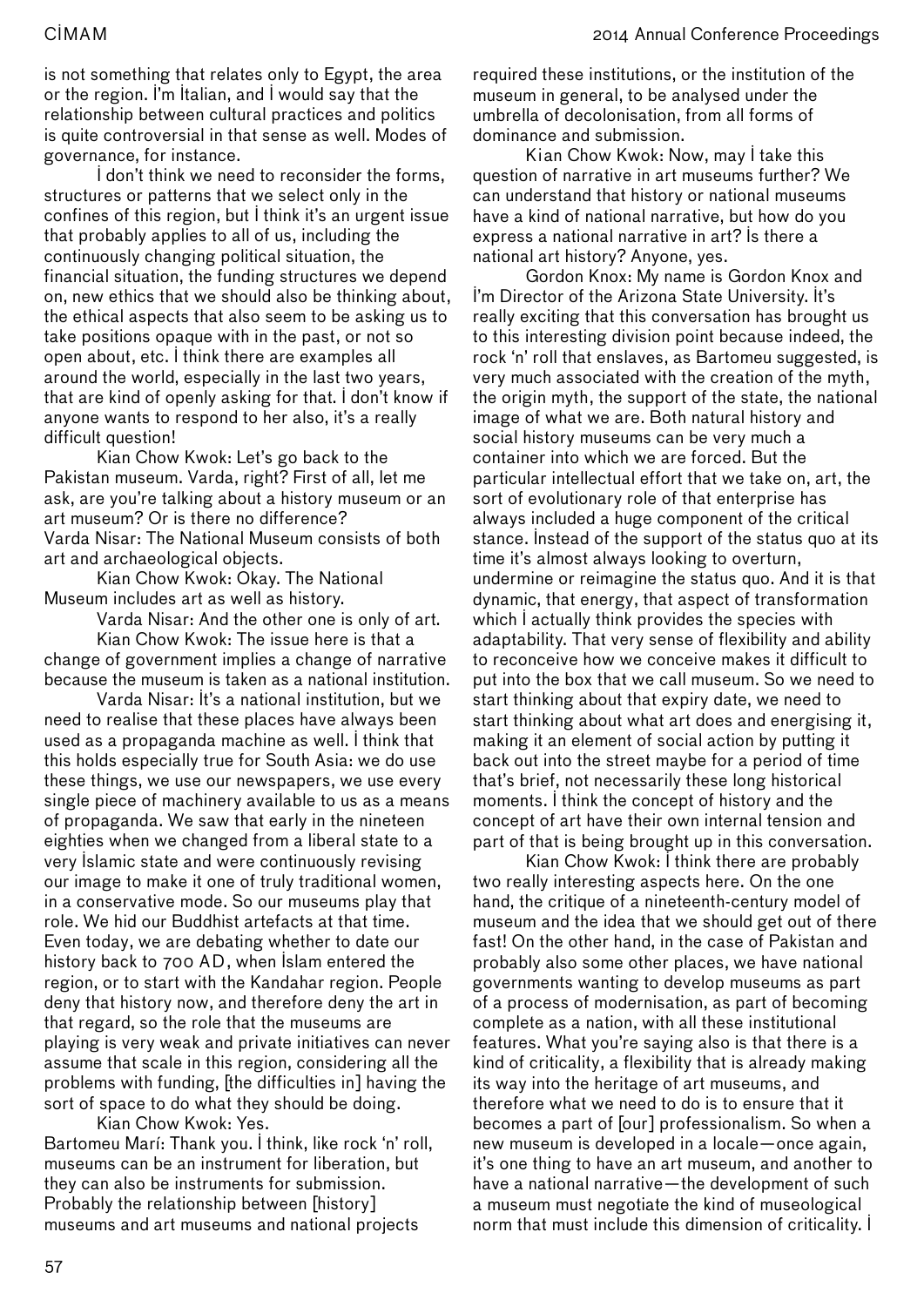is not something that relates only to Egypt, the area or the region. I'm Italian, and I would say that the relationship between cultural practices and politics is quite controversial in that sense as well. Modes of governance, for instance.

I don't think we need to reconsider the forms, structures or patterns that we select only in the confines of this region, but I think it's an urgent issue that probably applies to all of us, including the continuously changing political situation, the financial situation, the funding structures we depend on, new ethics that we should also be thinking about, the ethical aspects that also seem to be asking us to take positions opaque with in the past, or not so open about, etc. I think there are examples all around the world, especially in the last two years, that are kind of openly asking for that. I don't know if anyone wants to respond to her also, it's a really difficult question!

Kian Chow Kwok: Let's go back to the Pakistan museum. Varda, right? First of all, let me ask, are you're talking about a history museum or an art museum? Or is there no difference?

Varda Nisar: The National Museum consists of both art and archaeological objects.

Kian Chow Kwok: Okay. The National Museum includes art as well as history.

Varda Nisar: And the other one is only of art.

Kian Chow Kwok: The issue here is that a change of government implies a change of narrative because the museum is taken as a national institution.

Varda Nisar: It's a national institution, but we need to realise that these places have always been used as a propaganda machine as well. I think that this holds especially true for South Asia: we do use these things, we use our newspapers, we use every single piece of machinery available to us as a means of propaganda. We saw that early in the nineteen eighties when we changed from a liberal state to a very Islamic state and were continuously revising our image to make it one of truly traditional women, in a conservative mode. So our museums play that role. We hid our Buddhist artefacts at that time. Even today, we are debating whether to date our history back to 700 AD, when Islam entered the region, or to start with the Kandahar region. People deny that history now, and therefore deny the art in that regard, so the role that the museums are playing is very weak and private initiatives can never assume that scale in this region, considering all the problems with funding, [the difficulties in] having the sort of space to do what they should be doing.

Kian Chow Kwok: Yes.

Bartomeu Marí: Thank you. I think, like rock 'n' roll, museums can be an instrument for liberation, but they can also be instruments for submission. Probably the relationship between [history] museums and art museums and national projects required these institutions, or the institution of the museum in general, to be analysed under the umbrella of decolonisation, from all forms of dominance and submission.

Kian Chow Kwok: Now, may I take this question of narrative in art museums further? We can understand that history or national museums have a kind of national narrative, but how do you express a national narrative in art? Is there a national art history? Anyone, yes.

Gordon Knox: My name is Gordon Knox and I'm Director of the Arizona State University. It's really exciting that this conversation has brought us to this interesting division point because indeed, the rock 'n' roll that enslaves, as Bartomeu suggested, is very much associated with the creation of the myth, the origin myth, the support of the state, the national image of what we are. Both natural history and social history museums can be very much a container into which we are forced. But the particular intellectual effort that we take on, art, the sort of evolutionary role of that enterprise has always included a huge component of the critical stance. Instead of the support of the status quo at its time it's almost always looking to overturn, undermine or reimagine the status quo. And it is that dynamic, that energy, that aspect of transformation which I actually think provides the species with adaptability. That very sense of flexibility and ability to reconceive how we conceive makes it difficult to put into the box that we call museum. So we need to start thinking about that expiry date, we need to start thinking about what art does and energising it, making it an element of social action by putting it back out into the street maybe for a period of time that's brief, not necessarily these long historical moments. I think the concept of history and the concept of art have their own internal tension and part of that is being brought up in this conversation.

Kian Chow Kwok: I think there are probably two really interesting aspects here. On the one hand, the critique of a nineteenth-century model of museum and the idea that we should get out of there fast! On the other hand, in the case of Pakistan and probably also some other places, we have national governments wanting to develop museums as part of a process of modernisation, as part of becoming complete as a nation, with all these institutional features. What you're saying also is that there is a kind of criticality, a flexibility that is already making its way into the heritage of art museums, and therefore what we need to do is to ensure that it becomes a part of [our] professionalism. So when a new museum is developed in a locale—once again, it's one thing to have an art museum, and another to have a national narrative—the development of such a museum must negotiate the kind of museological norm that must include this dimension of criticality. I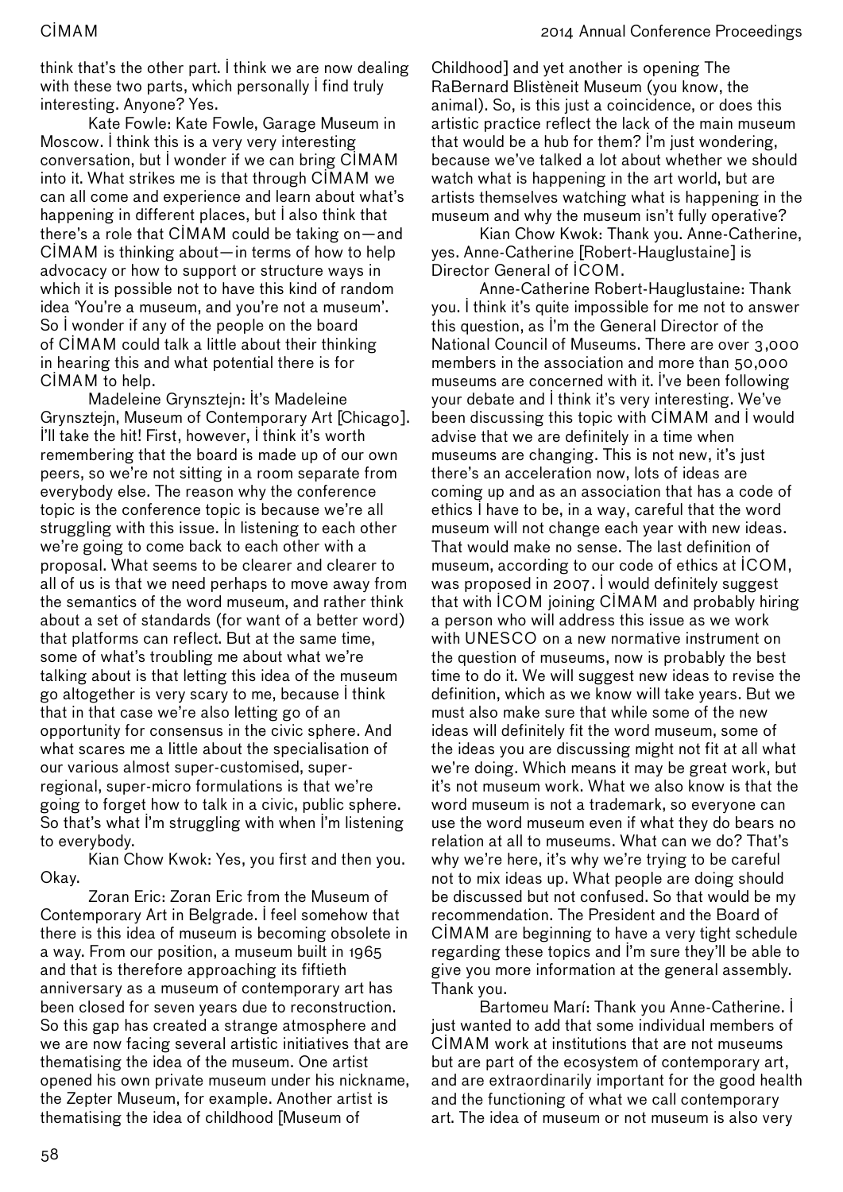think that's the other part. I think we are now dealing with these two parts, which personally I find truly interesting. Anyone? Yes.

Kate Fowle: Kate Fowle, Garage Museum in Moscow. I think this is a very very interesting conversation, but I wonder if we can bring CIMAM into it. What strikes me is that through CIMAM we can all come and experience and learn about what's happening in different places, but I also think that there's a role that CIMAM could be taking on—and CIMAM is thinking about—in terms of how to help advocacy or how to support or structure ways in which it is possible not to have this kind of random idea 'You're a museum, and you're not a museum'. So I wonder if any of the people on the board of CIMAM could talk a little about their thinking in hearing this and what potential there is for CIMAM to help.

Madeleine Grynsztejn: It's Madeleine Grynsztejn, Museum of Contemporary Art [Chicago]. I'll take the hit! First, however, I think it's worth remembering that the board is made up of our own peers, so we're not sitting in a room separate from everybody else. The reason why the conference topic is the conference topic is because we're all struggling with this issue. In listening to each other we're going to come back to each other with a proposal. What seems to be clearer and clearer to all of us is that we need perhaps to move away from the semantics of the word museum, and rather think about a set of standards (for want of a better word) that platforms can reflect. But at the same time, some of what's troubling me about what we're talking about is that letting this idea of the museum go altogether is very scary to me, because I think that in that case we're also letting go of an opportunity for consensus in the civic sphere. And what scares me a little about the specialisation of our various almost super-customised, super-regional, super-micro formulations is that we're going to forget how to talk in a civic, public sphere. So that's what I'm struggling with when I'm listening to everybody.

Kian Chow Kwok: Yes, you first and then you. Okay.

Zoran Eric: Zoran Eric from the Museum of Contemporary Art in Belgrade. I feel somehow that there is this idea of museum is becoming obsolete in a way. From our position, a museum built in 1965 and that is therefore approaching its fiftieth anniversary as a museum of contemporary art has been closed for seven years due to reconstruction. So this gap has created a strange atmosphere and we are now facing several artistic initiatives that are thematising the idea of the museum. One artist opened his own private museum under his nickname, the Zepter Museum, for example. Another artist is thematising the idea of childhood [Museum of Childhood] and yet another is opening The RaBernard Blistèneit Museum (you know, the animal). So, is this just a coincidence, or does this artistic practice reflect the lack of the main museum that would be a hub for them? I'm just wondering, because we've talked a lot about whether we should watch what is happening in the art world, but are artists themselves watching what is happening in the museum and why the museum isn't fully operative?

Kian Chow Kwok: Thank you. Anne-Catherine, yes. Anne-Catherine [Robert-Hauglustaine] is Director General of ICOM.

Anne-Catherine Robert-Hauglustaine: Thank you. I think it's quite impossible for me not to answer this question, as I'm the General Director of the National Council of Museums. There are over 3,000 members in the association and more than 50,000 museums are concerned with it. I've been following your debate and I think it's very interesting. We've been discussing this topic with CIMAM and I would advise that we are definitely in a time when museums are changing. This is not new, it's just there's an acceleration now, lots of ideas are coming up and as an association that has a code of ethics I have to be, in a way, careful that the word museum will not change each year with new ideas. That would make no sense. The last definition of museum, according to our code of ethics at ICOM, was proposed in 2007. I would definitely suggest that with ICOM joining CIMAM and probably hiring a person who will address this issue as we work with UNESCO on a new normative instrument on the question of museums, now is probably the best time to do it. We will suggest new ideas to revise the definition, which as we know will take years. But we must also make sure that while some of the new ideas will definitely fit the word museum, some of the ideas you are discussing might not fit at all what we're doing. Which means it may be great work, but it's not museum work. What we also know is that the word museum is not a trademark, so everyone can use the word museum even if what they do bears no relation at all to museums. What can we do? That's why we're here, it's why we're trying to be careful not to mix ideas up. What people are doing should be discussed but not confused. So that would be my recommendation. The President and the Board of CIMAM are beginning to have a very tight schedule regarding these topics and I'm sure they'll be able to give you more information at the general assembly. Thank you.

Bartomeu Marí: Thank you Anne-Catherine. I just wanted to add that some individual members of CIMAM work at institutions that are not museums but are part of the ecosystem of contemporary art, and are extraordinarily important for the good health and the functioning of what we call contemporary art. The idea of museum or not museum is also very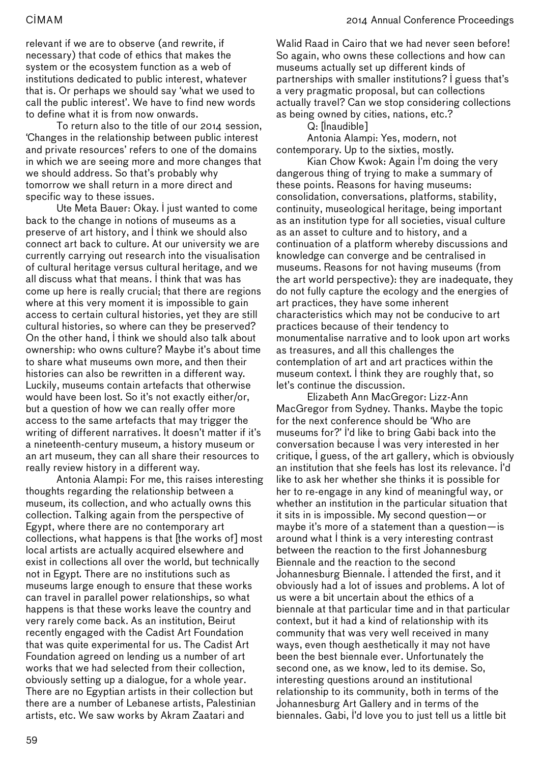relevant if we are to observe (and rewrite, if necessary) that code of ethics that makes the system or the ecosystem function as a web of institutions dedicated to public interest, whatever that is. Or perhaps we should say 'what we used to call the public interest'. We have to find new words to define what it is from now onwards.

To return also to the title of our 2014 session, 'Changes in the relationship between public interest and private resources' refers to one of the domains in which we are seeing more and more changes that we should address. So that's probably why tomorrow we shall return in a more direct and specific way to these issues.

Ute Meta Bauer: Okay. I just wanted to come back to the change in notions of museums as a preserve of art history, and I think we should also connect art back to culture. At our university we are currently carrying out research into the visualisation of cultural heritage versus cultural heritage, and we all discuss what that means. I think that was has come up here is really crucial; that there are regions where at this very moment it is impossible to gain access to certain cultural histories, yet they are still cultural histories, so where can they be preserved? On the other hand, I think we should also talk about ownership: who owns culture? Maybe it's about time to share what museums own more, and then their histories can also be rewritten in a different way. Luckily, museums contain artefacts that otherwise would have been lost. So it's not exactly either/or, but a question of how we can really offer more access to the same artefacts that may trigger the writing of different narratives. It doesn't matter if it's a nineteenth-century museum, a history museum or an art museum, they can all share their resources to really review history in a different way.

Antonia Alampi: For me, this raises interesting thoughts regarding the relationship between a museum, its collection, and who actually owns this collection. Talking again from the perspective of Egypt, where there are no contemporary art collections, what happens is that [the works of] most local artists are actually acquired elsewhere and exist in collections all over the world, but technically not in Egypt. There are no institutions such as museums large enough to ensure that these works can travel in parallel power relationships, so what happens is that these works leave the country and very rarely come back. As an institution, Beirut recently engaged with the Cadist Art Foundation that was quite experimental for us. The Cadist Art Foundation agreed on lending us a number of art works that we had selected from their collection, obviously setting up a dialogue, for a whole year. There are no Egyptian artists in their collection but there are a number of Lebanese artists, Palestinian artists, etc. We saw works by Akram Zaatari and Walid Raad in Cairo that we had never seen before! So again, who owns these collections and how can museums actually set up different kinds of partnerships with smaller institutions? I guess that's a very pragmatic proposal, but can collections actually travel? Can we stop considering collections as being owned by cities, nations, etc.?

Q: [Inaudible]

Antonia Alampi: Yes, modern, not contemporary. Up to the sixties, mostly.

Kian Chow Kwok: Again I'm doing the very dangerous thing of trying to make a summary of these points. Reasons for having museums: consolidation, conversations, platforms, stability, continuity, museological heritage, being important as an institution type for all societies, visual culture as an asset to culture and to history, and a continuation of a platform whereby discussions and knowledge can converge and be centralised in museums. Reasons for not having museums (from the art world perspective): they are inadequate, they do not fully capture the ecology and the energies of art practices, they have some inherent characteristics which may not be conducive to art practices because of their tendency to monumentalise narrative and to look upon art works as treasures, and all this challenges the contemplation of art and art practices within the museum context. I think they are roughly that, so let's continue the discussion.

Elizabeth Ann MacGregor: Lizz-Ann MacGregor from Sydney. Thanks. Maybe the topic for the next conference should be 'Who are museums for?' I'd like to bring Gabi back into the conversation because I was very interested in her critique, I guess, of the art gallery, which is obviously an institution that she feels has lost its relevance. I'd like to ask her whether she thinks it is possible for her to re-engage in any kind of meaningful way, or whether an institution in the particular situation that it sits in is impossible. My second question—or maybe it's more of a statement than a question—is around what I think is a very interesting contrast between the reaction to the first Johannesburg Biennale and the reaction to the second Johannesburg Biennale. I attended the first, and it obviously had a lot of issues and problems. A lot of us were a bit uncertain about the ethics of a biennale at that particular time and in that particular context, but it had a kind of relationship with its community that was very well received in many ways, even though aesthetically it may not have been the best biennale ever. Unfortunately the second one, as we know, led to its demise. So, interesting questions around an institutional relationship to its community, both in terms of the Johannesburg Art Gallery and in terms of the biennales. Gabi, I'd love you to just tell us a little bit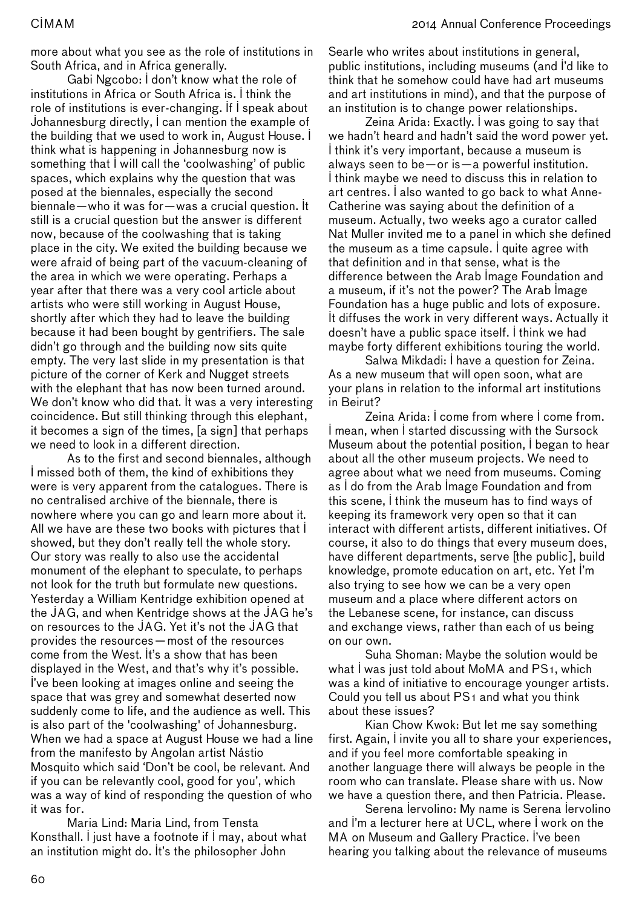more about what you see as the role of institutions in South Africa, and in Africa generally.

Gabi Ngcobo: I don't know what the role of institutions in Africa or South Africa is. I think the role of institutions is ever-changing. If I speak about Johannesburg directly, I can mention the example of the building that we used to work in, August House. I think what is happening in Johannesburg now is something that I will call the 'coolwashing' of public spaces, which explains why the question that was posed at the biennales, especially the second biennale—who it was for—was a crucial question. It still is a crucial question but the answer is different now, because of the coolwashing that is taking place in the city. We exited the building because we were afraid of being part of the vacuum-cleaning of the area in which we were operating. Perhaps a year after that there was a very cool article about artists who were still working in August House, shortly after which they had to leave the building because it had been bought by gentrifiers. The sale didn't go through and the building now sits quite empty. The very last slide in my presentation is that picture of the corner of Kerk and Nugget streets with the elephant that has now been turned around. We don't know who did that. It was a very interesting coincidence. But still thinking through this elephant, it becomes a sign of the times, [a sign] that perhaps we need to look in a different direction.

As to the first and second biennales, although I missed both of them, the kind of exhibitions they were is very apparent from the catalogues. There is no centralised archive of the biennale, there is nowhere where you can go and learn more about it. All we have are these two books with pictures that I showed, but they don't really tell the whole story. Our story was really to also use the accidental monument of the elephant to speculate, to perhaps not look for the truth but formulate new questions. Yesterday a William Kentridge exhibition opened at the JAG, and when Kentridge shows at the JAG he's on resources to the JAG. Yet it's not the JAG that provides the resources—most of the resources come from the West. It's a show that has been displayed in the West, and that's why it's possible. I've been looking at images online and seeing the space that was grey and somewhat deserted now suddenly come to life, and the audience as well. This is also part of the 'coolwashing' of Johannesburg. When we had a space at August House we had a line from the manifesto by Angolan artist Nástio Mosquito which said 'Don't be cool, be relevant. And if you can be relevantly cool, good for you', which was a way of kind of responding the question of who it was for.

Maria Lind: Maria Lind, from Tensta Konsthall. I just have a footnote if I may, about what an institution might do. It's the philosopher John Searle who writes about institutions in general, public institutions, including museums (and I'd like to think that he somehow could have had art museums and art institutions in mind), and that the purpose of an institution is to change power relationships.

Zeina Arida: Exactly. I was going to say that we hadn't heard and hadn't said the word power yet. I think it's very important, because a museum is always seen to be—or is—a powerful institution. I think maybe we need to discuss this in relation to art centres. I also wanted to go back to what Anne-Catherine was saying about the definition of a museum. Actually, two weeks ago a curator called Nat Muller invited me to a panel in which she defined the museum as a time capsule. I quite agree with that definition and in that sense, what is the difference between the Arab Image Foundation and a museum, if it's not the power? The Arab Image Foundation has a huge public and lots of exposure. It diffuses the work in very different ways. Actually it doesn't have a public space itself. I think we had maybe forty different exhibitions touring the world.

Salwa Mikdadi: I have a question for Zeina. As a new museum that will open soon, what are your plans in relation to the informal art institutions in Beirut?

Zeina Arida: I come from where I come from. I mean, when I started discussing with the Sursock Museum about the potential position, I began to hear about all the other museum projects. We need to agree about what we need from museums. Coming as I do from the Arab Image Foundation and from this scene, I think the museum has to find ways of keeping its framework very open so that it can interact with different artists, different initiatives. Of course, it also to do things that every museum does, have different departments, serve [the public], build knowledge, promote education on art, etc. Yet I'm also trying to see how we can be a very open museum and a place where different actors on the Lebanese scene, for instance, can discuss and exchange views, rather than each of us being on our own.

Suha Shoman: Maybe the solution would be what I was just told about MoMA and PS1, which was a kind of initiative to encourage younger artists. Could you tell us about PS1 and what you think about these issues?

Kian Chow Kwok: But let me say something first. Again, I invite you all to share your experiences, and if you feel more comfortable speaking in another language there will always be people in the room who can translate. Please share with us. Now we have a question there, and then Patricia. Please.

Serena Iervolino: My name is Serena Iervolino and I'm a lecturer here at UCL, where I work on the MA on Museum and Gallery Practice. I've been hearing you talking about the relevance of museums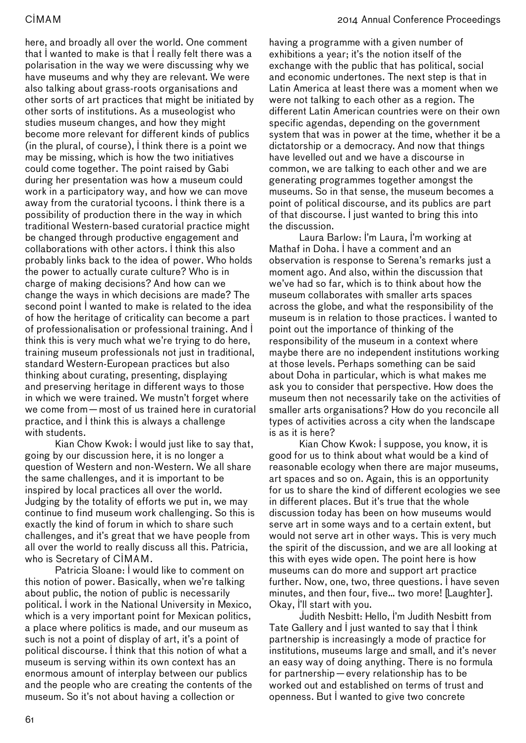here, and broadly all over the world. One comment that I really felt there was a polarisation in the way we were discussing why we have museums and why they are relevant. We were also talking about grass-roots organisations and other sorts of art practices that might be initiated by other sorts of institutions. As a museologist who studies museum changes, and how they might become more relevant for different kinds of publics (in the plural, of course), I think there is a point we may be missing, which is how the two initiatives could come together. The point raised by Gabi during her presentation was how a museum could work in a participatory way, and how we can move away from the curatorial tycoons. I think there is a possibility of production there in the way in which traditional Western-based curatorial practice might be changed through productive engagement and collaborations with other actors. I think this also probably links back to the idea of power. Who holds the power to actually curate culture? Who is in charge of making decisions? And how can we change the ways in which decisions are made? The second point I wanted to make is related to the idea of how the heritage of criticality can become a part of professionalisation or professional training. And I think this is very much what we're trying to do here, training museum professionals not just in traditional, standard Western-European practices but also thinking about curating, presenting, displaying and preserving heritage in different ways to those in which we were trained. We mustn't forget where we come from — most of us trained here in curatorial practice, and I think this is always a challenge with students.

Kian Chow Kwok: I would just like to say that, going by our discussion here, it is no longer a question of Western and non-Western. We all share the same challenges, and it is important to be inspired by local practices all over the world. Judging by the totality of efforts we put in, we may continue to find museum work challenging. So this is exactly the kind of forum in which to share such challenges, and it's great that we have people from all over the world to really discuss all this. Patricia, who is Secretary of CIMAM.

Patricia Sloane: I would like to comment on this notion of power. Basically, when we're talking about public, the notion of public is necessarily political. I work in the National University in Mexico, which is a very important point for Mexican politics, a place where politics is made, and our museum as such is not a point of display of art, it's a point of political discourse. I think that this notion of what a museum is serving within its own context has an enormous amount of interplay between our publics and the people who are creating the contents of the museum. So it's not about having a collection or having a programme with a given number of exhibitions a year; it's the notion itself of the exchange with the public that has political, social and economic undertones. The next step is that in Latin America at least there was a moment when we were not talking to each other as a region. The different Latin American countries were on their own specific agendas, depending on the government system that was in power at the time, whether it be a dictatorship or a democracy. And now that things have levelled out and we have a discourse in common, we are talking to each other and we are generating programmes together amongst the museums. So in that sense, the museum becomes a point of political discourse, and its publics are part of that discourse. I just wanted to bring this into the discussion.

Laura Barlow: I'm Laura, I'm working at Mathaf in Doha. I have a comment and an observation is response to Serena's remarks just a moment ago. And also, within the discussion that we've had so far, which is to think about how the museum collaborates with smaller arts spaces across the globe, and what the responsibility of the museum is in relation to those practices. I wanted to point out the importance of thinking of the responsibility of the museum in a context where maybe there are no independent institutions working at those levels. Perhaps something can be said about Doha in particular, which is what makes me ask you to consider that perspective. How does the museum then not necessarily take on the activities of smaller arts organisations? How do you reconcile all types of activities across a city when the landscape is as it is here?

Kian Chow Kwok: I suppose, you know, it is good for us to think about what would be a kind of reasonable ecology when there are major museums, art spaces and so on. Again, this is an opportunity for us to share the kind of different ecologies we see in different places. But it's true that the whole discussion today has been on how museums would serve art in some ways and to a certain extent, but would not serve art in other ways. This is very much the spirit of the discussion, and we are all looking at this with eyes wide open. The point here is how museums can do more and support art practice further. Now, one, two, three questions. I have seven minutes, and then four, five... two more! [Laughter]. Okay, I'll start with you.

Judith Nesbitt: Hello, I'm Judith Nesbitt from Tate Gallery and I just wanted to say that I think partnership is increasingly a mode of practice for institutions, museums large and small, and it's never an easy way of doing anything. There is no formula for partnership — every relationship has to be worked out and established on terms of trust and openness. But I wanted to give two concrete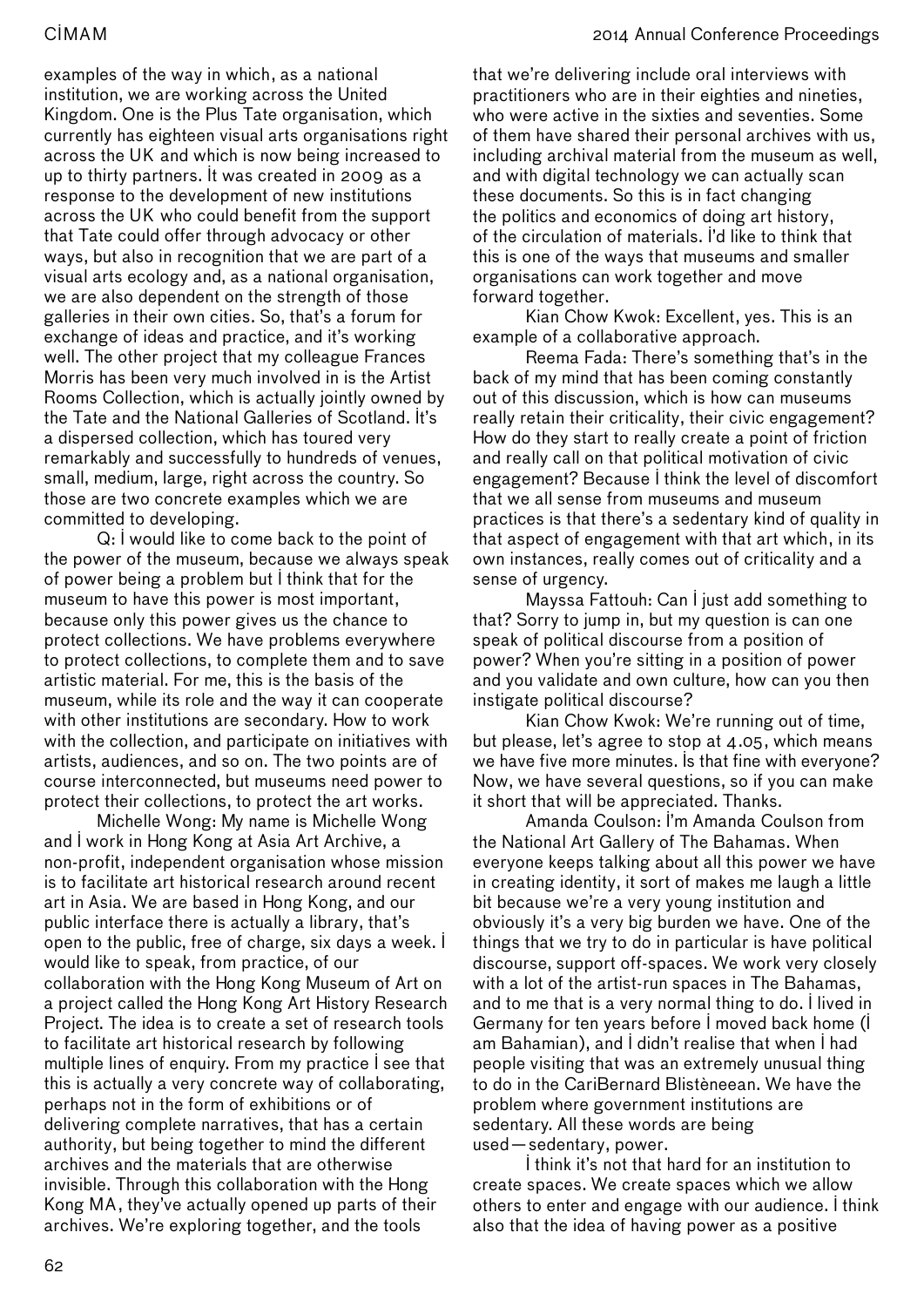examples of the way in which, as a national institution, we are working across the United Kingdom. One is the Plus Tate organisation, which currently has eighteen visual arts organisations right across the UK and which is now being increased to up to thirty partners. It was created in 2009 as a response to the development of new institutions across the UK who could benefit from the support that Tate could offer through advocacy or other ways, but also in recognition that we are part of a visual arts ecology and, as a national organisation, we are also dependent on the strength of those galleries in their own cities. So, that's a forum for exchange of ideas and practice, and it's working well. The other project that my colleague Frances Morris has been very much involved in is the Artist Rooms Collection, which is actually jointly owned by the Tate and the National Galleries of Scotland. It's a dispersed collection, which has toured very remarkably and successfully to hundreds of venues, small, medium, large, right across the country. So those are two concrete examples which we are committed to developing.

Q: I would like to come back to the point of the power of the museum, because we always speak of power being a problem but I think that for the museum to have this power is most important, because only this power gives us the chance to protect collections. We have problems everywhere to protect collections, to complete them and to save artistic material. For me, this is the basis of the museum, while its role and the way it can cooperate with other institutions are secondary. How to work with the collection, and participate on initiatives with artists, audiences, and so on. The two points are of course interconnected, but museums need power to protect their collections, to protect the art works.

Michelle Wong: My name is Michelle Wong and I work in Hong Kong at Asia Art Archive, a non-profit, independent organisation whose mission is to facilitate art historical research around recent art in Asia. We are based in Hong Kong, and our public interface there is actually a library, that's open to the public, free of charge, six days a week. I would like to speak, from practice, of our collaboration with the Hong Kong Museum of Art on a project called the Hong Kong Art History Research Project. The idea is to create a set of research tools to facilitate art historical research by following multiple lines of enquiry. From my practice I see that this is actually a very concrete way of collaborating, perhaps not in the form of exhibitions or of delivering complete narratives, that has a certain authority, but being together to mind the different archives and the materials that are otherwise invisible. Through this collaboration with the Hong Kong MA, they've actually opened up parts of their archives. We're exploring together, and the tools that we're delivering include oral interviews with practitioners who are in their eighties and nineties, who were active in the sixties and seventies. Some of them have shared their personal archives with us, including archival material from the museum as well, and with digital technology we can actually scan these documents. So this is in fact changing the politics and economics of doing art history, of the circulation of materials. I'd like to think that this is one of the ways that museums and smaller organisations can work together and move forward together.

Kian Chow Kwok: Excellent, yes. This is an example of a collaborative approach.

Reema Fada: There's something that's in the back of my mind that has been coming constantly out of this discussion, which is how can museums really retain their criticality, their civic engagement? How do they start to really create a point of friction and really call on that political motivation of civic engagement? Because I think the level of discomfort that we all sense from museums and museum practices is that there's a sedentary kind of quality in that aspect of engagement with that art which, in its own instances, really comes out of criticality and a sense of urgency.

Mayssa Fattouh: Can I just add something to that? Sorry to jump in, but my question is can one speak of political discourse from a position of power? When you're sitting in a position of power and you validate and own culture, how can you then instigate political discourse?

Kian Chow Kwok: We're running out of time, but please, let's agree to stop at 4.05, which means we have five more minutes. Is that fine with everyone? Now, we have several questions, so if you can make it short that will be appreciated. Thanks.

Amanda Coulson: I'm Amanda Coulson from the National Art Gallery of The Bahamas. When everyone keeps talking about all this power we have in creating identity, it sort of makes me laugh a little bit because we're a very young institution and obviously it's a very big burden we have. One of the things that we try to do in particular is have political discourse, support off-spaces. We work very closely with a lot of the artist-run spaces in The Bahamas, and to me that is a very normal thing to do. I lived in Germany for ten years before I moved back home (I am Bahamian), and I didn't realise that when I had people visiting that was an extremely unusual thing to do in the CariBernard Blistèneean. We have the problem where government institutions are sedentary. All these words are being used—sedentary, power.

I think it's not that hard for an institution to create spaces. We create spaces which we allow others to enter and engage with our audience. I think also that the idea of having power as a positive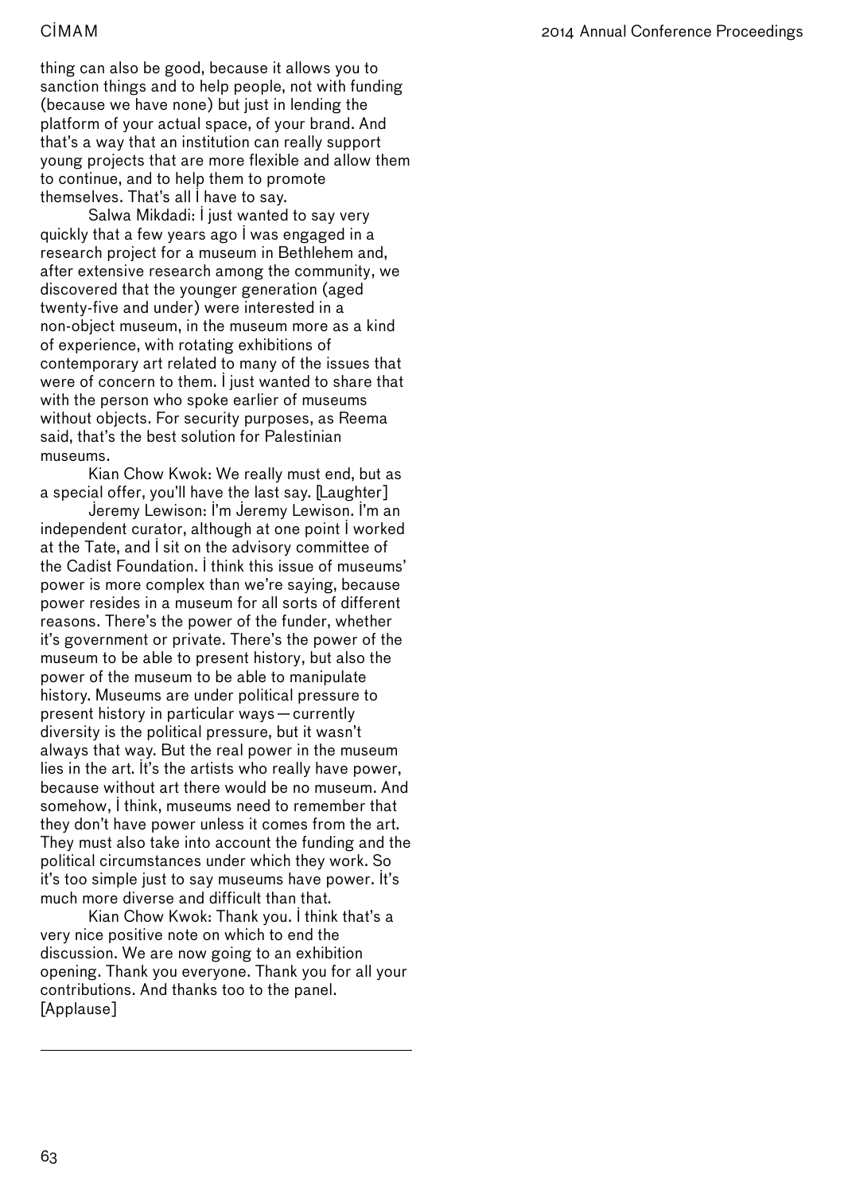thing can also be good, because it allows you to sanction things and to help people, not with funding (because we have none) but just in lending the platform of your actual space, of your brand. And that's a way that an institution can really support young projects that are more flexible and allow them to continue, and to help them to promote themselves. That's all I have to say.

Salwa Mikdadi: I just wanted to say very quickly that a few years ago I was engaged in a research project for a museum in Bethlehem and, after extensive research among the community, we discovered that the younger generation (aged twenty-five and under) were interested in a non-object museum, in the museum more as a kind of experience, with rotating exhibitions of contemporary art related to many of the issues that were of concern to them. I just wanted to share that with the person who spoke earlier of museums without objects. For security purposes, as Reema said, that's the best solution for Palestinian museums.

Kian Chow Kwok: We really must end, but as a special offer, you'll have the last say. [Laughter]

Jeremy Lewison: I'm Jeremy Lewison. I'm an independent curator, although at one point I worked at the Tate, and I sit on the advisory committee of the Cadist Foundation. I think this issue of museums' power is more complex than we're saying, because power resides in a museum for all sorts of different reasons. There's the power of the funder, whether it's government or private. There's the power of the museum to be able to present history, but also the power of the museum to be able to manipulate history. Museums are under political pressure to present history in particular ways — currently diversity is the political pressure, but it wasn't always that way. But the real power in the museum lies in the art. It's the artists who really have power, because without art there would be no museum. And somehow, I think, museums need to remember that they don't have power unless it comes from the art. They must also take into account the funding and the political circumstances under which they work. So it's too simple just to say museums have power. It's much more diverse and difficult than that.

Kian Chow Kwok: Thank you. I think that's a very nice positive note on which to end the discussion. We are now going to an exhibition opening. Thank you everyone. Thank you for all your contributions. And thanks too to the panel. [Applause]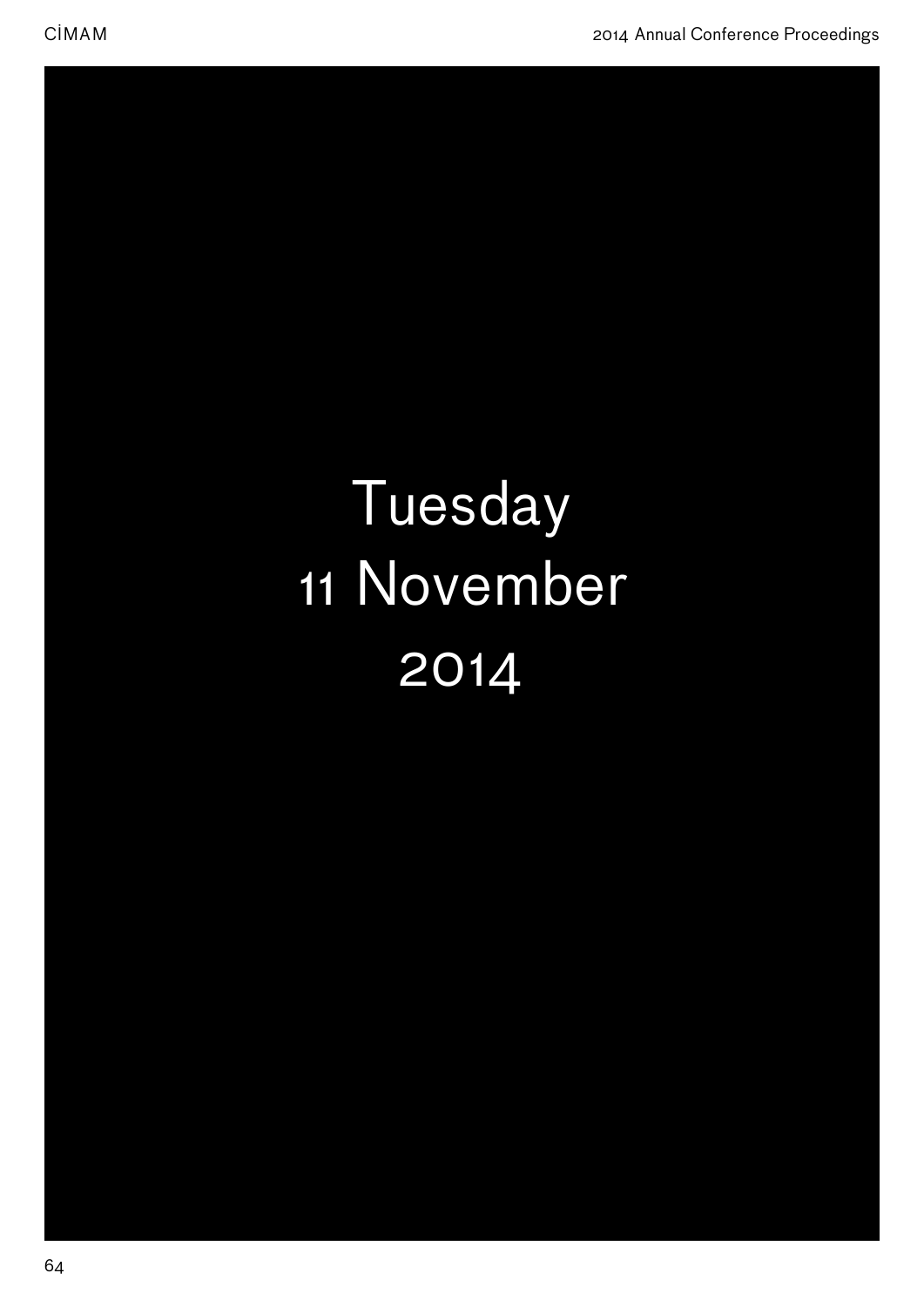# Tuesday 11 November 2014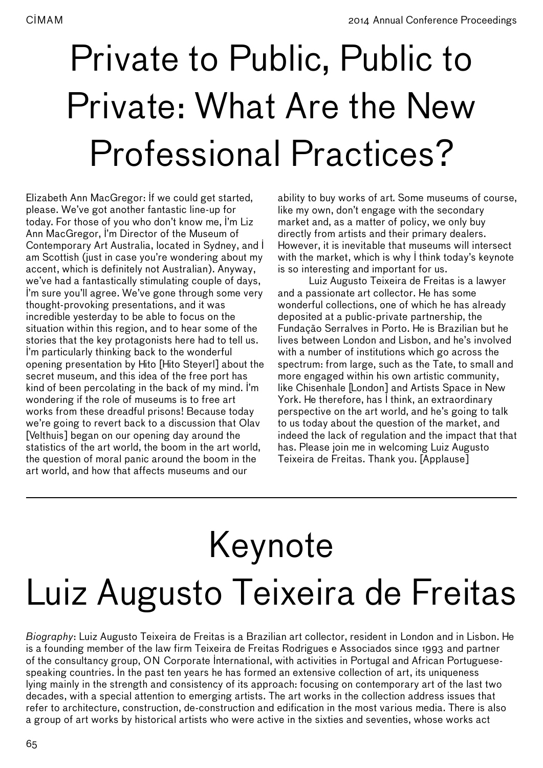# Private to Public, Public to Private: What Are the New Professional Practices?

Elizabeth Ann MacGregor: If we could get started, please. We've got another fantastic line-up for today. For those of you who don't know me, I'm Liz Ann MacGregor, I'm Director of the Museum of Contemporary Art Australia, located in Sydney, and I am Scottish (just in case you're wondering about my accent, which is definitely not Australian). Anyway, we've had a fantastically stimulating couple of days, I'm sure you'll agree. We've gone through some very thought-provoking presentations, and it was incredible yesterday to be able to focus on the situation within this region, and to hear some of the stories that the key protagonists here had to tell us. I'm particularly thinking back to the wonderful opening presentation by Hito [Hito Steyerl] about the secret museum, and this idea of the free port has kind of been percolating in the back of my mind. I'm wondering if the role of museums is to free art works from these dreadful prisons! Because today we're going to revert back to a discussion that Olav [Velthuis] began on our opening day around the statistics of the art world, the boom in the art world, the question of moral panic around the boom in the art world, and how that affects museums and our ability to buy works of art. Some museums of course, like my own, don't engage with the secondary market and, as a matter of policy, we only buy directly from artists and their primary dealers. However, it is inevitable that museums will intersect with the market, which is why I think today's keynote is so interesting and important for us.

Luiz Augusto Teixeira de Freitas is a lawyer and a passionate art collector. He has some wonderful collections, one of which he has already deposited at a public-private partnership, the Fundação Serralves in Porto. He is Brazilian but he lives between London and Lisbon, and he's involved with a number of institutions which go across the spectrum: from large, such as the Tate, to small and more engaged within his own artistic community, like Chisenhale [London] and Artists Space in New York. He therefore, has I think, an extraordinary perspective on the art world, and he's going to talk to us today about the question of the market, and indeed the lack of regulation and the impact that that has. Please join me in welcoming Luiz Augusto Teixeira de Freitas. Thank you. [Applause]

---

# Keynote Luiz Augusto Teixeira de Freitas

*Biography*: Luiz Augusto Teixeira de Freitas is a Brazilian art collector, resident in London and in Lisbon. He is a founding member of the law firm Teixeira de Freitas Rodrigues e Associados since 1993 and partner of the consultancy group, ON Corporate International, with activities in Portugal and African Portuguese-speaking countries. In the past ten years he has formed an extensive collection of art, its uniqueness lying mainly in the strength and consistency of its approach: focusing on contemporary art of the last two decades, with a special attention to emerging artists. The art works in the collection address issues that refer to architecture, construction, de-construction and edification in the most various media. There is also a group of art works by historical artists who were active in the sixties and seventies, whose works act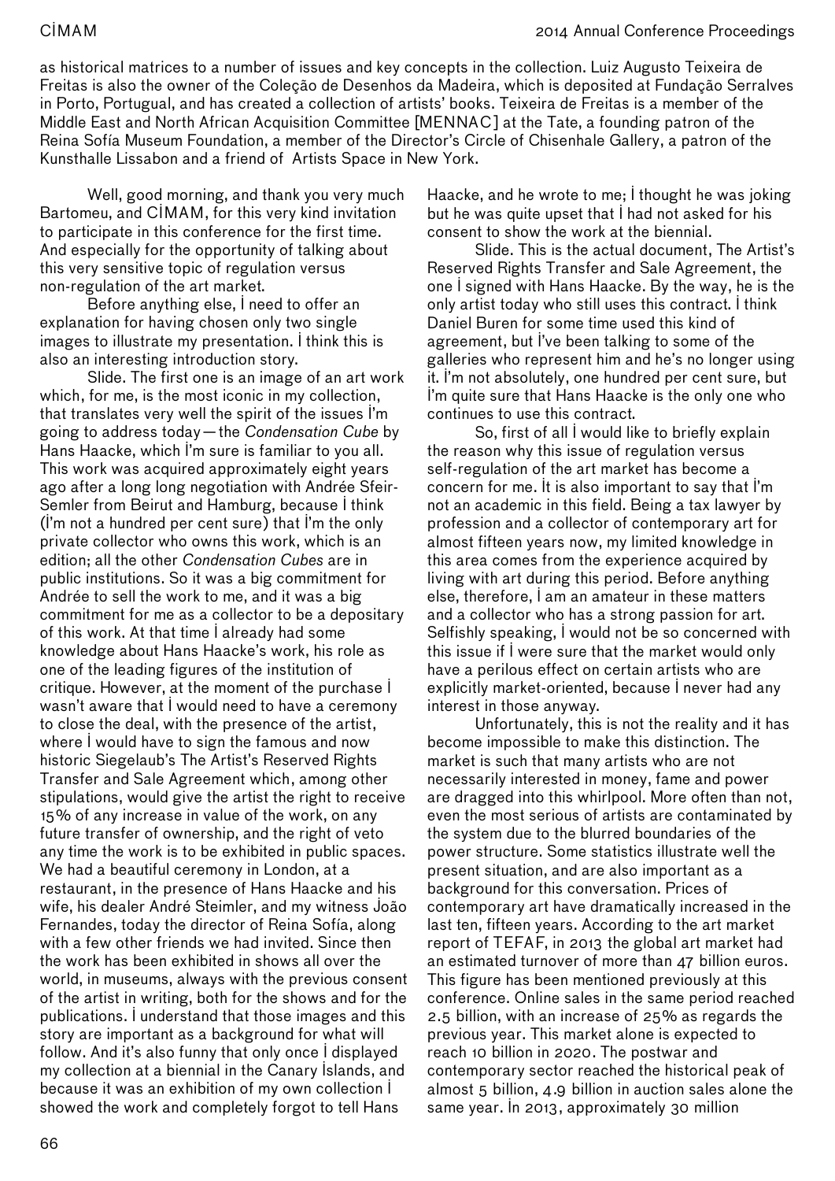as historical matrices to a number of issues and key concepts in the collection. Luiz Augusto Teixeira de Freitas is also the owner of the Coleção de Desenhos da Madeira, which is deposited at Fundação Serralves in Porto, Portugal, and has created a collection of artists' books. Teixeira de Freitas is a member of the Middle East and North African Acquisition Committee [MENNAC] at the Tate, a founding patron of the Reina Sofía Museum Foundation, a member of the Director's Circle of Chisenhale Gallery, a patron of the Kunsthalle Lissabon and a friend of Artists Space in New York.

Well, good morning, and thank you very much Bartomeu, and CIMAM, for this very kind invitation to participate in this conference for the first time. And especially for the opportunity of talking about this very sensitive topic of regulation versus non-regulation of the art market.

Before anything else, I need to offer an explanation for having chosen only two single images to illustrate my presentation. I think this is also an interesting introduction story.

Slide. The first one is an image of an art work which, for me, is the most iconic in my collection, that translates very well the spirit of the issues I'm going to address today—the *Condensation Cube* by Hans Haacke, which I'm sure is familiar to you all. This work was acquired approximately eight years ago after a long long negotiation with Andrée Sfeir-Semler from Beirut and Hamburg, because I think (I'm not a hundred per cent sure) that I'm the only private collector who owns this work, which is an edition; all the other *Condensation Cubes* are in public institutions. So it was a big commitment for Andrée to sell the work to me, and it was a big commitment for me as a collector to be a depositary of this work. At that time I already had some knowledge about Hans Haacke's work, his role as one of the leading figures of the institution of critique. However, at the moment of the purchase I wasn't aware that I would need to have a ceremony to close the deal, with the presence of the artist, where I would have to sign the famous and now historic Siegelaub's The Artist's Reserved Rights Transfer and Sale Agreement which, among other stipulations, would give the artist the right to receive 15% of any increase in value of the work, on any future transfer of ownership, and the right of veto any time the work is to be exhibited in public spaces. We had a beautiful ceremony in London, at a restaurant, in the presence of Hans Haacke and his wife, his dealer André Steimler, and my witness João Fernandes, today the director of Reina Sofía, along with a few other friends we had invited. Since then the work has been exhibited in shows all over the world, in museums, always with the previous consent of the artist in writing, both for the shows and for the publications. I understand that those images and this story are important as a background for what will follow. And it's also funny that only once I displayed my collection at a biennial in the Canary Islands, and because it was an exhibition of my own collection I showed the work and completely forgot to tell Hans Haacke, and he wrote to me; I thought he was joking but he was quite upset that I had not asked for his consent to show the work at the biennial.

Slide. This is the actual document, The Artist's Reserved Rights Transfer and Sale Agreement, the one I signed with Hans Haacke. By the way, he is the only artist today who still uses this contract. I think Daniel Buren for some time used this kind of agreement, but I've been talking to some of the galleries who represent him and he's no longer using it. I'm not absolutely, one hundred per cent sure, but I'm quite sure that Hans Haacke is the only one who continues to use this contract.

So, first of all I would like to briefly explain the reason why this issue of regulation versus self-regulation of the art market has become a concern for me. It is also important to say that I'm not an academic in this field. Being a tax lawyer by profession and a collector of contemporary art for almost fifteen years now, my limited knowledge in this area comes from the experience acquired by living with art during this period. Before anything else, therefore, I am an amateur in these matters and a collector who has a strong passion for art. Selfishly speaking, I would not be so concerned with this issue if I were sure that the market would only have a perilous effect on certain artists who are explicitly market-oriented, because I never had any interest in those anyway.

Unfortunately, this is not the reality and it has become impossible to make this distinction. The market is such that many artists who are not necessarily interested in money, fame and power are dragged into this whirlpool. More often than not, even the most serious of artists are contaminated by the system due to the blurred boundaries of the power structure. Some statistics illustrate well the present situation, and are also important as a background for this conversation. Prices of contemporary art have dramatically increased in the last ten, fifteen years. According to the art market report of TEFAF, in 2013 the global art market had an estimated turnover of more than 47 billion euros. This figure has been mentioned previously at this conference. Online sales in the same period reached 2.5 billion, with an increase of 25% as regards the previous year. This market alone is expected to reach 10 billion in 2020. The postwar and contemporary sector reached the historical peak of almost 5 billion, 4.9 billion in auction sales alone the same year. In 2013, approximately 30 million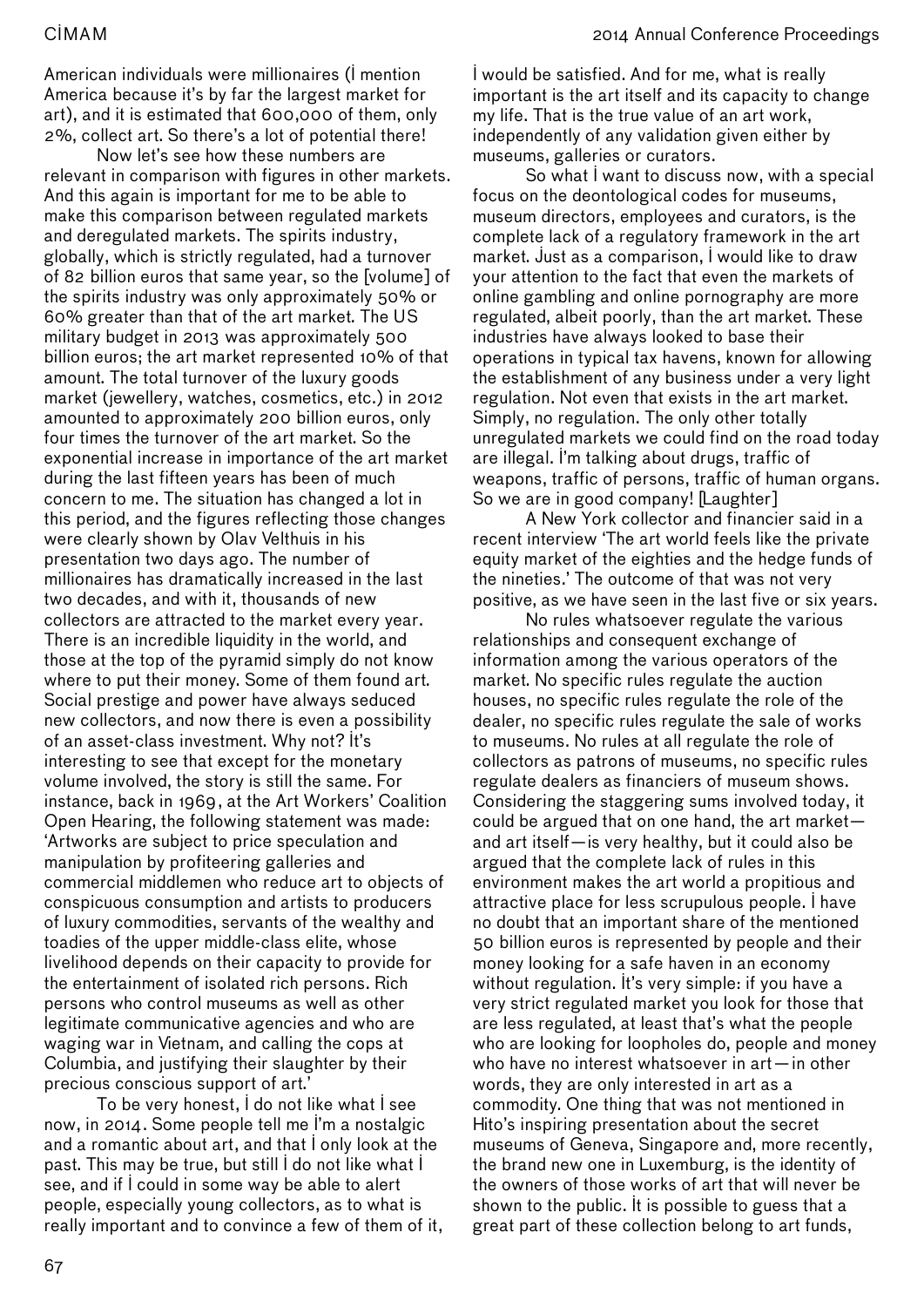American individuals were millionaires (I mention America because it's by far the largest market for art), and it is estimated that 600,000 of them, only 2%, collect art. So there's a lot of potential there!

Now let's see how these numbers are relevant in comparison with figures in other markets. And this again is important for me to be able to make this comparison between regulated markets and deregulated markets. The spirits industry, globally, which is strictly regulated, had a turnover of 82 billion euros that same year, so the [volume] of the spirits industry was only approximately 50% or 60% greater than that of the art market. The US military budget in 2013 was approximately 500 billion euros; the art market represented 10% of that amount. The total turnover of the luxury goods market (jewellery, watches, cosmetics, etc.) in 2012 amounted to approximately 200 billion euros, only four times the turnover of the art market. So the exponential increase in importance of the art market during the last fifteen years has been of much concern to me. The situation has changed a lot in this period, and the figures reflecting those changes were clearly shown by Olav Velthuis in his presentation two days ago. The number of millionaires has dramatically increased in the last two decades, and with it, thousands of new collectors are attracted to the market every year. There is an incredible liquidity in the world, and those at the top of the pyramid simply do not know where to put their money. Some of them found art. Social prestige and power have always seduced new collectors, and now there is even a possibility of an asset-class investment. Why not? It's interesting to see that except for the monetary volume involved, the story is still the same. For instance, back in 1969, at the Art Workers' Coalition Open Hearing, the following statement was made: 'Artworks are subject to price speculation and manipulation by profiteering galleries and commercial middlemen who reduce art to objects of conspicuous consumption and artists to producers of luxury commodities, servants of the wealthy and toadies of the upper middle-class elite, whose livelihood depends on their capacity to provide for the entertainment of isolated rich persons. Rich persons who control museums as well as other legitimate communicative agencies and who are waging war in Vietnam, and calling the cops at Columbia, and justifying their slaughter by their precious conscious support of art.'

To be very honest, I do not like what I see now, in 2014. Some people tell me I'm a nostalgic and a romantic about art, and that I only look at the past. This may be true, but still I do not like what I see, and if I could in some way be able to alert people, especially young collectors, as to what is really important and to convince a few of them of it, I would be satisfied. And for me, what is really important is the art itself and its capacity to change my life. That is the true value of an art work, independently of any validation given either by museums, galleries or curators.

So what I want to discuss now, with a special focus on the deontological codes for museums, museum directors, employees and curators, is the complete lack of a regulatory framework in the art market. Just as a comparison, I would like to draw your attention to the fact that even the markets of online gambling and online pornography are more regulated, albeit poorly, than the art market. These industries have always looked to base their operations in typical tax havens, known for allowing the establishment of any business under a very light regulation. Not even that exists in the art market. Simply, no regulation. The only other totally unregulated markets we could find on the road today are illegal. I'm talking about drugs, traffic of weapons, traffic of persons, traffic of human organs. So we are in good company! [Laughter]

A New York collector and financier said in a recent interview 'The art world feels like the private equity market of the eighties and the hedge funds of the nineties.' The outcome of that was not very positive, as we have seen in the last five or six years.

No rules whatsoever regulate the various relationships and consequent exchange of information among the various operators of the market. No specific rules regulate the auction houses, no specific rules regulate the role of the dealer, no specific rules regulate the sale of works to museums. No rules at all regulate the role of collectors as patrons of museums, no specific rules regulate dealers as financiers of museum shows. Considering the staggering sums involved today, it could be argued that on one hand, the art market—and art itself—is very healthy, but it could also be argued that the complete lack of rules in this environment makes the art world a propitious and attractive place for less scrupulous people. I have no doubt that an important share of the mentioned 50 billion euros is represented by people and their money looking for a safe haven in an economy without regulation. It's very simple: if you have a very strict regulated market you look for those that are less regulated, at least that's what the people who are looking for loopholes do, people and money who have no interest whatsoever in art—in other words, they are only interested in art as a commodity. One thing that was not mentioned in Hito's inspiring presentation about the secret museums of Geneva, Singapore and, more recently, the brand new one in Luxemburg, is the identity of the owners of those works of art that will never be shown to the public. It is possible to guess that a great part of these collection belong to art funds,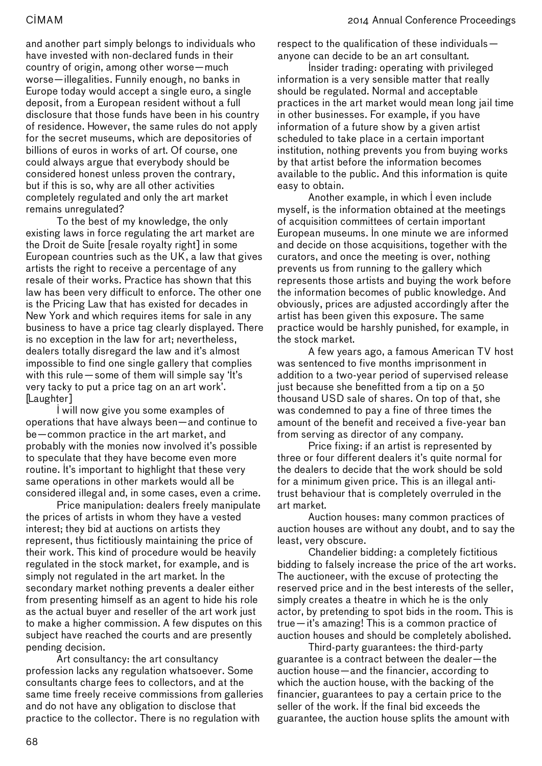and another part simply belongs to individuals who have invested with non-declared funds in their country of origin, among other worse—much worse—illegalities. Funnily enough, no banks in Europe today would accept a single euro, a single deposit, from a European resident without a full disclosure that those funds have been in his country of residence. However, the same rules do not apply for the secret museums, which are depositories of billions of euros in works of art. Of course, one could always argue that everybody should be considered honest unless proven the contrary, but if this is so, why are all other activities completely regulated and only the art market remains unregulated?

To the best of my knowledge, the only existing laws in force regulating the art market are the Droit de Suite [resale royalty right] in some European countries such as the UK, a law that gives artists the right to receive a percentage of any resale of their works. Practice has shown that this law has been very difficult to enforce. The other one is the Pricing Law that has existed for decades in New York and which requires items for sale in any business to have a price tag clearly displayed. There is no exception in the law for art; nevertheless, dealers totally disregard the law and it's almost impossible to find one single gallery that complies with this rule—some of them will simple say 'It's very tacky to put a price tag on an art work'. [Laughter]

I will now give you some examples of operations that have always been—and continue to be—common practice in the art market, and probably with the monies now involved it's possible to speculate that they have become even more routine. It's important to highlight that these very same operations in other markets would all be considered illegal and, in some cases, even a crime.

Price manipulation: dealers freely manipulate the prices of artists in whom they have a vested interest; they bid at auctions on artists they represent, thus fictitiously maintaining the price of their work. This kind of procedure would be heavily regulated in the stock market, for example, and is simply not regulated in the art market. In the secondary market nothing prevents a dealer either from presenting himself as an agent to hide his role as the actual buyer and reseller of the art work just to make a higher commission. A few disputes on this subject have reached the courts and are presently pending decision.

Art consultancy: the art consultancy profession lacks any regulation whatsoever. Some consultants charge fees to collectors, and at the same time freely receive commissions from galleries and do not have any obligation to disclose that practice to the collector. There is no regulation with respect to the qualification of these individuals—anyone can decide to be an art consultant.

Insider trading: operating with privileged information is a very sensible matter that really should be regulated. Normal and acceptable practices in the art market would mean long jail time in other businesses. For example, if you have information of a future show by a given artist scheduled to take place in a certain important institution, nothing prevents you from buying works by that artist before the information becomes available to the public. And this information is quite easy to obtain.

Another example, in which I even include myself, is the information obtained at the meetings of acquisition committees of certain important European museums. In one minute we are informed and decide on those acquisitions, together with the curators, and once the meeting is over, nothing prevents us from running to the gallery which represents those artists and buying the work before the information becomes of public knowledge. And obviously, prices are adjusted accordingly after the artist has been given this exposure. The same practice would be harshly punished, for example, in the stock market.

A few years ago, a famous American TV host was sentenced to five months imprisonment in addition to a two-year period of supervised release just because she benefitted from a tip on a 50 thousand USD sale of shares. On top of that, she was condemned to pay a fine of three times the amount of the benefit and received a five-year ban from serving as director of any company.

Price fixing: if an artist is represented by three or four different dealers it's quite normal for the dealers to decide that the work should be sold for a minimum given price. This is an illegal anti-trust behaviour that is completely overruled in the art market.

Auction houses: many common practices of auction houses are without any doubt, and to say the least, very obscure.

Chandelier bidding: a completely fictitious bidding to falsely increase the price of the art works. The auctioneer, with the excuse of protecting the reserved price and in the best interests of the seller, simply creates a theatre in which he is the only actor, by pretending to spot bids in the room. This is true—it's amazing! This is a common practice of auction houses and should be completely abolished.

Third-party guarantees: the third-party guarantee is a contract between the dealer—the auction house—and the financier, according to which the auction house, with the backing of the financier, guarantees to pay a certain price to the seller of the work. If the final bid exceeds the guarantee, the auction house splits the amount with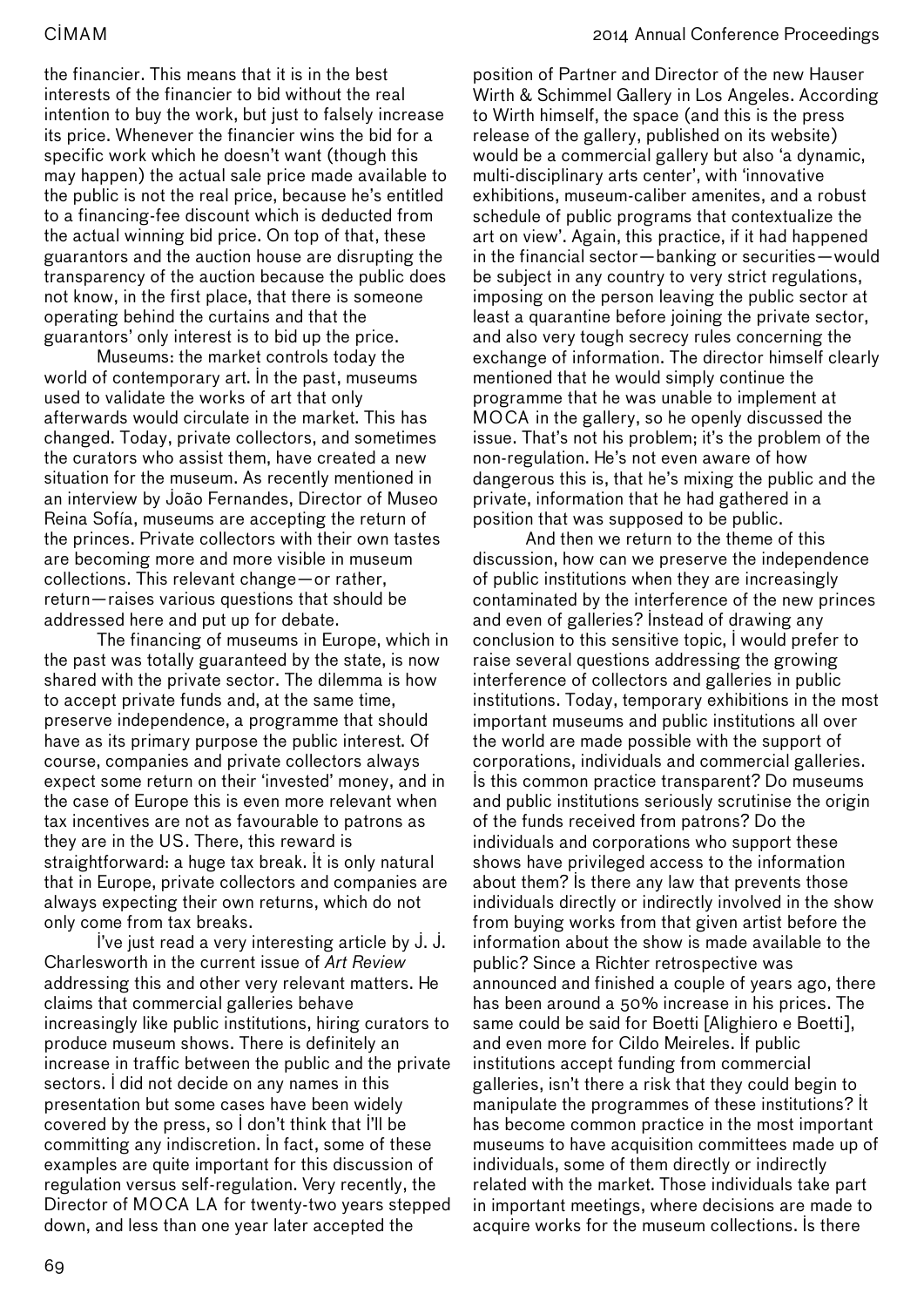the financier. This means that it is in the best interests of the financier to bid without the real intention to buy the work, but just to falsely increase its price. Whenever the financier wins the bid for a specific work which he doesn't want (though this may happen) the actual sale price made available to the public is not the real price, because he's entitled to a financing-fee discount which is deducted from the actual winning bid price. On top of that, these guarantors and the auction house are disrupting the transparency of the auction because the public does not know, in the first place, that there is someone operating behind the curtains and that the guarantors' only interest is to bid up the price.

Museums: the market controls today the world of contemporary art. In the past, museums used to validate the works of art that only afterwards would circulate in the market. This has changed. Today, private collectors, and sometimes the curators who assist them, have created a new situation for the museum. As recently mentioned in an interview by João Fernandes, Director of Museo Reina Sofía, museums are accepting the return of the princes. Private collectors with their own tastes are becoming more and more visible in museum collections. This relevant change—or rather, return—raises various questions that should be addressed here and put up for debate.

The financing of museums in Europe, which in the past was totally guaranteed by the state, is now shared with the private sector. The dilemma is how to accept private funds and, at the same time, preserve independence, a programme that should have as its primary purpose the public interest. Of course, companies and private collectors always expect some return on their 'invested' money, and in the case of Europe this is even more relevant when tax incentives are not as favourable to patrons as they are in the US. There, this reward is straightforward: a huge tax break. It is only natural that in Europe, private collectors and companies are always expecting their own returns, which do not only come from tax breaks.

I've just read a very interesting article by J. J. Charlesworth in the current issue of *Art Review* addressing this and other very relevant matters. He claims that commercial galleries behave increasingly like public institutions, hiring curators to produce museum shows. There is definitely an increase in traffic between the public and the private sectors. I did not decide on any names in this presentation but some cases have been widely covered by the press, so I don't think that I'll be committing any indiscretion. In fact, some of these examples are quite important for this discussion of regulation versus self-regulation. Very recently, the Director of MOCA LA for twenty-two years stepped down, and less than one year later accepted the position of Partner and Director of the new Hauser Wirth & Schimmel Gallery in Los Angeles. According to Wirth himself, the space (and this is the press release of the gallery, published on its website) would be a commercial gallery but also 'a dynamic, multi-disciplinary arts center', with 'innovative exhibitions, museum-caliber amenites, and a robust schedule of public programs that contextualize the art on view'. Again, this practice, if it had happened in the financial sector—banking or securities—would be subject in any country to very strict regulations, imposing on the person leaving the public sector at least a quarantine before joining the private sector, and also very tough secrecy rules concerning the exchange of information. The director himself clearly mentioned that he would simply continue the programme that he was unable to implement at MOCA in the gallery, so he openly discussed the issue. That's not his problem; it's the problem of the non-regulation. He's not even aware of how dangerous this is, that he's mixing the public and the private, information that he had gathered in a position that was supposed to be public.

And then we return to the theme of this discussion, how can we preserve the independence of public institutions when they are increasingly contaminated by the interference of the new princes and even of galleries? Instead of drawing any conclusion to this sensitive topic, I would prefer to raise several questions addressing the growing interference of collectors and galleries in public institutions. Today, temporary exhibitions in the most important museums and public institutions all over the world are made possible with the support of corporations, individuals and commercial galleries. Is this common practice transparent? Do museums and public institutions seriously scrutinise the origin of the funds received from patrons? Do the individuals and corporations who support these shows have privileged access to the information about them? Is there any law that prevents those individuals directly or indirectly involved in the show from buying works from that given artist before the information about the show is made available to the public? Since a Richter retrospective was announced and finished a couple of years ago, there has been around a 50% increase in his prices. The same could be said for Boetti [Alighiero e Boetti], and even more for Cildo Meireles. If public institutions accept funding from commercial galleries, isn't there a risk that they could begin to manipulate the programmes of these institutions? It has become common practice in the most important museums to have acquisition committees made up of individuals, some of them directly or indirectly related with the market. Those individuals take part in important meetings, where decisions are made to acquire works for the museum collections. Is there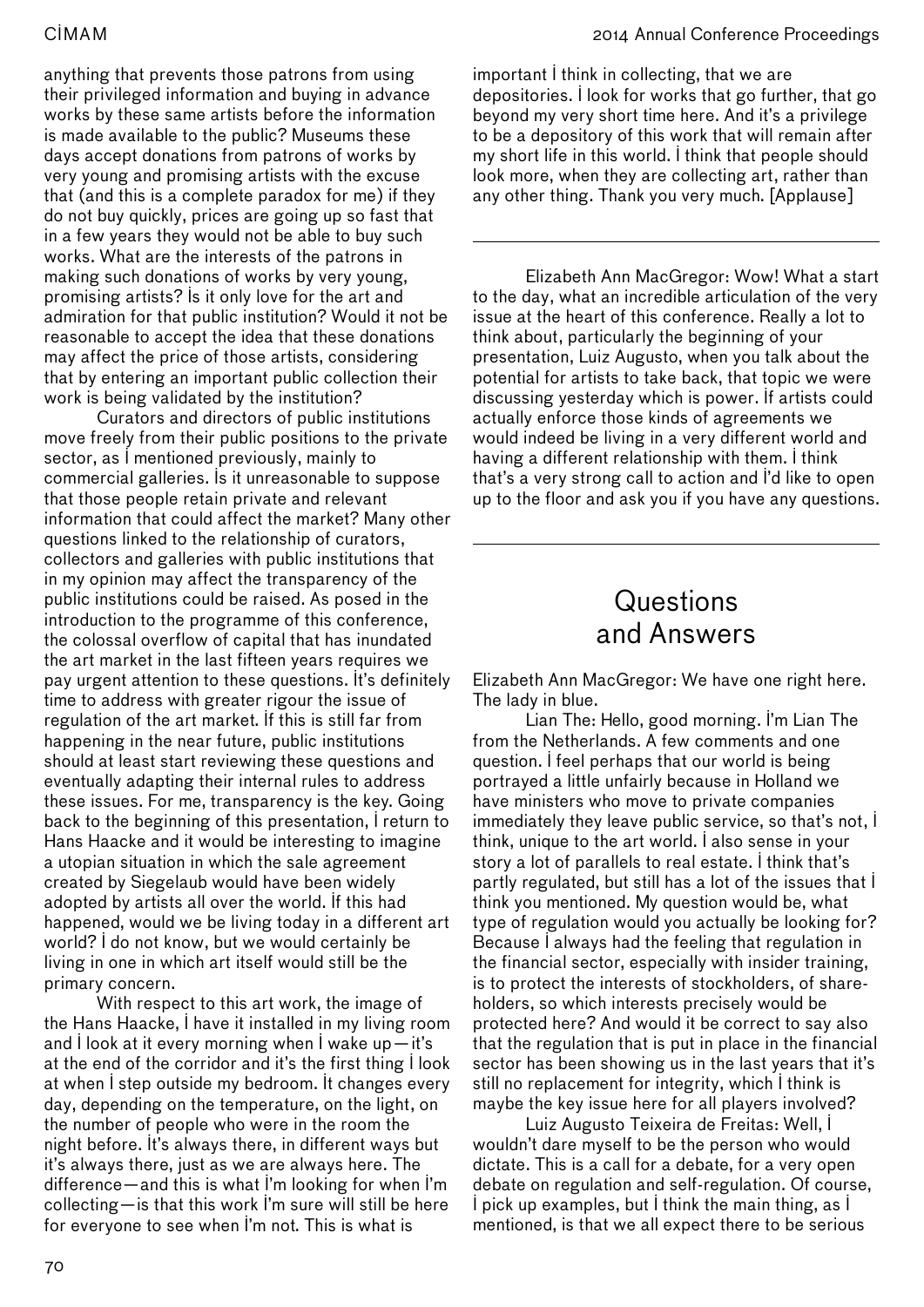anything that prevents those patrons from using their privileged information and buying in advance works by these same artists before the information is made available to the public? Museums these days accept donations from patrons of works by very young and promising artists with the excuse that (and this is a complete paradox for me) if they do not buy quickly, prices are going up so fast that in a few years they would not be able to buy such works. What are the interests of the patrons in making such donations of works by very young, promising artists? Is it only love for the art and admiration for that public institution? Would it not be reasonable to accept the idea that these donations may affect the price of those artists, considering that by entering an important public collection their work is being validated by the institution?

Curators and directors of public institutions move freely from their public positions to the private sector, as I mentioned previously, mainly to commercial galleries. Is it unreasonable to suppose that those people retain private and relevant information that could affect the market? Many other questions linked to the relationship of curators, collectors and galleries with public institutions that in my opinion may affect the transparency of the public institutions could be raised. As posed in the introduction to the programme of this conference, the colossal overflow of capital that has inundated the art market in the last fifteen years requires we pay urgent attention to these questions. It's definitely time to address with greater rigour the issue of regulation of the art market. If this is still far from happening in the near future, public institutions should at least start reviewing these questions and eventually adapting their internal rules to address these issues. For me, transparency is the key. Going back to the beginning of this presentation, I return to Hans Haacke and it would be interesting to imagine a utopian situation in which the sale agreement created by Siegelaub would have been widely adopted by artists all over the world. If this had happened, would we be living today in a different art world? I do not know, but we would certainly be living in one in which art itself would still be the primary concern.

With respect to this art work, the image of the Hans Haacke, I have it installed in my living room and I look at it every morning when I wake up—it's at the end of the corridor and it's the first thing I look at when I step outside my bedroom. It changes every day, depending on the temperature, on the light, on the number of people who were in the room the night before. It's always there, in different ways but it's always there, just as we are always here. The difference—and this is what I'm looking for when I'm collecting—is that this work I'm sure will still be here for everyone to see when I'm not. This is what is important I think in collecting, that we are depositories. I look for works that go further, that go beyond my very short time here. And it's a privilege to be a depository of this work that will remain after my short life in this world. I think that people should look more, when they are collecting art, rather than any other thing. Thank you very much. [Applause]

---

Elizabeth Ann MacGregor: Wow! What a start to the day, what an incredible articulation of the very issue at the heart of this conference. Really a lot to think about, particularly the beginning of your presentation, Luiz Augusto, when you talk about the potential for artists to take back, that topic we were discussing yesterday which is power. If artists could actually enforce those kinds of agreements we would indeed be living in a very different world and having a different relationship with them. I think that's a very strong call to action and I'd like to open up to the floor and ask you if you have any questions.

---

## Questions and Answers

Elizabeth Ann MacGregor: We have one right here. The lady in blue.

Lian The: Hello, good morning. I'm Lian The from the Netherlands. A few comments and one question. I feel perhaps that our world is being portrayed a little unfairly because in Holland we have ministers who move to private companies immediately they leave public service, so that's not, I think, unique to the art world. I also sense in your story a lot of parallels to real estate. I think that's partly regulated, but still has a lot of the issues that I think you mentioned. My question would be, what type of regulation would you actually be looking for? Because I always had the feeling that regulation in the financial sector, especially with insider training, is to protect the interests of stockholders, of shareholders, so which interests precisely would be protected here? And would it be correct to say also that the regulation that is put in place in the financial sector has been showing us in the last years that it's still no replacement for integrity, which I think is maybe the key issue here for all players involved?

Luiz Augusto Teixeira de Freitas: Well, I wouldn't dare myself to be the person who would dictate. This is a call for a debate, for a very open debate on regulation and self-regulation. Of course, I pick up examples, but I think the main thing, as I mentioned, is that we all expect there to be serious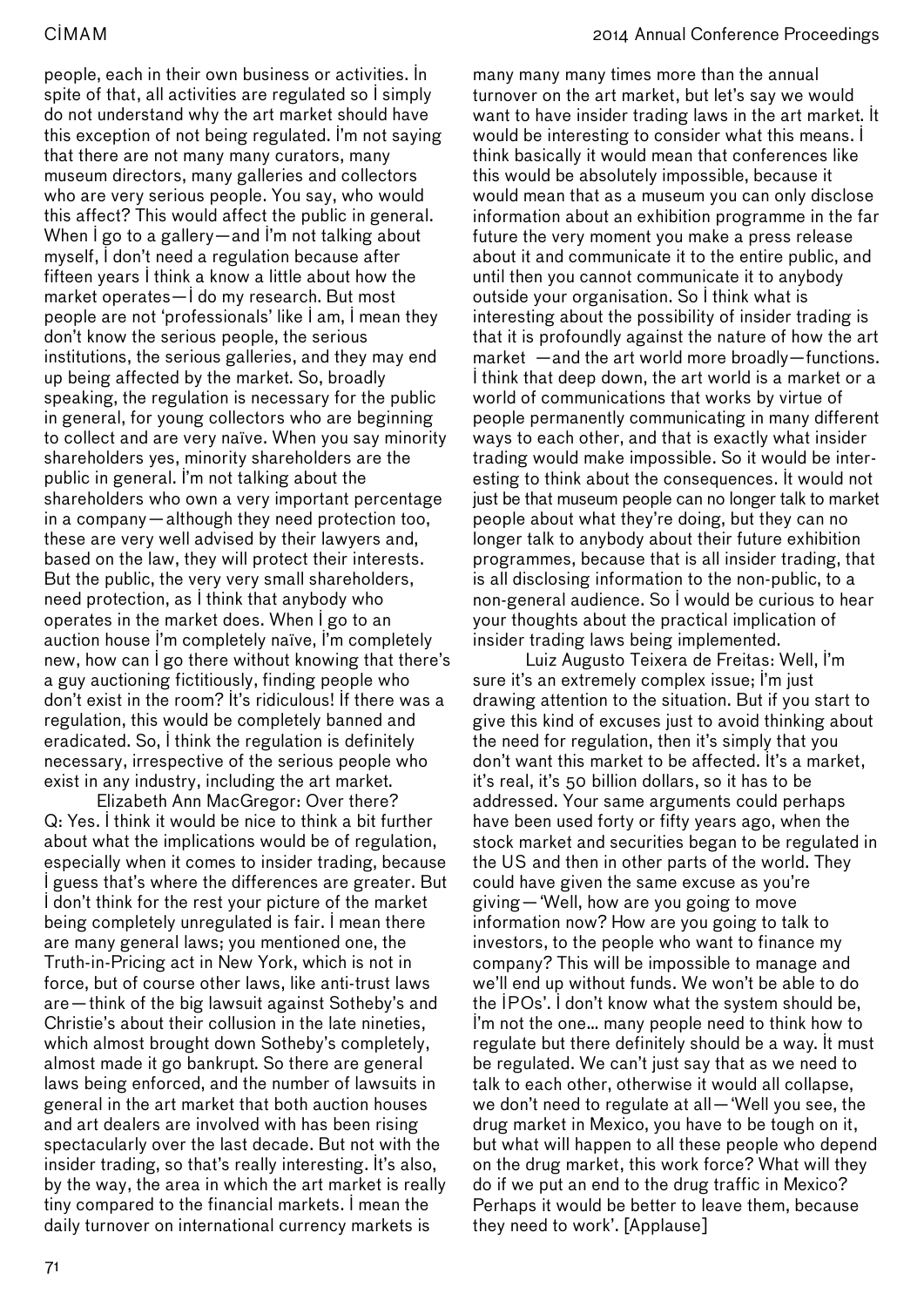people, each in their own business or activities. In spite of that, all activities are regulated so I simply do not understand why the art market should have this exception of not being regulated. I'm not saying that there are not many many curators, many museum directors, many galleries and collectors who are very serious people. You say, who would this affect? This would affect the public in general. When I go to a gallery—and I'm not talking about myself, I don't need a regulation because after fifteen years I think a know a little about how the market operates—I do my research. But most people are not 'professionals' like I am, I mean they don't know the serious people, the serious institutions, the serious galleries, and they may end up being affected by the market. So, broadly speaking, the regulation is necessary for the public in general, for young collectors who are beginning to collect and are very naïve. When you say minority shareholders yes, minority shareholders are the public in general. I'm not talking about the shareholders who own a very important percentage in a company—although they need protection too, these are very well advised by their lawyers and, based on the law, they will protect their interests. But the public, the very very small shareholders, need protection, as I think that anybody who operates in the market does. When I go to an auction house I'm completely naïve, I'm completely new, how can I go there without knowing that there's a guy auctioning fictitiously, finding people who don't exist in the room? It's ridiculous! If there was a regulation, this would be completely banned and eradicated. So, I think the regulation is definitely necessary, irrespective of the serious people who exist in any industry, including the art market.

Elizabeth Ann MacGregor: Over there?
Q: Yes. I think it would be nice to think a bit further about what the implications would be of regulation, especially when it comes to insider trading, because I guess that's where the differences are greater. But I don't think for the rest your picture of the market being completely unregulated is fair. I mean there are many general laws; you mentioned one, the Truth-in-Pricing act in New York, which is not in force, but of course other laws, like anti-trust laws are—think of the big lawsuit against Sotheby's and Christie's about their collusion in the late nineties, which almost brought down Sotheby's completely, almost made it go bankrupt. So there are general laws being enforced, and the number of lawsuits in general in the art market that both auction houses and art dealers are involved with has been rising spectacularly over the last decade. But not with the insider trading, so that's really interesting. It's also, by the way, the area in which the art market is really tiny compared to the financial markets. I mean the daily turnover on international currency markets is many many many times more than the annual turnover on the art market, but let's say we would want to have insider trading laws in the art market. It would be interesting to consider what this means. I think basically it would mean that conferences like this would be absolutely impossible, because it would mean that as a museum you can only disclose information about an exhibition programme in the far future the very moment you make a press release about it and communicate it to the entire public, and until then you cannot communicate it to anybody outside your organisation. So I think what is interesting about the possibility of insider trading is that it is profoundly against the nature of how the art market —and the art world more broadly—functions. I think that deep down, the art world is a market or a world of communications that works by virtue of people permanently communicating in many different ways to each other, and that is exactly what insider trading would make impossible. So it would be interesting to think about the consequences. It would not just be that museum people can no longer talk to market people about what they're doing, but they can no longer talk to anybody about their future exhibition programmes, because that is all insider trading, that is all disclosing information to the non-public, to a non-general audience. So I would be curious to hear your thoughts about the practical implication of insider trading laws being implemented.

Luiz Augusto Teixera de Freitas: Well, I'm sure it's an extremely complex issue; I'm just drawing attention to the situation. But if you start to give this kind of excuses just to avoid thinking about the need for regulation, then it's simply that you don't want this market to be affected. It's a market, it's real, it's 50 billion dollars, so it has to be addressed. Your same arguments could perhaps have been used forty or fifty years ago, when the stock market and securities began to be regulated in the US and then in other parts of the world. They could have given the same excuse as you're giving—'Well, how are you going to move information now? How are you going to talk to investors, to the people who want to finance my company? This will be impossible to manage and we'll end up without funds. We won't be able to do the IPOs'. I don't know what the system should be, I'm not the one... many people need to think how to regulate but there definitely should be a way. It must be regulated. We can't just say that as we need to talk to each other, otherwise it would all collapse, we don't need to regulate at all—'Well you see, the drug market in Mexico, you have to be tough on it, but what will happen to all these people who depend on the drug market, this work force? What will they do if we put an end to the drug traffic in Mexico? Perhaps it would be better to leave them, because they need to work'. [Applause]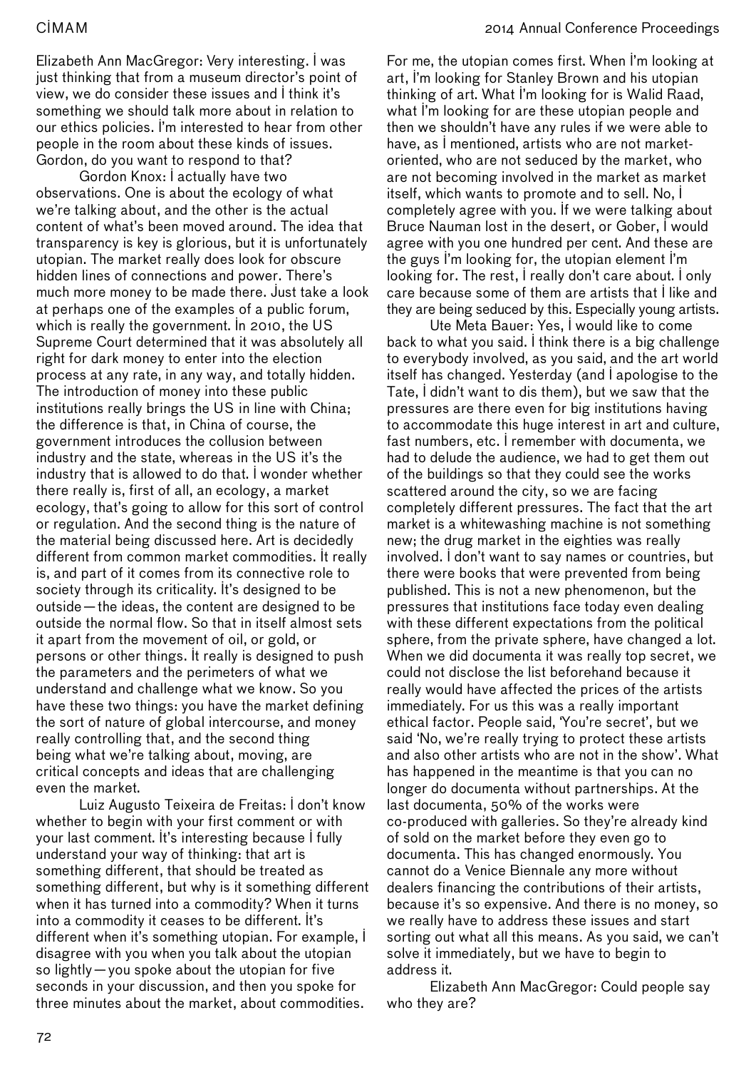Elizabeth Ann MacGregor: Very interesting. I was just thinking that from a museum director's point of view, we do consider these issues and I think it's something we should talk more about in relation to our ethics policies. I'm interested to hear from other people in the room about these kinds of issues. Gordon, do you want to respond to that?

Gordon Knox: I actually have two observations. One is about the ecology of what we're talking about, and the other is the actual content of what's been moved around. The idea that transparency is key is glorious, but it is unfortunately utopian. The market really does look for obscure hidden lines of connections and power. There's much more money to be made there. Just take a look at perhaps one of the examples of a public forum, which is really the government. In 2010, the US Supreme Court determined that it was absolutely all right for dark money to enter into the election process at any rate, in any way, and totally hidden. The introduction of money into these public institutions really brings the US in line with China; the difference is that, in China of course, the government introduces the collusion between industry and the state, whereas in the US it's the industry that is allowed to do that. I wonder whether there really is, first of all, an ecology, a market ecology, that's going to allow for this sort of control or regulation. And the second thing is the nature of the material being discussed here. Art is decidedly different from common market commodities. It really is, and part of it comes from its connective role to society through its criticality. It's designed to be outside—the ideas, the content are designed to be outside the normal flow. So that in itself almost sets it apart from the movement of oil, or gold, or persons or other things. It really is designed to push the parameters and the perimeters of what we understand and challenge what we know. So you have these two things: you have the market defining the sort of nature of global intercourse, and money really controlling that, and the second thing being what we're talking about, moving, are critical concepts and ideas that are challenging even the market.

Luiz Augusto Teixeira de Freitas: I don't know whether to begin with your first comment or with your last comment. It's interesting because I fully understand your way of thinking: that art is something different, that should be treated as something different, but why is it something different when it has turned into a commodity? When it turns into a commodity it ceases to be different. It's different when it's something utopian. For example, I disagree with you when you talk about the utopian so lightly—you spoke about the utopian for five seconds in your discussion, and then you spoke for three minutes about the market, about commodities. For me, the utopian comes first. When I'm looking at art, I'm looking for Stanley Brown and his utopian thinking of art. What I'm looking for is Walid Raad, what I'm looking for are these utopian people and then we shouldn't have any rules if we were able to have, as I mentioned, artists who are not market-oriented, who are not seduced by the market, who are not becoming involved in the market as market itself, which wants to promote and to sell. No, I completely agree with you. If we were talking about Bruce Nauman lost in the desert, or Gober, I would agree with you one hundred per cent. And these are the guys I'm looking for, the utopian element I'm looking for. The rest, I really don't care about. I only care because some of them are artists that I like and they are being seduced by this. Especially young artists.

Ute Meta Bauer: Yes, I would like to come back to what you said. I think there is a big challenge to everybody involved, as you said, and the art world itself has changed. Yesterday (and I apologise to the Tate, I didn't want to dis them), but we saw that the pressures are there even for big institutions having to accommodate this huge interest in art and culture, fast numbers, etc. I remember with documenta, we had to delude the audience, we had to get them out of the buildings so that they could see the works scattered around the city, so we are facing completely different pressures. The fact that the art market is a whitewashing machine is not something new; the drug market in the eighties was really involved. I don't want to say names or countries, but there were books that were prevented from being published. This is not a new phenomenon, but the pressures that institutions face today even dealing with these different expectations from the political sphere, from the private sphere, have changed a lot. When we did documenta it was really top secret, we could not disclose the list beforehand because it really would have affected the prices of the artists immediately. For us this was a really important ethical factor. People said, 'You're secret', but we said 'No, we're really trying to protect these artists and also other artists who are not in the show'. What has happened in the meantime is that you can no longer do documenta without partnerships. At the last documenta, 50% of the works were co-produced with galleries. So they're already kind of sold on the market before they even go to documenta. This has changed enormously. You cannot do a Venice Biennale any more without dealers financing the contributions of their artists, because it's so expensive. And there is no money, so we really have to address these issues and start sorting out what all this means. As you said, we can't solve it immediately, but we have to begin to address it.

Elizabeth Ann MacGregor: Could people say who they are?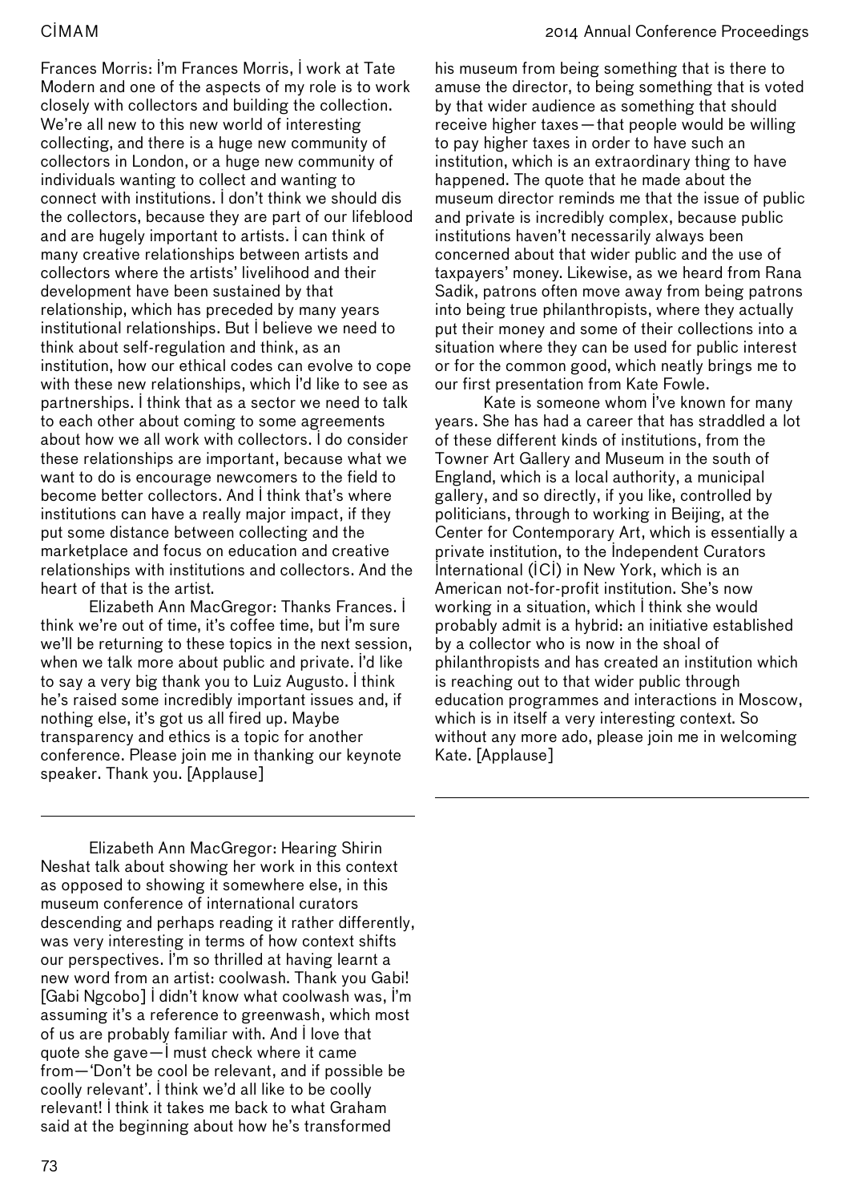Frances Morris: I'm Frances Morris, I work at Tate Modern and one of the aspects of my role is to work closely with collectors and building the collection. We're all new to this new world of interesting collecting, and there is a huge new community of collectors in London, or a huge new community of individuals wanting to collect and wanting to connect with institutions. I don't think we should dis the collectors, because they are part of our lifeblood and are hugely important to artists. I can think of many creative relationships between artists and collectors where the artists' livelihood and their development have been sustained by that relationship, which has preceded by many years institutional relationships. But I believe we need to think about self-regulation and think, as an institution, how our ethical codes can evolve to cope with these new relationships, which I'd like to see as partnerships. I think that as a sector we need to talk to each other about coming to some agreements about how we all work with collectors. I do consider these relationships are important, because what we want to do is encourage newcomers to the field to become better collectors. And I think that's where institutions can have a really major impact, if they put some distance between collecting and the marketplace and focus on education and creative relationships with institutions and collectors. And the heart of that is the artist.

Elizabeth Ann MacGregor: Thanks Frances. I think we're out of time, it's coffee time, but I'm sure we'll be returning to these topics in the next session, when we talk more about public and private. I'd like to say a very big thank you to Luiz Augusto. I think he's raised some incredibly important issues and, if nothing else, it's got us all fired up. Maybe transparency and ethics is a topic for another conference. Please join me in thanking our keynote speaker. Thank you. [Applause]

---

Elizabeth Ann MacGregor: Hearing Shirin Neshat talk about showing her work in this context as opposed to showing it somewhere else, in this museum conference of international curators descending and perhaps reading it rather differently, was very interesting in terms of how context shifts our perspectives. I'm so thrilled at having learnt a new word from an artist: coolwash. Thank you Gabi! [Gabi Ngcobo] I didn't know what coolwash was, I'm assuming it's a reference to greenwash, which most of us are probably familiar with. And I love that quote she gave—I must check where it came from—'Don't be cool be relevant, and if possible be coolly relevant'. I think we'd all like to be coolly relevant! I think it takes me back to what Graham said at the beginning about how he's transformed his museum from being something that is there to amuse the director, to being something that is voted by that wider audience as something that should receive higher taxes—that people would be willing to pay higher taxes in order to have such an institution, which is an extraordinary thing to have happened. The quote that he made about the museum director reminds me that the issue of public and private is incredibly complex, because public institutions haven't necessarily always been concerned about that wider public and the use of taxpayers' money. Likewise, as we heard from Rana Sadik, patrons often move away from being patrons into being true philanthropists, where they actually put their money and some of their collections into a situation where they can be used for public interest or for the common good, which neatly brings me to our first presentation from Kate Fowle.

Kate is someone whom I've known for many years. She has had a career that has straddled a lot of these different kinds of institutions, from the Towner Art Gallery and Museum in the south of England, which is a local authority, a municipal gallery, and so directly, if you like, controlled by politicians, through to working in Beijing, at the Center for Contemporary Art, which is essentially a private institution, to the Independent Curators International (ICI) in New York, which is an American not-for-profit institution. She's now working in a situation, which I think she would probably admit is a hybrid: an initiative established by a collector who is now in the shoal of philanthropists and has created an institution which is reaching out to that wider public through education programmes and interactions in Moscow, which is in itself a very interesting context. So without any more ado, please join me in welcoming Kate. [Applause]

---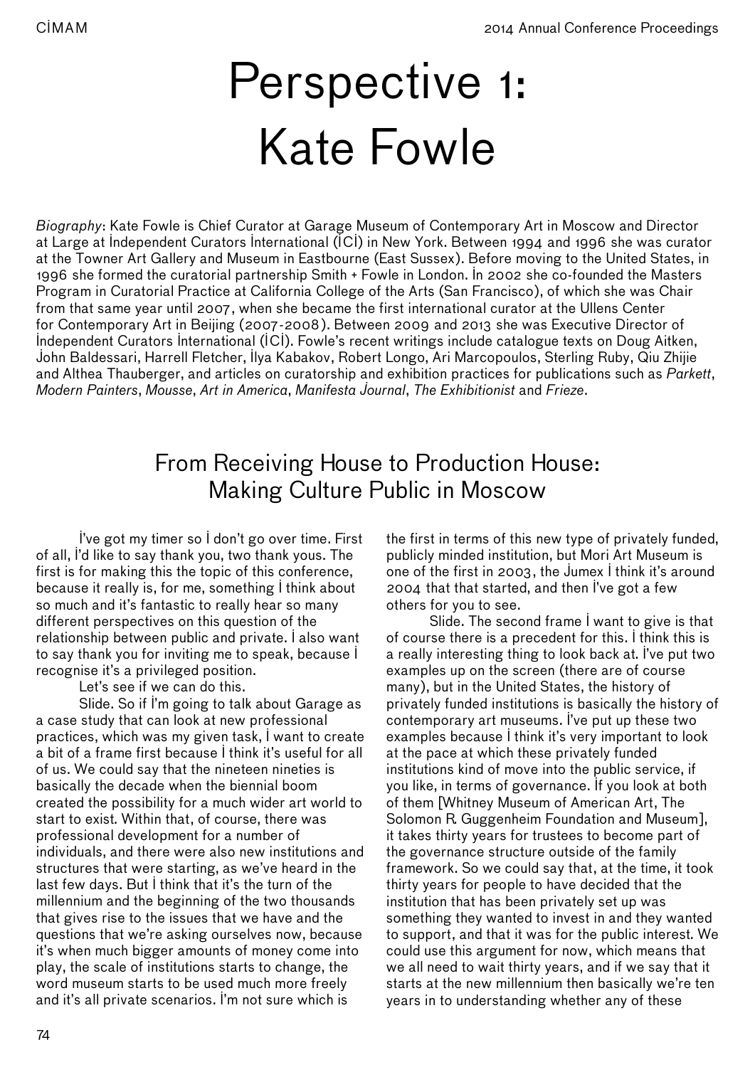# Perspective 1: Kate Fowle

*Biography*: Kate Fowle is Chief Curator at Garage Museum of Contemporary Art in Moscow and Director at Large at Independent Curators International (ICI) in New York. Between 1994 and 1996 she was curator at the Towner Art Gallery and Museum in Eastbourne (East Sussex). Before moving to the United States, in 1996 she formed the curatorial partnership Smith + Fowle in London. In 2002 she co-founded the Masters Program in Curatorial Practice at California College of the Arts (San Francisco), of which she was Chair from that same year until 2007, when she became the first international curator at the Ullens Center for Contemporary Art in Beijing (2007-2008). Between 2009 and 2013 she was Executive Director of Independent Curators International (ICI). Fowle's recent writings include catalogue texts on Doug Aitken, John Baldessari, Harrell Fletcher, Ilya Kabakov, Robert Longo, Ari Marcopoulos, Sterling Ruby, Qiu Zhijie and Althea Thauberger, and articles on curatorship and exhibition practices for publications such as *Parkett*, *Modern Painters*, *Mousse*, *Art in America*, *Manifesta Journal*, *The Exhibitionist* and *Frieze*.

## From Receiving House to Production House: Making Culture Public in Moscow

I've got my timer so I don't go over time. First of all, I'd like to say thank you, two thank yous. The first is for making this the topic of this conference, because it really is, for me, something I think about so much and it's fantastic to really hear so many different perspectives on this question of the relationship between public and private. I also want to say thank you for inviting me to speak, because I recognise it's a privileged position.

Let's see if we can do this.

Slide. So if I'm going to talk about Garage as a case study that can look at new professional practices, which was my given task, I want to create a bit of a frame first because I think it's useful for all of us. We could say that the nineteen nineties is basically the decade when the biennial boom created the possibility for a much wider art world to start to exist. Within that, of course, there was professional development for a number of individuals, and there were also new institutions and structures that were starting, as we've heard in the last few days. But I think that it's the turn of the millennium and the beginning of the two thousands that gives rise to the issues that we have and the questions that we're asking ourselves now, because it's when much bigger amounts of money come into play, the scale of institutions starts to change, the word museum starts to be used much more freely and it's all private scenarios. I'm not sure which is the first in terms of this new type of privately funded, publicly minded institution, but Mori Art Museum is one of the first in 2003, the Jumex I think it's around 2004 that that started, and then I've got a few others for you to see.

Slide. The second frame I want to give is that of course there is a precedent for this. I think this is a really interesting thing to look back at. I've put two examples up on the screen (there are of course many), but in the United States, the history of privately funded institutions is basically the history of contemporary art museums. I've put up these two examples because I think it's very important to look at the pace at which these privately funded institutions kind of move into the public service, if you like, in terms of governance. If you look at both of them [Whitney Museum of American Art, The Solomon R. Guggenheim Foundation and Museum], it takes thirty years for trustees to become part of the governance structure outside of the family framework. So we could say that, at the time, it took thirty years for people to have decided that the institution that has been privately set up was something they wanted to invest in and they wanted to support, and that it was for the public interest. We could use this argument for now, which means that we all need to wait thirty years, and if we say that it starts at the new millennium then basically we're ten years in to understanding whether any of these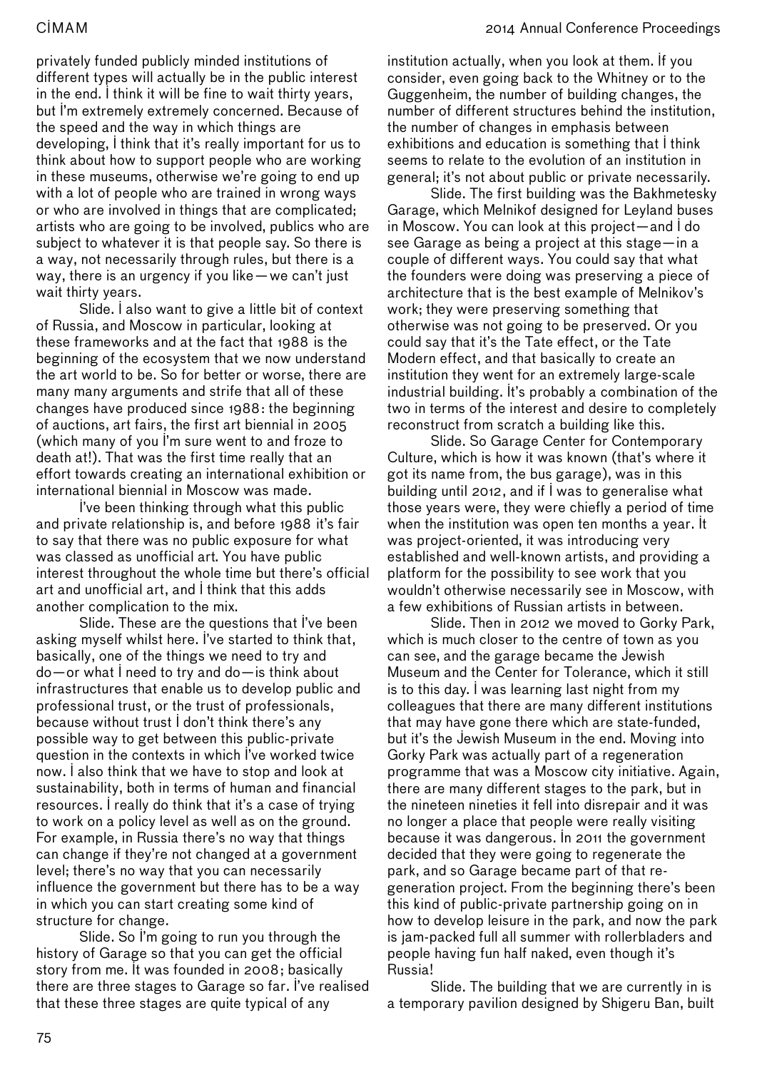privately funded publicly minded institutions of different types will actually be in the public interest in the end. I think it will be fine to wait thirty years, but I'm extremely extremely concerned. Because of the speed and the way in which things are developing, I think that it's really important for us to think about how to support people who are working in these museums, otherwise we're going to end up with a lot of people who are trained in wrong ways or who are involved in things that are complicated; artists who are going to be involved, publics who are subject to whatever it is that people say. So there is a way, not necessarily through rules, but there is a way, there is an urgency if you like—we can't just wait thirty years.

Slide. I also want to give a little bit of context of Russia, and Moscow in particular, looking at these frameworks and at the fact that 1988 is the beginning of the ecosystem that we now understand the art world to be. So for better or worse, there are many many arguments and strife that all of these changes have produced since 1988: the beginning of auctions, art fairs, the first art biennial in 2005 (which many of you I'm sure went to and froze to death at!). That was the first time really that an effort towards creating an international exhibition or international biennial in Moscow was made.

I've been thinking through what this public and private relationship is, and before 1988 it's fair to say that there was no public exposure for what was classed as unofficial art. You have public interest throughout the whole time but there's official art and unofficial art, and I think that this adds another complication to the mix.

Slide. These are the questions that I've been asking myself whilst here. I've started to think that, basically, one of the things we need to try and do—or what I need to try and do—is think about infrastructures that enable us to develop public and professional trust, or the trust of professionals, because without trust I don't think there's any possible way to get between this public-private question in the contexts in which I've worked twice now. I also think that we have to stop and look at sustainability, both in terms of human and financial resources. I really do think that it's a case of trying to work on a policy level as well as on the ground. For example, in Russia there's no way that things can change if they're not changed at a government level; there's no way that you can necessarily influence the government but there has to be a way in which you can start creating some kind of structure for change.

Slide. So I'm going to run you through the history of Garage so that you can get the official story from me. It was founded in 2008; basically there are three stages to Garage so far. I've realised that these three stages are quite typical of any institution actually, when you look at them. If you consider, even going back to the Whitney or to the Guggenheim, the number of building changes, the number of different structures behind the institution, the number of changes in emphasis between exhibitions and education is something that I think seems to relate to the evolution of an institution in general; it's not about public or private necessarily.

Slide. The first building was the Bakhmetesky Garage, which Melnikof designed for Leyland buses in Moscow. You can look at this project—and I do see Garage as being a project at this stage—in a couple of different ways. You could say that what the founders were doing was preserving a piece of architecture that is the best example of Melnikov's work; they were preserving something that otherwise was not going to be preserved. Or you could say that it's the Tate effect, or the Tate Modern effect, and that basically to create an institution they went for an extremely large-scale industrial building. It's probably a combination of the two in terms of the interest and desire to completely reconstruct from scratch a building like this.

Slide. So Garage Center for Contemporary Culture, which is how it was known (that's where it got its name from, the bus garage), was in this building until 2012, and if I was to generalise what those years were, they were chiefly a period of time when the institution was open ten months a year. It was project-oriented, it was introducing very established and well-known artists, and providing a platform for the possibility to see work that you wouldn't otherwise necessarily see in Moscow, with a few exhibitions of Russian artists in between.

Slide. Then in 2012 we moved to Gorky Park, which is much closer to the centre of town as you can see, and the garage became the Jewish Museum and the Center for Tolerance, which it still is to this day. I was learning last night from my colleagues that there are many different institutions that may have gone there which are state-funded, but it's the Jewish Museum in the end. Moving into Gorky Park was actually part of a regeneration programme that was a Moscow city initiative. Again, there are many different stages to the park, but in the nineteen nineties it fell into disrepair and it was no longer a place that people were really visiting because it was dangerous. In 2011 the government decided that they were going to regenerate the park, and so Garage became part of that re-generation project. From the beginning there's been this kind of public-private partnership going on in how to develop leisure in the park, and now the park is jam-packed full all summer with rollerbladers and people having fun half naked, even though it's Russia!

Slide. The building that we are currently in is a temporary pavilion designed by Shigeru Ban, built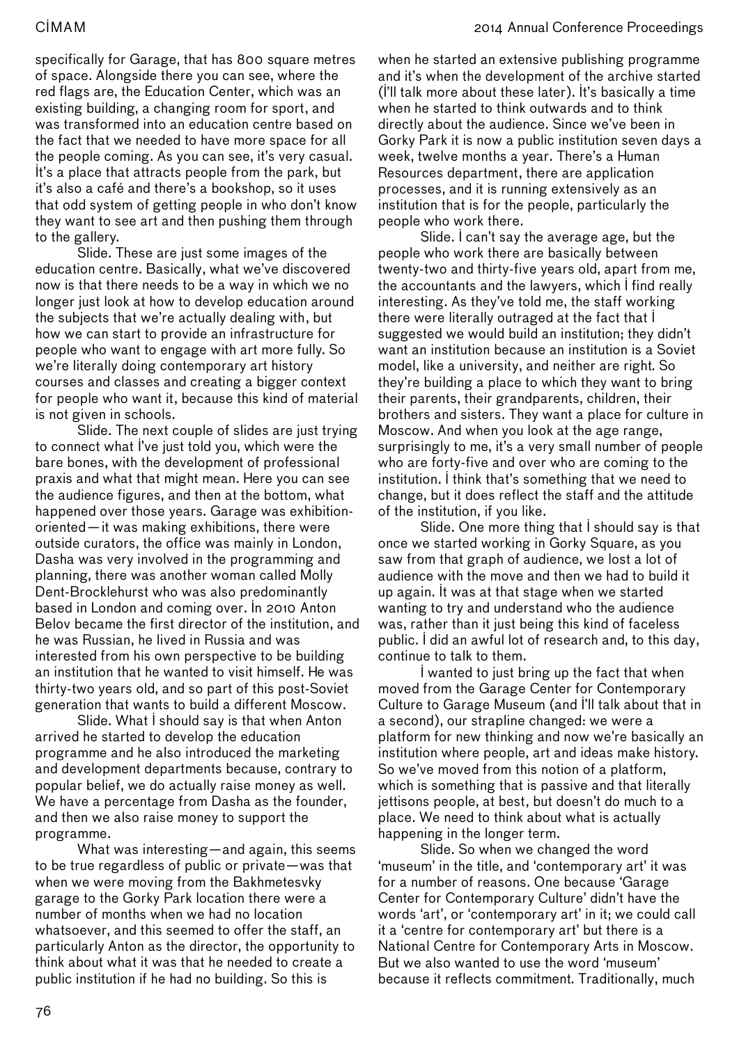specifically for Garage, that has 800 square metres of space. Alongside there you can see, where the red flags are, the Education Center, which was an existing building, a changing room for sport, and was transformed into an education centre based on the fact that we needed to have more space for all the people coming. As you can see, it's very casual. It's a place that attracts people from the park, but it's also a café and there's a bookshop, so it uses that odd system of getting people in who don't know they want to see art and then pushing them through to the gallery.

Slide. These are just some images of the education centre. Basically, what we've discovered now is that there needs to be a way in which we no longer just look at how to develop education around the subjects that we're actually dealing with, but how we can start to provide an infrastructure for people who want to engage with art more fully. So we're literally doing contemporary art history courses and classes and creating a bigger context for people who want it, because this kind of material is not given in schools.

Slide. The next couple of slides are just trying to connect what I've just told you, which were the bare bones, with the development of professional praxis and what that might mean. Here you can see the audience figures, and then at the bottom, what happened over those years. Garage was exhibition-oriented—it was making exhibitions, there were outside curators, the office was mainly in London, Dasha was very involved in the programming and planning, there was another woman called Molly Dent-Brocklehurst who was also predominantly based in London and coming over. In 2010 Anton Belov became the first director of the institution, and he was Russian, he lived in Russia and was interested from his own perspective to be building an institution that he wanted to visit himself. He was thirty-two years old, and so part of this post-Soviet generation that wants to build a different Moscow.

Slide. What I should say is that when Anton arrived he started to develop the education programme and he also introduced the marketing and development departments because, contrary to popular belief, we do actually raise money as well. We have a percentage from Dasha as the founder, and then we also raise money to support the programme.

What was interesting—and again, this seems to be true regardless of public or private—was that when we were moving from the Bakhmetesvky garage to the Gorky Park location there were a number of months when we had no location whatsoever, and this seemed to offer the staff, an particularly Anton as the director, the opportunity to think about what it was that he needed to create a public institution if he had no building. So this is when he started an extensive publishing programme and it's when the development of the archive started (I'll talk more about these later). It's basically a time when he started to think outwards and to think directly about the audience. Since we've been in Gorky Park it is now a public institution seven days a week, twelve months a year. There's a Human Resources department, there are application processes, and it is running extensively as an institution that is for the people, particularly the people who work there.

Slide. I can't say the average age, but the people who work there are basically between twenty-two and thirty-five years old, apart from me, the accountants and the lawyers, which I find really interesting. As they've told me, the staff working there were literally outraged at the fact that I suggested we would build an institution; they didn't want an institution because an institution is a Soviet model, like a university, and neither are right. So they're building a place to which they want to bring their parents, their grandparents, children, their brothers and sisters. They want a place for culture in Moscow. And when you look at the age range, surprisingly to me, it's a very small number of people who are forty-five and over who are coming to the institution. I think that's something that we need to change, but it does reflect the staff and the attitude of the institution, if you like.

Slide. One more thing that I should say is that once we started working in Gorky Square, as you saw from that graph of audience, we lost a lot of audience with the move and then we had to build it up again. It was at that stage when we started wanting to try and understand who the audience was, rather than it just being this kind of faceless public. I did an awful lot of research and, to this day, continue to talk to them.

I wanted to just bring up the fact that when moved from the Garage Center for Contemporary Culture to Garage Museum (and I'll talk about that in a second), our strapline changed: we were a platform for new thinking and now we're basically an institution where people, art and ideas make history. So we've moved from this notion of a platform, which is something that is passive and that literally jettisons people, at best, but doesn't do much to a place. We need to think about what is actually happening in the longer term.

Slide. So when we changed the word 'museum' in the title, and 'contemporary art' it was for a number of reasons. One because 'Garage Center for Contemporary Culture' didn't have the words 'art', or 'contemporary' art' in it; we could call it a 'centre for contemporary art' but there is a National Centre for Contemporary Arts in Moscow. But we also wanted to use the word 'museum' because it reflects commitment. Traditionally, much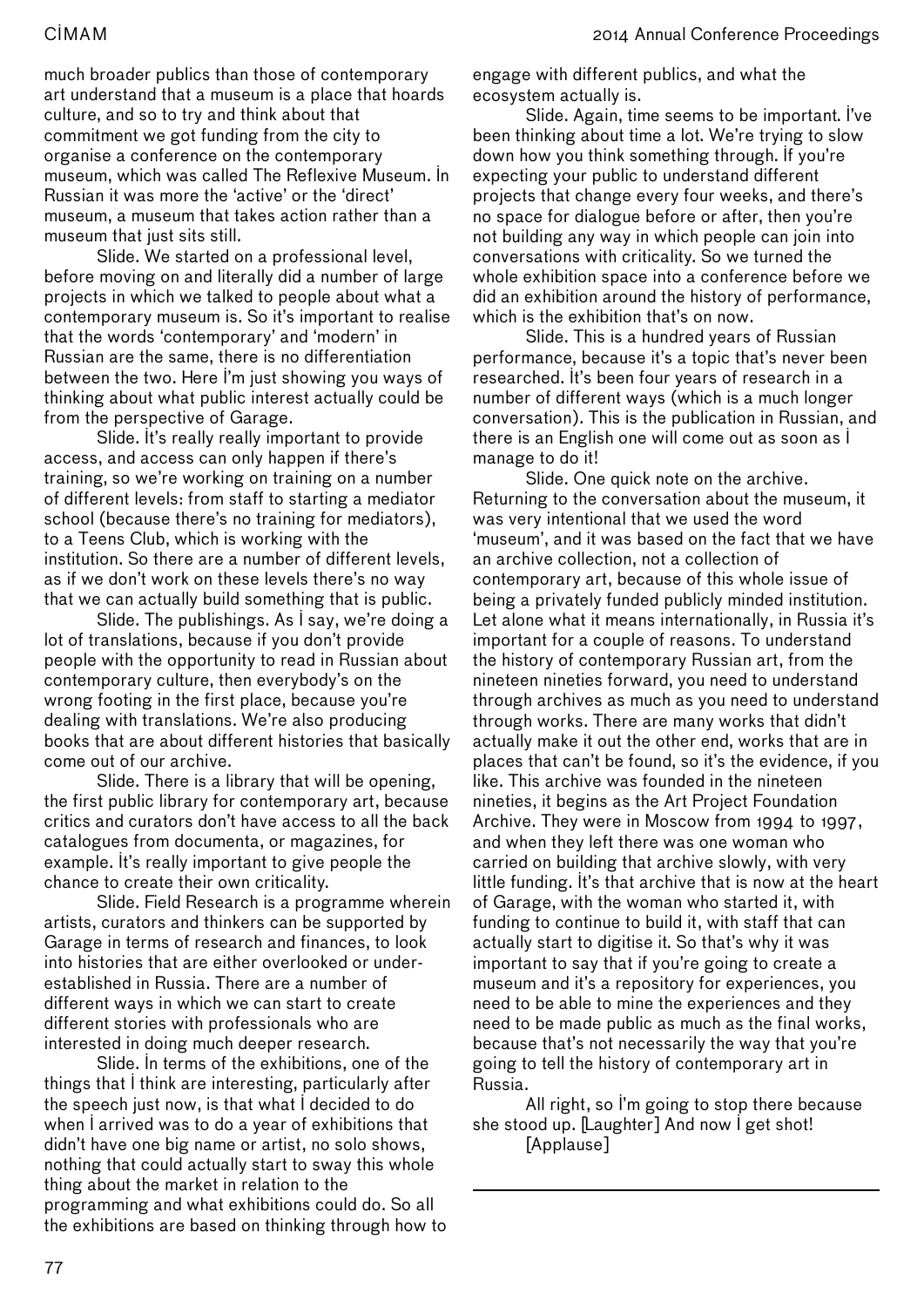much broader publics than those of contemporary art understand that a museum is a place that hoards culture, and so to try and think about that commitment we got funding from the city to organise a conference on the contemporary museum, which was called The Reflexive Museum. In Russian it was more the 'active' or the 'direct' museum, a museum that takes action rather than a museum that just sits still.

Slide. We started on a professional level, before moving on and literally did a number of large projects in which we talked to people about what a contemporary museum is. So it's important to realise that the words 'contemporary' and 'modern' in Russian are the same, there is no differentiation between the two. Here I'm just showing you ways of thinking about what public interest actually could be from the perspective of Garage.

Slide. It's really really important to provide access, and access can only happen if there's training, so we're working on training on a number of different levels: from staff to starting a mediator school (because there's no training for mediators), to a Teens Club, which is working with the institution. So there are a number of different levels, as if we don't work on these levels there's no way that we can actually build something that is public.

Slide. The publishings. As I say, we're doing a lot of translations, because if you don't provide people with the opportunity to read in Russian about contemporary culture, then everybody's on the wrong footing in the first place, because you're dealing with translations. We're also producing books that are about different histories that basically come out of our archive.

Slide. There is a library that will be opening, the first public library for contemporary art, because critics and curators don't have access to all the back catalogues from documenta, or magazines, for example. It's really important to give people the chance to create their own criticality.

Slide. Field Research is a programme wherein artists, curators and thinkers can be supported by Garage in terms of research and finances, to look into histories that are either overlooked or under-established in Russia. There are a number of different ways in which we can start to create different stories with professionals who are interested in doing much deeper research.

Slide. In terms of the exhibitions, one of the things that I think are interesting, particularly after the speech just now, is that what I decided to do when I arrived was to do a year of exhibitions that didn't have one big name or artist, no solo shows, nothing that could actually start to sway this whole thing about the market in relation to the programming and what exhibitions could do. So all the exhibitions are based on thinking through how to engage with different publics, and what the ecosystem actually is.

Slide. Again, time seems to be important. I've been thinking about time a lot. We're trying to slow down how you think something through. If you're expecting your public to understand different projects that change every four weeks, and there's no space for dialogue before or after, then you're not building any way in which people can join into conversations with criticality. So we turned the whole exhibition space into a conference before we did an exhibition around the history of performance, which is the exhibition that's on now.

Slide. This is a hundred years of Russian performance, because it's a topic that's never been researched. It's been four years of research in a number of different ways (which is a much longer conversation). This is the publication in Russian, and there is an English one will come out as soon as I manage to do it!

Slide. One quick note on the archive. Returning to the conversation about the museum, it was very intentional that we used the word 'museum', and it was based on the fact that we have an archive collection, not a collection of contemporary art, because of this whole issue of being a privately funded publicly minded institution. Let alone what it means internationally, in Russia it's important for a couple of reasons. To understand the history of contemporary Russian art, from the nineteen nineties forward, you need to understand through archives as much as you need to understand through works. There are many works that didn't actually make it out the other end, works that are in places that can't be found, so it's the evidence, if you like. This archive was founded in the nineteen nineties, it begins as the Art Project Foundation Archive. They were in Moscow from 1994 to 1997, and when they left there was one woman who carried on building that archive slowly, with very little funding. It's that archive that is now at the heart of Garage, with the woman who started it, with funding to continue to build it, with staff that can actually start to digitise it. So that's why it was important to say that if you're going to create a museum and it's a repository for experiences, you need to be able to mine the experiences and they need to be made public as much as the final works, because that's not necessarily the way that you're going to tell the history of contemporary art in Russia.

All right, so I'm going to stop there because she stood up. [Laughter] And now I get shot!

[Applause]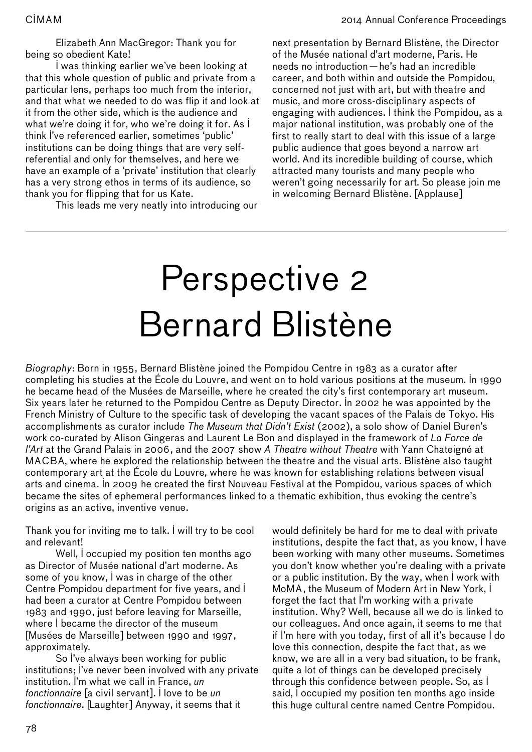Elizabeth Ann MacGregor: Thank you for being so obedient Kate!

I was thinking earlier we've been looking at that this whole question of public and private from a particular lens, perhaps too much from the interior, and that what we needed to do was flip it and look at it from the other side, which is the audience and what we're doing it for, who we're doing it for. As I think I've referenced earlier, sometimes 'public' institutions can be doing things that are very self-referential and only for themselves, and here we have an example of a 'private' institution that clearly has a very strong ethos in terms of its audience, so thank you for flipping that for us Kate.

This leads me very neatly into introducing our next presentation by Bernard Blistène, the Director of the Musée national d'art moderne, Paris. He needs no introduction — he's had an incredible career, and both within and outside the Pompidou, concerned not just with art, but with theatre and music, and more cross-disciplinary aspects of engaging with audiences. I think the Pompidou, as a major national institution, was probably one of the first to really start to deal with this issue of a large public audience that goes beyond a narrow art world. And its incredible building of course, which attracted many tourists and many people who weren't going necessarily for art. So please join me in welcoming Bernard Blistène. [Applause]

---

# Perspective 2 Bernard Blistène

*Biography*: Born in 1955, Bernard Blistène joined the Pompidou Centre in 1983 as a curator after completing his studies at the École du Louvre, and went on to hold various positions at the museum. In 1990 he became head of the Musées de Marseille, where he created the city's first contemporary art museum. Six years later he returned to the Pompidou Centre as Deputy Director. In 2002 he was appointed by the French Ministry of Culture to the specific task of developing the vacant spaces of the Palais de Tokyo. His accomplishments as curator include *The Museum that Didn't Exist* (2002), a solo show of Daniel Buren's work co-curated by Alison Gingeras and Laurent Le Bon and displayed in the framework of *La Force de l'Art* at the Grand Palais in 2006, and the 2007 show *A Theatre without Theatre* with Yann Chateigné at MACBA, where he explored the relationship between the theatre and the visual arts. Blistène also taught contemporary art at the École du Louvre, where he was known for establishing relations between visual arts and cinema. In 2009 he created the first Nouveau Festival at the Pompidou, various spaces of which became the sites of ephemeral performances linked to a thematic exhibition, thus evoking the centre's origins as an active, inventive venue.

Thank you for inviting me to talk. I will try to be cool and relevant!

Well, I occupied my position ten months ago as Director of Musée national d'art moderne. As some of you know, I was in charge of the other Centre Pompidou department for five years, and I had been a curator at Centre Pompidou between 1983 and 1990, just before leaving for Marseille, where I became the director of the museum [Musées de Marseille] between 1990 and 1997, approximately.

So I've always been working for public institutions; I've never been involved with any private institution. I'm what we call in France, *un fonctionnaire* [a civil servant]. I love to be *un fonctionnaire*. [Laughter] Anyway, it seems that it would definitely be hard for me to deal with private institutions, despite the fact that, as you know, I have been working with many other museums. Sometimes you don't know whether you're dealing with a private or a public institution. By the way, when I work with MoMA, the Museum of Modern Art in New York, I forget the fact that I'm working with a private institution. Why? Well, because all we do is linked to our colleagues. And once again, it seems to me that if I'm here with you today, first of all it's because I do love this connection, despite the fact that, as we know, we are all in a very bad situation, to be frank, quite a lot of things can be developed precisely through this confidence between people. So, as I said, I occupied my position ten months ago inside this huge cultural centre named Centre Pompidou.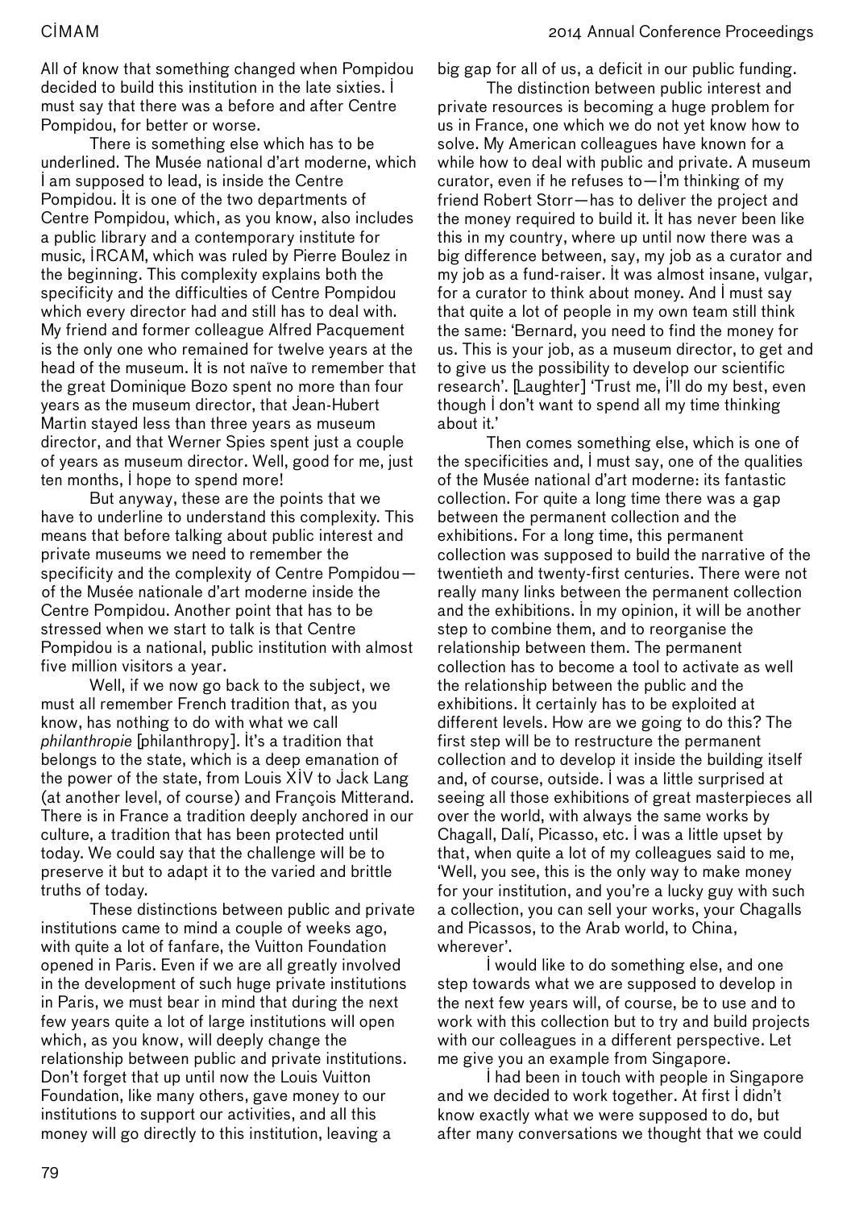All of know that something changed when Pompidou decided to build this institution in the late sixties. I must say that there was a before and after Centre Pompidou, for better or worse.

There is something else which has to be underlined. The Musée national d'art moderne, which I am supposed to lead, is inside the Centre Pompidou. It is one of the two departments of Centre Pompidou, which, as you know, also includes a public library and a contemporary institute for music, IRCAM, which was ruled by Pierre Boulez in the beginning. This complexity explains both the specificity and the difficulties of Centre Pompidou which every director had and still has to deal with. My friend and former colleague Alfred Pacquement is the only one who remained for twelve years at the head of the museum. It is not naïve to remember that the great Dominique Bozo spent no more than four years as the museum director, that Jean-Hubert Martin stayed less than three years as museum director, and that Werner Spies spent just a couple of years as museum director. Well, good for me, just ten months, I hope to spend more!

But anyway, these are the points that we have to underline to understand this complexity. This means that before talking about public interest and private museums we need to remember the specificity and the complexity of Centre Pompidou—of the Musée nationale d'art moderne inside the Centre Pompidou. Another point that has to be stressed when we start to talk is that Centre Pompidou is a national, public institution with almost five million visitors a year.

Well, if we now go back to the subject, we must all remember French tradition that, as you know, has nothing to do with what we call *philanthropie* [philanthropy]. It's a tradition that belongs to the state, which is a deep emanation of the power of the state, from Louis XIV to Jack Lang (at another level, of course) and François Mitterand. There is in France a tradition deeply anchored in our culture, a tradition that has been protected until today. We could say that the challenge will be to preserve it but to adapt it to the varied and brittle truths of today.

These distinctions between public and private institutions came to mind a couple of weeks ago, with quite a lot of fanfare, the Vuitton Foundation opened in Paris. Even if we are all greatly involved in the development of such huge private institutions in Paris, we must bear in mind that during the next few years quite a lot of large institutions will open which, as you know, will deeply change the relationship between public and private institutions. Don't forget that up until now the Louis Vuitton Foundation, like many others, gave money to our institutions to support our activities, and all this money will go directly to this institution, leaving a big gap for all of us, a deficit in our public funding.

The distinction between public interest and private resources is becoming a huge problem for us in France, one which we do not yet know how to solve. My American colleagues have known for a while how to deal with public and private. A museum curator, even if he refuses to—I'm thinking of my friend Robert Storr—has to deliver the project and the money required to build it. It has never been like this in my country, where up until now there was a big difference between, say, my job as a curator and my job as a fund-raiser. It was almost insane, vulgar, for a curator to think about money. And I must say that quite a lot of people in my own team still think the same: 'Bernard, you need to find the money for us. This is your job, as a museum director, to get and to give us the possibility to develop our scientific research'. [Laughter] 'Trust me, I'll do my best, even though I don't want to spend all my time thinking about it.'

Then comes something else, which is one of the specificities and, I must say, one of the qualities of the Musée national d'art moderne: its fantastic collection. For quite a long time there was a gap between the permanent collection and the exhibitions. For a long time, this permanent collection was supposed to build the narrative of the twentieth and twenty-first centuries. There were not really many links between the permanent collection and the exhibitions. In my opinion, it will be another step to combine them, and to reorganise the relationship between them. The permanent collection has to become a tool to activate as well the relationship between the public and the exhibitions. It certainly has to be exploited at different levels. How are we going to do this? The first step will be to restructure the permanent collection and to develop it inside the building itself and, of course, outside. I was a little surprised at seeing all those exhibitions of great masterpieces all over the world, with always the same works by Chagall, Dalí, Picasso, etc. I was a little upset by that, when quite a lot of my colleagues said to me, 'Well, you see, this is the only way to make money for your institution, and you're a lucky guy with such a collection, you can sell your works, your Chagalls and Picassos, to the Arab world, to China, wherever'.

I would like to do something else, and one step towards what we are supposed to develop in the next few years will, of course, be to use and to work with this collection but to try and build projects with our colleagues in a different perspective. Let me give you an example from Singapore.

I had been in touch with people in Singapore and we decided to work together. At first I didn't know exactly what we were supposed to do, but after many conversations we thought that we could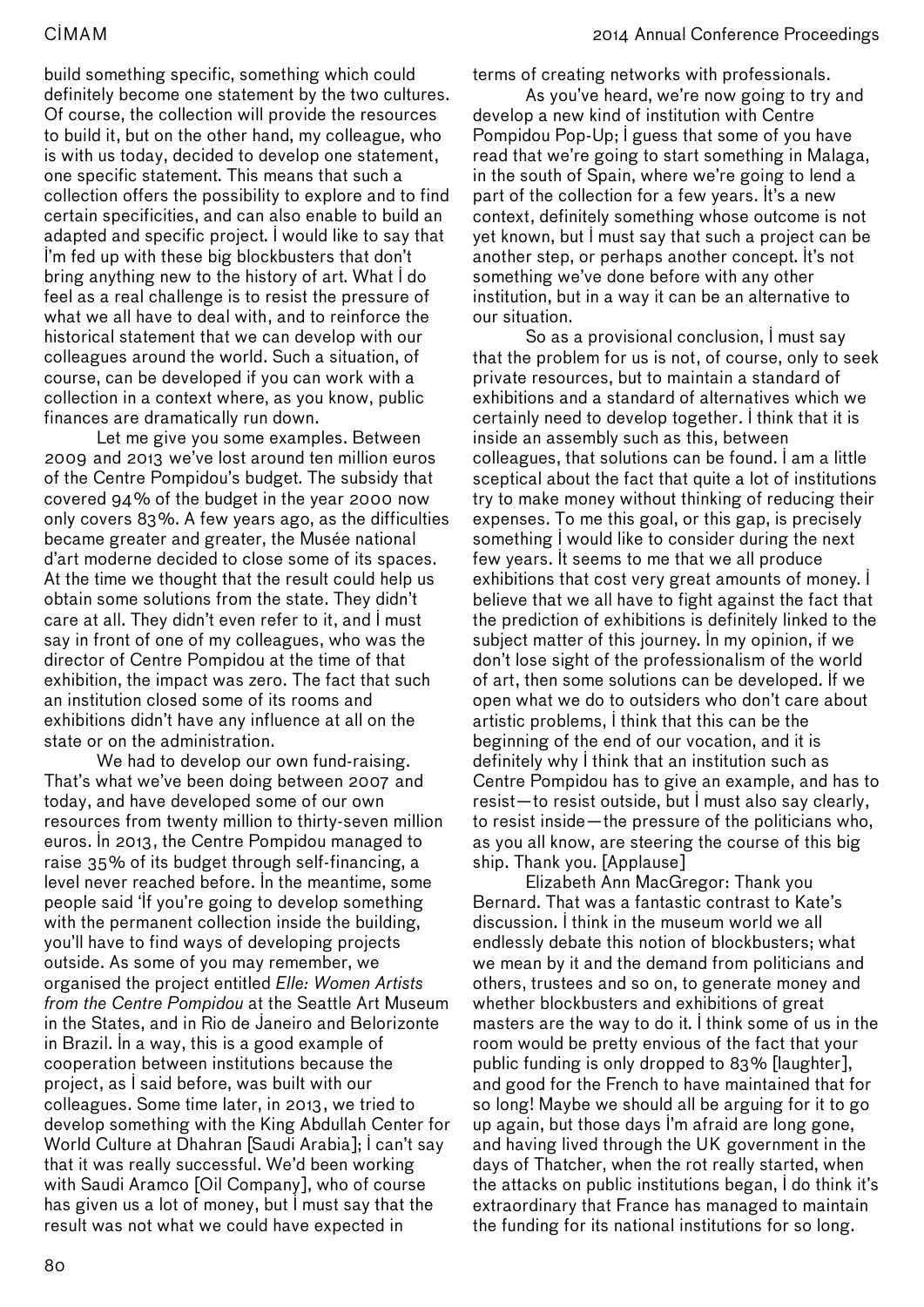build something specific, something which could definitely become one statement by the two cultures. Of course, the collection will provide the resources to build it, but on the other hand, my colleague, who is with us today, decided to develop one statement, one specific statement. This means that such a collection offers the possibility to explore and to find certain specificities, and can also enable to build an adapted and specific project. I would like to say that I'm fed up with these big blockbusters that don't bring anything new to the history of art. What I do feel as a real challenge is to resist the pressure of what we all have to deal with, and to reinforce the historical statement that we can develop with our colleagues around the world. Such a situation, of course, can be developed if you can work with a collection in a context where, as you know, public finances are dramatically run down.

Let me give you some examples. Between 2009 and 2013 we've lost around ten million euros of the Centre Pompidou's budget. The subsidy that covered 94% of the budget in the year 2000 now only covers 83%. A few years ago, as the difficulties became greater and greater, the Musée national d'art moderne decided to close some of its spaces. At the time we thought that the result could help us obtain some solutions from the state. They didn't care at all. They didn't even refer to it, and I must say in front of one of my colleagues, who was the director of Centre Pompidou at the time of that exhibition, the impact was zero. The fact that such an institution closed some of its rooms and exhibitions didn't have any influence at all on the state or on the administration.

We had to develop our own fund-raising. That's what we've been doing between 2007 and today, and have developed some of our own resources from twenty million to thirty-seven million euros. In 2013, the Centre Pompidou managed to raise 35% of its budget through self-financing, a level never reached before. In the meantime, some people said 'If you're going to develop something with the permanent collection inside the building, you'll have to find ways of developing projects outside. As some of you may remember, we organised the project entitled *Elle: Women Artists from the Centre Pompidou* at the Seattle Art Museum in the States, and in Rio de Janeiro and Belorizonte in Brazil. In a way, this is a good example of cooperation between institutions because the project, as I said before, was built with our colleagues. Some time later, in 2013, we tried to develop something with the King Abdullah Center for World Culture at Dhahran [Saudi Arabia]; I can't say that it was really successful. We'd been working with Saudi Aramco [Oil Company], who of course has given us a lot of money, but I must say that the result was not what we could have expected in terms of creating networks with professionals.

As you've heard, we're now going to try and develop a new kind of institution with Centre Pompidou Pop-Up; I guess that some of you have read that we're going to start something in Malaga, in the south of Spain, where we're going to lend a part of the collection for a few years. It's a new context, definitely something whose outcome is not yet known, but I must say that such a project can be another step, or perhaps another concept. It's not something we've done before with any other institution, but in a way it can be an alternative to our situation.

So as a provisional conclusion, I must say that the problem for us is not, of course, only to seek private resources, but to maintain a standard of exhibitions and a standard of alternatives which we certainly need to develop together. I think that it is inside an assembly such as this, between colleagues, that solutions can be found. I am a little sceptical about the fact that quite a lot of institutions try to make money without thinking of reducing their expenses. To me this goal, or this gap, is precisely something I would like to consider during the next few years. It seems to me that we all produce exhibitions that cost very great amounts of money. I believe that we all have to fight against the fact that the prediction of exhibitions is definitely linked to the subject matter of this journey. In my opinion, if we don't lose sight of the professionalism of the world of art, then some solutions can be developed. If we open what we do to outsiders who don't care about artistic problems, I think that this can be the beginning of the end of our vocation, and it is definitely why I think that an institution such as Centre Pompidou has to give an example, and has to resist—to resist outside, but I must also say clearly, to resist inside—the pressure of the politicians who, as you all know, are steering the course of this big ship. Thank you. [Applause]

Elizabeth Ann MacGregor: Thank you Bernard. That was a fantastic contrast to Kate's discussion. I think in the museum world we all endlessly debate this notion of blockbusters; what we mean by it and the demand from politicians and others, trustees and so on, to generate money and whether blockbusters and exhibitions of great masters are the way to do it. I think some of us in the room would be pretty envious of the fact that your public funding is only dropped to 83% [laughter], and good for the French to have maintained that for so long! Maybe we should all be arguing for it to go up again, but those days I'm afraid are long gone, and having lived through the UK government in the days of Thatcher, when the rot really started, when the attacks on public institutions began, I do think it's extraordinary that France has managed to maintain the funding for its national institutions for so long.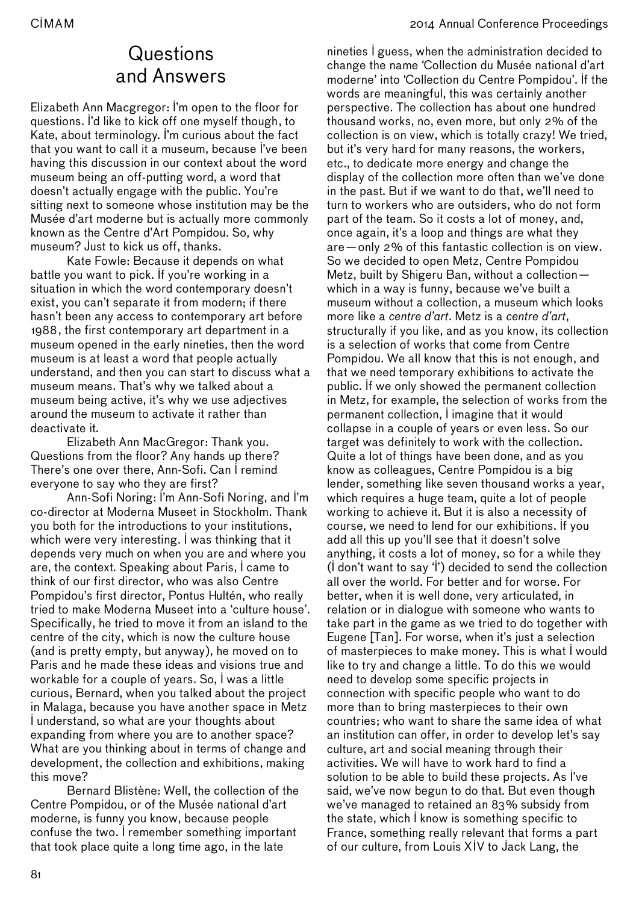# Questions and Answers

Elizabeth Ann Macgregor: I'm open to the floor for questions. I'd like to kick off one myself though, to Kate, about terminology. I'm curious about the fact that you want to call it a museum, because I've been having this discussion in our context about the word museum being an off-putting word, a word that doesn't actually engage with the public. You're sitting next to someone whose institution may be the Musée d'art moderne but is actually more commonly known as the Centre d'Art Pompidou. So, why museum? Just to kick us off, thanks.

Kate Fowle: Because it depends on what battle you want to pick. If you're working in a situation in which the word contemporary doesn't exist, you can't separate it from modern; if there hasn't been any access to contemporary art before 1988, the first contemporary art department in a museum opened in the early nineties, then the word museum is at least a word that people actually understand, and then you can start to discuss what a museum means. That's why we talked about a museum being active, it's why we use adjectives around the museum to activate it rather than deactivate it.

Elizabeth Ann MacGregor: Thank you. Questions from the floor? Any hands up there? There's one over there, Ann-Sofi. Can I remind everyone to say who they are first?

Ann-Sofi Noring: I'm Ann-Sofi Noring, and I'm co-director at Moderna Museet in Stockholm. Thank you both for the introductions to your institutions, which were very interesting. I was thinking that it depends very much on when you are and where you are, the context. Speaking about Paris, I came to think of our first director, who was also Centre Pompidou's first director, Pontus Hultén, who really tried to make Moderna Museet into a 'culture house'. Specifically, he tried to move it from an island to the centre of the city, which is now the culture house (and is pretty empty, but anyway), he moved on to Paris and he made these ideas and visions true and workable for a couple of years. So, I was a little curious, Bernard, when you talked about the project in Malaga, because you have another space in Metz I understand, so what are your thoughts about expanding from where you are to another space? What are you thinking about in terms of change and development, the collection and exhibitions, making this move?

Bernard Blistène: Well, the collection of the Centre Pompidou, or of the Musée national d'art moderne, is funny you know, because people confuse the two. I remember something important that took place quite a long time ago, in the late nineties I guess, when the administration decided to change the name 'Collection du Musée national d'art moderne' into 'Collection du Centre Pompidou'. If the words are meaningful, this was certainly another perspective. The collection has about one hundred thousand works, no, even more, but only 2% of the collection is on view, which is totally crazy! We tried, but it's very hard for many reasons, the workers, etc., to dedicate more energy and change the display of the collection more often than we've done in the past. But if we want to do that, we'll need to turn to workers who are outsiders, who do not form part of the team. So it costs a lot of money, and, once again, it's a loop and things are what they are—only 2% of this fantastic collection is on view. So we decided to open Metz, Centre Pompidou Metz, built by Shigeru Ban, without a collection—which in a way is funny, because we've built a museum without a collection, a museum which looks more like a *centre d'art*. Metz is a *centre d'art*, structurally if you like, and as you know, its collection is a selection of works that come from Centre Pompidou. We all know that this is not enough, and that we need temporary exhibitions to activate the public. If we only showed the permanent collection in Metz, for example, the selection of works from the permanent collection, I imagine that it would collapse in a couple of years or even less. So our target was definitely to work with the collection. Quite a lot of things have been done, and as you know as colleagues, Centre Pompidou is a big lender, something like seven thousand works a year, which requires a huge team, quite a lot of people working to achieve it. But it is also a necessity of course, we need to lend for our exhibitions. If you add all this up you'll see that it doesn't solve anything, it costs a lot of money, so for a while they (I don't want to say 'I') decided to send the collection all over the world. For better and for worse. For better, when it is well done, very articulated, in relation or in dialogue with someone who wants to take part in the game as we tried to do together with Eugene [Tan]. For worse, when it's just a selection of masterpieces to make money. This is what I would like to try and change a little. To do this we would need to develop some specific projects in connection with specific people who want to do more than to bring masterpieces to their own countries; who want to share the same idea of what an institution can offer, in order to develop let's say culture, art and social meaning through their activities. We will have to work hard to find a solution to be able to build these projects. As I've said, we've now begun to do that. But even though we've managed to retained an 83% subsidy from the state, which I know is something specific to France, something really relevant that forms a part of our culture, from Louis XIV to Jack Lang, the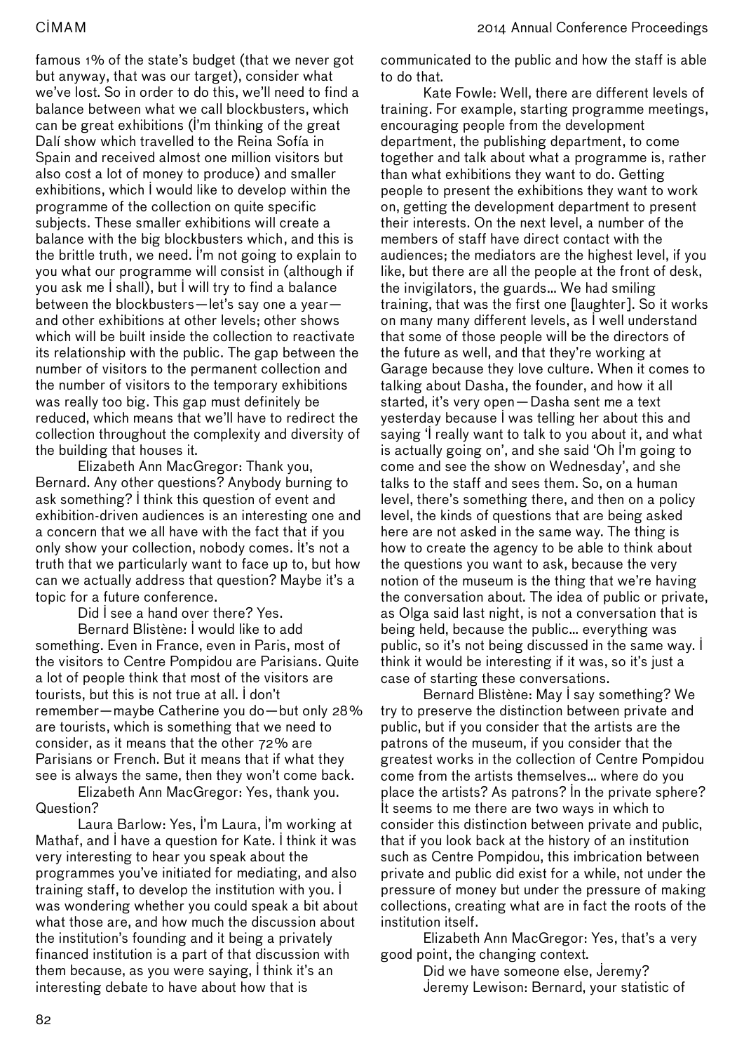famous 1% of the state's budget (that we never got but anyway, that was our target), consider what we've lost. So in order to do this, we'll need to find a balance between what we call blockbusters, which can be great exhibitions (I'm thinking of the great Dalí show which travelled to the Reina Sofía in Spain and received almost one million visitors but also cost a lot of money to produce) and smaller exhibitions, which I would like to develop within the programme of the collection on quite specific subjects. These smaller exhibitions will create a balance with the big blockbusters which, and this is the brittle truth, we need. I'm not going to explain to you what our programme will consist in (although if you ask me I shall), but I will try to find a balance between the blockbusters—let's say one a year—and other exhibitions at other levels; other shows which will be built inside the collection to reactivate its relationship with the public. The gap between the number of visitors to the permanent collection and the number of visitors to the temporary exhibitions was really too big. This gap must definitely be reduced, which means that we'll have to redirect the collection throughout the complexity and diversity of the building that houses it.

Elizabeth Ann MacGregor: Thank you, Bernard. Any other questions? Anybody burning to ask something? I think this question of event and exhibition-driven audiences is an interesting one and a concern that we all have with the fact that if you only show your collection, nobody comes. It's not a truth that we particularly want to face up to, but how can we actually address that question? Maybe it's a topic for a future conference.

Did I see a hand over there? Yes.

Bernard Blistène: I would like to add something. Even in France, even in Paris, most of the visitors to Centre Pompidou are Parisians. Quite a lot of people think that most of the visitors are tourists, but this is not true at all. I don't remember—maybe Catherine you do—but only 28% are tourists, which is something that we need to consider, as it means that the other 72% are Parisians or French. But it means that if what they see is always the same, then they won't come back.

Elizabeth Ann MacGregor: Yes, thank you. Question?

Laura Barlow: Yes, I'm Laura, I'm working at Mathaf, and I have a question for Kate. I think it was very interesting to hear you speak about the programmes you've initiated for mediating, and also training staff, to develop the institution with you. I was wondering whether you could speak a bit about what those are, and how much the discussion about the institution's founding and it being a privately financed institution is a part of that discussion with them because, as you were saying, I think it's an interesting debate to have about how that is communicated to the public and how the staff is able to do that.

Kate Fowle: Well, there are different levels of training. For example, starting programme meetings, encouraging people from the development department, the publishing department, to come together and talk about what a programme is, rather than what exhibitions they want to do. Getting people to present the exhibitions they want to work on, getting the development department to present their interests. On the next level, a number of the members of staff have direct contact with the audiences; the mediators are the highest level, if you like, but there are all the people at the front of desk, the invigilators, the guards… We had smiling training, that was the first one [laughter]. So it works on many many different levels, as I well understand that some of those people will be the directors of the future as well, and that they're working at Garage because they love culture. When it comes to talking about Dasha, the founder, and how it all started, it's very open—Dasha sent me a text yesterday because I was telling her about this and saying 'I really want to talk to you about it, and what is actually going on', and she said 'Oh I'm going to come and see the show on Wednesday', and she talks to the staff and sees them. So, on a human level, there's something there, and then on a policy level, the kinds of questions that are being asked here are not asked in the same way. The thing is how to create the agency to be able to think about the questions you want to ask, because the very notion of the museum is the thing that we're having the conversation about. The idea of public or private, as Olga said last night, is not a conversation that is being held, because the public… everything was public, so it's not being discussed in the same way. I think it would be interesting if it was, so it's just a case of starting these conversations.

Bernard Blistène: May I say something? We try to preserve the distinction between private and public, but if you consider that the artists are the patrons of the museum, if you consider that the greatest works in the collection of Centre Pompidou come from the artists themselves… where do you place the artists? As patrons? In the private sphere? It seems to me there are two ways in which to consider this distinction between private and public, that if you look back at the history of an institution such as Centre Pompidou, this imbrication between private and public did exist for a while, not under the pressure of money but under the pressure of making collections, creating what are in fact the roots of the institution itself.

Elizabeth Ann MacGregor: Yes, that's a very good point, the changing context.

Did we have someone else, Jeremy?

Jeremy Lewison: Bernard, your statistic of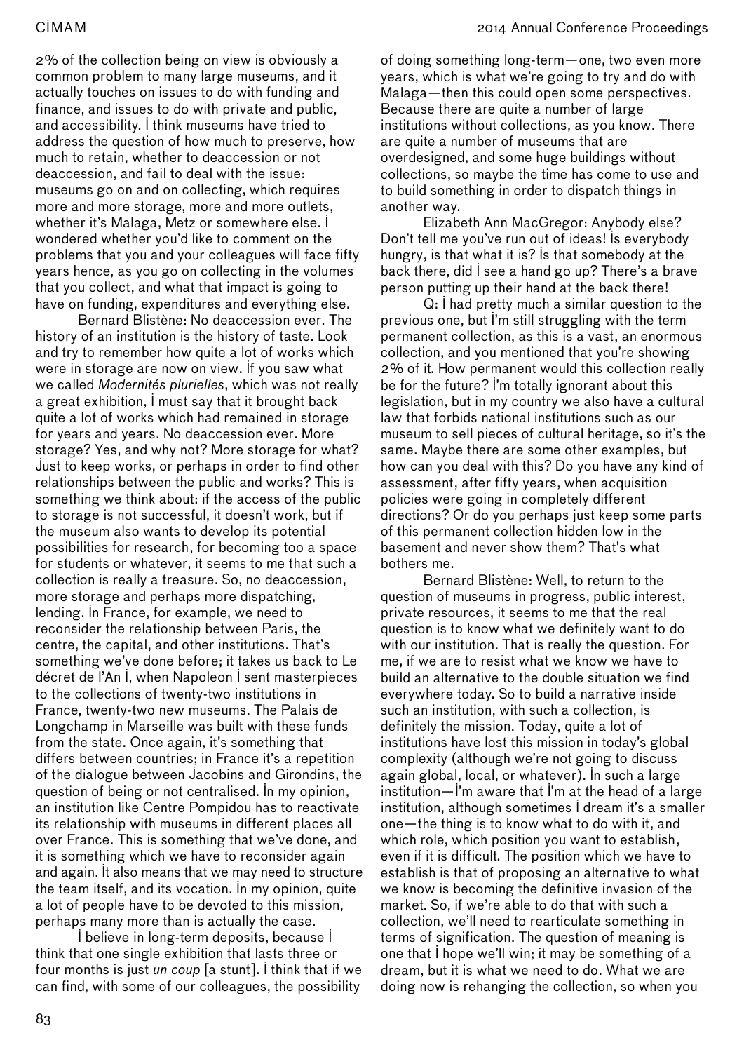2% of the collection being on view is obviously a common problem to many large museums, and it actually touches on issues to do with funding and finance, and issues to do with private and public, and accessibility. I think museums have tried to address the question of how much to preserve, how much to retain, whether to deaccession or not deaccession, and fail to deal with the issue: museums go on and on collecting, which requires more and more storage, more and more outlets, whether it's Malaga, Metz or somewhere else. I wondered whether you'd like to comment on the problems that you and your colleagues will face fifty years hence, as you go on collecting in the volumes that you collect, and what that impact is going to have on funding, expenditures and everything else.

Bernard Blistène: No deaccession ever. The history of an institution is the history of taste. Look and try to remember how quite a lot of works which were in storage are now on view. If you saw what we called *Modernités plurielles*, which was not really a great exhibition, I must say that it brought back quite a lot of works which had remained in storage for years and years. No deaccession ever. More storage? Yes, and why not? More storage for what? Just to keep works, or perhaps in order to find other relationships between the public and works? This is something we think about: if the access of the public to storage is not successful, it doesn't work, but if the museum also wants to develop its potential possibilities for research, for becoming too a space for students or whatever, it seems to me that such a collection is really a treasure. So, no deaccession, more storage and perhaps more dispatching, lending. In France, for example, we need to reconsider the relationship between Paris, the centre, the capital, and other institutions. That's something we've done before; it takes us back to Le décret de l'An I, when Napoleon I sent masterpieces to the collections of twenty-two institutions in France, twenty-two new museums. The Palais de Longchamp in Marseille was built with these funds from the state. Once again, it's something that differs between countries; in France it's a repetition of the dialogue between Jacobins and Girondins, the question of being or not centralised. In my opinion, an institution like Centre Pompidou has to reactivate its relationship with museums in different places all over France. This is something that we've done, and it is something which we have to reconsider again and again. It also means that we may need to structure the team itself, and its vocation. In my opinion, quite a lot of people have to be devoted to this mission, perhaps many more than is actually the case.

I believe in long-term deposits, because I think that one single exhibition that lasts three or four months is just *un coup* [a stunt]. I think that if we can find, with some of our colleagues, the possibility of doing something long-term—one, two even more years, which is what we're going to try and do with Malaga—then this could open some perspectives. Because there are quite a number of large institutions without collections, as you know. There are quite a number of museums that are overdesigned, and some huge buildings without collections, so maybe the time has come to use and to build something in order to dispatch things in another way.

Elizabeth Ann MacGregor: Anybody else? Don't tell me you've run out of ideas! Is everybody hungry, is that what it is? Is that somebody at the back there, did I see a hand go up? There's a brave person putting up their hand at the back there!

Q: I had pretty much a similar question to the previous one, but I'm still struggling with the term permanent collection, as this is a vast, an enormous collection, and you mentioned that you're showing 2% of it. How permanent would this collection really be for the future? I'm totally ignorant about this legislation, but in my country we also have a cultural law that forbids national institutions such as our museum to sell pieces of cultural heritage, so it's the same. Maybe there are some other examples, but how can you deal with this? Do you have any kind of assessment, after fifty years, when acquisition policies were going in completely different directions? Or do you perhaps just keep some parts of this permanent collection hidden low in the basement and never show them? That's what bothers me.

Bernard Blistène: Well, to return to the question of museums in progress, public interest, private resources, it seems to me that the real question is to know what we definitely want to do with our institution. That is really the question. For me, if we are to resist what we know we have to build an alternative to the double situation we find everywhere today. So to build a narrative inside such an institution, with such a collection, is definitely the mission. Today, quite a lot of institutions have lost this mission in today's global complexity (although we're not going to discuss again global, local, or whatever). In such a large institution—I'm aware that I'm at the head of a large institution, although sometimes I dream it's a smaller one—the thing is to know what to do with it, and which role, which position you want to establish, even if it is difficult. The position which we have to establish is that of proposing an alternative to what we know is becoming the definitive invasion of the market. So, if we're able to do that with such a collection, we'll need to rearticulate something in terms of signification. The question of meaning is one that I hope we'll win; it may be something of a dream, but it is what we need to do. What we are doing now is rehanging the collection, so when you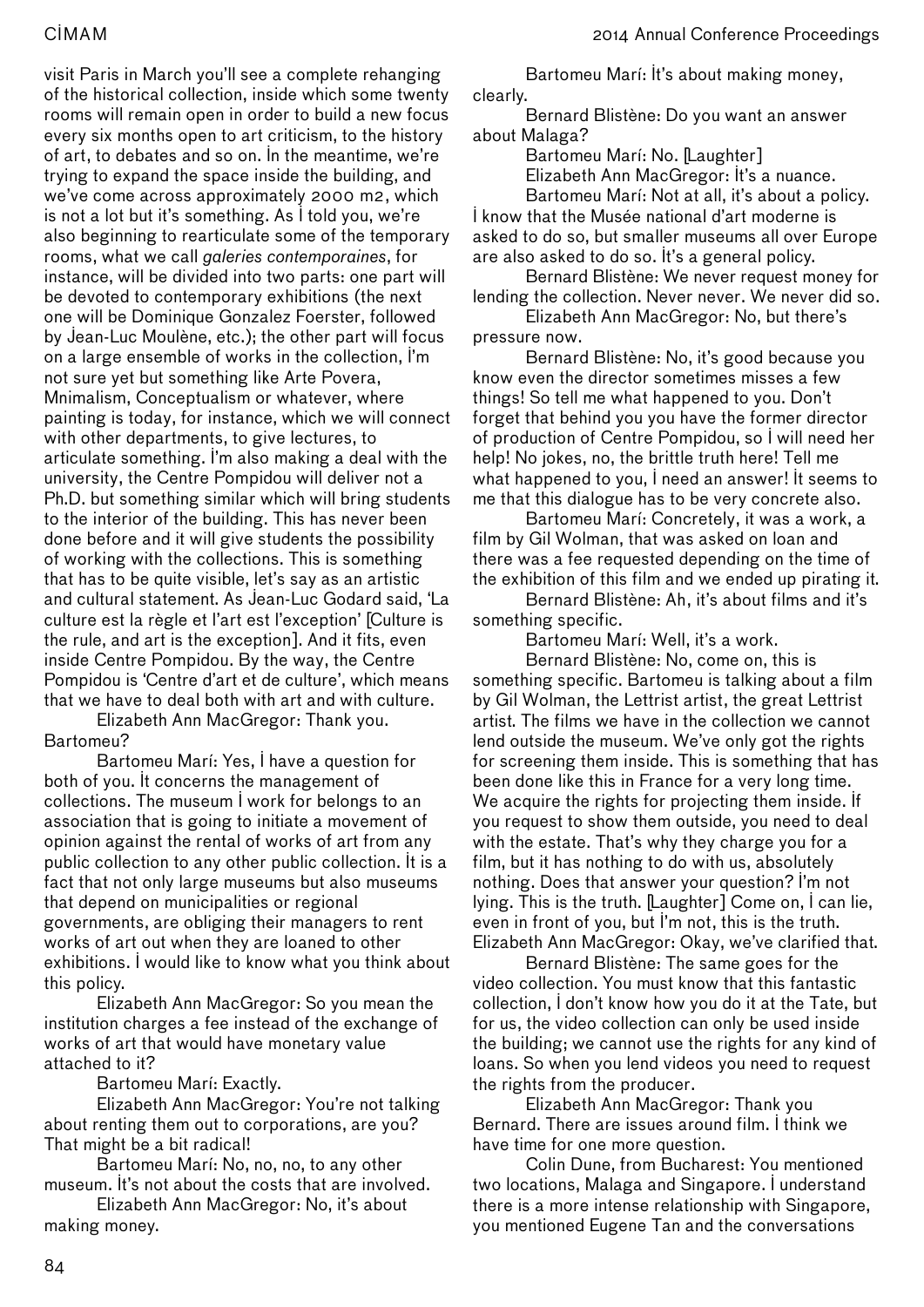visit Paris in March you'll see a complete rehanging of the historical collection, inside which some twenty rooms will remain open in order to build a new focus every six months open to art criticism, to the history of art, to debates and so on. In the meantime, we're trying to expand the space inside the building, and we've come across approximately 2000 m2, which is not a lot but it's something. As I told you, we're also beginning to rearticulate some of the temporary rooms, what we call *galeries contemporaines*, for instance, will be divided into two parts: one part will be devoted to contemporary exhibitions (the next one will be Dominique Gonzalez Foerster, followed by Jean-Luc Moulène, etc.); the other part will focus on a large ensemble of works in the collection, I'm not sure yet but something like Arte Povera, Mnimalism, Conceptualism or whatever, where painting is today, for instance, which we will connect with other departments, to give lectures, to articulate something. I'm also making a deal with the university, the Centre Pompidou will deliver not a Ph.D. but something similar which will bring students to the interior of the building. This has never been done before and it will give students the possibility of working with the collections. This is something that has to be quite visible, let's say as an artistic and cultural statement. As Jean-Luc Godard said, 'La culture est la règle et l'art est l'exception' [Culture is the rule, and art is the exception]. And it fits, even inside Centre Pompidou. By the way, the Centre Pompidou is 'Centre d'art et de culture', which means that we have to deal both with art and with culture.

Elizabeth Ann MacGregor: Thank you. Bartomeu?

Bartomeu Marí: Yes, I have a question for both of you. It concerns the management of collections. The museum I work for belongs to an association that is going to initiate a movement of opinion against the rental of works of art from any public collection to any other public collection. It is a fact that not only large museums but also museums that depend on municipalities or regional governments, are obliging their managers to rent works of art out when they are loaned to other exhibitions. I would like to know what you think about this policy.

Elizabeth Ann MacGregor: So you mean the institution charges a fee instead of the exchange of works of art that would have monetary value attached to it?

Bartomeu Marí: Exactly.

Elizabeth Ann MacGregor: You're not talking about renting them out to corporations, are you? That might be a bit radical!

Bartomeu Marí: No, no, no, to any other museum. It's not about the costs that are involved.

Elizabeth Ann MacGregor: No, it's about making money.

Bartomeu Marí: It's about making money, clearly.

Bernard Blistène: Do you want an answer about Malaga?

Bartomeu Marí: No. [Laughter]

Elizabeth Ann MacGregor: It's a nuance.

Bartomeu Marí: Not at all, it's about a policy. I know that the Musée national d'art moderne is asked to do so, but smaller museums all over Europe are also asked to do so. It's a general policy.

Bernard Blistène: We never request money for lending the collection. Never never. We never did so.

Elizabeth Ann MacGregor: No, but there's pressure now.

Bernard Blistène: No, it's good because you know even the director sometimes misses a few things! So tell me what happened to you. Don't forget that behind you you have the former director of production of Centre Pompidou, so I will need her help! No jokes, no, the brittle truth here! Tell me what happened to you, I need an answer! It seems to me that this dialogue has to be very concrete also.

Bartomeu Marí: Concretely, it was a work, a film by Gil Wolman, that was asked on loan and there was a fee requested depending on the time of the exhibition of this film and we ended up pirating it.

Bernard Blistène: Ah, it's about films and it's something specific.

Bartomeu Marí: Well, it's a work.

Bernard Blistène: No, come on, this is something specific. Bartomeu is talking about a film by Gil Wolman, the Lettrist artist, the great Lettrist artist. The films we have in the collection we cannot lend outside the museum. We've only got the rights for screening them inside. This is something that has been done like this in France for a very long time. We acquire the rights for projecting them inside. If you request to show them outside, you need to deal with the estate. That's why they charge you for a film, but it has nothing to do with us, absolutely nothing. Does that answer your question? I'm not lying. This is the truth. [Laughter] Come on, I can lie, even in front of you, but I'm not, this is the truth.

Elizabeth Ann MacGregor: Okay, we've clarified that.

Bernard Blistène: The same goes for the video collection. You must know that this fantastic collection, I don't know how you do it at the Tate, but for us, the video collection can only be used inside the building; we cannot use the rights for any kind of loans. So when you lend videos you need to request the rights from the producer.

Elizabeth Ann MacGregor: Thank you Bernard. There are issues around film. I think we have time for one more question.

Colin Dune, from Bucharest: You mentioned two locations, Malaga and Singapore. I understand there is a more intense relationship with Singapore, you mentioned Eugene Tan and the conversations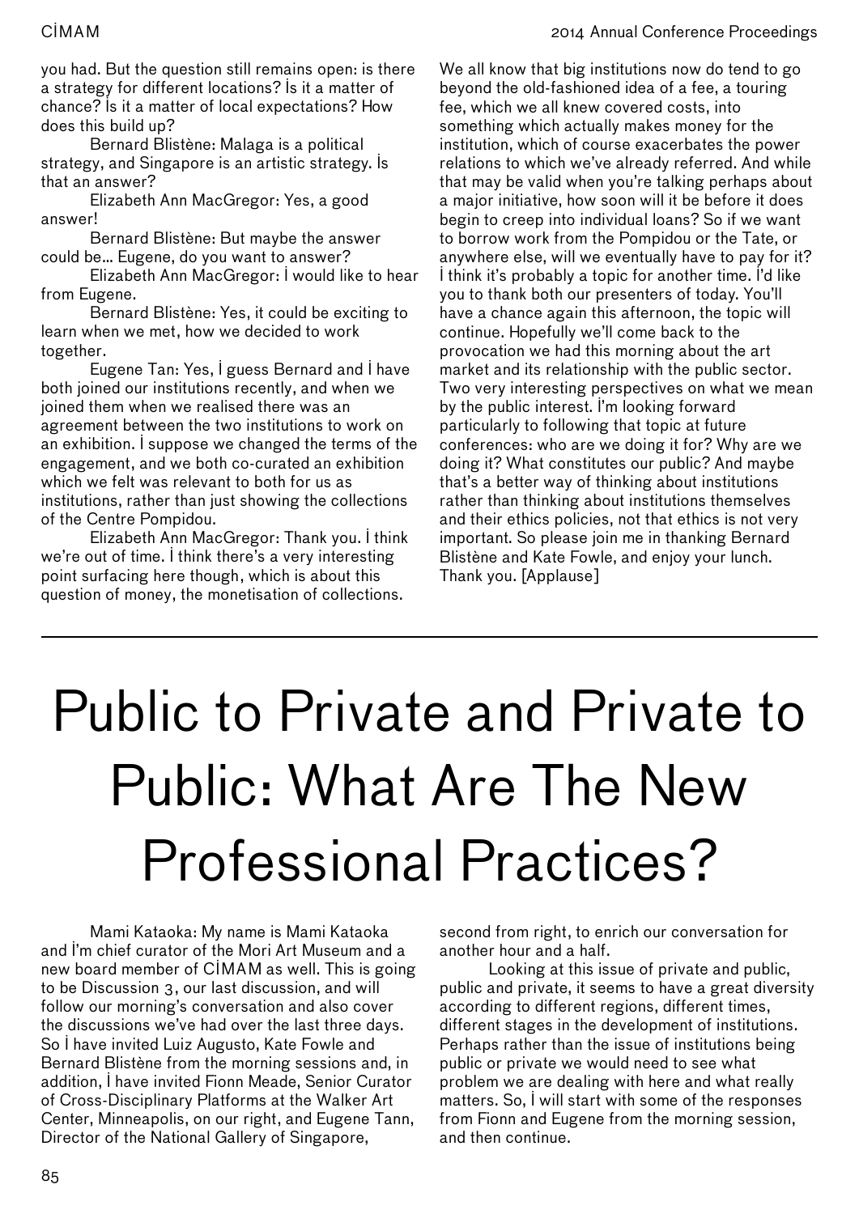you had. But the question still remains open: is there a strategy for different locations? Is it a matter of chance? Is it a matter of local expectations? How does this build up?

Bernard Blistène: Malaga is a political strategy, and Singapore is an artistic strategy. Is that an answer?

Elizabeth Ann MacGregor: Yes, a good answer!

Bernard Blistène: But maybe the answer could be... Eugene, do you want to answer?

Elizabeth Ann MacGregor: I would like to hear from Eugene.

Bernard Blistène: Yes, it could be exciting to learn when we met, how we decided to work together.

Eugene Tan: Yes, I guess Bernard and I have both joined our institutions recently, and when we joined them when we realised there was an agreement between the two institutions to work on an exhibition. I suppose we changed the terms of the engagement, and we both co-curated an exhibition which we felt was relevant to both for us as institutions, rather than just showing the collections of the Centre Pompidou.

Elizabeth Ann MacGregor: Thank you. I think we're out of time. I think there's a very interesting point surfacing here though, which is about this question of money, the monetisation of collections. We all know that big institutions now do tend to go beyond the old-fashioned idea of a fee, a touring fee, which we all knew covered costs, into something which actually makes money for the institution, which of course exacerbates the power relations to which we've already referred. And while that may be valid when you're talking perhaps about a major initiative, how soon will it be before it does begin to creep into individual loans? So if we want to borrow work from the Pompidou or the Tate, or anywhere else, will we eventually have to pay for it? I think it's probably a topic for another time. I'd like you to thank both our presenters of today. You'll have a chance again this afternoon, the topic will continue. Hopefully we'll come back to the provocation we had this morning about the art market and its relationship with the public sector. Two very interesting perspectives on what we mean by the public interest. I'm looking forward particularly to following that topic at future conferences: who are we doing it for? Why are we doing it? What constitutes our public? And maybe that's a better way of thinking about institutions rather than thinking about institutions themselves and their ethics policies, not that ethics is not very important. So please join me in thanking Bernard Blistène and Kate Fowle, and enjoy your lunch. Thank you. [Applause]

---

# Public to Private and Private to Public: What Are The New Professional Practices?

Mami Kataoka: My name is Mami Kataoka and I'm chief curator of the Mori Art Museum and a new board member of CIMAM as well. This is going to be Discussion 3, our last discussion, and will follow our morning's conversation and also cover the discussions we've had over the last three days. So I have invited Luiz Augusto, Kate Fowle and Bernard Blistène from the morning sessions and, in addition, I have invited Fionn Meade, Senior Curator of Cross-Disciplinary Platforms at the Walker Art Center, Minneapolis, on our right, and Eugene Tann, Director of the National Gallery of Singapore, second from right, to enrich our conversation for another hour and a half.

Looking at this issue of private and public, public and private, it seems to have a great diversity according to different regions, different times, different stages in the development of institutions. Perhaps rather than the issue of institutions being public or private we would need to see what problem we are dealing with here and what really matters. So, I will start with some of the responses from Fionn and Eugene from the morning session, and then continue.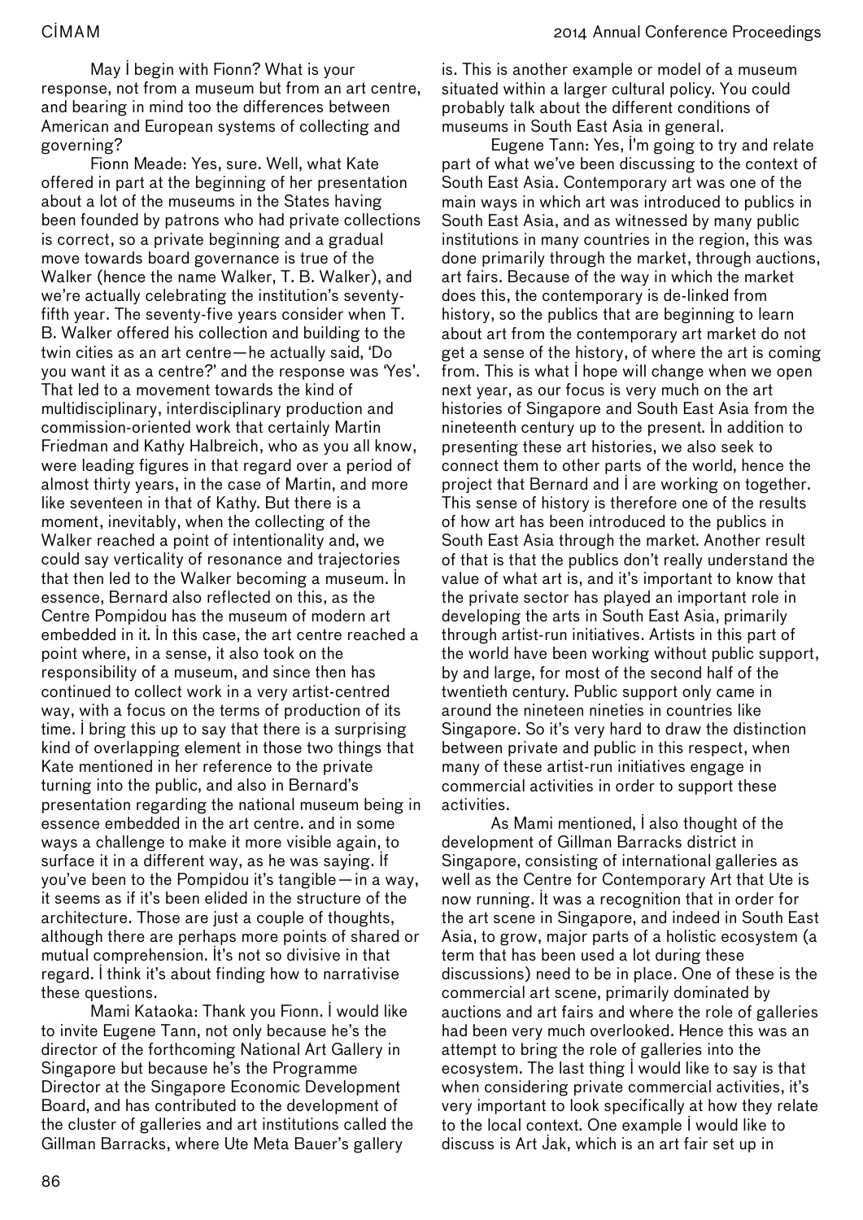May I begin with Fionn? What is your response, not from a museum but from an art centre, and bearing in mind too the differences between American and European systems of collecting and governing?

Fionn Meade: Yes, sure. Well, what Kate offered in part at the beginning of her presentation about a lot of the museums in the States having been founded by patrons who had private collections is correct, so a private beginning and a gradual move towards board governance is true of the Walker (hence the name Walker, T. B. Walker), and we're actually celebrating the institution's seventy-fifth year. The seventy-five years consider when T. B. Walker offered his collection and building to the twin cities as an art centre—he actually said, 'Do you want it as a centre?' and the response was 'Yes'. That led to a movement towards the kind of multidisciplinary, interdisciplinary production and commission-oriented work that certainly Martin Friedman and Kathy Halbreich, who as you all know, were leading figures in that regard over a period of almost thirty years, in the case of Martin, and more like seventeen in that of Kathy. But there is a moment, inevitably, when the collecting of the Walker reached a point of intentionality and, we could say verticality of resonance and trajectories that then led to the Walker becoming a museum. In essence, Bernard also reflected on this, as the Centre Pompidou has the museum of modern art embedded in it. In this case, the art centre reached a point where, in a sense, it also took on the responsibility of a museum, and since then has continued to collect work in a very artist-centred way, with a focus on the terms of production of its time. I bring this up to say that there is a surprising kind of overlapping element in those two things that Kate mentioned in her reference to the private turning into the public, and also in Bernard's presentation regarding the national museum being in essence embedded in the art centre. and in some ways a challenge to make it more visible again, to surface it in a different way, as he was saying. If you've been to the Pompidou it's tangible—in a way, it seems as if it's been elided in the structure of the architecture. Those are just a couple of thoughts, although there are perhaps more points of shared or mutual comprehension. It's not so divisive in that regard. I think it's about finding how to narrativise these questions.

Mami Kataoka: Thank you Fionn. I would like to invite Eugene Tann, not only because he's the director of the forthcoming National Art Gallery in Singapore but because he's the Programme Director at the Singapore Economic Development Board, and has contributed to the development of the cluster of galleries and art institutions called the Gillman Barracks, where Ute Meta Bauer's gallery is. This is another example or model of a museum situated within a larger cultural policy. You could probably talk about the different conditions of museums in South East Asia in general.

Eugene Tann: Yes, I'm going to try and relate part of what we've been discussing to the context of South East Asia. Contemporary art was one of the main ways in which art was introduced to publics in South East Asia, and as witnessed by many public institutions in many countries in the region, this was done primarily through the market, through auctions, art fairs. Because of the way in which the market does this, the contemporary is de-linked from history, so the publics that are beginning to learn about art from the contemporary art market do not get a sense of the history, of where the art is coming from. This is what I hope will change when we open next year, as our focus is very much on the art histories of Singapore and South East Asia from the nineteenth century up to the present. In addition to presenting these art histories, we also seek to connect them to other parts of the world, hence the project that Bernard and I are working on together. This sense of history is therefore one of the results of how art has been introduced to the publics in South East Asia through the market. Another result of that is that the publics don't really understand the value of what art is, and it's important to know that the private sector has played an important role in developing the arts in South East Asia, primarily through artist-run initiatives. Artists in this part of the world have been working without public support, by and large, for most of the second half of the twentieth century. Public support only came in around the nineteen nineties in countries like Singapore. So it's very hard to draw the distinction between private and public in this respect, when many of these artist-run initiatives engage in commercial activities in order to support these activities.

As Mami mentioned, I also thought of the development of Gillman Barracks district in Singapore, consisting of international galleries as well as the Centre for Contemporary Art that Ute is now running. It was a recognition that in order for the art scene in Singapore, and indeed in South East Asia, to grow, major parts of a holistic ecosystem (a term that has been used a lot during these discussions) need to be in place. One of these is the commercial art scene, primarily dominated by auctions and art fairs and where the role of galleries had been very much overlooked. Hence this was an attempt to bring the role of galleries into the ecosystem. The last thing I would like to say is that when considering private commercial activities, it's very important to look specifically at how they relate to the local context. One example I would like to discuss is Art Jak, which is an art fair set up in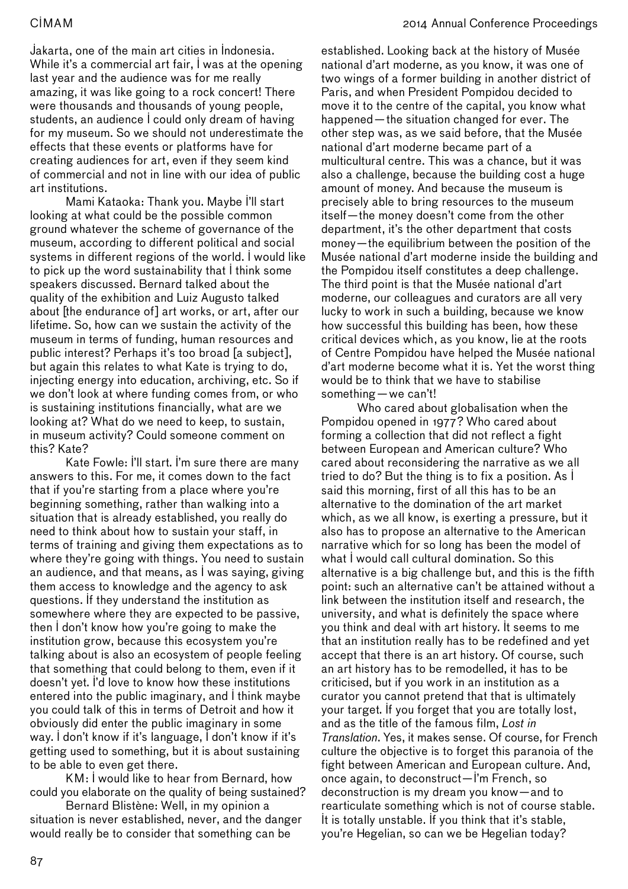Jakarta, one of the main art cities in Indonesia. While it's a commercial art fair, I was at the opening last year and the audience was for me really amazing, it was like going to a rock concert! There were thousands and thousands of young people, students, an audience I could only dream of having for my museum. So we should not underestimate the effects that these events or platforms have for creating audiences for art, even if they seem kind of commercial and not in line with our idea of public art institutions.

Mami Kataoka: Thank you. Maybe I'll start looking at what could be the possible common ground whatever the scheme of governance of the museum, according to different political and social systems in different regions of the world. I would like to pick up the word sustainability that I think some speakers discussed. Bernard talked about the quality of the exhibition and Luiz Augusto talked about [the endurance of] art works, or art, after our lifetime. So, how can we sustain the activity of the museum in terms of funding, human resources and public interest? Perhaps it's too broad [a subject], but again this relates to what Kate is trying to do, injecting energy into education, archiving, etc. So if we don't look at where funding comes from, or who is sustaining institutions financially, what are we looking at? What do we need to keep, to sustain, in museum activity? Could someone comment on this? Kate?

Kate Fowle: I'll start. I'm sure there are many answers to this. For me, it comes down to the fact that if you're starting from a place where you're beginning something, rather than walking into a situation that is already established, you really do need to think about how to sustain your staff, in terms of training and giving them expectations as to where they're going with things. You need to sustain an audience, and that means, as I was saying, giving them access to knowledge and the agency to ask questions. If they understand the institution as somewhere where they are expected to be passive, then I don't know how you're going to make the institution grow, because this ecosystem you're talking about is also an ecosystem of people feeling that something that could belong to them, even if it doesn't yet. I'd love to know how these institutions entered into the public imaginary, and I think maybe you could talk of this in terms of Detroit and how it obviously did enter the public imaginary in some way. I don't know if it's language, I don't know if it's getting used to something, but it is about sustaining to be able to even get there.

KM: I would like to hear from Bernard, how could you elaborate on the quality of being sustained?

Bernard Blistène: Well, in my opinion a situation is never established, never, and the danger would really be to consider that something can be established. Looking back at the history of Musée national d'art moderne, as you know, it was one of two wings of a former building in another district of Paris, and when President Pompidou decided to move it to the centre of the capital, you know what happened—the situation changed for ever. The other step was, as we said before, that the Musée national d'art moderne became part of a multicultural centre. This was a chance, but it was also a challenge, because the building cost a huge amount of money. And because the museum is precisely able to bring resources to the museum itself—the money doesn't come from the other department, it's the other department that costs money—the equilibrium between the position of the Musée national d'art moderne inside the building and the Pompidou itself constitutes a deep challenge. The third point is that the Musée national d'art moderne, our colleagues and curators are all very lucky to work in such a building, because we know how successful this building has been, how these critical devices which, as you know, lie at the roots of Centre Pompidou have helped the Musée national d'art moderne become what it is. Yet the worst thing would be to think that we have to stabilise something—we can't!

Who cared about globalisation when the Pompidou opened in 1977? Who cared about forming a collection that did not reflect a fight between European and American culture? Who cared about reconsidering the narrative as we all tried to do? But the thing is to fix a position. As I said this morning, first of all this has to be an alternative to the domination of the art market which, as we all know, is exerting a pressure, but it also has to propose an alternative to the American narrative which for so long has been the model of what I would call cultural domination. So this alternative is a big challenge but, and this is the fifth point: such an alternative can't be attained without a link between the institution itself and research, the university, and what is definitely the space where you think and deal with art history. It seems to me that an institution really has to be redefined and yet accept that there is an art history. Of course, such an art history has to be remodelled, it has to be criticised, but if you work in an institution as a curator you cannot pretend that that is ultimately your target. If you forget that you are totally lost, and as the title of the famous film, *Lost in Translation*. Yes, it makes sense. Of course, for French culture the objective is to forget this paranoia of the fight between American and European culture. And, once again, to deconstruct—I'm French, so deconstruction is my dream you know—and to rearticulate something which is not of course stable. It is totally unstable. If you think that it's stable, you're Hegelian, so can we be Hegelian today?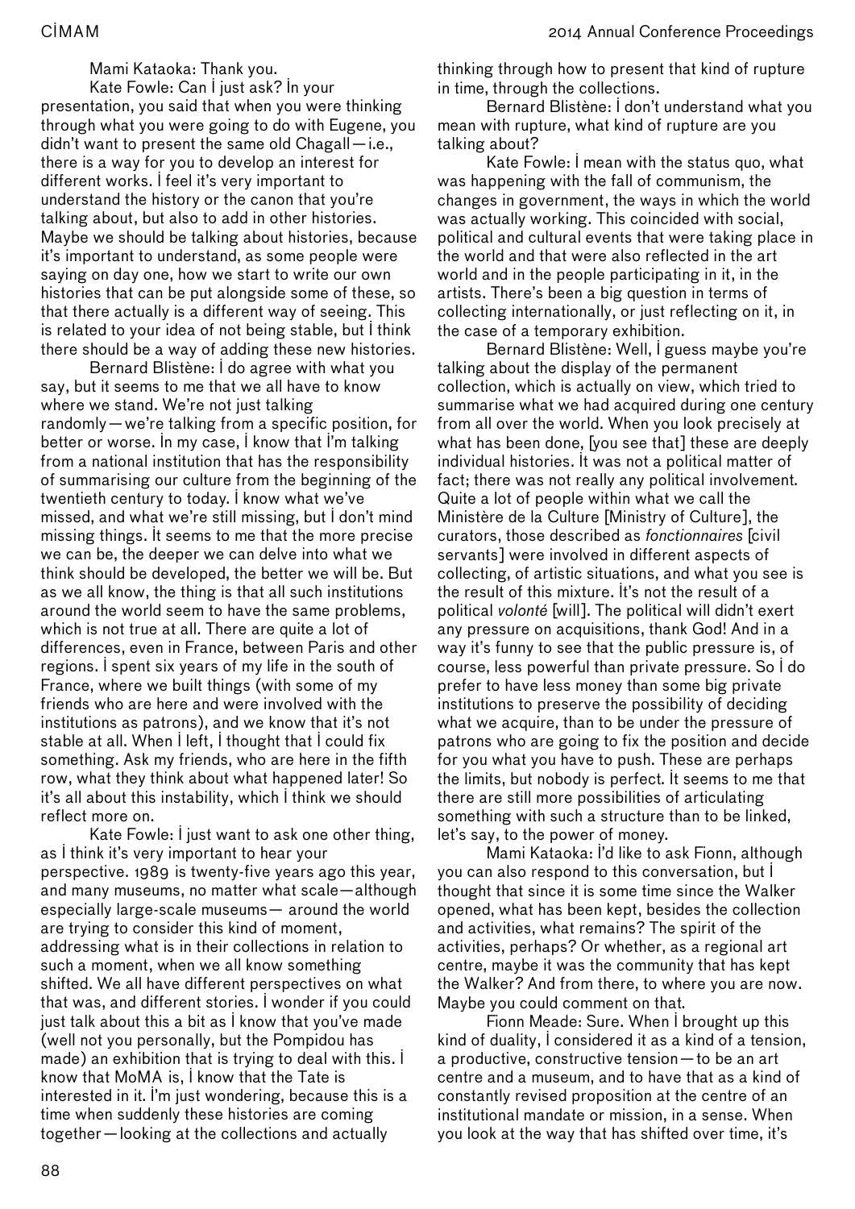Mami Kataoka: Thank you.

Kate Fowle: Can I just ask? In your presentation, you said that when you were thinking through what you were going to do with Eugene, you didn't want to present the same old Chagall—i.e., there is a way for you to develop an interest for different works. I feel it's very important to understand the history or the canon that you're talking about, but also to add in other histories. Maybe we should be talking about histories, because it's important to understand, as some people were saying on day one, how we start to write our own histories that can be put alongside some of these, so that there actually is a different way of seeing. This is related to your idea of not being stable, but I think there should be a way of adding these new histories.

Bernard Blistène: I do agree with what you say, but it seems to me that we all have to know where we stand. We're not just talking randomly—we're talking from a specific position, for better or worse. In my case, I know that I'm talking from a national institution that has the responsibility of summarising our culture from the beginning of the twentieth century to today. I know what we've missed, and what we're still missing, but I don't mind missing things. It seems to me that the more precise we can be, the deeper we can delve into what we think should be developed, the better we will be. But as we all know, the thing is that all such institutions around the world seem to have the same problems, which is not true at all. There are quite a lot of differences, even in France, between Paris and other regions. I spent six years of my life in the south of France, where we built things (with some of my friends who are here and were involved with the institutions as patrons), and we know that it's not stable at all. When I left, I thought that I could fix something. Ask my friends, who are here in the fifth row, what they think about what happened later! So it's all about this instability, which I think we should reflect more on.

Kate Fowle: I just want to ask one other thing, as I think it's very important to hear your perspective. 1989 is twenty-five years ago this year, and many museums, no matter what scale—although especially large-scale museums— around the world are trying to consider this kind of moment, addressing what is in their collections in relation to such a moment, when we all know something shifted. We all have different perspectives on what that was, and different stories. I wonder if you could just talk about this a bit as I know that you've made (well not you personally, but the Pompidou has made) an exhibition that is trying to deal with this. I know that MoMA is, I know that the Tate is interested in it. I'm just wondering, because this is a time when suddenly these histories are coming together—looking at the collections and actually thinking through how to present that kind of rupture in time, through the collections.

Bernard Blistène: I don't understand what you mean with rupture, what kind of rupture are you talking about?

Kate Fowle: I mean with the status quo, what was happening with the fall of communism, the changes in government, the ways in which the world was actually working. This coincided with social, political and cultural events that were taking place in the world and that were also reflected in the art world and in the people participating in it, in the artists. There's been a big question in terms of collecting internationally, or just reflecting on it, in the case of a temporary exhibition.

Bernard Blistène: Well, I guess maybe you're talking about the display of the permanent collection, which is actually on view, which tried to summarise what we had acquired during one century from all over the world. When you look precisely at what has been done, [you see that] these are deeply individual histories. It was not a political matter of fact; there was not really any political involvement. Quite a lot of people within what we call the Ministère de la Culture [Ministry of Culture], the curators, those described as *fonctionnaires* [civil servants] were involved in different aspects of collecting, of artistic situations, and what you see is the result of this mixture. It's not the result of a political *volonté* [will]. The political will didn't exert any pressure on acquisitions, thank God! And in a way it's funny to see that the public pressure is, of course, less powerful than private pressure. So I do prefer to have less money than some big private institutions to preserve the possibility of deciding what we acquire, than to be under the pressure of patrons who are going to fix the position and decide for you what you have to push. These are perhaps the limits, but nobody is perfect. It seems to me that there are still more possibilities of articulating something with such a structure than to be linked, let's say, to the power of money.

Mami Kataoka: I'd like to ask Fionn, although you can also respond to this conversation, but I thought that since it is some time since the Walker opened, what has been kept, besides the collection and activities, what remains? The spirit of the activities, perhaps? Or whether, as a regional art centre, maybe it was the community that has kept the Walker? And from there, to where you are now. Maybe you could comment on that.

Fionn Meade: Sure. When I brought up this kind of duality, I considered it as a kind of a tension, a productive, constructive tension—to be an art centre and a museum, and to have that as a kind of constantly revised proposition at the centre of an institutional mandate or mission, in a sense. When you look at the way that has shifted over time, it's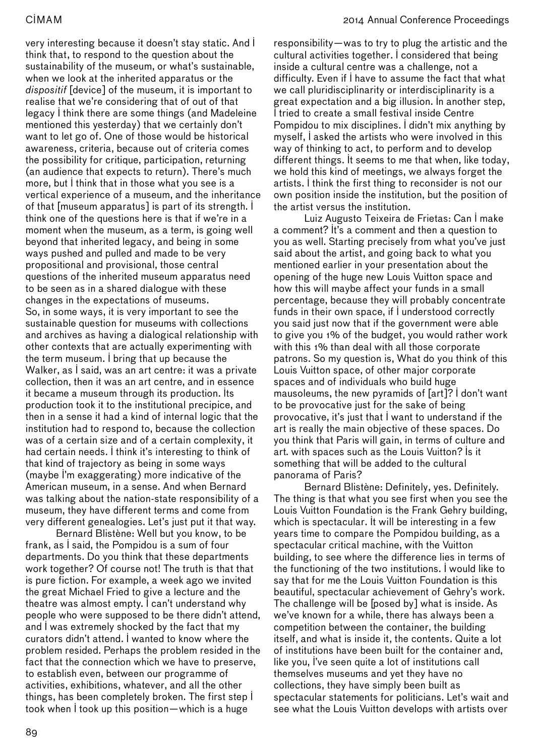very interesting because it doesn't stay static. And I think that, to respond to the question about the sustainability of the museum, or what's sustainable, when we look at the inherited apparatus or the *dispositif* [device] of the museum, it is important to realise that we're considering that out of that legacy I think there are some things (and Madeleine mentioned this yesterday) that we certainly don't want to let go of. One of those would be historical awareness, criteria, because out of criteria comes the possibility for critique, participation, returning (an audience that expects to return). There's much more, but I think that in those what you see is a vertical experience of a museum, and the inheritance of that [museum apparatus] is part of its strength. I think one of the questions here is that if we're in a moment when the museum, as a term, is going well beyond that inherited legacy, and being in some ways pushed and pulled and made to be very propositional and provisional, those central questions of the inherited museum apparatus need to be seen as in a shared dialogue with these changes in the expectations of museums.
So, in some ways, it is very important to see the sustainable question for museums with collections and archives as having a dialogical relationship with other contexts that are actually experimenting with the term museum. I bring that up because the Walker, as I said, was an art centre: it was a private collection, then it was an art centre, and in essence it became a museum through its production. Its production took it to the institutional precipice, and then in a sense it had a kind of internal logic that the institution had to respond to, because the collection was of a certain size and of a certain complexity, it had certain needs. I think it's interesting to think of that kind of trajectory as being in some ways (maybe I'm exaggerating) more indicative of the American museum, in a sense. And when Bernard was talking about the nation-state responsibility of a museum, they have different terms and come from very different genealogies. Let's just put it that way.

Bernard Blistène: Well but you know, to be frank, as I said, the Pompidou is a sum of four departments. Do you think that these departments work together? Of course not! The truth is that that is pure fiction. For example, a week ago we invited the great Michael Fried to give a lecture and the theatre was almost empty. I can't understand why people who were supposed to be there didn't attend, and I was extremely shocked by the fact that my curators didn't attend. I wanted to know where the problem resided. Perhaps the problem resided in the fact that the connection which we have to preserve, to establish even, between our programme of activities, exhibitions, whatever, and all the other things, has been completely broken. The first step I took when I took up this position—which is a huge responsibility—was to try to plug the artistic and the cultural activities together. I considered that being inside a cultural centre was a challenge, not a difficulty. Even if I have to assume the fact that what we call pluridisciplinarity or interdisciplinarity is a great expectation and a big illusion. In another step, I tried to create a small festival inside Centre Pompidou to mix disciplines. I didn't mix anything by myself, I asked the artists who were involved in this way of thinking to act, to perform and to develop different things. It seems to me that when, like today, we hold this kind of meetings, we always forget the artists. I think the first thing to reconsider is not our own position inside the institution, but the position of the artist versus the institution.

Luiz Augusto Teixeira de Frietas: Can I make a comment? It's a comment and then a question to you as well. Starting precisely from what you've just said about the artist, and going back to what you mentioned earlier in your presentation about the opening of the huge new Louis Vuitton space and how this will maybe affect your funds in a small percentage, because they will probably concentrate funds in their own space, if I understood correctly you said just now that if the government were able to give you 1% of the budget, you would rather work with this 1% than deal with all those corporate patrons. So my question is, What do you think of this Louis Vuitton space, of other major corporate spaces and of individuals who build huge mausoleums, the new pyramids of [art]? I don't want to be provocative just for the sake of being provocative, it's just that I want to understand if the art is really the main objective of these spaces. Do you think that Paris will gain, in terms of culture and art. with spaces such as the Louis Vuitton? Is it something that will be added to the cultural panorama of Paris?

Bernard Blistène: Definitely, yes. Definitely. The thing is that what you see first when you see the Louis Vuitton Foundation is the Frank Gehry building, which is spectacular. It will be interesting in a few years time to compare the Pompidou building, as a spectacular critical machine, with the Vuitton building, to see where the difference lies in terms of the functioning of the two institutions. I would like to say that for me the Louis Vuitton Foundation is this beautiful, spectacular achievement of Gehry's work. The challenge will be [posed by] what is inside. As we've known for a while, there has always been a competition between the container, the building itself, and what is inside it, the contents. Quite a lot of institutions have been built for the container and, like you, I've seen quite a lot of institutions call themselves museums and yet they have no collections, they have simply been built as spectacular statements for politicians. Let's wait and see what the Louis Vuitton develops with artists over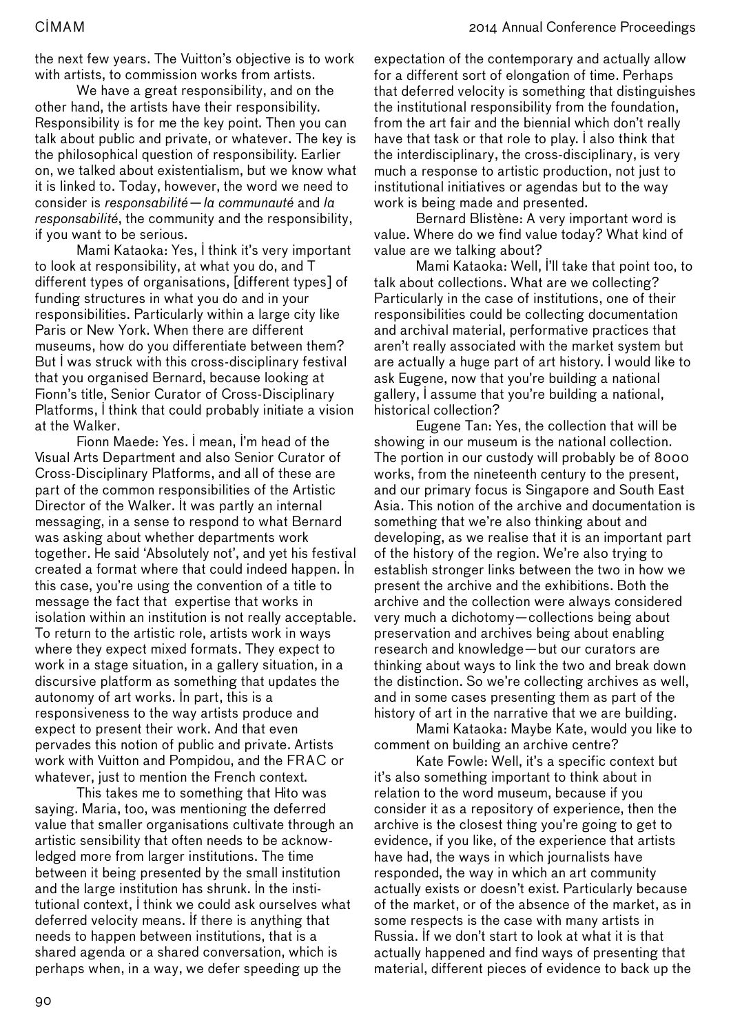the next few years. The Vuitton's objective is to work with artists, to commission works from artists.

We have a great responsibility, and on the other hand, the artists have their responsibility. Responsibility is for me the key point. Then you can talk about public and private, or whatever. The key is the philosophical question of responsibility. Earlier on, we talked about existentialism, but we know what it is linked to. Today, however, the word we need to consider is *responsabilité—la communauté* and *la responsabilité*, the community and the responsibility, if you want to be serious.

Mami Kataoka: Yes, I think it's very important to look at responsibility, at what you do, and T different types of organisations, [different types] of funding structures in what you do and in your responsibilities. Particularly within a large city like Paris or New York. When there are different museums, how do you differentiate between them? But I was struck with this cross-disciplinary festival that you organised Bernard, because looking at Fionn's title, Senior Curator of Cross-Disciplinary Platforms, I think that could probably initiate a vision at the Walker.

Fionn Maede: Yes. I mean, I'm head of the Visual Arts Department and also Senior Curator of Cross-Disciplinary Platforms, and all of these are part of the common responsibilities of the Artistic Director of the Walker. It was partly an internal messaging, in a sense to respond to what Bernard was asking about whether departments work together. He said 'Absolutely not', and yet his festival created a format where that could indeed happen. In this case, you're using the convention of a title to message the fact that expertise that works in isolation within an institution is not really acceptable. To return to the artistic role, artists work in ways where they expect mixed formats. They expect to work in a stage situation, in a gallery situation, in a discursive platform as something that updates the autonomy of art works. In part, this is a responsiveness to the way artists produce and expect to present their work. And that even pervades this notion of public and private. Artists work with Vuitton and Pompidou, and the FRAC or whatever, just to mention the French context.

This takes me to something that Hito was saying. Maria, too, was mentioning the deferred value that smaller organisations cultivate through an artistic sensibility that often needs to be acknowledged more from larger institutions. The time between it being presented by the small institution and the large institution has shrunk. In the institutional context, I think we could ask ourselves what deferred velocity means. If there is anything that needs to happen between institutions, that is a shared agenda or a shared conversation, which is perhaps when, in a way, we defer speeding up the expectation of the contemporary and actually allow for a different sort of elongation of time. Perhaps that deferred velocity is something that distinguishes the institutional responsibility from the foundation, from the art fair and the biennial which don't really have that task or that role to play. I also think that the interdisciplinary, the cross-disciplinary, is very much a response to artistic production, not just to institutional initiatives or agendas but to the way work is being made and presented.

Bernard Blistène: A very important word is value. Where do we find value today? What kind of value are we talking about?

Mami Kataoka: Well, I'll take that point too, to talk about collections. What are we collecting? Particularly in the case of institutions, one of their responsibilities could be collecting documentation and archival material, performative practices that aren't really associated with the market system but are actually a huge part of art history. I would like to ask Eugene, now that you're building a national gallery, I assume that you're building a national, historical collection?

Eugene Tan: Yes, the collection that will be showing in our museum is the national collection. The portion in our custody will probably be of 8000 works, from the nineteenth century to the present, and our primary focus is Singapore and South East Asia. This notion of the archive and documentation is something that we're also thinking about and developing, as we realise that it is an important part of the history of the region. We're also trying to establish stronger links between the two in how we present the archive and the exhibitions. Both the archive and the collection were always considered very much a dichotomy—collections being about preservation and archives being about enabling research and knowledge—but our curators are thinking about ways to link the two and break down the distinction. So we're collecting archives as well, and in some cases presenting them as part of the history of art in the narrative that we are building.

Mami Kataoka: Maybe Kate, would you like to comment on building an archive centre?

Kate Fowle: Well, it's a specific context but it's also something important to think about in relation to the word museum, because if you consider it as a repository of experience, then the archive is the closest thing you're going to get to evidence, if you like, of the experience that artists have had, the ways in which journalists have responded, the way in which an art community actually exists or doesn't exist. Particularly because of the market, or of the absence of the market, as in some respects is the case with many artists in Russia. If we don't start to look at what it is that actually happened and find ways of presenting that material, different pieces of evidence to back up the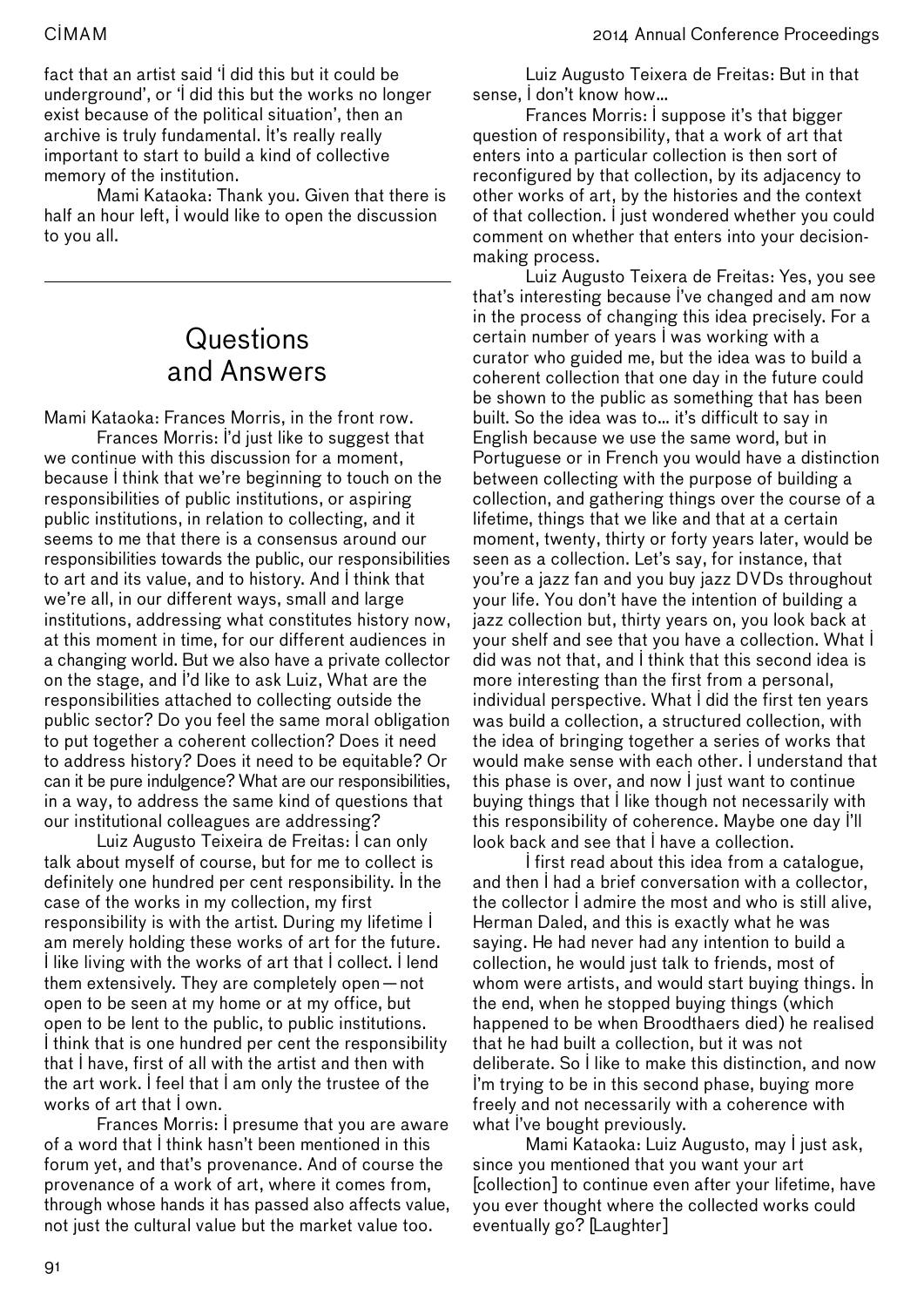fact that an artist said 'I did this but it could be underground', or 'I did this but the works no longer exist because of the political situation', then an archive is truly fundamental. It's really really important to start to build a kind of collective memory of the institution.

Mami Kataoka: Thank you. Given that there is half an hour left, I would like to open the discussion to you all.

---

## Questions and Answers

Mami Kataoka: Frances Morris, in the front row.

Frances Morris: I'd just like to suggest that we continue with this discussion for a moment, because I think that we're beginning to touch on the responsibilities of public institutions, or aspiring public institutions, in relation to collecting, and it seems to me that there is a consensus around our responsibilities towards the public, our responsibilities to art and its value, and to history. And I think that we're all, in our different ways, small and large institutions, addressing what constitutes history now, at this moment in time, for our different audiences in a changing world. But we also have a private collector on the stage, and I'd like to ask Luiz, What are the responsibilities attached to collecting outside the public sector? Do you feel the same moral obligation to put together a coherent collection? Does it need to address history? Does it need to be equitable? Or can it be pure indulgence? What are our responsibilities, in a way, to address the same kind of questions that our institutional colleagues are addressing?

Luiz Augusto Teixeira de Freitas: I can only talk about myself of course, but for me to collect is definitely one hundred per cent responsibility. In the case of the works in my collection, my first responsibility is with the artist. During my lifetime I am merely holding these works of art for the future. I like living with the works of art that I collect. I lend them extensively. They are completely open—not open to be seen at my home or at my office, but open to be lent to the public, to public institutions. I think that is one hundred per cent the responsibility that I have, first of all with the artist and then with the art work. I feel that I am only the trustee of the works of art that I own.

Frances Morris: I presume that you are aware of a word that I think hasn't been mentioned in this forum yet, and that's provenance. And of course the provenance of a work of art, where it comes from, through whose hands it has passed also affects value, not just the cultural value but the market value too.

Luiz Augusto Teixera de Freitas: But in that sense, I don't know how...

Frances Morris: I suppose it's that bigger question of responsibility, that a work of art that enters into a particular collection is then sort of reconfigured by that collection, by its adjacency to other works of art, by the histories and the context of that collection. I just wondered whether you could comment on whether that enters into your decision-making process.

Luiz Augusto Teixera de Freitas: Yes, you see that's interesting because I've changed and am now in the process of changing this idea precisely. For a certain number of years I was working with a curator who guided me, but the idea was to build a coherent collection that one day in the future could be shown to the public as something that has been built. So the idea was to... it's difficult to say in English because we use the same word, but in Portuguese or in French you would have a distinction between collecting with the purpose of building a collection, and gathering things over the course of a lifetime, things that we like and that at a certain moment, twenty, thirty or forty years later, would be seen as a collection. Let's say, for instance, that you're a jazz fan and you buy jazz DVDs throughout your life. You don't have the intention of building a jazz collection but, thirty years on, you look back at your shelf and see that you have a collection. What I did was not that, and I think that this second idea is more interesting than the first from a personal, individual perspective. What I did the first ten years was build a collection, a structured collection, with the idea of bringing together a series of works that would make sense with each other. I understand that this phase is over, and now I just want to continue buying things that I like though not necessarily with this responsibility of coherence. Maybe one day I'll look back and see that I have a collection.

I first read about this idea from a catalogue, and then I had a brief conversation with a collector, the collector I admire the most and who is still alive, Herman Daled, and this is exactly what he was saying. He had never had any intention to build a collection, he would just talk to friends, most of whom were artists, and would start buying things. In the end, when he stopped buying things (which happened to be when Broodthaers died) he realised that he had built a collection, but it was not deliberate. So I like to make this distinction, and now I'm trying to be in this second phase, buying more freely and not necessarily with a coherence with what I've bought previously.

Mami Kataoka: Luiz Augusto, may I just ask, since you mentioned that you want your art [collection] to continue even after your lifetime, have you ever thought where the collected works could eventually go? [Laughter]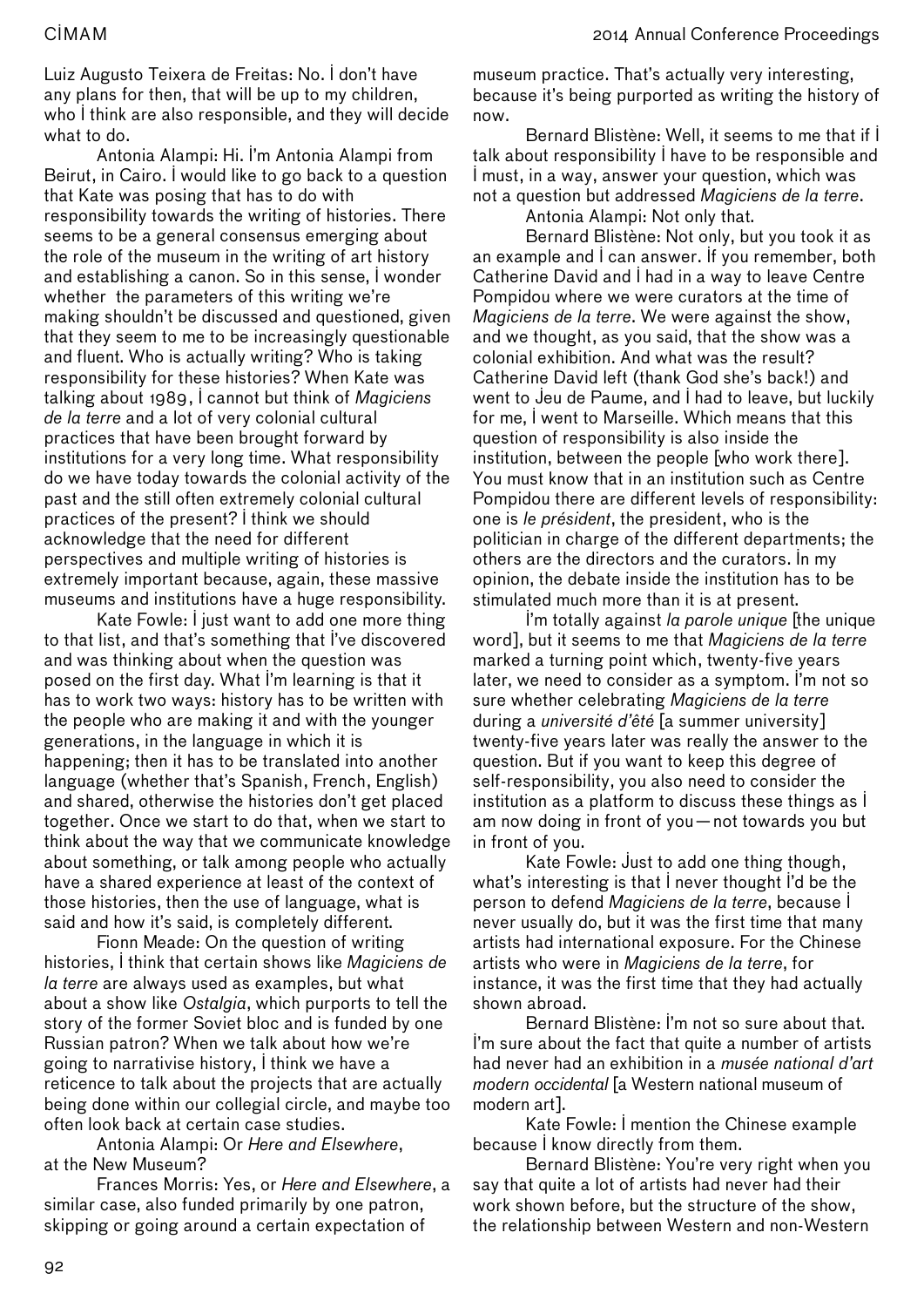Luiz Augusto Teixera de Freitas: No. I don't have any plans for then, that will be up to my children, who I think are also responsible, and they will decide what to do.

Antonia Alampi: Hi. I'm Antonia Alampi from Beirut, in Cairo. I would like to go back to a question that Kate was posing that has to do with responsibility towards the writing of histories. There seems to be a general consensus emerging about the role of the museum in the writing of art history and establishing a canon. So in this sense, I wonder whether the parameters of this writing we're making shouldn't be discussed and questioned, given that they seem to me to be increasingly questionable and fluent. Who is actually writing? Who is taking responsibility for these histories? When Kate was talking about 1989, I cannot but think of *Magiciens de la terre* and a lot of very colonial cultural practices that have been brought forward by institutions for a very long time. What responsibility do we have today towards the colonial activity of the past and the still often extremely colonial cultural practices of the present? I think we should acknowledge that the need for different perspectives and multiple writing of histories is extremely important because, again, these massive museums and institutions have a huge responsibility.

Kate Fowle: I just want to add one more thing to that list, and that's something that I've discovered and was thinking about when the question was posed on the first day. What I'm learning is that it has to work two ways: history has to be written with the people who are making it and with the younger generations, in the language in which it is happening; then it has to be translated into another language (whether that's Spanish, French, English) and shared, otherwise the histories don't get placed together. Once we start to do that, when we start to think about the way that we communicate knowledge about something, or talk among people who actually have a shared experience at least of the context of those histories, then the use of language, what is said and how it's said, is completely different.

Fionn Meade: On the question of writing histories, I think that certain shows like *Magiciens de la terre* are always used as examples, but what about a show like *Ostalgia*, which purports to tell the story of the former Soviet bloc and is funded by one Russian patron? When we talk about how we're going to narrativise history, I think we have a reticence to talk about the projects that are actually being done within our collegial circle, and maybe too often look back at certain case studies.

Antonia Alampi: Or *Here and Elsewhere*, at the New Museum?

Frances Morris: Yes, or *Here and Elsewhere*, a similar case, also funded primarily by one patron, skipping or going around a certain expectation of museum practice. That's actually very interesting, because it's being purported as writing the history of now.

Bernard Blistène: Well, it seems to me that if I talk about responsibility I have to be responsible and I must, in a way, answer your question, which was not a question but addressed *Magiciens de la terre*.

Antonia Alampi: Not only that.

Bernard Blistène: Not only, but you took it as an example and I can answer. If you remember, both Catherine David and I had in a way to leave Centre Pompidou where we were curators at the time of *Magiciens de la terre*. We were against the show, and we thought, as you said, that the show was a colonial exhibition. And what was the result? Catherine David left (thank God she's back!) and went to Jeu de Paume, and I had to leave, but luckily for me, I went to Marseille. Which means that this question of responsibility is also inside the institution, between the people [who work there]. You must know that in an institution such as Centre Pompidou there are different levels of responsibility: one is *le président*, the president, who is the politician in charge of the different departments; the others are the directors and the curators. In my opinion, the debate inside the institution has to be stimulated much more than it is at present.

I'm totally against *la parole unique* [the unique word], but it seems to me that *Magiciens de la terre* marked a turning point which, twenty-five years later, we need to consider as a symptom. I'm not so sure whether celebrating *Magiciens de la terre* during a *université d'êté* [a summer university] twenty-five years later was really the answer to the question. But if you want to keep this degree of self-responsibility, you also need to consider the institution as a platform to discuss these things as I am now doing in front of you—not towards you but in front of you.

Kate Fowle: Just to add one thing though, what's interesting is that I never thought I'd be the person to defend *Magiciens de la terre*, because I never usually do, but it was the first time that many artists had international exposure. For the Chinese artists who were in *Magiciens de la terre*, for instance, it was the first time that they had actually shown abroad.

Bernard Blistène: I'm not so sure about that. I'm sure about the fact that quite a number of artists had never had an exhibition in a *musée national d'art modern occidental* [a Western national museum of modern art].

Kate Fowle: I mention the Chinese example because I know directly from them.

Bernard Blistène: You're very right when you say that quite a lot of artists had never had their work shown before, but the structure of the show, the relationship between Western and non-Western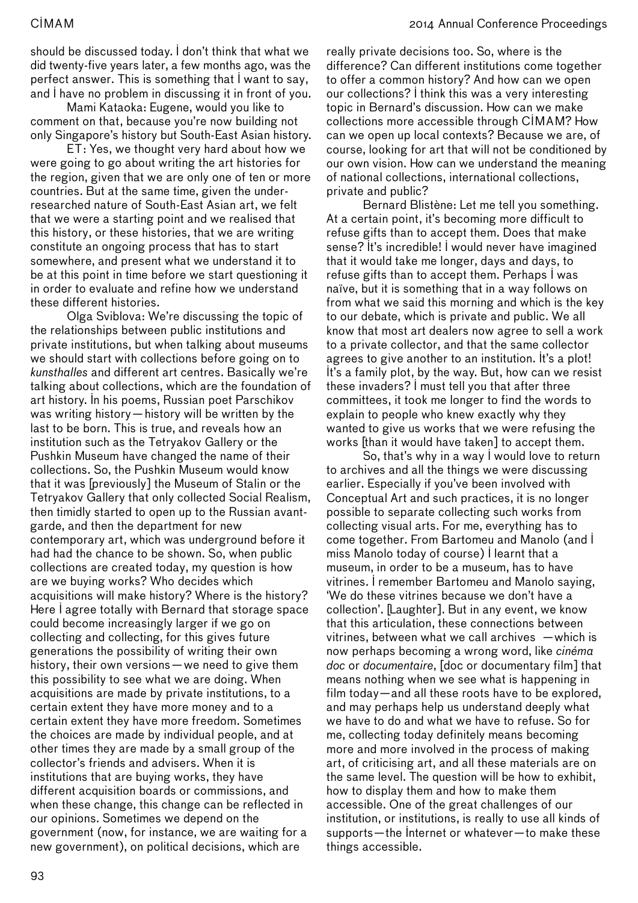should be discussed today. I don't think that what we did twenty-five years later, a few months ago, was the perfect answer. This is something that I want to say, and I have no problem in discussing it in front of you.

Mami Kataoka: Eugene, would you like to comment on that, because you're now building not only Singapore's history but South-East Asian history.

ET: Yes, we thought very hard about how we were going to go about writing the art histories for the region, given that we are only one of ten or more countries. But at the same time, given the under-researched nature of South-East Asian art, we felt that we were a starting point and we realised that this history, or these histories, that we are writing constitute an ongoing process that has to start somewhere, and present what we understand it to be at this point in time before we start questioning it in order to evaluate and refine how we understand these different histories.

Olga Sviblova: We're discussing the topic of the relationships between public institutions and private institutions, but when talking about museums we should start with collections before going on to *kunsthalles* and different art centres. Basically we're talking about collections, which are the foundation of art history. In his poems, Russian poet Parschikov was writing history—history will be written by the last to be born. This is true, and reveals how an institution such as the Tetryakov Gallery or the Pushkin Museum have changed the name of their collections. So, the Pushkin Museum would know that it was [previously] the Museum of Stalin or the Tetryakov Gallery that only collected Social Realism, then timidly started to open up to the Russian avant-garde, and then the department for new contemporary art, which was underground before it had had the chance to be shown. So, when public collections are created today, my question is how are we buying works? Who decides which acquisitions will make history? Where is the history? Here I agree totally with Bernard that storage space could become increasingly larger if we go on collecting and collecting, for this gives future generations the possibility of writing their own history, their own versions—we need to give them this possibility to see what we are doing. When acquisitions are made by private institutions, to a certain extent they have more money and to a certain extent they have more freedom. Sometimes the choices are made by individual people, and at other times they are made by a small group of the collector's friends and advisers. When it is institutions that are buying works, they have different acquisition boards or commissions, and when these change, this change can be reflected in our opinions. Sometimes we depend on the government (now, for instance, we are waiting for a new government), on political decisions, which are really private decisions too. So, where is the difference? Can different institutions come together to offer a common history? And how can we open our collections? I think this was a very interesting topic in Bernard's discussion. How can we make collections more accessible through CIMAM? How can we open up local contexts? Because we are, of course, looking for art that will not be conditioned by our own vision. How can we understand the meaning of national collections, international collections, private and public?

Bernard Blistène: Let me tell you something. At a certain point, it's becoming more difficult to refuse gifts than to accept them. Does that make sense? It's incredible! I would never have imagined that it would take me longer, days and days, to refuse gifts than to accept them. Perhaps I was naïve, but it is something that in a way follows on from what we said this morning and which is the key to our debate, which is private and public. We all know that most art dealers now agree to sell a work to a private collector, and that the same collector agrees to give another to an institution. It's a plot! It's a family plot, by the way. But, how can we resist these invaders? I must tell you that after three committees, it took me longer to find the words to explain to people who knew exactly why they wanted to give us works that we were refusing the works [than it would have taken] to accept them.

So, that's why in a way I would love to return to archives and all the things we were discussing earlier. Especially if you've been involved with Conceptual Art and such practices, it is no longer possible to separate collecting such works from collecting visual arts. For me, everything has to come together. From Bartomeu and Manolo (and I miss Manolo today of course) I learnt that a museum, in order to be a museum, has to have vitrines. I remember Bartomeu and Manolo saying, 'We do these vitrines because we don't have a collection'. [Laughter]. But in any event, we know that this articulation, these connections between vitrines, between what we call archives —which is now perhaps becoming a wrong word, like *cinéma doc* or *documentaire*, [doc or documentary film] that means nothing when we see what is happening in film today—and all these roots have to be explored, and may perhaps help us understand deeply what we have to do and what we have to refuse. So for me, collecting today definitely means becoming more and more involved in the process of making art, of criticising art, and all these materials are on the same level. The question will be how to exhibit, how to display them and how to make them accessible. One of the great challenges of our institution, or institutions, is really to use all kinds of supports—the Internet or whatever—to make these things accessible.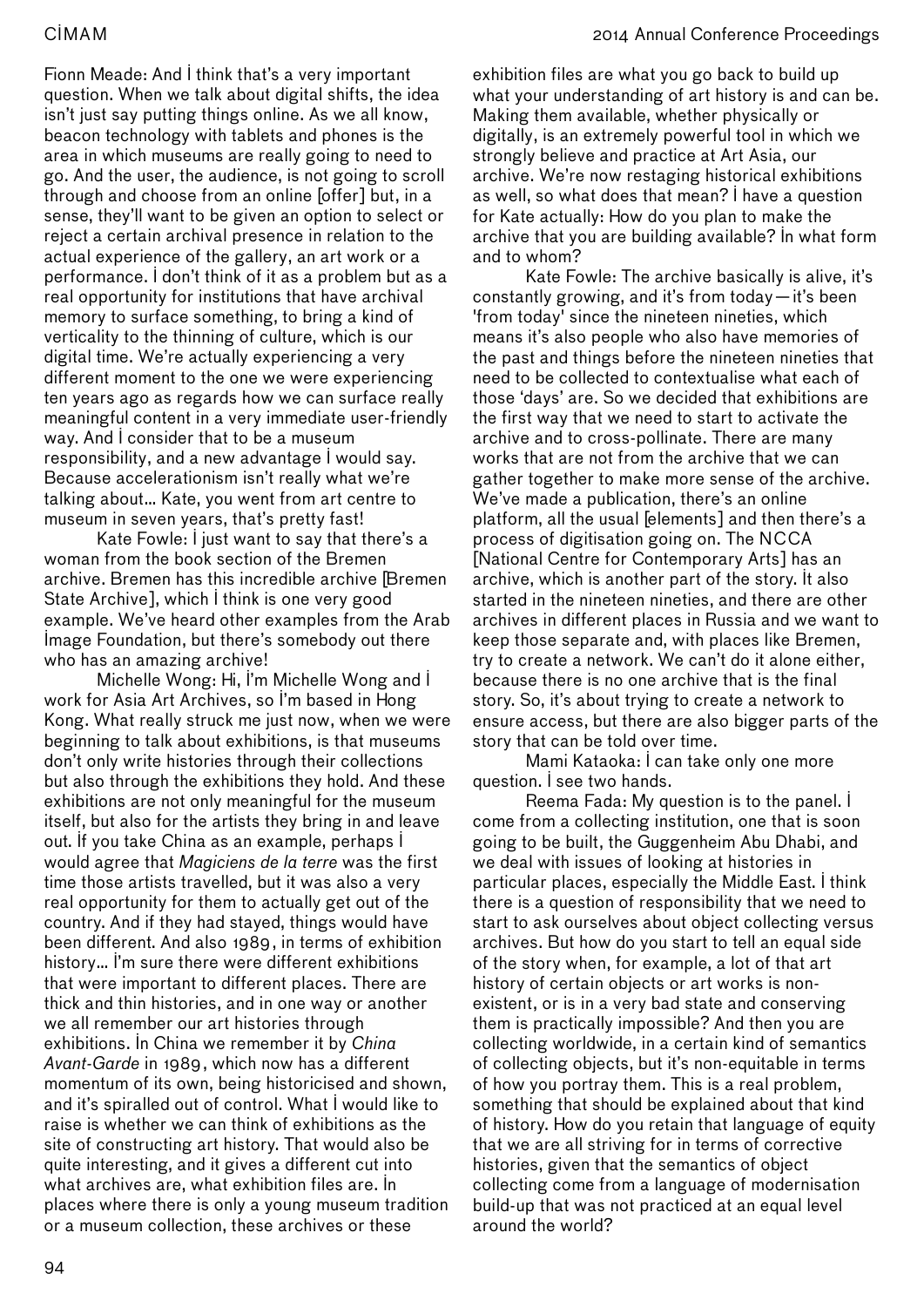Fionn Meade: And I think that's a very important question. When we talk about digital shifts, the idea isn't just say putting things online. As we all know, beacon technology with tablets and phones is the area in which museums are really going to need to go. And the user, the audience, is not going to scroll through and choose from an online [offer] but, in a sense, they'll want to be given an option to select or reject a certain archival presence in relation to the actual experience of the gallery, an art work or a performance. I don't think of it as a problem but as a real opportunity for institutions that have archival memory to surface something, to bring a kind of verticality to the thinning of culture, which is our digital time. We're actually experiencing a very different moment to the one we were experiencing ten years ago as regards how we can surface really meaningful content in a very immediate user-friendly way. And I consider that to be a museum responsibility, and a new advantage I would say. Because accelerationism isn't really what we're talking about… Kate, you went from art centre to museum in seven years, that's pretty fast!

Kate Fowle: I just want to say that there's a woman from the book section of the Bremen archive. Bremen has this incredible archive [Bremen State Archive], which I think is one very good example. We've heard other examples from the Arab Image Foundation, but there's somebody out there who has an amazing archive!

Michelle Wong: Hi, I'm Michelle Wong and I work for Asia Art Archives, so I'm based in Hong Kong. What really struck me just now, when we were beginning to talk about exhibitions, is that museums don't only write histories through their collections but also through the exhibitions they hold. And these exhibitions are not only meaningful for the museum itself, but also for the artists they bring in and leave out. If you take China as an example, perhaps I would agree that *Magiciens de la terre* was the first time those artists travelled, but it was also a very real opportunity for them to actually get out of the country. And if they had stayed, things would have been different. And also 1989, in terms of exhibition history… I'm sure there were different exhibitions that were important to different places. There are thick and thin histories, and in one way or another we all remember our art histories through exhibitions. In China we remember it by *China Avant-Garde* in 1989, which now has a different momentum of its own, being historicised and shown, and it's spiralled out of control. What I would like to raise is whether we can think of exhibitions as the site of constructing art history. That would also be quite interesting, and it gives a different cut into what archives are, what exhibition files are. In places where there is only a young museum tradition or a museum collection, these archives or these exhibition files are what you go back to build up what your understanding of art history is and can be. Making them available, whether physically or digitally, is an extremely powerful tool in which we strongly believe and practice at Art Asia, our archive. We're now restaging historical exhibitions as well, so what does that mean? I have a question for Kate actually: How do you plan to make the archive that you are building available? In what form and to whom?

Kate Fowle: The archive basically is alive, it's constantly growing, and it's from today—it's been 'from today' since the nineteen nineties, which means it's also people who also have memories of the past and things before the nineteen nineties that need to be collected to contextualise what each of those 'days' are. So we decided that exhibitions are the first way that we need to start to activate the archive and to cross-pollinate. There are many works that are not from the archive that we can gather together to make more sense of the archive. We've made a publication, there's an online platform, all the usual [elements] and then there's a process of digitisation going on. The NCCA [National Centre for Contemporary Arts] has an archive, which is another part of the story. It also started in the nineteen nineties, and there are other archives in different places in Russia and we want to keep those separate and, with places like Bremen, try to create a network. We can't do it alone either, because there is no one archive that is the final story. So, it's about trying to create a network to ensure access, but there are also bigger parts of the story that can be told over time.

Mami Kataoka: I can take only one more question. I see two hands.

Reema Fada: My question is to the panel. I come from a collecting institution, one that is soon going to be built, the Guggenheim Abu Dhabi, and we deal with issues of looking at histories in particular places, especially the Middle East. I think there is a question of responsibility that we need to start to ask ourselves about object collecting versus archives. But how do you start to tell an equal side of the story when, for example, a lot of that art history of certain objects or art works is non-existent, or is in a very bad state and conserving them is practically impossible? And then you are collecting worldwide, in a certain kind of semantics of collecting objects, but it's non-equitable in terms of how you portray them. This is a real problem, something that should be explained about that kind of history. How do you retain that language of equity that we are all striving for in terms of corrective histories, given that the semantics of object collecting come from a language of modernisation build-up that was not practiced at an equal level around the world?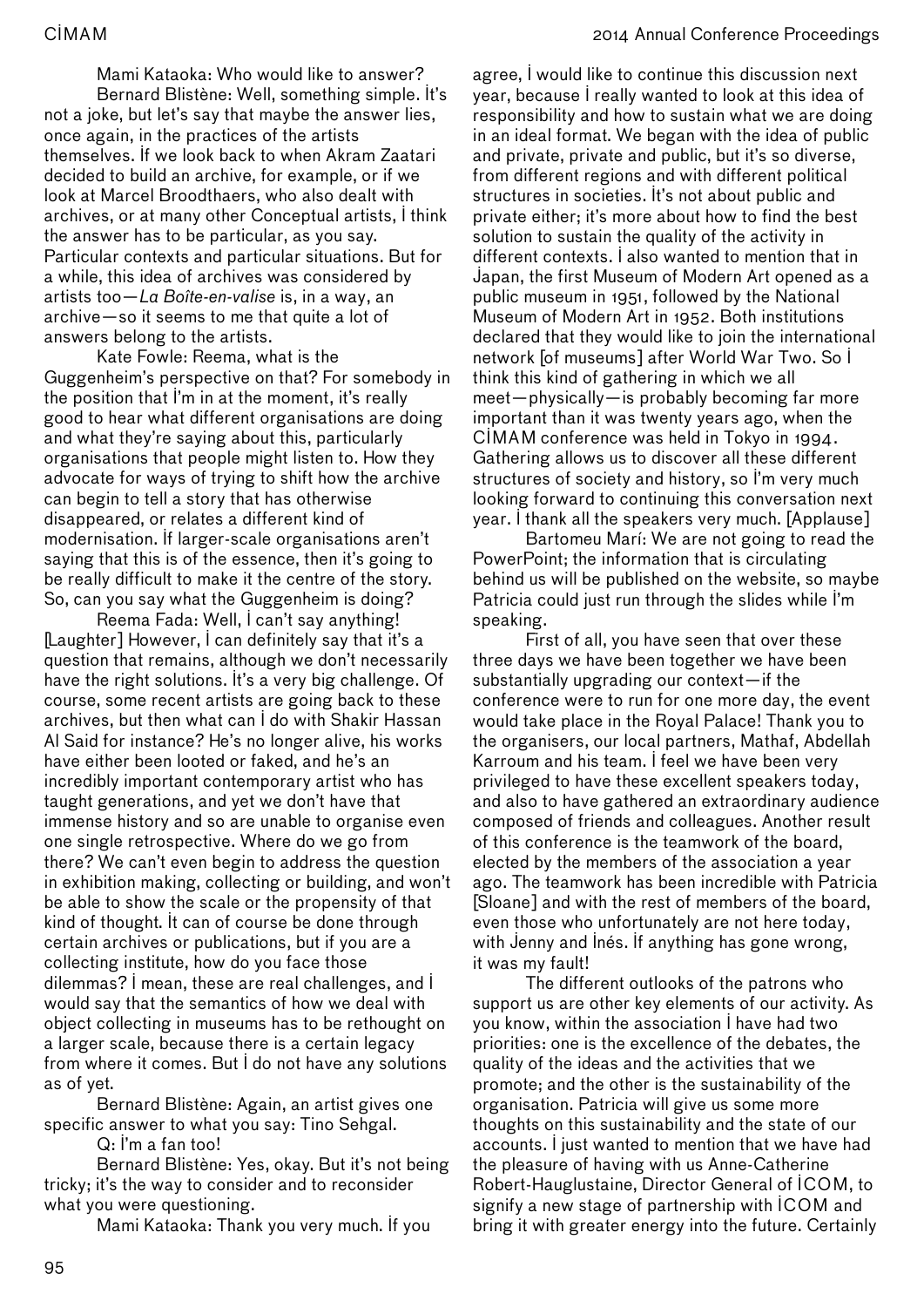Mami Kataoka: Who would like to answer?

Bernard Blistène: Well, something simple. It's not a joke, but let's say that maybe the answer lies, once again, in the practices of the artists themselves. If we look back to when Akram Zaatari decided to build an archive, for example, or if we look at Marcel Broodthaers, who also dealt with archives, or at many other Conceptual artists, I think the answer has to be particular, as you say. Particular contexts and particular situations. But for a while, this idea of archives was considered by artists too—*La Boîte-en-valise* is, in a way, an archive—so it seems to me that quite a lot of answers belong to the artists.

Kate Fowle: Reema, what is the Guggenheim's perspective on that? For somebody in the position that I'm in at the moment, it's really good to hear what different organisations are doing and what they're saying about this, particularly organisations that people might listen to. How they advocate for ways of trying to shift how the archive can begin to tell a story that has otherwise disappeared, or relates a different kind of modernisation. If larger-scale organisations aren't saying that this is of the essence, then it's going to be really difficult to make it the centre of the story. So, can you say what the Guggenheim is doing?

Reema Fada: Well, I can't say anything! [Laughter] However, I can definitely say that it's a question that remains, although we don't necessarily have the right solutions. It's a very big challenge. Of course, some recent artists are going back to these archives, but then what can I do with Shakir Hassan Al Said for instance? He's no longer alive, his works have either been looted or faked, and he's an incredibly important contemporary artist who has taught generations, and yet we don't have that immense history and so are unable to organise even one single retrospective. Where do we go from there? We can't even begin to address the question in exhibition making, collecting or building, and won't be able to show the scale or the propensity of that kind of thought. It can of course be done through certain archives or publications, but if you are a collecting institute, how do you face those dilemmas? I mean, these are real challenges, and I would say that the semantics of how we deal with object collecting in museums has to be rethought on a larger scale, because there is a certain legacy from where it comes. But I do not have any solutions as of yet.

Bernard Blistène: Again, an artist gives one specific answer to what you say: Tino Sehgal.

Q: I'm a fan too!

Bernard Blistène: Yes, okay. But it's not being tricky; it's the way to consider and to reconsider what you were questioning.

Mami Kataoka: Thank you very much. If you agree, I would like to continue this discussion next year, because I really wanted to look at this idea of responsibility and how to sustain what we are doing in an ideal format. We began with the idea of public and private, private and public, but it's so diverse, from different regions and with different political structures in societies. It's not about public and private either; it's more about how to find the best solution to sustain the quality of the activity in different contexts. I also wanted to mention that in Japan, the first Museum of Modern Art opened as a public museum in 1951, followed by the National Museum of Modern Art in 1952. Both institutions declared that they would like to join the international network [of museums] after World War Two. So I think this kind of gathering in which we all meet—physically—is probably becoming far more important than it was twenty years ago, when the CIMAM conference was held in Tokyo in 1994. Gathering allows us to discover all these different structures of society and history, so I'm very much looking forward to continuing this conversation next year. I thank all the speakers very much. [Applause]

Bartomeu Marí: We are not going to read the PowerPoint; the information that is circulating behind us will be published on the website, so maybe Patricia could just run through the slides while I'm speaking.

First of all, you have seen that over these three days we have been together we have been substantially upgrading our context—if the conference were to run for one more day, the event would take place in the Royal Palace! Thank you to the organisers, our local partners, Mathaf, Abdellah Karroum and his team. I feel we have been very privileged to have these excellent speakers today, and also to have gathered an extraordinary audience composed of friends and colleagues. Another result of this conference is the teamwork of the board, elected by the members of the association a year ago. The teamwork has been incredible with Patricia [Sloane] and with the rest of members of the board, even those who unfortunately are not here today, with Jenny and Inés. If anything has gone wrong, it was my fault!

The different outlooks of the patrons who support us are other key elements of our activity. As you know, within the association I have had two priorities: one is the excellence of the debates, the quality of the ideas and the activities that we promote; and the other is the sustainability of the organisation. Patricia will give us some more thoughts on this sustainability and the state of our accounts. I just wanted to mention that we have had the pleasure of having with us Anne-Catherine Robert-Hauglustaine, Director General of ICOM, to signify a new stage of partnership with ICOM and bring it with greater energy into the future. Certainly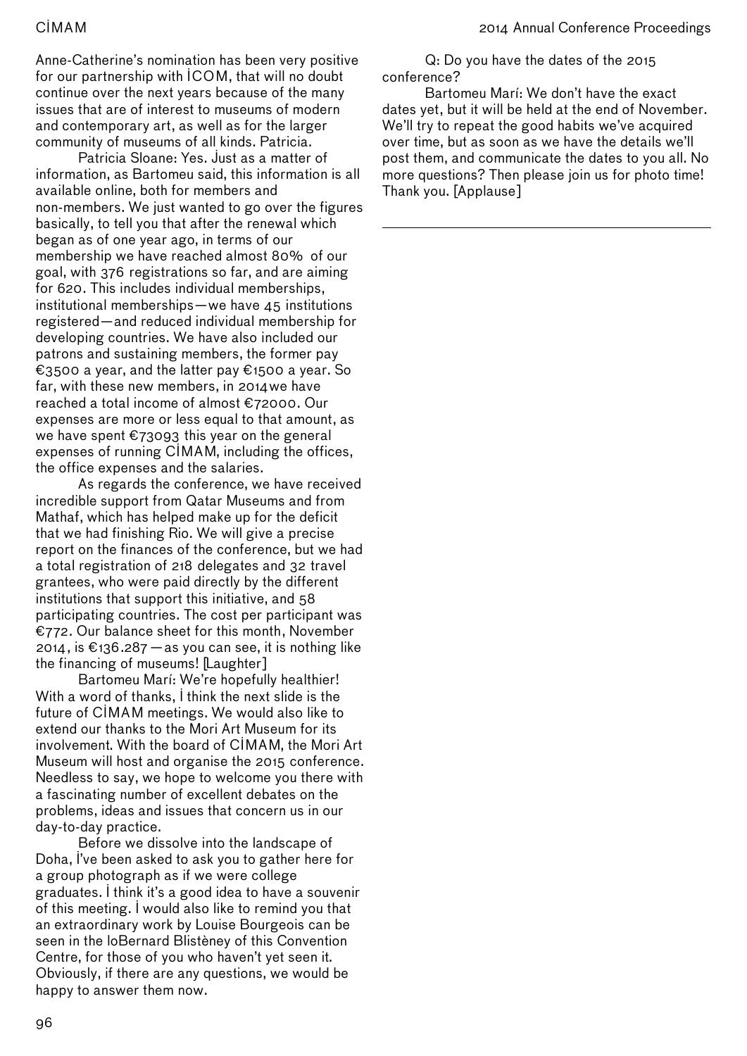Anne-Catherine's nomination has been very positive for our partnership with ICOM, that will no doubt continue over the next years because of the many issues that are of interest to museums of modern and contemporary art, as well as for the larger community of museums of all kinds. Patricia.

Patricia Sloane: Yes. Just as a matter of information, as Bartomeu said, this information is all available online, both for members and non-members. We just wanted to go over the figures basically, to tell you that after the renewal which began as of one year ago, in terms of our membership we have reached almost 80% of our goal, with 376 registrations so far, and are aiming for 620. This includes individual memberships, institutional memberships—we have 45 institutions registered—and reduced individual membership for developing countries. We have also included our patrons and sustaining members, the former pay €3500 a year, and the latter pay €1500 a year. So far, with these new members, in 2014we have reached a total income of almost €72000. Our expenses are more or less equal to that amount, as we have spent €73093 this year on the general expenses of running CIMAM, including the offices, the office expenses and the salaries.

As regards the conference, we have received incredible support from Qatar Museums and from Mathaf, which has helped make up for the deficit that we had finishing Rio. We will give a precise report on the finances of the conference, but we had a total registration of 218 delegates and 32 travel grantees, who were paid directly by the different institutions that support this initiative, and 58 participating countries. The cost per participant was €772. Our balance sheet for this month, November 2014, is €136.287—as you can see, it is nothing like the financing of museums! [Laughter]

Bartomeu Marí: We're hopefully healthier! With a word of thanks, I think the next slide is the future of CIMAM meetings. We would also like to extend our thanks to the Mori Art Museum for its involvement. With the board of CIMAM, the Mori Art Museum will host and organise the 2015 conference. Needless to say, we hope to welcome you there with a fascinating number of excellent debates on the problems, ideas and issues that concern us in our day-to-day practice.

Before we dissolve into the landscape of Doha, I've been asked to ask you to gather here for a group photograph as if we were college graduates. I think it's a good idea to have a souvenir of this meeting. I would also like to remind you that an extraordinary work by Louise Bourgeois can be seen in the loBernard Blistèney of this Convention Centre, for those of you who haven't yet seen it. Obviously, if there are any questions, we would be happy to answer them now.

Q: Do you have the dates of the 2015 conference?

Bartomeu Marí: We don't have the exact dates yet, but it will be held at the end of November. We'll try to repeat the good habits we've acquired over time, but as soon as we have the details we'll post them, and communicate the dates to you all. No more questions? Then please join us for photo time! Thank you. [Applause]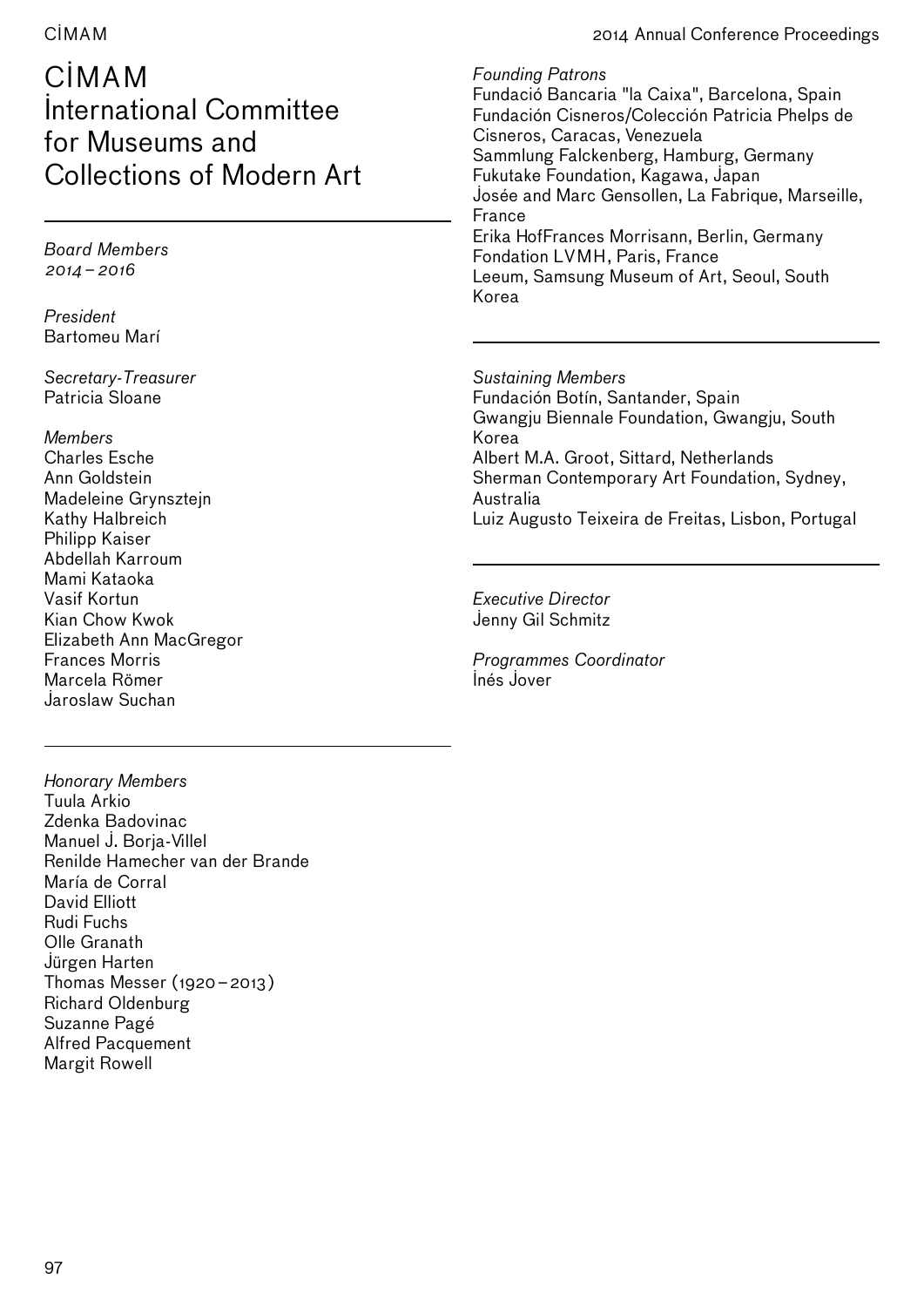# CİMAM İnternational Committee for Museums and Collections of Modern Art

*Board Members 2014 – 2016*

*President*
Bartomeu Marí

*Secretary-Treasurer*
Patricia Sloane

*Members*
Charles Esche
Ann Goldstein
Madeleine Grynsztejn
Kathy Halbreich
Philipp Kaiser
Abdellah Karroum
Mami Kataoka
Vasif Kortun
Kian Chow Kwok
Elizabeth Ann MacGregor
Frances Morris
Marcela Römer
J̇aroslaw Suchan

*Honorary Members*
Tuula Arkio
Zdenka Badovinac
Manuel J̇. Borja-Villel
Renilde Hamecher van der Brande
María de Corral
David Elliott
Rudi Fuchs
Olle Granath
J̇ürgen Harten
Thomas Messer (1920 – 2013)
Richard Oldenburg
Suzanne Pagé
Alfred Pacquement
Margit Rowell

*Founding Patrons*
Fundació Bancaria "la Caixa", Barcelona, Spain
Fundación Cisneros/Colección Patricia Phelps de Cisneros, Caracas, Venezuela
Sammlung Falckenberg, Hamburg, Germany
Fukutake Foundation, Kagawa, J̇apan
J̇osée and Marc Gensollen, La Fabrique, Marseille, France
Erika HofFrances Morrisann, Berlin, Germany
Fondation LVMH, Paris, France
Leeum, Samsung Museum of Art, Seoul, South Korea

*Sustaining Members*
Fundación Botín, Santander, Spain
Gwangju Biennale Foundation, Gwangju, South Korea
Albert M.A. Groot, Sittard, Netherlands
Sherman Contemporary Art Foundation, Sydney, Australia
Luiz Augusto Teixeira de Freitas, Lisbon, Portugal

*Executive Director*
J̇enny Gil Schmitz

*Programmes Coordinator*
İnés J̇over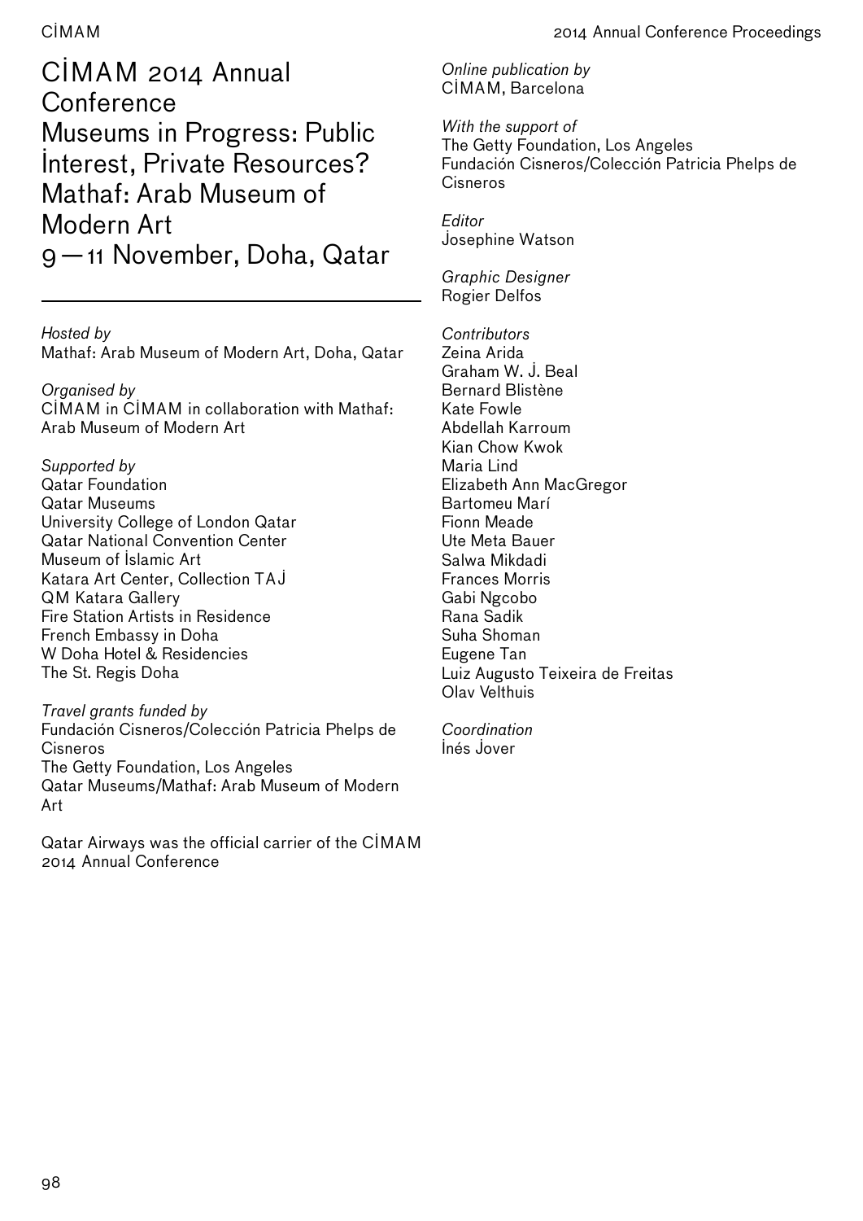# CİMAM 2014 Annual Conference
# Museums in Progress: Public İnterest, Private Resources?
# Mathaf: Arab Museum of Modern Art
# 9—11 November, Doha, Qatar

*Hosted by*
Mathaf: Arab Museum of Modern Art, Doha, Qatar

*Organised by*
CİMAM in CİMAM in collaboration with Mathaf: Arab Museum of Modern Art

*Supported by*
Qatar Foundation
Qatar Museums
University College of London Qatar
Qatar National Convention Center
Museum of İslamic Art
Katara Art Center, Collection TAJ
QM Katara Gallery
Fire Station Artists in Residence
French Embassy in Doha
W Doha Hotel & Residencies
The St. Regis Doha

*Travel grants funded by*
Fundación Cisneros/Colección Patricia Phelps de Cisneros
The Getty Foundation, Los Angeles
Qatar Museums/Mathaf: Arab Museum of Modern Art

Qatar Airways was the official carrier of the CİMAM 2014 Annual Conference

*Online publication by*
CİMAM, Barcelona

*With the support of*
The Getty Foundation, Los Angeles
Fundación Cisneros/Colección Patricia Phelps de Cisneros

*Editor*
Josephine Watson

*Graphic Designer*
Rogier Delfos

*Contributors*
Zeina Arida
Graham W. J. Beal
Bernard Blistène
Kate Fowle
Abdellah Karroum
Kian Chow Kwok
Maria Lind
Elizabeth Ann MacGregor
Bartomeu Marí
Fionn Meade
Ute Meta Bauer
Salwa Mikdadi
Frances Morris
Gabi Ngcobo
Rana Sadik
Suha Shoman
Eugene Tan
Luiz Augusto Teixeira de Freitas
Olav Velthuis

*Coordination*
İnés Jover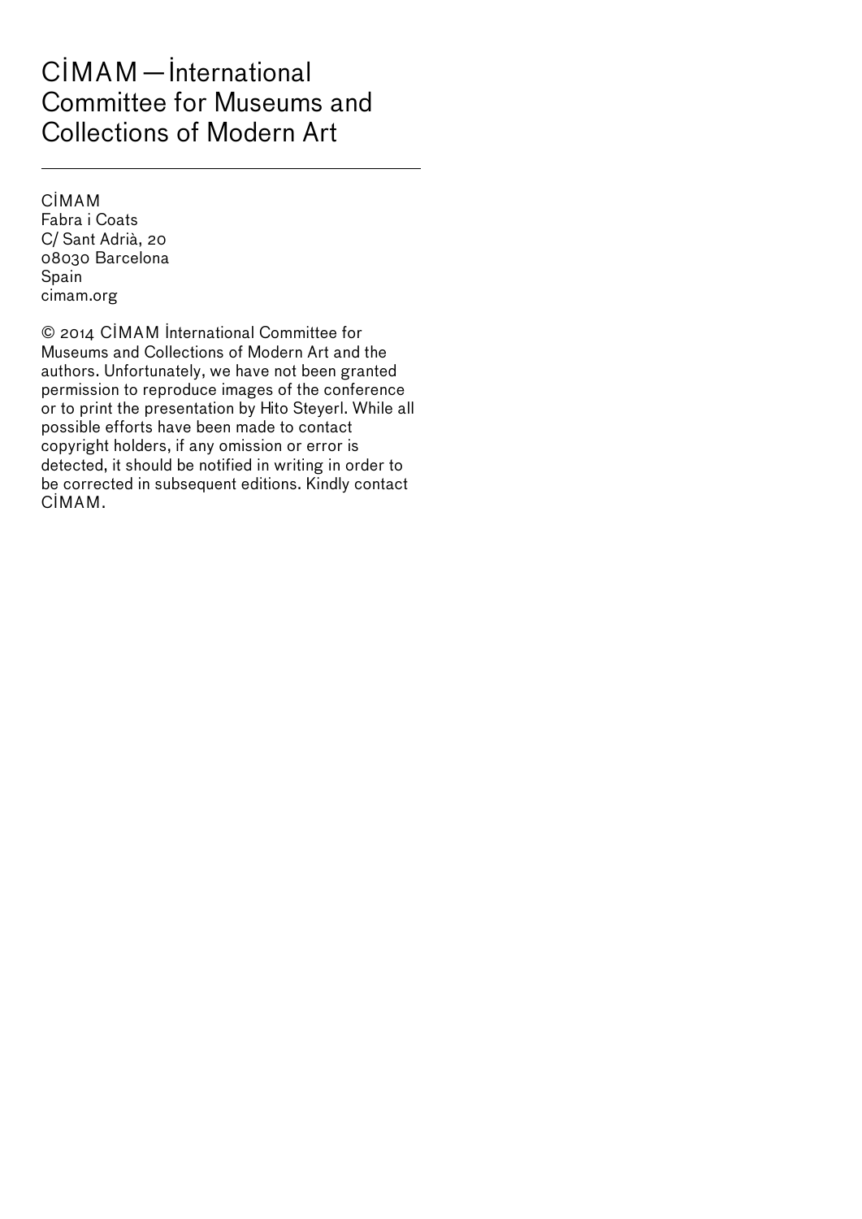# CİMAM — İnternational Committee for Museums and Collections of Modern Art

---

CİMAM
Fabra i Coats
C/ Sant Adrià, 20
08030 Barcelona
Spain
cimam.org

© 2014 CİMAM İnternational Committee for Museums and Collections of Modern Art and the authors. Unfortunately, we have not been granted permission to reproduce images of the conference or to print the presentation by Hito Steyerl. While all possible efforts have been made to contact copyright holders, if any omission or error is detected, it should be notified in writing in order to be corrected in subsequent editions. Kindly contact CİMAM.